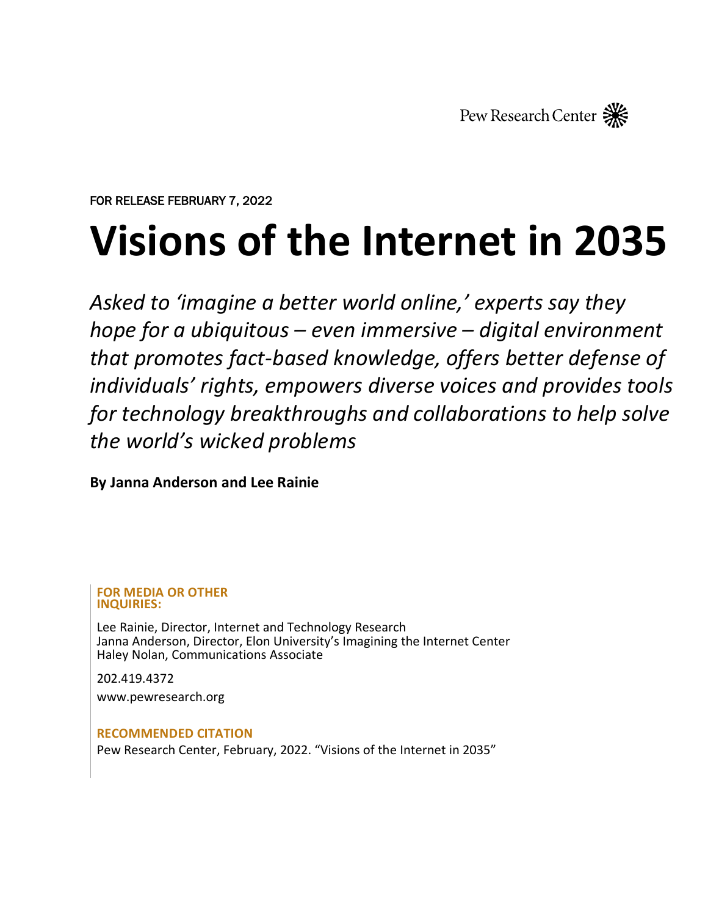Pew Research Center

FOR RELEASE FEBRUARY 7, 2022

# Visions of the Internet in 2035

*Asked to 'imagine a better world online,' experts say they hope for a ubiquitous – even immersive – digital environment that promotes fact-based knowledge, offers better defense of individuals' rights, empowers diverse voices and provides tools for technology breakthroughs and collaborations to help solve the world's wicked problems*

**By Janna Anderson and Lee Rainie**

**FOR MEDIA OR OTHER INQUIRIES:**

Lee Rainie, Director, Internet and Technology Research
Janna Anderson, Director, Elon University's Imagining the Internet Center
Haley Nolan, Communications Associate

202.419.4372

www.pewresearch.org

**RECOMMENDED CITATION**

Pew Research Center, February, 2022. "Visions of the Internet in 2035"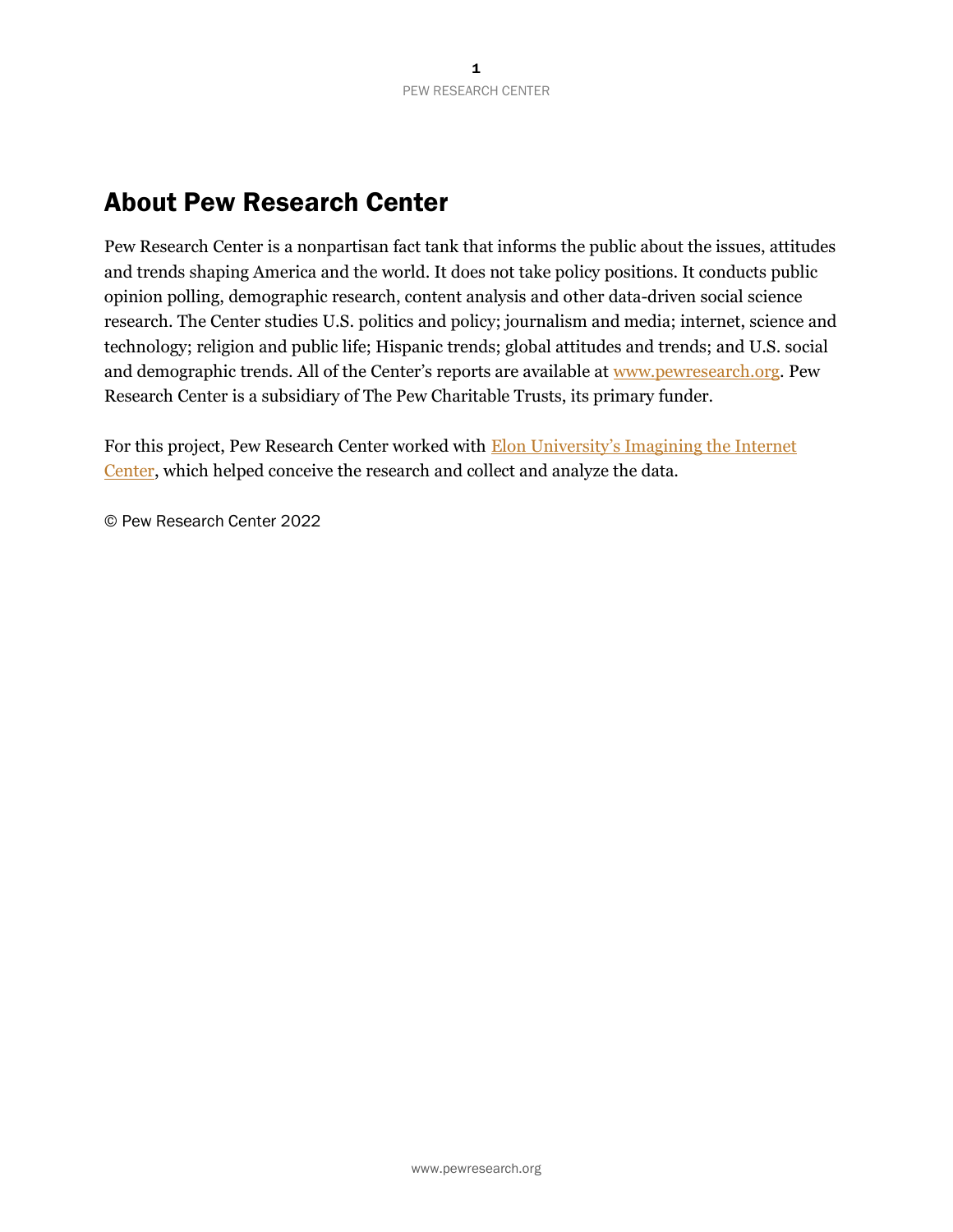# About Pew Research Center

Pew Research Center is a nonpartisan fact tank that informs the public about the issues, attitudes and trends shaping America and the world. It does not take policy positions. It conducts public opinion polling, demographic research, content analysis and other data-driven social science research. The Center studies U.S. politics and policy; journalism and media; internet, science and technology; religion and public life; Hispanic trends; global attitudes and trends; and U.S. social and demographic trends. All of the Center's reports are available at www.pewresearch.org. Pew Research Center is a subsidiary of The Pew Charitable Trusts, its primary funder.

For this project, Pew Research Center worked with Elon University's Imagining the Internet Center, which helped conceive the research and collect and analyze the data.

© Pew Research Center 2022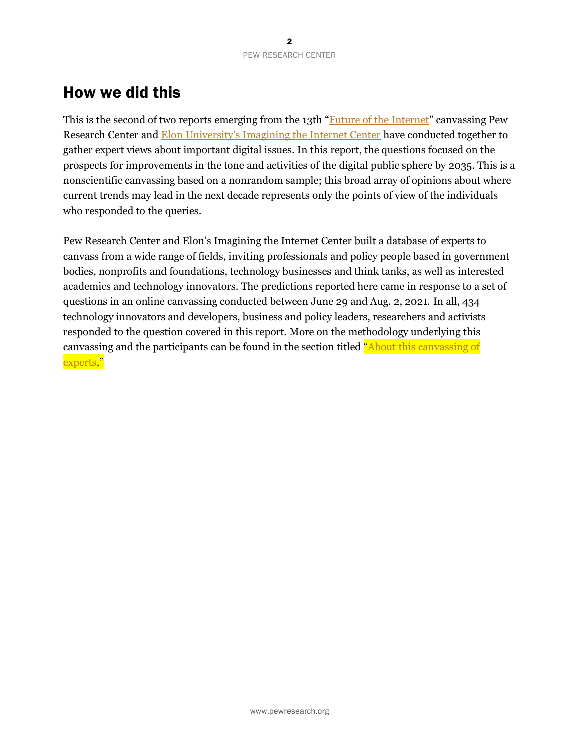# How we did this

This is the second of two reports emerging from the 13th "Future of the Internet" canvassing Pew Research Center and Elon University's Imagining the Internet Center have conducted together to gather expert views about important digital issues. In this report, the questions focused on the prospects for improvements in the tone and activities of the digital public sphere by 2035. This is a nonscientific canvassing based on a nonrandom sample; this broad array of opinions about where current trends may lead in the next decade represents only the points of view of the individuals who responded to the queries.

Pew Research Center and Elon's Imagining the Internet Center built a database of experts to canvass from a wide range of fields, inviting professionals and policy people based in government bodies, nonprofits and foundations, technology businesses and think tanks, as well as interested academics and technology innovators. The predictions reported here came in response to a set of questions in an online canvassing conducted between June 29 and Aug. 2, 2021. In all, 434 technology innovators and developers, business and policy leaders, researchers and activists responded to the question covered in this report. More on the methodology underlying this canvassing and the participants can be found in the section titled "About this canvassing of experts."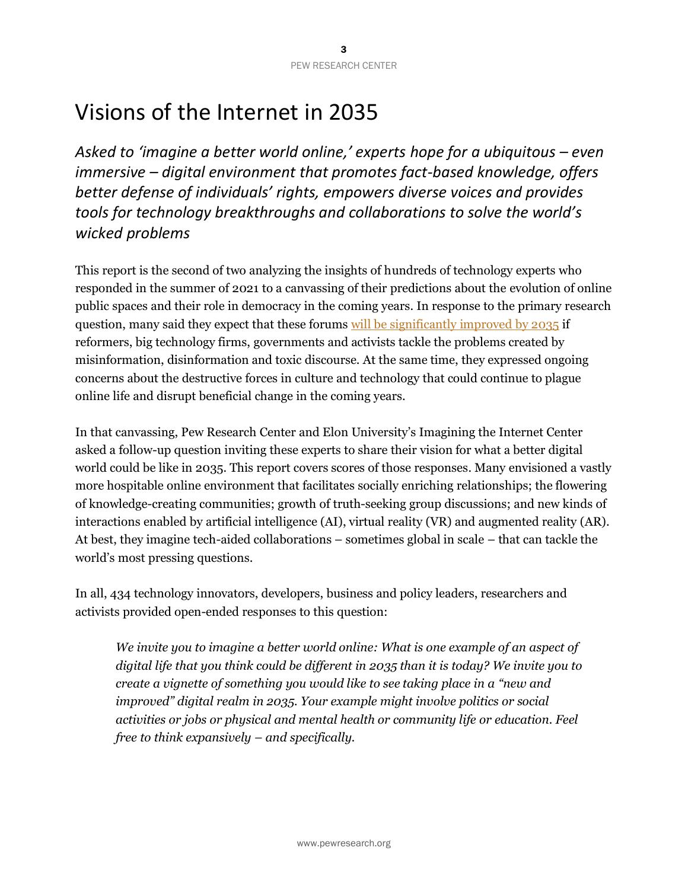# Visions of the Internet in 2035

*Asked to 'imagine a better world online,' experts hope for a ubiquitous – even immersive – digital environment that promotes fact-based knowledge, offers better defense of individuals' rights, empowers diverse voices and provides tools for technology breakthroughs and collaborations to solve the world's wicked problems*

This report is the second of two analyzing the insights of hundreds of technology experts who responded in the summer of 2021 to a canvassing of their predictions about the evolution of online public spaces and their role in democracy in the coming years. In response to the primary research question, many said they expect that these forums will be significantly improved by 2035 if reformers, big technology firms, governments and activists tackle the problems created by misinformation, disinformation and toxic discourse. At the same time, they expressed ongoing concerns about the destructive forces in culture and technology that could continue to plague online life and disrupt beneficial change in the coming years.

In that canvassing, Pew Research Center and Elon University's Imagining the Internet Center asked a follow-up question inviting these experts to share their vision for what a better digital world could be like in 2035. This report covers scores of those responses. Many envisioned a vastly more hospitable online environment that facilitates socially enriching relationships; the flowering of knowledge-creating communities; growth of truth-seeking group discussions; and new kinds of interactions enabled by artificial intelligence (AI), virtual reality (VR) and augmented reality (AR). At best, they imagine tech-aided collaborations – sometimes global in scale – that can tackle the world's most pressing questions.

In all, 434 technology innovators, developers, business and policy leaders, researchers and activists provided open-ended responses to this question:

> *We invite you to imagine a better world online: What is one example of an aspect of digital life that you think could be different in 2035 than it is today? We invite you to create a vignette of something you would like to see taking place in a "new and improved" digital realm in 2035. Your example might involve politics or social activities or jobs or physical and mental health or community life or education. Feel free to think expansively – and specifically.*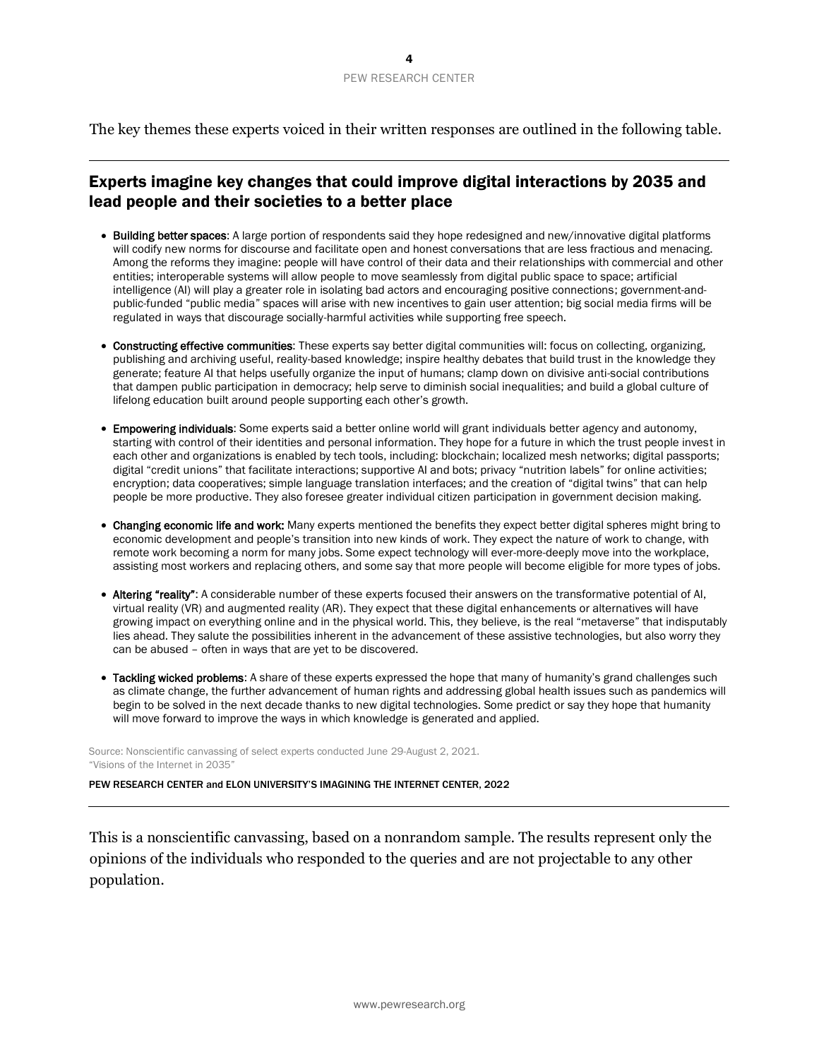The key themes these experts voiced in their written responses are outlined in the following table.

## Experts imagine key changes that could improve digital interactions by 2035 and lead people and their societies to a better place

- **Building better spaces**: A large portion of respondents said they hope redesigned and new/innovative digital platforms will codify new norms for discourse and facilitate open and honest conversations that are less fractious and menacing. Among the reforms they imagine: people will have control of their data and their relationships with commercial and other entities; interoperable systems will allow people to move seamlessly from digital public space to space; artificial intelligence (AI) will play a greater role in isolating bad actors and encouraging positive connections; government-and-public-funded "public media" spaces will arise with new incentives to gain user attention; big social media firms will be regulated in ways that discourage socially-harmful activities while supporting free speech.

- **Constructing effective communities**: These experts say better digital communities will: focus on collecting, organizing, publishing and archiving useful, reality-based knowledge; inspire healthy debates that build trust in the knowledge they generate; feature AI that helps usefully organize the input of humans; clamp down on divisive anti-social contributions that dampen public participation in democracy; help serve to diminish social inequalities; and build a global culture of lifelong education built around people supporting each other's growth.

- **Empowering individuals**: Some experts said a better online world will grant individuals better agency and autonomy, starting with control of their identities and personal information. They hope for a future in which the trust people invest in each other and organizations is enabled by tech tools, including: blockchain; localized mesh networks; digital passports; digital "credit unions" that facilitate interactions; supportive AI and bots; privacy "nutrition labels" for online activities; encryption; data cooperatives; simple language translation interfaces; and the creation of "digital twins" that can help people be more productive. They also foresee greater individual citizen participation in government decision making.

- **Changing economic life and work:** Many experts mentioned the benefits they expect better digital spheres might bring to economic development and people's transition into new kinds of work. They expect the nature of work to change, with remote work becoming a norm for many jobs. Some expect technology will ever-more-deeply move into the workplace, assisting most workers and replacing others, and some say that more people will become eligible for more types of jobs.

- **Altering "reality"**: A considerable number of these experts focused their answers on the transformative potential of AI, virtual reality (VR) and augmented reality (AR). They expect that these digital enhancements or alternatives will have growing impact on everything online and in the physical world. This, they believe, is the real "metaverse" that indisputably lies ahead. They salute the possibilities inherent in the advancement of these assistive technologies, but also worry they can be abused – often in ways that are yet to be discovered.

- **Tackling wicked problems**: A share of these experts expressed the hope that many of humanity's grand challenges such as climate change, the further advancement of human rights and addressing global health issues such as pandemics will begin to be solved in the next decade thanks to new digital technologies. Some predict or say they hope that humanity will move forward to improve the ways in which knowledge is generated and applied.

Source: Nonscientific canvassing of select experts conducted June 29-August 2, 2021.
"Visions of the Internet in 2035"

PEW RESEARCH CENTER and ELON UNIVERSITY'S IMAGINING THE INTERNET CENTER, 2022

This is a nonscientific canvassing, based on a nonrandom sample. The results represent only the opinions of the individuals who responded to the queries and are not projectable to any other population.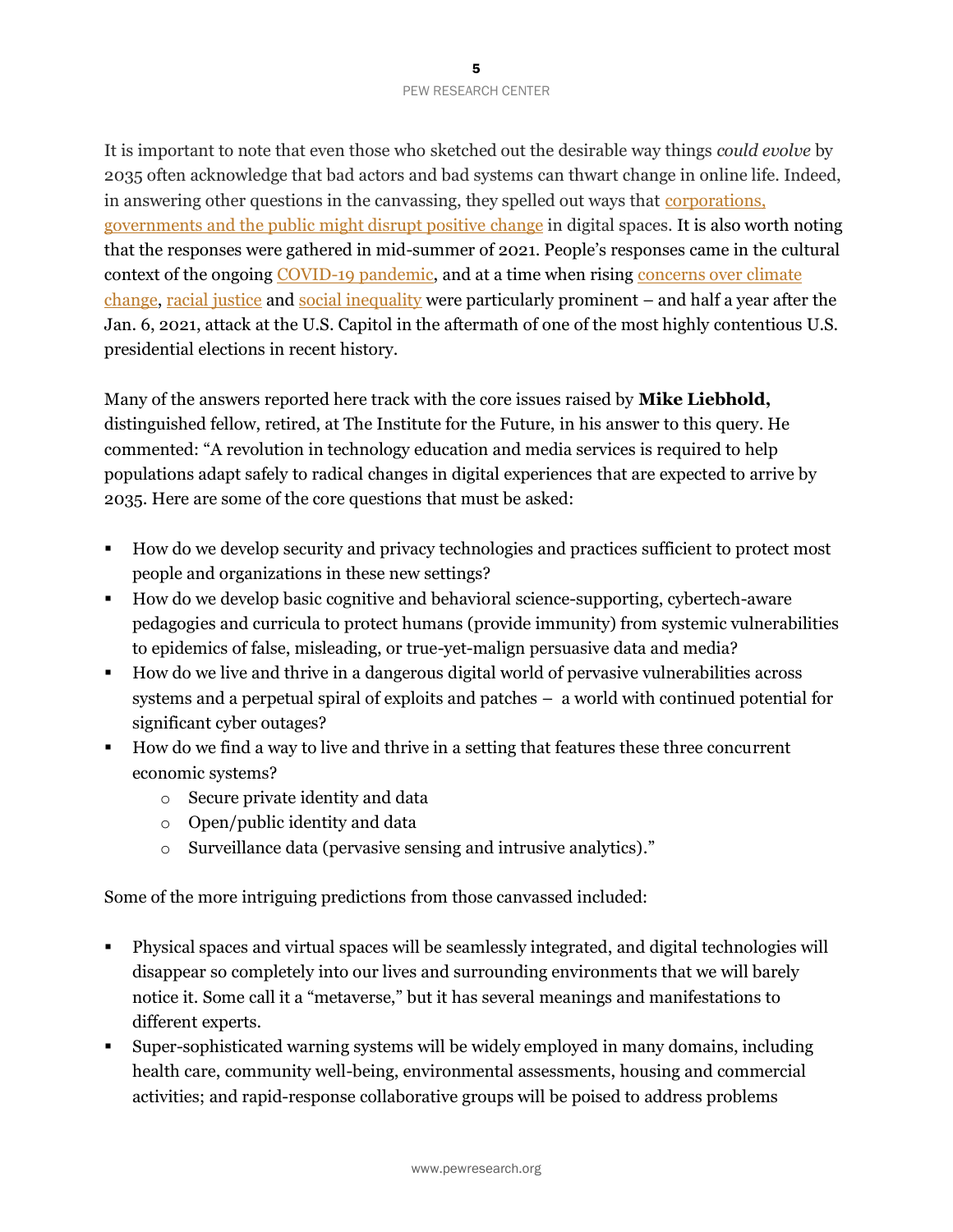It is important to note that even those who sketched out the desirable way things *could evolve* by 2035 often acknowledge that bad actors and bad systems can thwart change in online life. Indeed, in answering other questions in the canvassing, they spelled out ways that corporations, governments and the public might disrupt positive change in digital spaces. It is also worth noting that the responses were gathered in mid-summer of 2021. People's responses came in the cultural context of the ongoing COVID-19 pandemic, and at a time when rising concerns over climate change, racial justice and social inequality were particularly prominent – and half a year after the Jan. 6, 2021, attack at the U.S. Capitol in the aftermath of one of the most highly contentious U.S. presidential elections in recent history.

Many of the answers reported here track with the core issues raised by **Mike Liebhold,** distinguished fellow, retired, at The Institute for the Future, in his answer to this query. He commented: "A revolution in technology education and media services is required to help populations adapt safely to radical changes in digital experiences that are expected to arrive by 2035. Here are some of the core questions that must be asked:

- How do we develop security and privacy technologies and practices sufficient to protect most people and organizations in these new settings?
- How do we develop basic cognitive and behavioral science-supporting, cybertech-aware pedagogies and curricula to protect humans (provide immunity) from systemic vulnerabilities to epidemics of false, misleading, or true-yet-malign persuasive data and media?
- How do we live and thrive in a dangerous digital world of pervasive vulnerabilities across systems and a perpetual spiral of exploits and patches – a world with continued potential for significant cyber outages?
- How do we find a way to live and thrive in a setting that features these three concurrent economic systems?
  - Secure private identity and data
  - Open/public identity and data
  - Surveillance data (pervasive sensing and intrusive analytics)."

Some of the more intriguing predictions from those canvassed included:

- Physical spaces and virtual spaces will be seamlessly integrated, and digital technologies will disappear so completely into our lives and surrounding environments that we will barely notice it. Some call it a "metaverse," but it has several meanings and manifestations to different experts.
- Super-sophisticated warning systems will be widely employed in many domains, including health care, community well-being, environmental assessments, housing and commercial activities; and rapid-response collaborative groups will be poised to address problems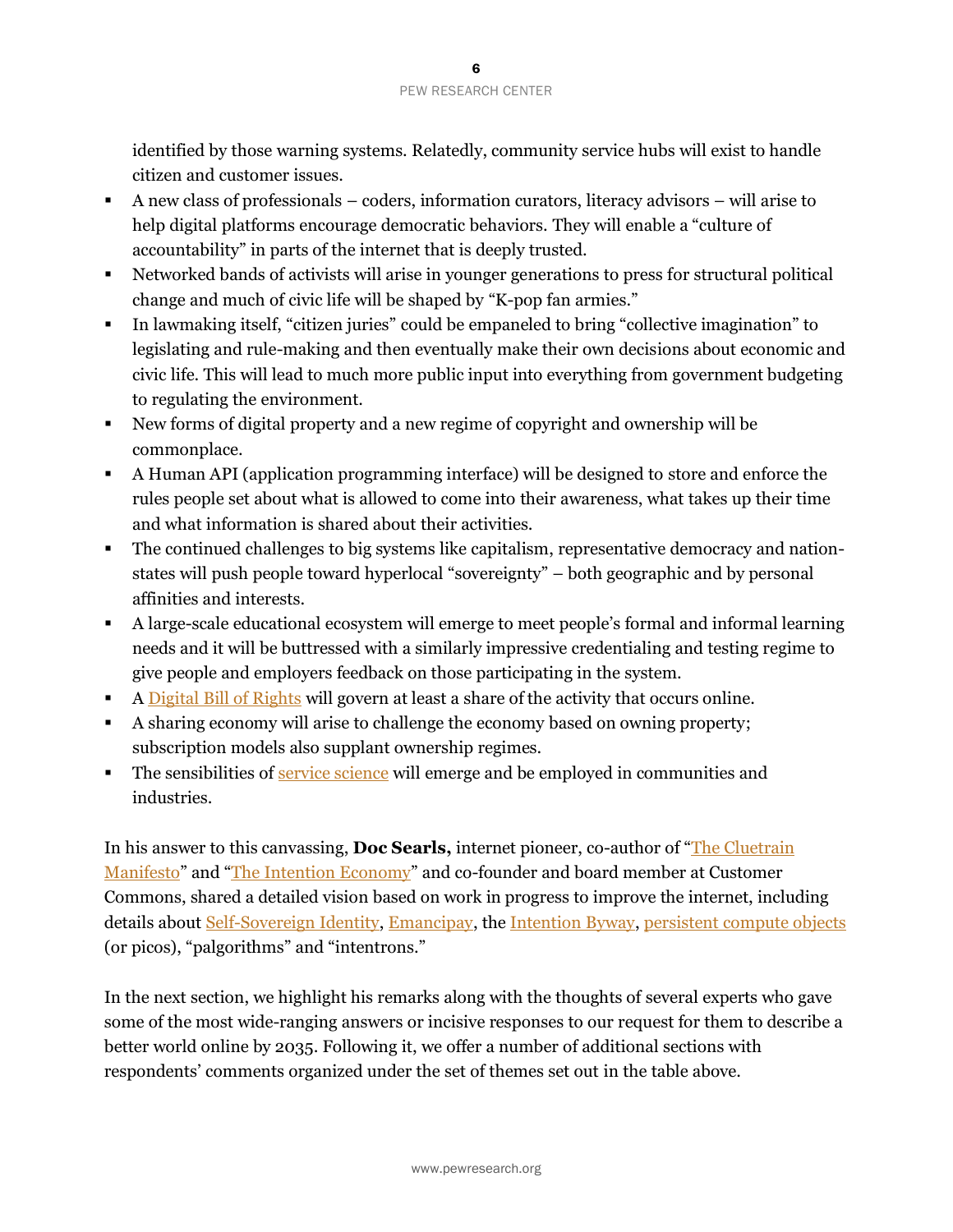identified by those warning systems. Relatedly, community service hubs will exist to handle citizen and customer issues.

- A new class of professionals – coders, information curators, literacy advisors – will arise to help digital platforms encourage democratic behaviors. They will enable a "culture of accountability" in parts of the internet that is deeply trusted.
- Networked bands of activists will arise in younger generations to press for structural political change and much of civic life will be shaped by "K-pop fan armies."
- In lawmaking itself, "citizen juries" could be empaneled to bring "collective imagination" to legislating and rule-making and then eventually make their own decisions about economic and civic life. This will lead to much more public input into everything from government budgeting to regulating the environment.
- New forms of digital property and a new regime of copyright and ownership will be commonplace.
- A Human API (application programming interface) will be designed to store and enforce the rules people set about what is allowed to come into their awareness, what takes up their time and what information is shared about their activities.
- The continued challenges to big systems like capitalism, representative democracy and nation-states will push people toward hyperlocal "sovereignty" – both geographic and by personal affinities and interests.
- A large-scale educational ecosystem will emerge to meet people's formal and informal learning needs and it will be buttressed with a similarly impressive credentialing and testing regime to give people and employers feedback on those participating in the system.
- A Digital Bill of Rights will govern at least a share of the activity that occurs online.
- A sharing economy will arise to challenge the economy based on owning property; subscription models also supplant ownership regimes.
- The sensibilities of service science will emerge and be employed in communities and industries.

In his answer to this canvassing, **Doc Searls,** internet pioneer, co-author of "The Cluetrain Manifesto" and "The Intention Economy" and co-founder and board member at Customer Commons, shared a detailed vision based on work in progress to improve the internet, including details about Self-Sovereign Identity, Emancipay, the Intention Byway, persistent compute objects (or picos), "palgorithms" and "intentrons."

In the next section, we highlight his remarks along with the thoughts of several experts who gave some of the most wide-ranging answers or incisive responses to our request for them to describe a better world online by 2035. Following it, we offer a number of additional sections with respondents' comments organized under the set of themes set out in the table above.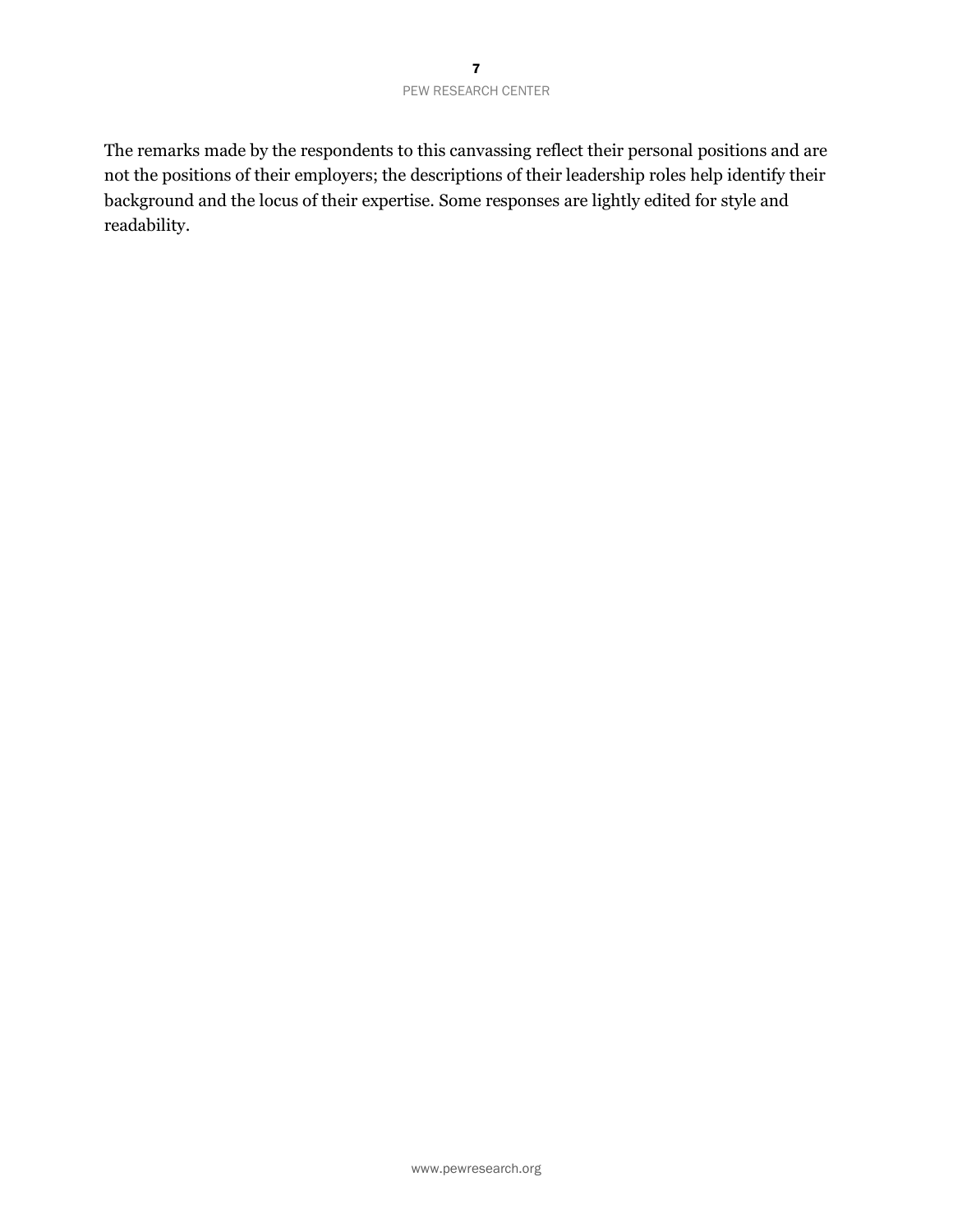The remarks made by the respondents to this canvassing reflect their personal positions and are not the positions of their employers; the descriptions of their leadership roles help identify their background and the locus of their expertise. Some responses are lightly edited for style and readability.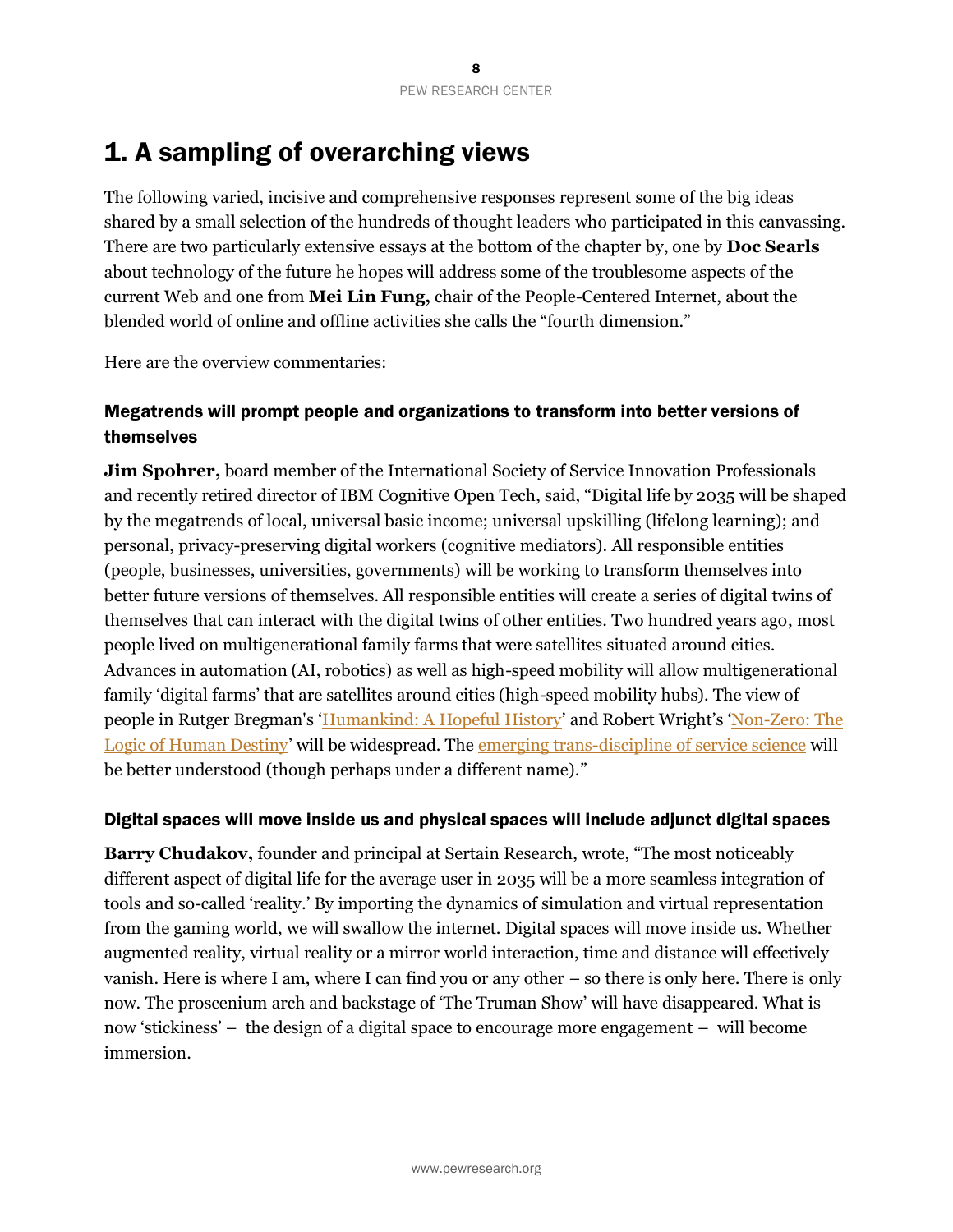# 1. A sampling of overarching views

The following varied, incisive and comprehensive responses represent some of the big ideas shared by a small selection of the hundreds of thought leaders who participated in this canvassing. There are two particularly extensive essays at the bottom of the chapter by, one by **Doc Searls** about technology of the future he hopes will address some of the troublesome aspects of the current Web and one from **Mei Lin Fung,** chair of the People-Centered Internet, about the blended world of online and offline activities she calls the "fourth dimension."

Here are the overview commentaries:

## Megatrends will prompt people and organizations to transform into better versions of themselves

**Jim Spohrer,** board member of the International Society of Service Innovation Professionals and recently retired director of IBM Cognitive Open Tech, said, "Digital life by 2035 will be shaped by the megatrends of local, universal basic income; universal upskilling (lifelong learning); and personal, privacy-preserving digital workers (cognitive mediators). All responsible entities (people, businesses, universities, governments) will be working to transform themselves into better future versions of themselves. All responsible entities will create a series of digital twins of themselves that can interact with the digital twins of other entities. Two hundred years ago, most people lived on multigenerational family farms that were satellites situated around cities. Advances in automation (AI, robotics) as well as high-speed mobility will allow multigenerational family 'digital farms' that are satellites around cities (high-speed mobility hubs). The view of people in Rutger Bregman's 'Humankind: A Hopeful History' and Robert Wright's 'Non-Zero: The Logic of Human Destiny' will be widespread. The emerging trans-discipline of service science will be better understood (though perhaps under a different name)."

## Digital spaces will move inside us and physical spaces will include adjunct digital spaces

**Barry Chudakov,** founder and principal at Sertain Research, wrote, "The most noticeably different aspect of digital life for the average user in 2035 will be a more seamless integration of tools and so-called 'reality.' By importing the dynamics of simulation and virtual representation from the gaming world, we will swallow the internet. Digital spaces will move inside us. Whether augmented reality, virtual reality or a mirror world interaction, time and distance will effectively vanish. Here is where I am, where I can find you or any other – so there is only here. There is only now. The proscenium arch and backstage of 'The Truman Show' will have disappeared. What is now 'stickiness' – the design of a digital space to encourage more engagement – will become immersion.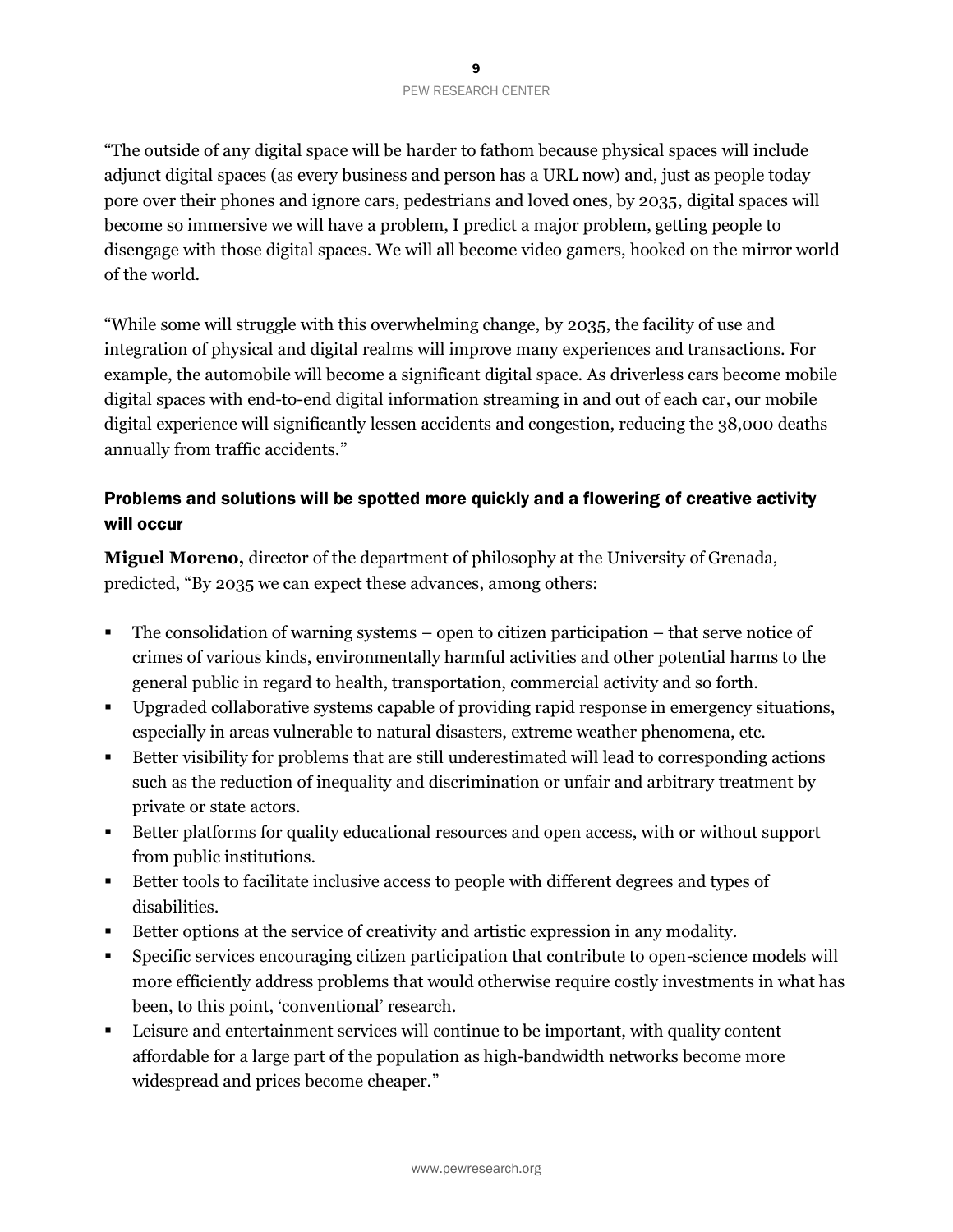"The outside of any digital space will be harder to fathom because physical spaces will include adjunct digital spaces (as every business and person has a URL now) and, just as people today pore over their phones and ignore cars, pedestrians and loved ones, by 2035, digital spaces will become so immersive we will have a problem, I predict a major problem, getting people to disengage with those digital spaces. We will all become video gamers, hooked on the mirror world of the world.

"While some will struggle with this overwhelming change, by 2035, the facility of use and integration of physical and digital realms will improve many experiences and transactions. For example, the automobile will become a significant digital space. As driverless cars become mobile digital spaces with end-to-end digital information streaming in and out of each car, our mobile digital experience will significantly lessen accidents and congestion, reducing the 38,000 deaths annually from traffic accidents."

### Problems and solutions will be spotted more quickly and a flowering of creative activity will occur

**Miguel Moreno,** director of the department of philosophy at the University of Grenada, predicted, "By 2035 we can expect these advances, among others:

- The consolidation of warning systems – open to citizen participation – that serve notice of crimes of various kinds, environmentally harmful activities and other potential harms to the general public in regard to health, transportation, commercial activity and so forth.
- Upgraded collaborative systems capable of providing rapid response in emergency situations, especially in areas vulnerable to natural disasters, extreme weather phenomena, etc.
- Better visibility for problems that are still underestimated will lead to corresponding actions such as the reduction of inequality and discrimination or unfair and arbitrary treatment by private or state actors.
- Better platforms for quality educational resources and open access, with or without support from public institutions.
- Better tools to facilitate inclusive access to people with different degrees and types of disabilities.
- Better options at the service of creativity and artistic expression in any modality.
- Specific services encouraging citizen participation that contribute to open-science models will more efficiently address problems that would otherwise require costly investments in what has been, to this point, 'conventional' research.
- Leisure and entertainment services will continue to be important, with quality content affordable for a large part of the population as high-bandwidth networks become more widespread and prices become cheaper."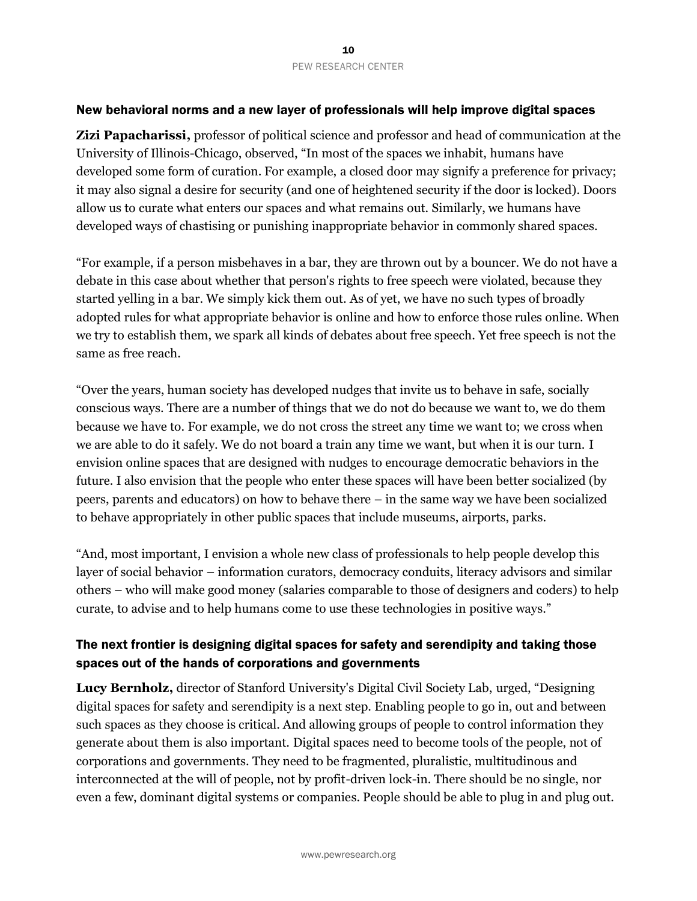### New behavioral norms and a new layer of professionals will help improve digital spaces

**Zizi Papacharissi,** professor of political science and professor and head of communication at the University of Illinois-Chicago, observed, "In most of the spaces we inhabit, humans have developed some form of curation. For example, a closed door may signify a preference for privacy; it may also signal a desire for security (and one of heightened security if the door is locked). Doors allow us to curate what enters our spaces and what remains out. Similarly, we humans have developed ways of chastising or punishing inappropriate behavior in commonly shared spaces.

"For example, if a person misbehaves in a bar, they are thrown out by a bouncer. We do not have a debate in this case about whether that person's rights to free speech were violated, because they started yelling in a bar. We simply kick them out. As of yet, we have no such types of broadly adopted rules for what appropriate behavior is online and how to enforce those rules online. When we try to establish them, we spark all kinds of debates about free speech. Yet free speech is not the same as free reach.

"Over the years, human society has developed nudges that invite us to behave in safe, socially conscious ways. There are a number of things that we do not do because we want to, we do them because we have to. For example, we do not cross the street any time we want to; we cross when we are able to do it safely. We do not board a train any time we want, but when it is our turn. I envision online spaces that are designed with nudges to encourage democratic behaviors in the future. I also envision that the people who enter these spaces will have been better socialized (by peers, parents and educators) on how to behave there – in the same way we have been socialized to behave appropriately in other public spaces that include museums, airports, parks.

"And, most important, I envision a whole new class of professionals to help people develop this layer of social behavior – information curators, democracy conduits, literacy advisors and similar others – who will make good money (salaries comparable to those of designers and coders) to help curate, to advise and to help humans come to use these technologies in positive ways."

### The next frontier is designing digital spaces for safety and serendipity and taking those spaces out of the hands of corporations and governments

**Lucy Bernholz,** director of Stanford University's Digital Civil Society Lab, urged, "Designing digital spaces for safety and serendipity is a next step. Enabling people to go in, out and between such spaces as they choose is critical. And allowing groups of people to control information they generate about them is also important. Digital spaces need to become tools of the people, not of corporations and governments. They need to be fragmented, pluralistic, multitudinous and interconnected at the will of people, not by profit-driven lock-in. There should be no single, nor even a few, dominant digital systems or companies. People should be able to plug in and plug out.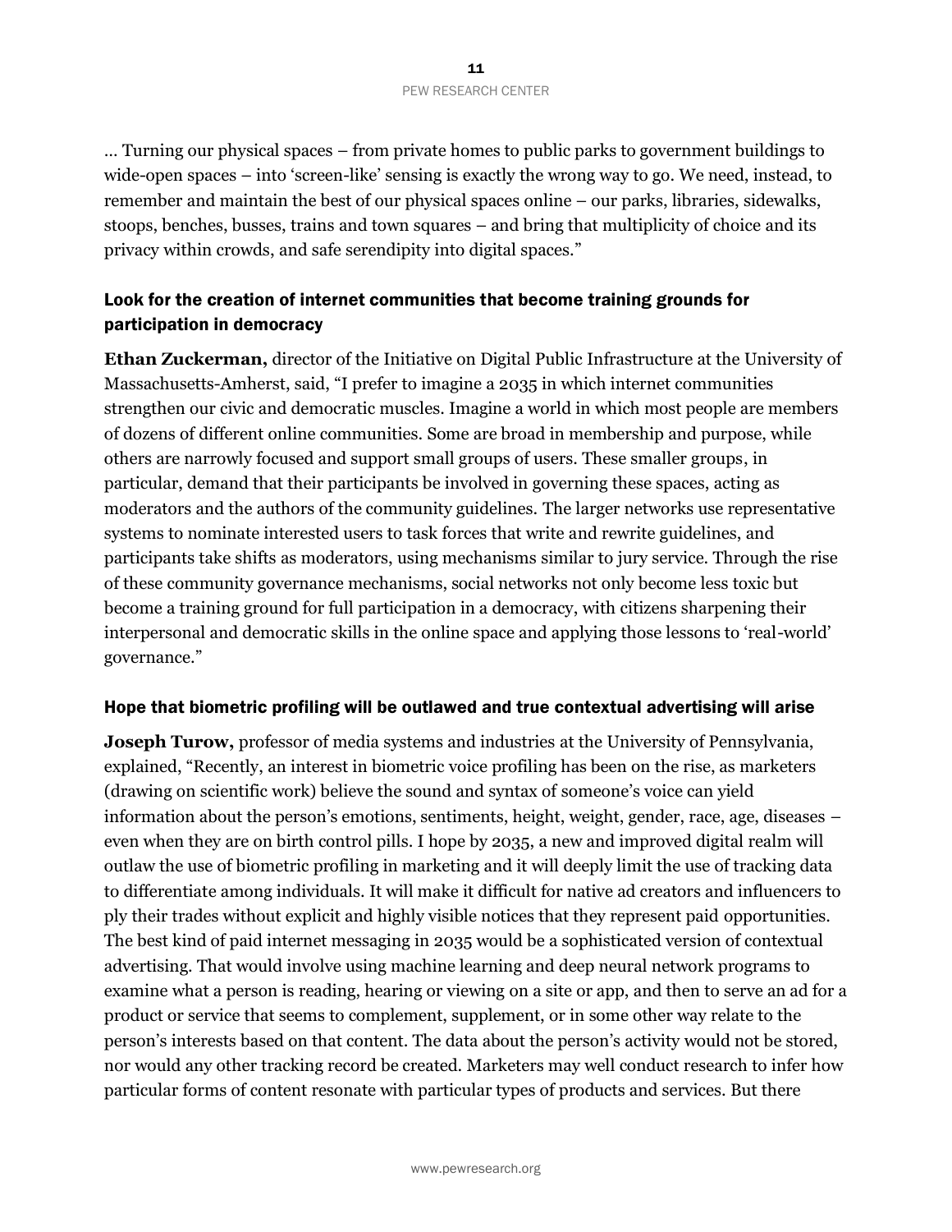… Turning our physical spaces – from private homes to public parks to government buildings to wide-open spaces – into 'screen-like' sensing is exactly the wrong way to go. We need, instead, to remember and maintain the best of our physical spaces online – our parks, libraries, sidewalks, stoops, benches, busses, trains and town squares – and bring that multiplicity of choice and its privacy within crowds, and safe serendipity into digital spaces."

### Look for the creation of internet communities that become training grounds for participation in democracy

**Ethan Zuckerman,** director of the Initiative on Digital Public Infrastructure at the University of Massachusetts-Amherst, said, "I prefer to imagine a 2035 in which internet communities strengthen our civic and democratic muscles. Imagine a world in which most people are members of dozens of different online communities. Some are broad in membership and purpose, while others are narrowly focused and support small groups of users. These smaller groups, in particular, demand that their participants be involved in governing these spaces, acting as moderators and the authors of the community guidelines. The larger networks use representative systems to nominate interested users to task forces that write and rewrite guidelines, and participants take shifts as moderators, using mechanisms similar to jury service. Through the rise of these community governance mechanisms, social networks not only become less toxic but become a training ground for full participation in a democracy, with citizens sharpening their interpersonal and democratic skills in the online space and applying those lessons to 'real-world' governance."

### Hope that biometric profiling will be outlawed and true contextual advertising will arise

**Joseph Turow,** professor of media systems and industries at the University of Pennsylvania, explained, "Recently, an interest in biometric voice profiling has been on the rise, as marketers (drawing on scientific work) believe the sound and syntax of someone's voice can yield information about the person's emotions, sentiments, height, weight, gender, race, age, diseases – even when they are on birth control pills. I hope by 2035, a new and improved digital realm will outlaw the use of biometric profiling in marketing and it will deeply limit the use of tracking data to differentiate among individuals. It will make it difficult for native ad creators and influencers to ply their trades without explicit and highly visible notices that they represent paid opportunities. The best kind of paid internet messaging in 2035 would be a sophisticated version of contextual advertising. That would involve using machine learning and deep neural network programs to examine what a person is reading, hearing or viewing on a site or app, and then to serve an ad for a product or service that seems to complement, supplement, or in some other way relate to the person's interests based on that content. The data about the person's activity would not be stored, nor would any other tracking record be created. Marketers may well conduct research to infer how particular forms of content resonate with particular types of products and services. But there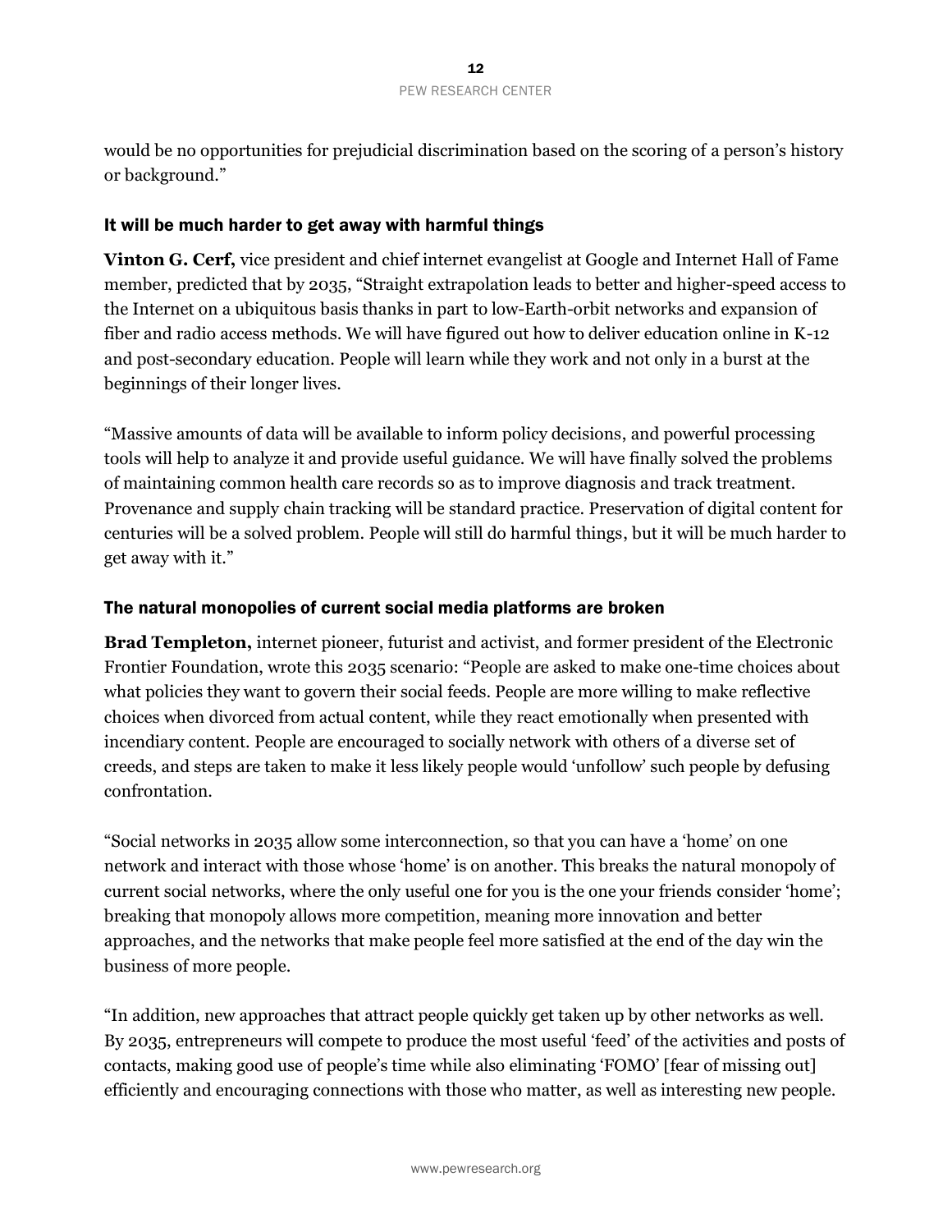would be no opportunities for prejudicial discrimination based on the scoring of a person's history or background."

### It will be much harder to get away with harmful things

**Vinton G. Cerf,** vice president and chief internet evangelist at Google and Internet Hall of Fame member, predicted that by 2035, "Straight extrapolation leads to better and higher-speed access to the Internet on a ubiquitous basis thanks in part to low-Earth-orbit networks and expansion of fiber and radio access methods. We will have figured out how to deliver education online in K-12 and post-secondary education. People will learn while they work and not only in a burst at the beginnings of their longer lives.

"Massive amounts of data will be available to inform policy decisions, and powerful processing tools will help to analyze it and provide useful guidance. We will have finally solved the problems of maintaining common health care records so as to improve diagnosis and track treatment. Provenance and supply chain tracking will be standard practice. Preservation of digital content for centuries will be a solved problem. People will still do harmful things, but it will be much harder to get away with it."

### The natural monopolies of current social media platforms are broken

**Brad Templeton,** internet pioneer, futurist and activist, and former president of the Electronic Frontier Foundation, wrote this 2035 scenario: "People are asked to make one-time choices about what policies they want to govern their social feeds. People are more willing to make reflective choices when divorced from actual content, while they react emotionally when presented with incendiary content. People are encouraged to socially network with others of a diverse set of creeds, and steps are taken to make it less likely people would 'unfollow' such people by defusing confrontation.

"Social networks in 2035 allow some interconnection, so that you can have a 'home' on one network and interact with those whose 'home' is on another. This breaks the natural monopoly of current social networks, where the only useful one for you is the one your friends consider 'home'; breaking that monopoly allows more competition, meaning more innovation and better approaches, and the networks that make people feel more satisfied at the end of the day win the business of more people.

"In addition, new approaches that attract people quickly get taken up by other networks as well. By 2035, entrepreneurs will compete to produce the most useful 'feed' of the activities and posts of contacts, making good use of people's time while also eliminating 'FOMO' [fear of missing out] efficiently and encouraging connections with those who matter, as well as interesting new people.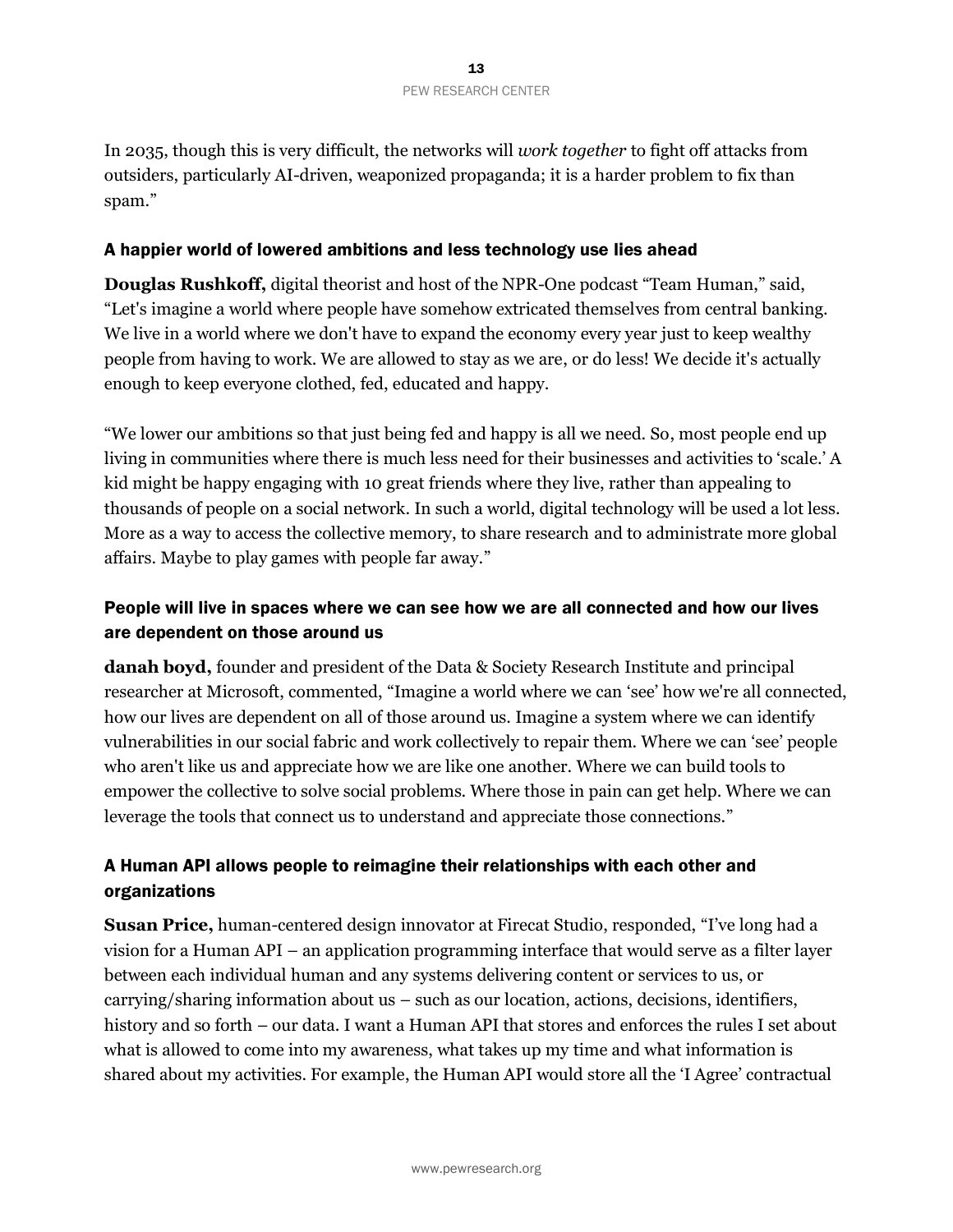In 2035, though this is very difficult, the networks will *work together* to fight off attacks from outsiders, particularly AI-driven, weaponized propaganda; it is a harder problem to fix than spam."

### A happier world of lowered ambitions and less technology use lies ahead

**Douglas Rushkoff,** digital theorist and host of the NPR-One podcast "Team Human," said, "Let's imagine a world where people have somehow extricated themselves from central banking. We live in a world where we don't have to expand the economy every year just to keep wealthy people from having to work. We are allowed to stay as we are, or do less! We decide it's actually enough to keep everyone clothed, fed, educated and happy.

"We lower our ambitions so that just being fed and happy is all we need. So, most people end up living in communities where there is much less need for their businesses and activities to 'scale.' A kid might be happy engaging with 10 great friends where they live, rather than appealing to thousands of people on a social network. In such a world, digital technology will be used a lot less. More as a way to access the collective memory, to share research and to administrate more global affairs. Maybe to play games with people far away."

### People will live in spaces where we can see how we are all connected and how our lives are dependent on those around us

**danah boyd,** founder and president of the Data & Society Research Institute and principal researcher at Microsoft, commented, "Imagine a world where we can 'see' how we're all connected, how our lives are dependent on all of those around us. Imagine a system where we can identify vulnerabilities in our social fabric and work collectively to repair them. Where we can 'see' people who aren't like us and appreciate how we are like one another. Where we can build tools to empower the collective to solve social problems. Where those in pain can get help. Where we can leverage the tools that connect us to understand and appreciate those connections."

### A Human API allows people to reimagine their relationships with each other and organizations

**Susan Price,** human-centered design innovator at Firecat Studio, responded, "I've long had a vision for a Human API – an application programming interface that would serve as a filter layer between each individual human and any systems delivering content or services to us, or carrying/sharing information about us – such as our location, actions, decisions, identifiers, history and so forth – our data. I want a Human API that stores and enforces the rules I set about what is allowed to come into my awareness, what takes up my time and what information is shared about my activities. For example, the Human API would store all the 'I Agree' contractual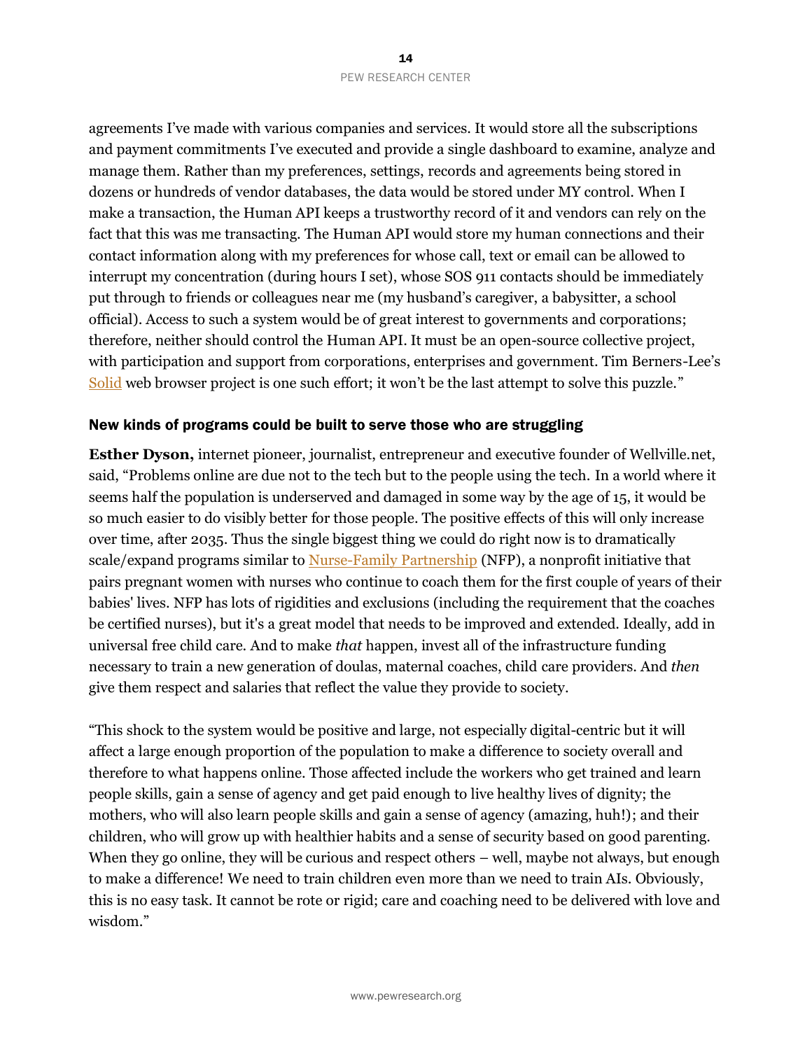agreements I've made with various companies and services. It would store all the subscriptions and payment commitments I've executed and provide a single dashboard to examine, analyze and manage them. Rather than my preferences, settings, records and agreements being stored in dozens or hundreds of vendor databases, the data would be stored under MY control. When I make a transaction, the Human API keeps a trustworthy record of it and vendors can rely on the fact that this was me transacting. The Human API would store my human connections and their contact information along with my preferences for whose call, text or email can be allowed to interrupt my concentration (during hours I set), whose SOS 911 contacts should be immediately put through to friends or colleagues near me (my husband's caregiver, a babysitter, a school official). Access to such a system would be of great interest to governments and corporations; therefore, neither should control the Human API. It must be an open-source collective project, with participation and support from corporations, enterprises and government. Tim Berners-Lee's Solid web browser project is one such effort; it won't be the last attempt to solve this puzzle."

## New kinds of programs could be built to serve those who are struggling

**Esther Dyson,** internet pioneer, journalist, entrepreneur and executive founder of Wellville.net, said, "Problems online are due not to the tech but to the people using the tech. In a world where it seems half the population is underserved and damaged in some way by the age of 15, it would be so much easier to do visibly better for those people. The positive effects of this will only increase over time, after 2035. Thus the single biggest thing we could do right now is to dramatically scale/expand programs similar to Nurse-Family Partnership (NFP), a nonprofit initiative that pairs pregnant women with nurses who continue to coach them for the first couple of years of their babies' lives. NFP has lots of rigidities and exclusions (including the requirement that the coaches be certified nurses), but it's a great model that needs to be improved and extended. Ideally, add in universal free child care. And to make *that* happen, invest all of the infrastructure funding necessary to train a new generation of doulas, maternal coaches, child care providers. And *then* give them respect and salaries that reflect the value they provide to society.

"This shock to the system would be positive and large, not especially digital-centric but it will affect a large enough proportion of the population to make a difference to society overall and therefore to what happens online. Those affected include the workers who get trained and learn people skills, gain a sense of agency and get paid enough to live healthy lives of dignity; the mothers, who will also learn people skills and gain a sense of agency (amazing, huh!); and their children, who will grow up with healthier habits and a sense of security based on good parenting. When they go online, they will be curious and respect others – well, maybe not always, but enough to make a difference! We need to train children even more than we need to train AIs. Obviously, this is no easy task. It cannot be rote or rigid; care and coaching need to be delivered with love and wisdom."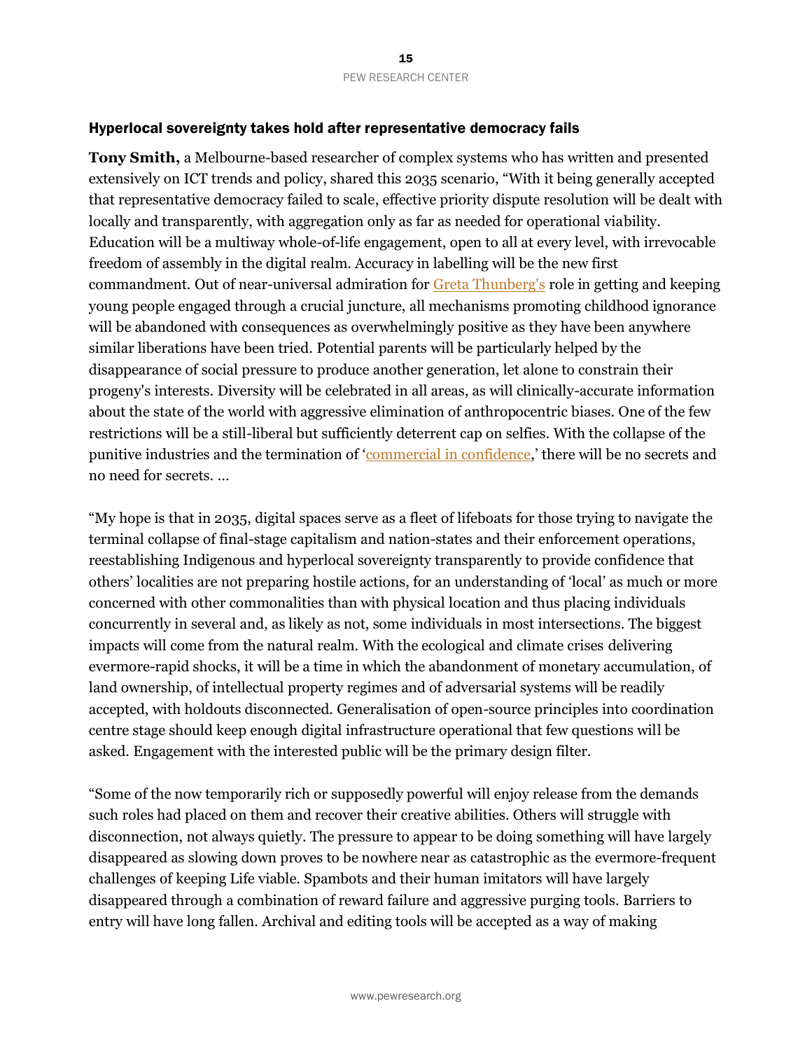### Hyperlocal sovereignty takes hold after representative democracy fails

**Tony Smith,** a Melbourne-based researcher of complex systems who has written and presented extensively on ICT trends and policy, shared this 2035 scenario, "With it being generally accepted that representative democracy failed to scale, effective priority dispute resolution will be dealt with locally and transparently, with aggregation only as far as needed for operational viability. Education will be a multiway whole-of-life engagement, open to all at every level, with irrevocable freedom of assembly in the digital realm. Accuracy in labelling will be the new first commandment. Out of near-universal admiration for Greta Thunberg's role in getting and keeping young people engaged through a crucial juncture, all mechanisms promoting childhood ignorance will be abandoned with consequences as overwhelmingly positive as they have been anywhere similar liberations have been tried. Potential parents will be particularly helped by the disappearance of social pressure to produce another generation, let alone to constrain their progeny's interests. Diversity will be celebrated in all areas, as will clinically-accurate information about the state of the world with aggressive elimination of anthropocentric biases. One of the few restrictions will be a still-liberal but sufficiently deterrent cap on selfies. With the collapse of the punitive industries and the termination of 'commercial in confidence,' there will be no secrets and no need for secrets. …

"My hope is that in 2035, digital spaces serve as a fleet of lifeboats for those trying to navigate the terminal collapse of final-stage capitalism and nation-states and their enforcement operations, reestablishing Indigenous and hyperlocal sovereignty transparently to provide confidence that others' localities are not preparing hostile actions, for an understanding of 'local' as much or more concerned with other commonalities than with physical location and thus placing individuals concurrently in several and, as likely as not, some individuals in most intersections. The biggest impacts will come from the natural realm. With the ecological and climate crises delivering evermore-rapid shocks, it will be a time in which the abandonment of monetary accumulation, of land ownership, of intellectual property regimes and of adversarial systems will be readily accepted, with holdouts disconnected. Generalisation of open-source principles into coordination centre stage should keep enough digital infrastructure operational that few questions will be asked. Engagement with the interested public will be the primary design filter.

"Some of the now temporarily rich or supposedly powerful will enjoy release from the demands such roles had placed on them and recover their creative abilities. Others will struggle with disconnection, not always quietly. The pressure to appear to be doing something will have largely disappeared as slowing down proves to be nowhere near as catastrophic as the evermore-frequent challenges of keeping Life viable. Spambots and their human imitators will have largely disappeared through a combination of reward failure and aggressive purging tools. Barriers to entry will have long fallen. Archival and editing tools will be accepted as a way of making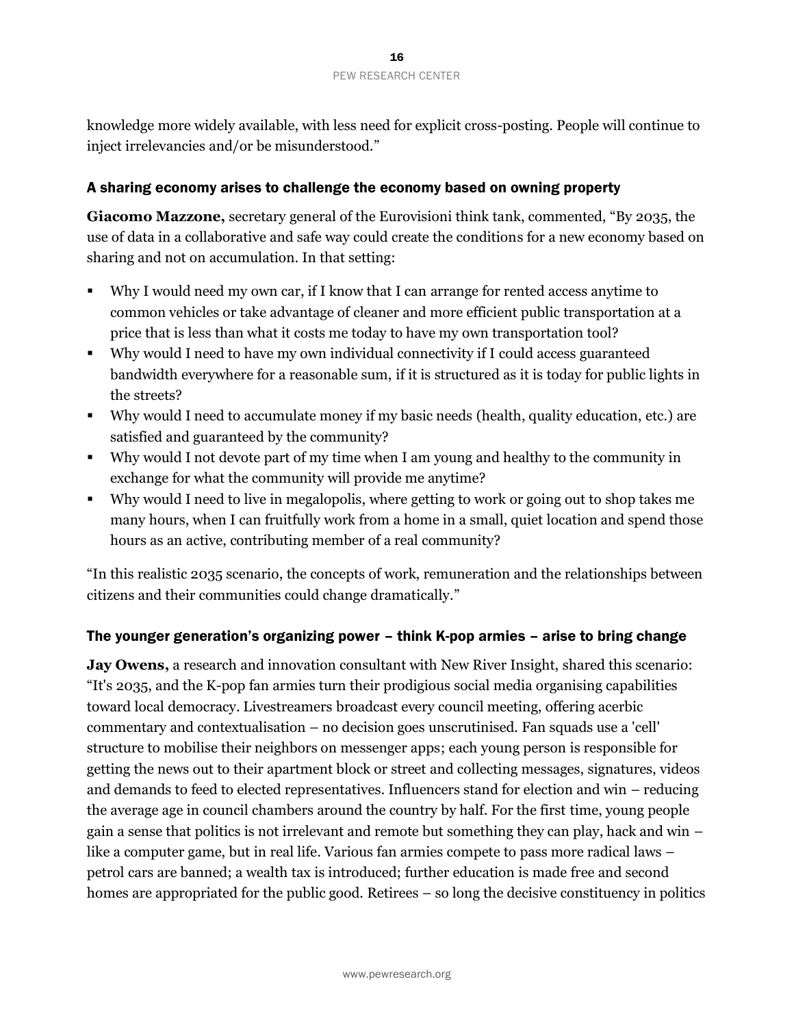knowledge more widely available, with less need for explicit cross-posting. People will continue to inject irrelevancies and/or be misunderstood."

### A sharing economy arises to challenge the economy based on owning property

**Giacomo Mazzone,** secretary general of the Eurovisioni think tank, commented, "By 2035, the use of data in a collaborative and safe way could create the conditions for a new economy based on sharing and not on accumulation. In that setting:

- Why I would need my own car, if I know that I can arrange for rented access anytime to common vehicles or take advantage of cleaner and more efficient public transportation at a price that is less than what it costs me today to have my own transportation tool?
- Why would I need to have my own individual connectivity if I could access guaranteed bandwidth everywhere for a reasonable sum, if it is structured as it is today for public lights in the streets?
- Why would I need to accumulate money if my basic needs (health, quality education, etc.) are satisfied and guaranteed by the community?
- Why would I not devote part of my time when I am young and healthy to the community in exchange for what the community will provide me anytime?
- Why would I need to live in megalopolis, where getting to work or going out to shop takes me many hours, when I can fruitfully work from a home in a small, quiet location and spend those hours as an active, contributing member of a real community?

"In this realistic 2035 scenario, the concepts of work, remuneration and the relationships between citizens and their communities could change dramatically."

### The younger generation's organizing power – think K-pop armies – arise to bring change

**Jay Owens,** a research and innovation consultant with New River Insight, shared this scenario: "It's 2035, and the K-pop fan armies turn their prodigious social media organising capabilities toward local democracy. Livestreamers broadcast every council meeting, offering acerbic commentary and contextualisation – no decision goes unscrutinised. Fan squads use a 'cell' structure to mobilise their neighbors on messenger apps; each young person is responsible for getting the news out to their apartment block or street and collecting messages, signatures, videos and demands to feed to elected representatives. Influencers stand for election and win – reducing the average age in council chambers around the country by half. For the first time, young people gain a sense that politics is not irrelevant and remote but something they can play, hack and win – like a computer game, but in real life. Various fan armies compete to pass more radical laws – petrol cars are banned; a wealth tax is introduced; further education is made free and second homes are appropriated for the public good. Retirees – so long the decisive constituency in politics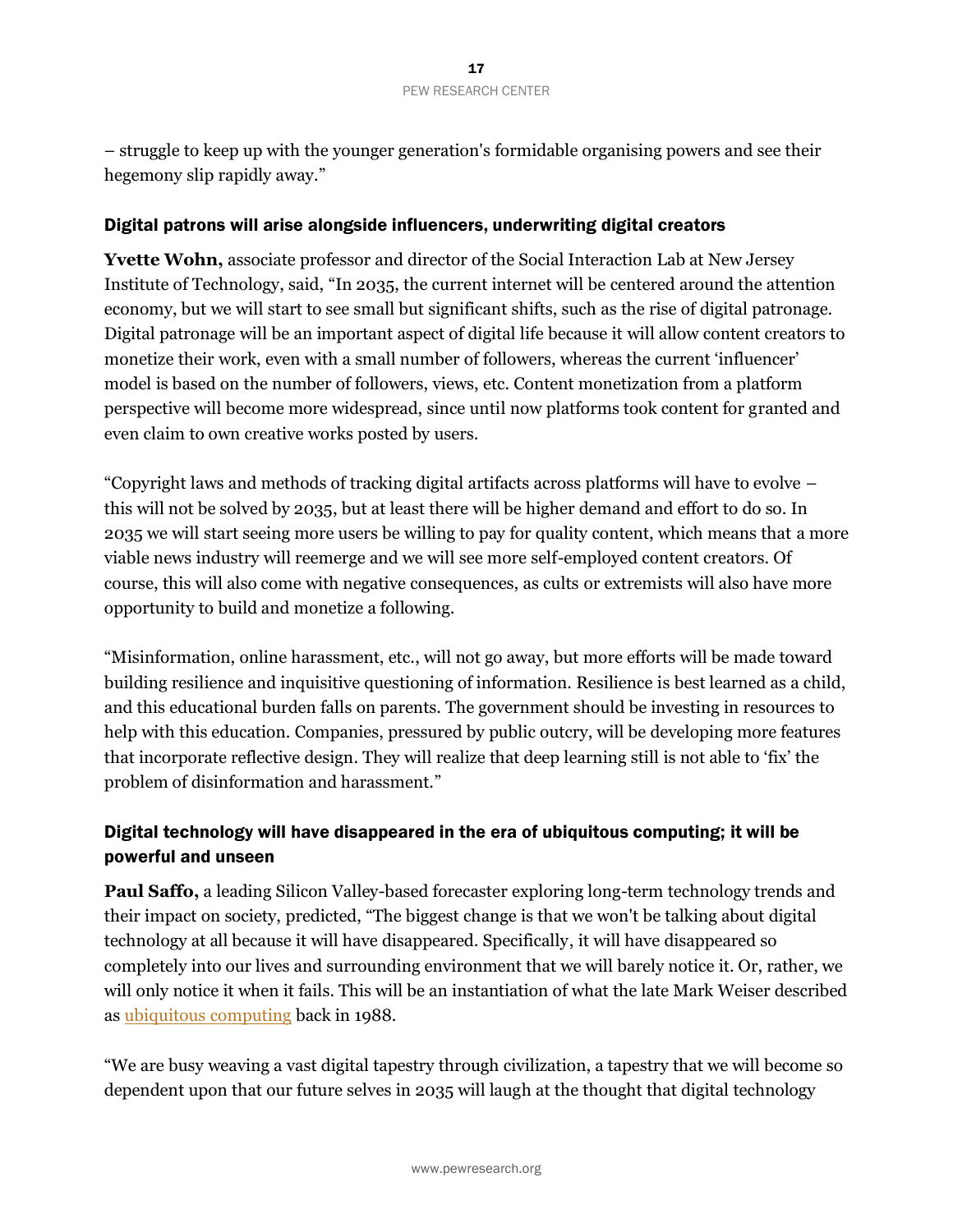– struggle to keep up with the younger generation's formidable organising powers and see their hegemony slip rapidly away."

## Digital patrons will arise alongside influencers, underwriting digital creators

**Yvette Wohn,** associate professor and director of the Social Interaction Lab at New Jersey Institute of Technology, said, "In 2035, the current internet will be centered around the attention economy, but we will start to see small but significant shifts, such as the rise of digital patronage. Digital patronage will be an important aspect of digital life because it will allow content creators to monetize their work, even with a small number of followers, whereas the current 'influencer' model is based on the number of followers, views, etc. Content monetization from a platform perspective will become more widespread, since until now platforms took content for granted and even claim to own creative works posted by users.

"Copyright laws and methods of tracking digital artifacts across platforms will have to evolve – this will not be solved by 2035, but at least there will be higher demand and effort to do so. In 2035 we will start seeing more users be willing to pay for quality content, which means that a more viable news industry will reemerge and we will see more self-employed content creators. Of course, this will also come with negative consequences, as cults or extremists will also have more opportunity to build and monetize a following.

"Misinformation, online harassment, etc., will not go away, but more efforts will be made toward building resilience and inquisitive questioning of information. Resilience is best learned as a child, and this educational burden falls on parents. The government should be investing in resources to help with this education. Companies, pressured by public outcry, will be developing more features that incorporate reflective design. They will realize that deep learning still is not able to 'fix' the problem of disinformation and harassment."

## Digital technology will have disappeared in the era of ubiquitous computing; it will be powerful and unseen

**Paul Saffo,** a leading Silicon Valley-based forecaster exploring long-term technology trends and their impact on society, predicted, "The biggest change is that we won't be talking about digital technology at all because it will have disappeared. Specifically, it will have disappeared so completely into our lives and surrounding environment that we will barely notice it. Or, rather, we will only notice it when it fails. This will be an instantiation of what the late Mark Weiser described as ubiquitous computing back in 1988.

"We are busy weaving a vast digital tapestry through civilization, a tapestry that we will become so dependent upon that our future selves in 2035 will laugh at the thought that digital technology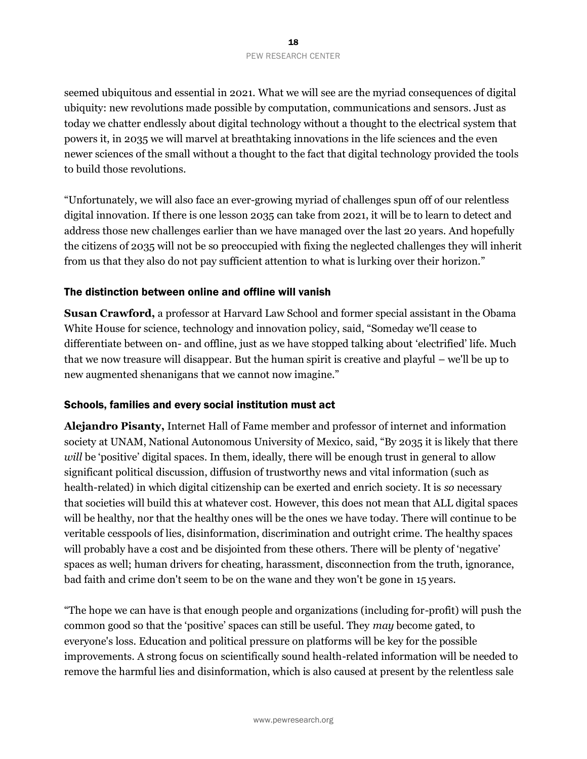seemed ubiquitous and essential in 2021. What we will see are the myriad consequences of digital ubiquity: new revolutions made possible by computation, communications and sensors. Just as today we chatter endlessly about digital technology without a thought to the electrical system that powers it, in 2035 we will marvel at breathtaking innovations in the life sciences and the even newer sciences of the small without a thought to the fact that digital technology provided the tools to build those revolutions.

"Unfortunately, we will also face an ever-growing myriad of challenges spun off of our relentless digital innovation. If there is one lesson 2035 can take from 2021, it will be to learn to detect and address those new challenges earlier than we have managed over the last 20 years. And hopefully the citizens of 2035 will not be so preoccupied with fixing the neglected challenges they will inherit from us that they also do not pay sufficient attention to what is lurking over their horizon."

## The distinction between online and offline will vanish

**Susan Crawford,** a professor at Harvard Law School and former special assistant in the Obama White House for science, technology and innovation policy, said, "Someday we'll cease to differentiate between on- and offline, just as we have stopped talking about 'electrified' life. Much that we now treasure will disappear. But the human spirit is creative and playful – we'll be up to new augmented shenanigans that we cannot now imagine."

## Schools, families and every social institution must act

**Alejandro Pisanty,** Internet Hall of Fame member and professor of internet and information society at UNAM, National Autonomous University of Mexico, said, "By 2035 it is likely that there *will* be 'positive' digital spaces. In them, ideally, there will be enough trust in general to allow significant political discussion, diffusion of trustworthy news and vital information (such as health-related) in which digital citizenship can be exerted and enrich society. It is *so* necessary that societies will build this at whatever cost. However, this does not mean that ALL digital spaces will be healthy, nor that the healthy ones will be the ones we have today. There will continue to be veritable cesspools of lies, disinformation, discrimination and outright crime. The healthy spaces will probably have a cost and be disjointed from these others. There will be plenty of 'negative' spaces as well; human drivers for cheating, harassment, disconnection from the truth, ignorance, bad faith and crime don't seem to be on the wane and they won't be gone in 15 years.

"The hope we can have is that enough people and organizations (including for-profit) will push the common good so that the 'positive' spaces can still be useful. They *may* become gated, to everyone's loss. Education and political pressure on platforms will be key for the possible improvements. A strong focus on scientifically sound health-related information will be needed to remove the harmful lies and disinformation, which is also caused at present by the relentless sale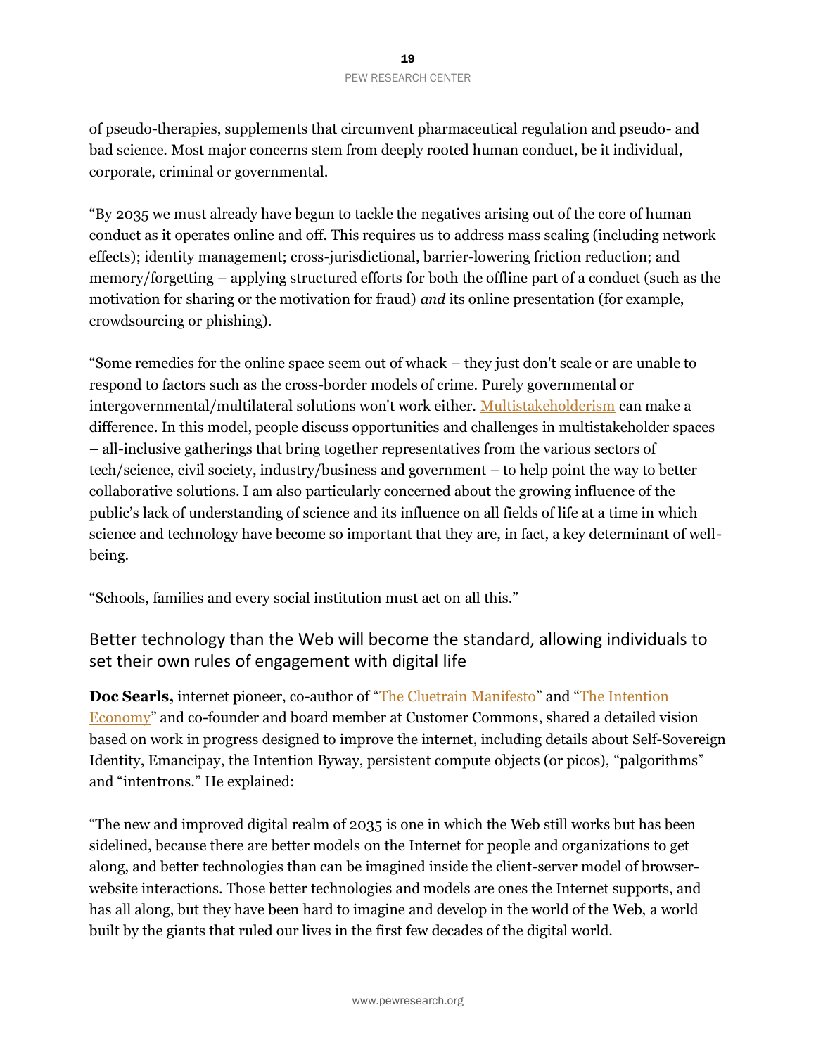of pseudo-therapies, supplements that circumvent pharmaceutical regulation and pseudo- and bad science. Most major concerns stem from deeply rooted human conduct, be it individual, corporate, criminal or governmental.

"By 2035 we must already have begun to tackle the negatives arising out of the core of human conduct as it operates online and off. This requires us to address mass scaling (including network effects); identity management; cross-jurisdictional, barrier-lowering friction reduction; and memory/forgetting – applying structured efforts for both the offline part of a conduct (such as the motivation for sharing or the motivation for fraud) *and* its online presentation (for example, crowdsourcing or phishing).

"Some remedies for the online space seem out of whack – they just don't scale or are unable to respond to factors such as the cross-border models of crime. Purely governmental or intergovernmental/multilateral solutions won't work either. Multistakeholderism can make a difference. In this model, people discuss opportunities and challenges in multistakeholder spaces – all-inclusive gatherings that bring together representatives from the various sectors of tech/science, civil society, industry/business and government – to help point the way to better collaborative solutions. I am also particularly concerned about the growing influence of the public's lack of understanding of science and its influence on all fields of life at a time in which science and technology have become so important that they are, in fact, a key determinant of well-being.

"Schools, families and every social institution must act on all this."

## Better technology than the Web will become the standard, allowing individuals to set their own rules of engagement with digital life

**Doc Searls,** internet pioneer, co-author of "The Cluetrain Manifesto" and "The Intention Economy" and co-founder and board member at Customer Commons, shared a detailed vision based on work in progress designed to improve the internet, including details about Self-Sovereign Identity, Emancipay, the Intention Byway, persistent compute objects (or picos), "palgorithms" and "intentrons." He explained:

"The new and improved digital realm of 2035 is one in which the Web still works but has been sidelined, because there are better models on the Internet for people and organizations to get along, and better technologies than can be imagined inside the client-server model of browser-website interactions. Those better technologies and models are ones the Internet supports, and has all along, but they have been hard to imagine and develop in the world of the Web, a world built by the giants that ruled our lives in the first few decades of the digital world.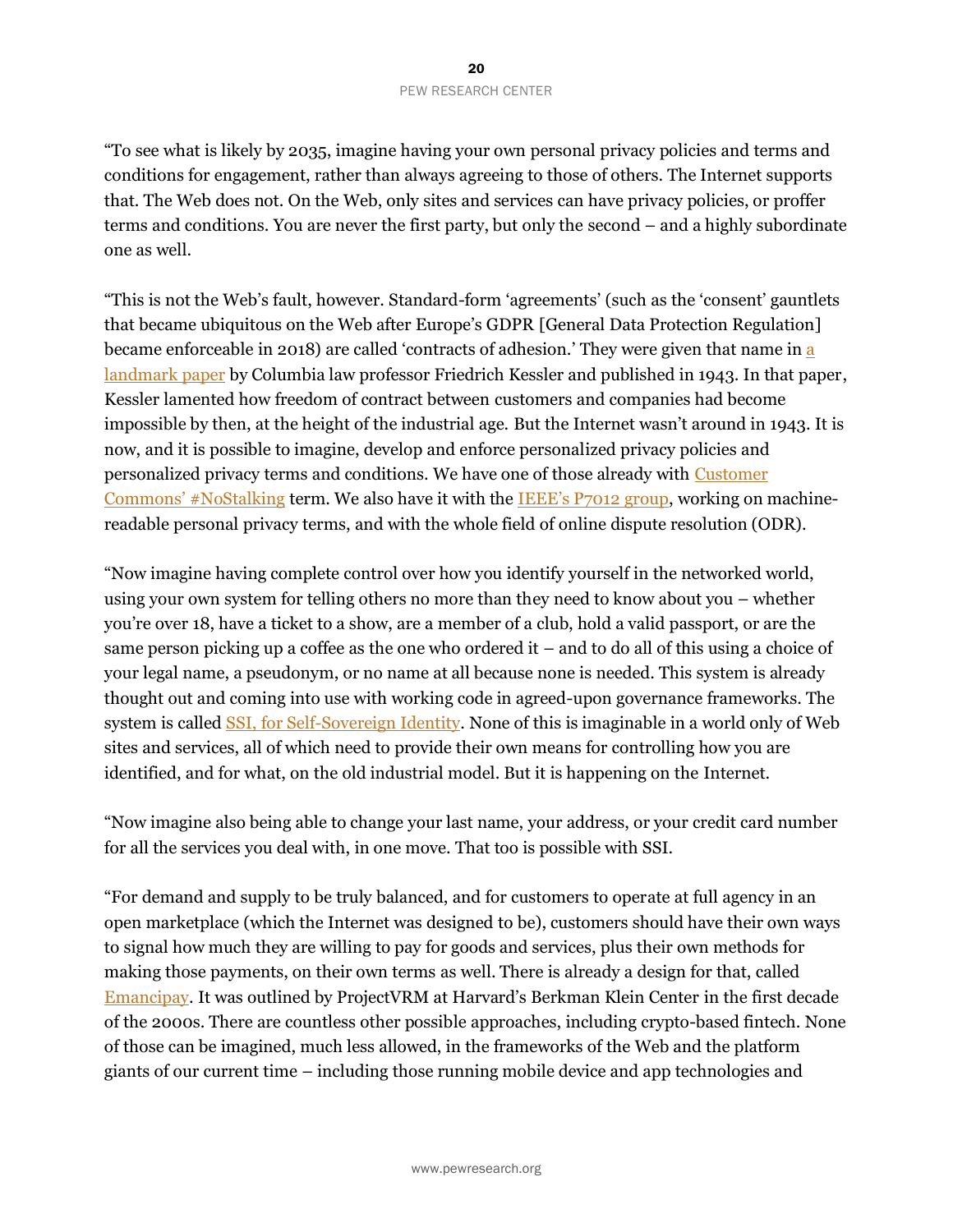"To see what is likely by 2035, imagine having your own personal privacy policies and terms and conditions for engagement, rather than always agreeing to those of others. The Internet supports that. The Web does not. On the Web, only sites and services can have privacy policies, or proffer terms and conditions. You are never the first party, but only the second – and a highly subordinate one as well.

"This is not the Web's fault, however. Standard-form 'agreements' (such as the 'consent' gauntlets that became ubiquitous on the Web after Europe's GDPR [General Data Protection Regulation] became enforceable in 2018) are called 'contracts of adhesion.' They were given that name in a landmark paper by Columbia law professor Friedrich Kessler and published in 1943. In that paper, Kessler lamented how freedom of contract between customers and companies had become impossible by then, at the height of the industrial age. But the Internet wasn't around in 1943. It is now, and it is possible to imagine, develop and enforce personalized privacy policies and personalized privacy terms and conditions. We have one of those already with Customer Commons' #NoStalking term. We also have it with the IEEE's P7012 group, working on machine-readable personal privacy terms, and with the whole field of online dispute resolution (ODR).

"Now imagine having complete control over how you identify yourself in the networked world, using your own system for telling others no more than they need to know about you – whether you're over 18, have a ticket to a show, are a member of a club, hold a valid passport, or are the same person picking up a coffee as the one who ordered it – and to do all of this using a choice of your legal name, a pseudonym, or no name at all because none is needed. This system is already thought out and coming into use with working code in agreed-upon governance frameworks. The system is called SSI, for Self-Sovereign Identity. None of this is imaginable in a world only of Web sites and services, all of which need to provide their own means for controlling how you are identified, and for what, on the old industrial model. But it is happening on the Internet.

"Now imagine also being able to change your last name, your address, or your credit card number for all the services you deal with, in one move. That too is possible with SSI.

"For demand and supply to be truly balanced, and for customers to operate at full agency in an open marketplace (which the Internet was designed to be), customers should have their own ways to signal how much they are willing to pay for goods and services, plus their own methods for making those payments, on their own terms as well. There is already a design for that, called Emancipay. It was outlined by ProjectVRM at Harvard's Berkman Klein Center in the first decade of the 2000s. There are countless other possible approaches, including crypto-based fintech. None of those can be imagined, much less allowed, in the frameworks of the Web and the platform giants of our current time – including those running mobile device and app technologies and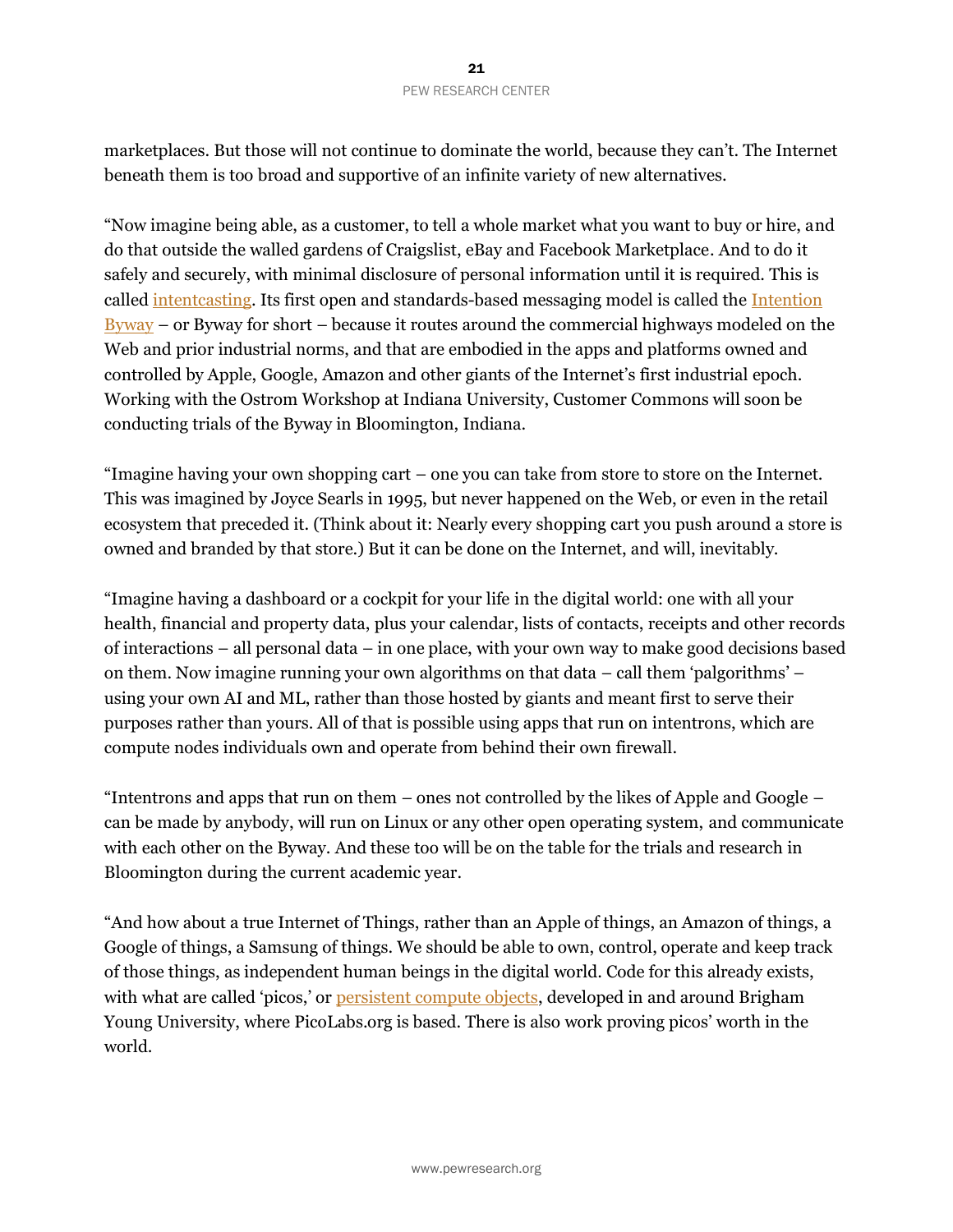marketplaces. But those will not continue to dominate the world, because they can't. The Internet beneath them is too broad and supportive of an infinite variety of new alternatives.

"Now imagine being able, as a customer, to tell a whole market what you want to buy or hire, and do that outside the walled gardens of Craigslist, eBay and Facebook Marketplace. And to do it safely and securely, with minimal disclosure of personal information until it is required. This is called intentcasting. Its first open and standards-based messaging model is called the Intention Byway – or Byway for short – because it routes around the commercial highways modeled on the Web and prior industrial norms, and that are embodied in the apps and platforms owned and controlled by Apple, Google, Amazon and other giants of the Internet's first industrial epoch. Working with the Ostrom Workshop at Indiana University, Customer Commons will soon be conducting trials of the Byway in Bloomington, Indiana.

"Imagine having your own shopping cart – one you can take from store to store on the Internet. This was imagined by Joyce Searls in 1995, but never happened on the Web, or even in the retail ecosystem that preceded it. (Think about it: Nearly every shopping cart you push around a store is owned and branded by that store.) But it can be done on the Internet, and will, inevitably.

"Imagine having a dashboard or a cockpit for your life in the digital world: one with all your health, financial and property data, plus your calendar, lists of contacts, receipts and other records of interactions – all personal data – in one place, with your own way to make good decisions based on them. Now imagine running your own algorithms on that data – call them 'palgorithms' – using your own AI and ML, rather than those hosted by giants and meant first to serve their purposes rather than yours. All of that is possible using apps that run on intentrons, which are compute nodes individuals own and operate from behind their own firewall.

"Intentrons and apps that run on them – ones not controlled by the likes of Apple and Google – can be made by anybody, will run on Linux or any other open operating system, and communicate with each other on the Byway. And these too will be on the table for the trials and research in Bloomington during the current academic year.

"And how about a true Internet of Things, rather than an Apple of things, an Amazon of things, a Google of things, a Samsung of things. We should be able to own, control, operate and keep track of those things, as independent human beings in the digital world. Code for this already exists, with what are called 'picos,' or persistent compute objects, developed in and around Brigham Young University, where PicoLabs.org is based. There is also work proving picos' worth in the world.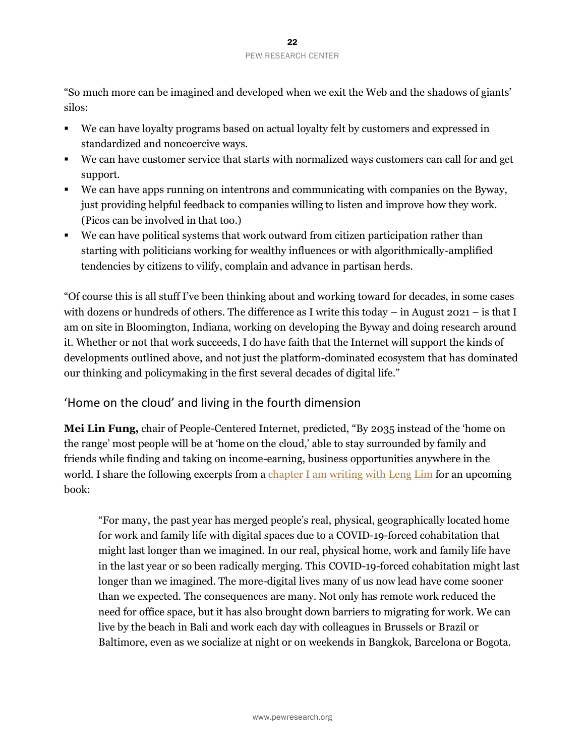"So much more can be imagined and developed when we exit the Web and the shadows of giants' silos:

- We can have loyalty programs based on actual loyalty felt by customers and expressed in standardized and noncoercive ways.
- We can have customer service that starts with normalized ways customers can call for and get support.
- We can have apps running on intentrons and communicating with companies on the Byway, just providing helpful feedback to companies willing to listen and improve how they work. (Picos can be involved in that too.)
- We can have political systems that work outward from citizen participation rather than starting with politicians working for wealthy influences or with algorithmically-amplified tendencies by citizens to vilify, complain and advance in partisan herds.

"Of course this is all stuff I've been thinking about and working toward for decades, in some cases with dozens or hundreds of others. The difference as I write this today – in August 2021 – is that I am on site in Bloomington, Indiana, working on developing the Byway and doing research around it. Whether or not that work succeeds, I do have faith that the Internet will support the kinds of developments outlined above, and not just the platform-dominated ecosystem that has dominated our thinking and policymaking in the first several decades of digital life."

## 'Home on the cloud' and living in the fourth dimension

**Mei Lin Fung,** chair of People-Centered Internet, predicted, "By 2035 instead of the 'home on the range' most people will be at 'home on the cloud,' able to stay surrounded by family and friends while finding and taking on income-earning, business opportunities anywhere in the world. I share the following excerpts from a chapter I am writing with Leng Lim for an upcoming book:

> "For many, the past year has merged people's real, physical, geographically located home for work and family life with digital spaces due to a COVID-19-forced cohabitation that might last longer than we imagined. In our real, physical home, work and family life have in the last year or so been radically merging. This COVID-19-forced cohabitation might last longer than we imagined. The more-digital lives many of us now lead have come sooner than we expected. The consequences are many. Not only has remote work reduced the need for office space, but it has also brought down barriers to migrating for work. We can live by the beach in Bali and work each day with colleagues in Brussels or Brazil or Baltimore, even as we socialize at night or on weekends in Bangkok, Barcelona or Bogota.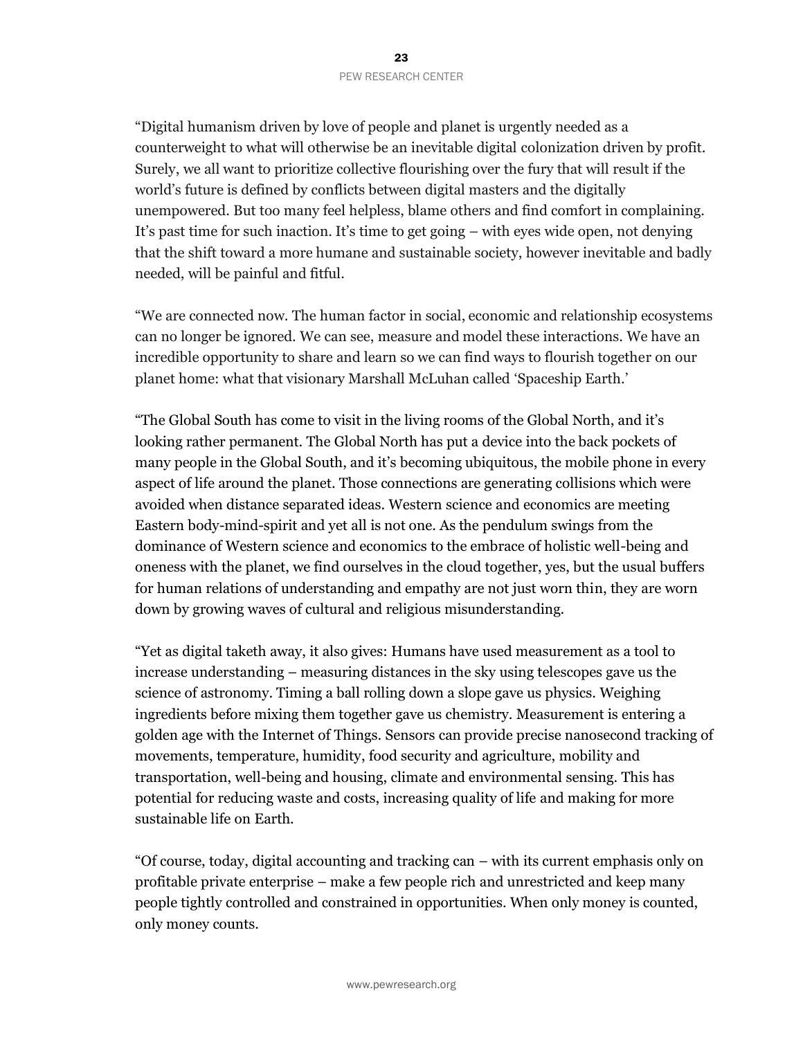"Digital humanism driven by love of people and planet is urgently needed as a counterweight to what will otherwise be an inevitable digital colonization driven by profit. Surely, we all want to prioritize collective flourishing over the fury that will result if the world's future is defined by conflicts between digital masters and the digitally unempowered. But too many feel helpless, blame others and find comfort in complaining. It's past time for such inaction. It's time to get going – with eyes wide open, not denying that the shift toward a more humane and sustainable society, however inevitable and badly needed, will be painful and fitful.

"We are connected now. The human factor in social, economic and relationship ecosystems can no longer be ignored. We can see, measure and model these interactions. We have an incredible opportunity to share and learn so we can find ways to flourish together on our planet home: what that visionary Marshall McLuhan called 'Spaceship Earth.'

"The Global South has come to visit in the living rooms of the Global North, and it's looking rather permanent. The Global North has put a device into the back pockets of many people in the Global South, and it's becoming ubiquitous, the mobile phone in every aspect of life around the planet. Those connections are generating collisions which were avoided when distance separated ideas. Western science and economics are meeting Eastern body-mind-spirit and yet all is not one. As the pendulum swings from the dominance of Western science and economics to the embrace of holistic well-being and oneness with the planet, we find ourselves in the cloud together, yes, but the usual buffers for human relations of understanding and empathy are not just worn thin, they are worn down by growing waves of cultural and religious misunderstanding.

"Yet as digital taketh away, it also gives: Humans have used measurement as a tool to increase understanding – measuring distances in the sky using telescopes gave us the science of astronomy. Timing a ball rolling down a slope gave us physics. Weighing ingredients before mixing them together gave us chemistry. Measurement is entering a golden age with the Internet of Things. Sensors can provide precise nanosecond tracking of movements, temperature, humidity, food security and agriculture, mobility and transportation, well-being and housing, climate and environmental sensing. This has potential for reducing waste and costs, increasing quality of life and making for more sustainable life on Earth.

"Of course, today, digital accounting and tracking can – with its current emphasis only on profitable private enterprise – make a few people rich and unrestricted and keep many people tightly controlled and constrained in opportunities. When only money is counted, only money counts.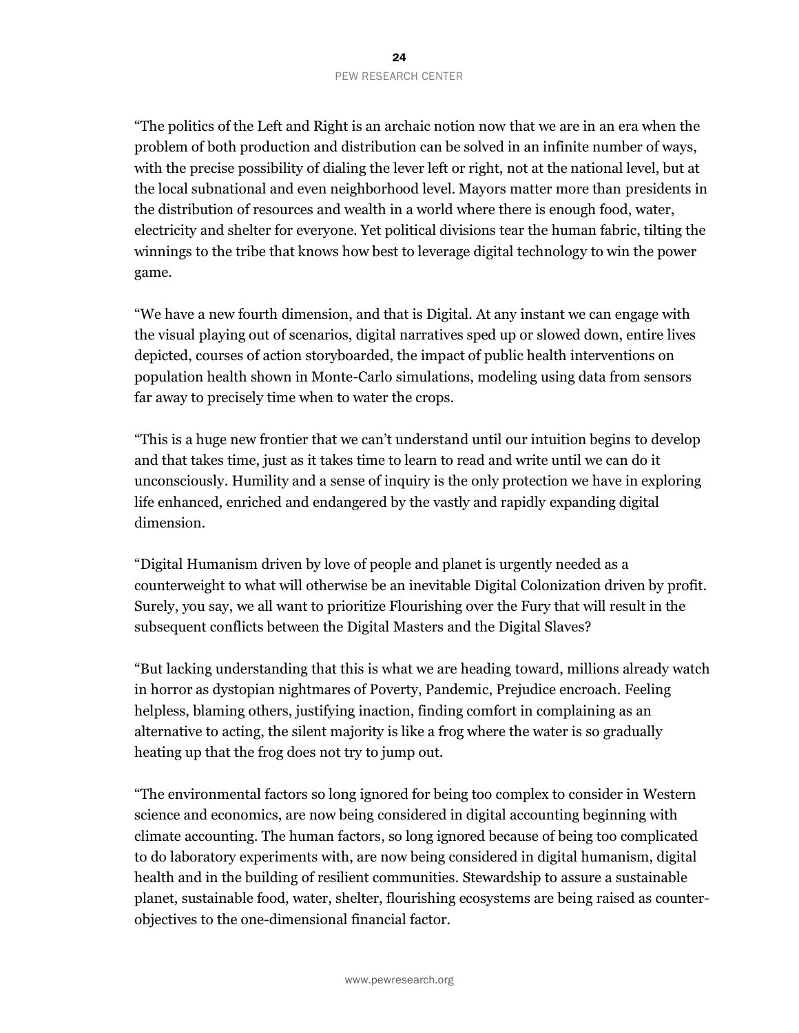"The politics of the Left and Right is an archaic notion now that we are in an era when the problem of both production and distribution can be solved in an infinite number of ways, with the precise possibility of dialing the lever left or right, not at the national level, but at the local subnational and even neighborhood level. Mayors matter more than presidents in the distribution of resources and wealth in a world where there is enough food, water, electricity and shelter for everyone. Yet political divisions tear the human fabric, tilting the winnings to the tribe that knows how best to leverage digital technology to win the power game.

"We have a new fourth dimension, and that is Digital. At any instant we can engage with the visual playing out of scenarios, digital narratives sped up or slowed down, entire lives depicted, courses of action storyboarded, the impact of public health interventions on population health shown in Monte-Carlo simulations, modeling using data from sensors far away to precisely time when to water the crops.

"This is a huge new frontier that we can't understand until our intuition begins to develop and that takes time, just as it takes time to learn to read and write until we can do it unconsciously. Humility and a sense of inquiry is the only protection we have in exploring life enhanced, enriched and endangered by the vastly and rapidly expanding digital dimension.

"Digital Humanism driven by love of people and planet is urgently needed as a counterweight to what will otherwise be an inevitable Digital Colonization driven by profit. Surely, you say, we all want to prioritize Flourishing over the Fury that will result in the subsequent conflicts between the Digital Masters and the Digital Slaves?

"But lacking understanding that this is what we are heading toward, millions already watch in horror as dystopian nightmares of Poverty, Pandemic, Prejudice encroach. Feeling helpless, blaming others, justifying inaction, finding comfort in complaining as an alternative to acting, the silent majority is like a frog where the water is so gradually heating up that the frog does not try to jump out.

"The environmental factors so long ignored for being too complex to consider in Western science and economics, are now being considered in digital accounting beginning with climate accounting. The human factors, so long ignored because of being too complicated to do laboratory experiments with, are now being considered in digital humanism, digital health and in the building of resilient communities. Stewardship to assure a sustainable planet, sustainable food, water, shelter, flourishing ecosystems are being raised as counter-objectives to the one-dimensional financial factor.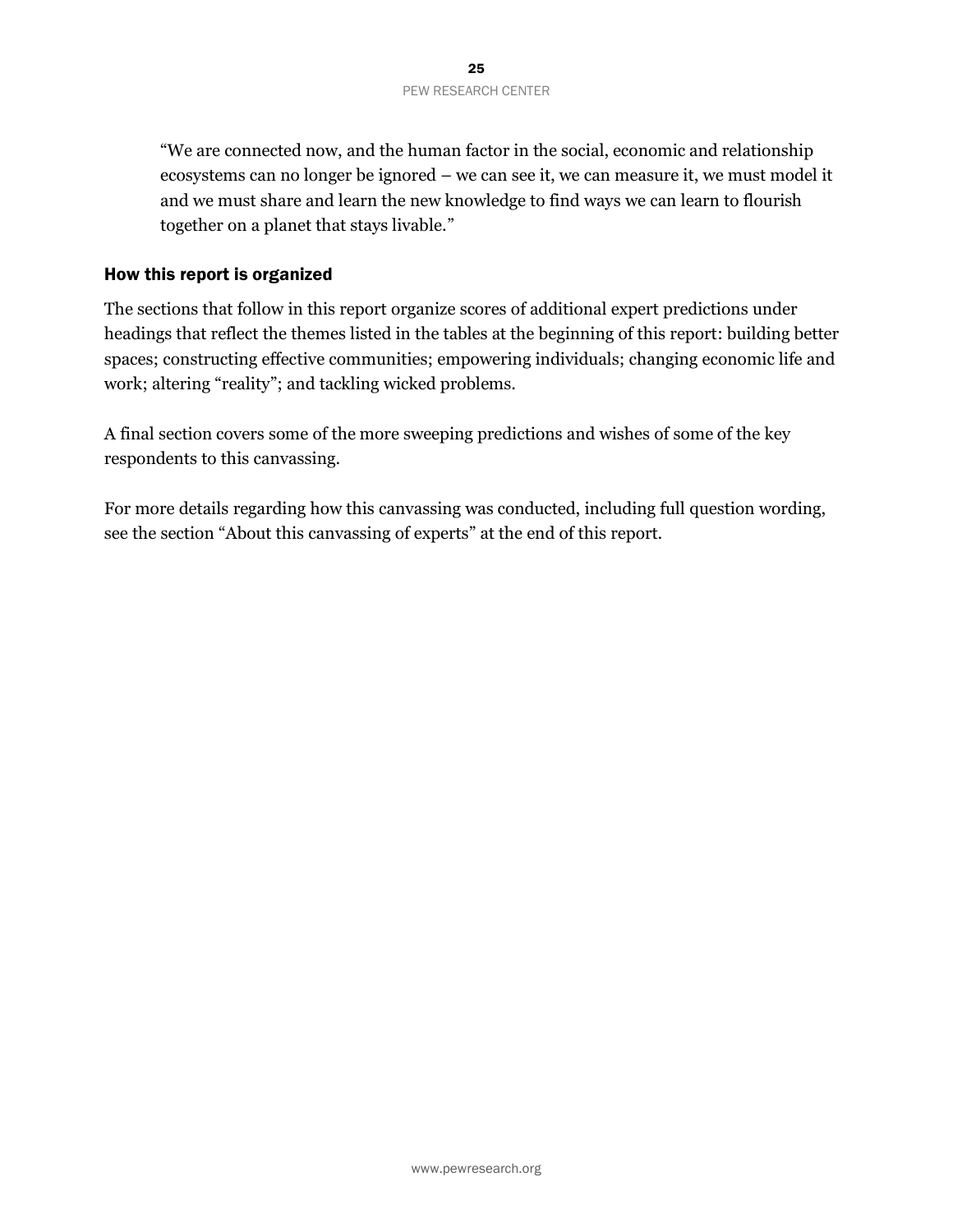> "We are connected now, and the human factor in the social, economic and relationship ecosystems can no longer be ignored – we can see it, we can measure it, we must model it and we must share and learn the new knowledge to find ways we can learn to flourish together on a planet that stays livable."

## How this report is organized

The sections that follow in this report organize scores of additional expert predictions under headings that reflect the themes listed in the tables at the beginning of this report: building better spaces; constructing effective communities; empowering individuals; changing economic life and work; altering "reality"; and tackling wicked problems.

A final section covers some of the more sweeping predictions and wishes of some of the key respondents to this canvassing.

For more details regarding how this canvassing was conducted, including full question wording, see the section "About this canvassing of experts" at the end of this report.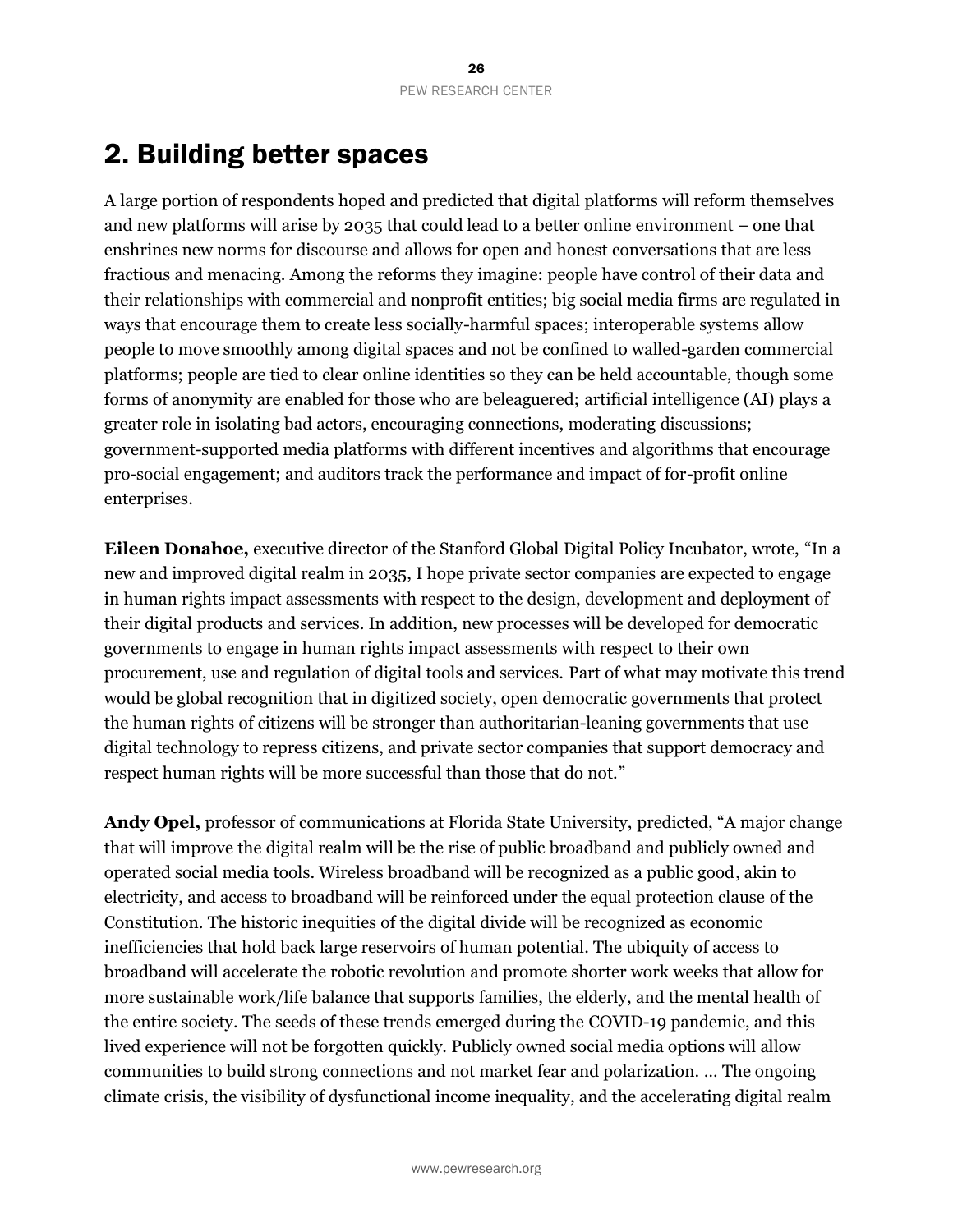## 2. Building better spaces

A large portion of respondents hoped and predicted that digital platforms will reform themselves and new platforms will arise by 2035 that could lead to a better online environment – one that enshrines new norms for discourse and allows for open and honest conversations that are less fractious and menacing. Among the reforms they imagine: people have control of their data and their relationships with commercial and nonprofit entities; big social media firms are regulated in ways that encourage them to create less socially-harmful spaces; interoperable systems allow people to move smoothly among digital spaces and not be confined to walled-garden commercial platforms; people are tied to clear online identities so they can be held accountable, though some forms of anonymity are enabled for those who are beleaguered; artificial intelligence (AI) plays a greater role in isolating bad actors, encouraging connections, moderating discussions; government-supported media platforms with different incentives and algorithms that encourage pro-social engagement; and auditors track the performance and impact of for-profit online enterprises.

**Eileen Donahoe,** executive director of the Stanford Global Digital Policy Incubator, wrote, "In a new and improved digital realm in 2035, I hope private sector companies are expected to engage in human rights impact assessments with respect to the design, development and deployment of their digital products and services. In addition, new processes will be developed for democratic governments to engage in human rights impact assessments with respect to their own procurement, use and regulation of digital tools and services. Part of what may motivate this trend would be global recognition that in digitized society, open democratic governments that protect the human rights of citizens will be stronger than authoritarian-leaning governments that use digital technology to repress citizens, and private sector companies that support democracy and respect human rights will be more successful than those that do not."

**Andy Opel,** professor of communications at Florida State University, predicted, "A major change that will improve the digital realm will be the rise of public broadband and publicly owned and operated social media tools. Wireless broadband will be recognized as a public good, akin to electricity, and access to broadband will be reinforced under the equal protection clause of the Constitution. The historic inequities of the digital divide will be recognized as economic inefficiencies that hold back large reservoirs of human potential. The ubiquity of access to broadband will accelerate the robotic revolution and promote shorter work weeks that allow for more sustainable work/life balance that supports families, the elderly, and the mental health of the entire society. The seeds of these trends emerged during the COVID-19 pandemic, and this lived experience will not be forgotten quickly. Publicly owned social media options will allow communities to build strong connections and not market fear and polarization. … The ongoing climate crisis, the visibility of dysfunctional income inequality, and the accelerating digital realm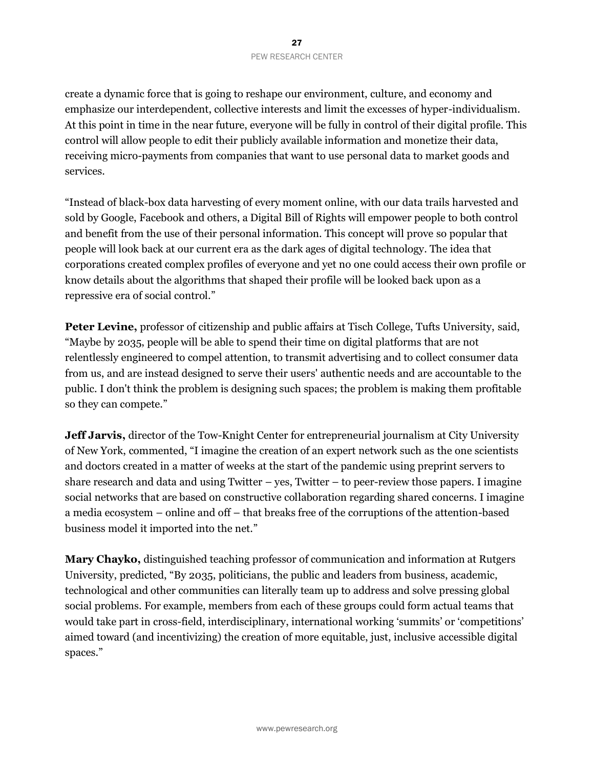create a dynamic force that is going to reshape our environment, culture, and economy and emphasize our interdependent, collective interests and limit the excesses of hyper-individualism. At this point in time in the near future, everyone will be fully in control of their digital profile. This control will allow people to edit their publicly available information and monetize their data, receiving micro-payments from companies that want to use personal data to market goods and services.

"Instead of black-box data harvesting of every moment online, with our data trails harvested and sold by Google, Facebook and others, a Digital Bill of Rights will empower people to both control and benefit from the use of their personal information. This concept will prove so popular that people will look back at our current era as the dark ages of digital technology. The idea that corporations created complex profiles of everyone and yet no one could access their own profile or know details about the algorithms that shaped their profile will be looked back upon as a repressive era of social control."

**Peter Levine,** professor of citizenship and public affairs at Tisch College, Tufts University, said, "Maybe by 2035, people will be able to spend their time on digital platforms that are not relentlessly engineered to compel attention, to transmit advertising and to collect consumer data from us, and are instead designed to serve their users' authentic needs and are accountable to the public. I don't think the problem is designing such spaces; the problem is making them profitable so they can compete."

**Jeff Jarvis,** director of the Tow-Knight Center for entrepreneurial journalism at City University of New York, commented, "I imagine the creation of an expert network such as the one scientists and doctors created in a matter of weeks at the start of the pandemic using preprint servers to share research and data and using Twitter – yes, Twitter – to peer-review those papers. I imagine social networks that are based on constructive collaboration regarding shared concerns. I imagine a media ecosystem – online and off – that breaks free of the corruptions of the attention-based business model it imported into the net."

**Mary Chayko,** distinguished teaching professor of communication and information at Rutgers University, predicted, "By 2035, politicians, the public and leaders from business, academic, technological and other communities can literally team up to address and solve pressing global social problems. For example, members from each of these groups could form actual teams that would take part in cross-field, interdisciplinary, international working 'summits' or 'competitions' aimed toward (and incentivizing) the creation of more equitable, just, inclusive accessible digital spaces."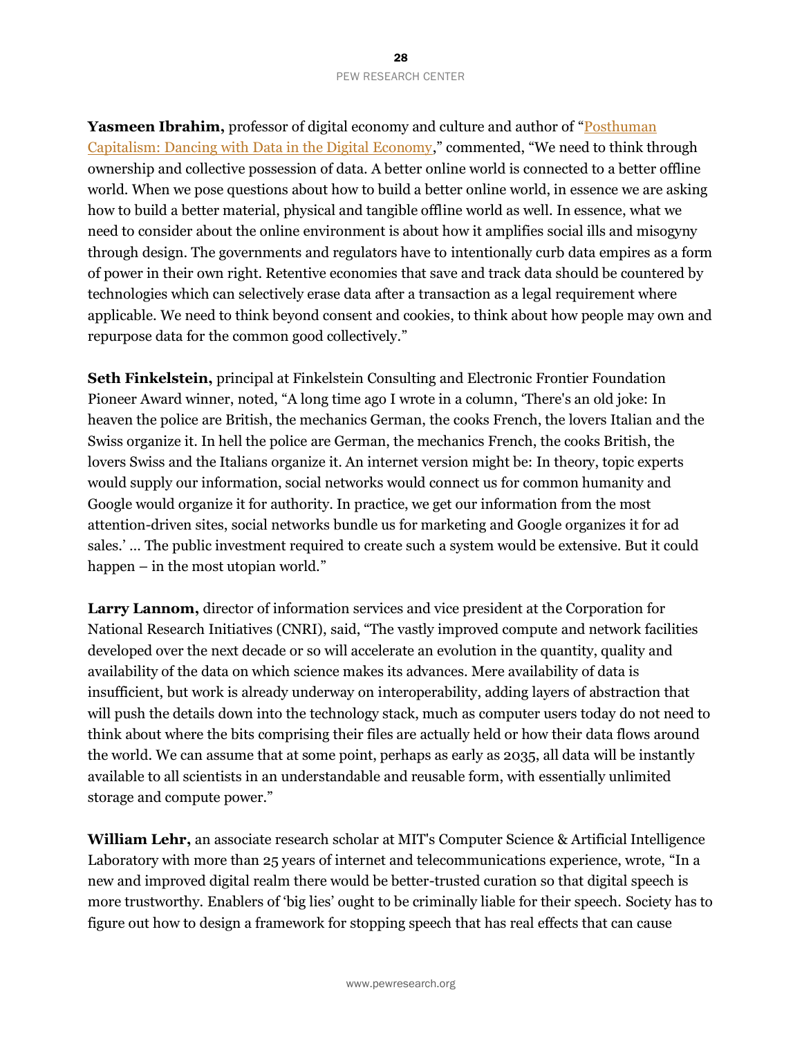**Yasmeen Ibrahim,** professor of digital economy and culture and author of "[Posthuman Capitalism: Dancing with Data in the Digital Economy](#)," commented, "We need to think through ownership and collective possession of data. A better online world is connected to a better offline world. When we pose questions about how to build a better online world, in essence we are asking how to build a better material, physical and tangible offline world as well. In essence, what we need to consider about the online environment is about how it amplifies social ills and misogyny through design. The governments and regulators have to intentionally curb data empires as a form of power in their own right. Retentive economies that save and track data should be countered by technologies which can selectively erase data after a transaction as a legal requirement where applicable. We need to think beyond consent and cookies, to think about how people may own and repurpose data for the common good collectively."

**Seth Finkelstein,** principal at Finkelstein Consulting and Electronic Frontier Foundation Pioneer Award winner, noted, "A long time ago I wrote in a column, 'There's an old joke: In heaven the police are British, the mechanics German, the cooks French, the lovers Italian and the Swiss organize it. In hell the police are German, the mechanics French, the cooks British, the lovers Swiss and the Italians organize it. An internet version might be: In theory, topic experts would supply our information, social networks would connect us for common humanity and Google would organize it for authority. In practice, we get our information from the most attention-driven sites, social networks bundle us for marketing and Google organizes it for ad sales.' … The public investment required to create such a system would be extensive. But it could happen – in the most utopian world."

**Larry Lannom,** director of information services and vice president at the Corporation for National Research Initiatives (CNRI), said, "The vastly improved compute and network facilities developed over the next decade or so will accelerate an evolution in the quantity, quality and availability of the data on which science makes its advances. Mere availability of data is insufficient, but work is already underway on interoperability, adding layers of abstraction that will push the details down into the technology stack, much as computer users today do not need to think about where the bits comprising their files are actually held or how their data flows around the world. We can assume that at some point, perhaps as early as 2035, all data will be instantly available to all scientists in an understandable and reusable form, with essentially unlimited storage and compute power."

**William Lehr,** an associate research scholar at MIT's Computer Science & Artificial Intelligence Laboratory with more than 25 years of internet and telecommunications experience, wrote, "In a new and improved digital realm there would be better-trusted curation so that digital speech is more trustworthy. Enablers of 'big lies' ought to be criminally liable for their speech. Society has to figure out how to design a framework for stopping speech that has real effects that can cause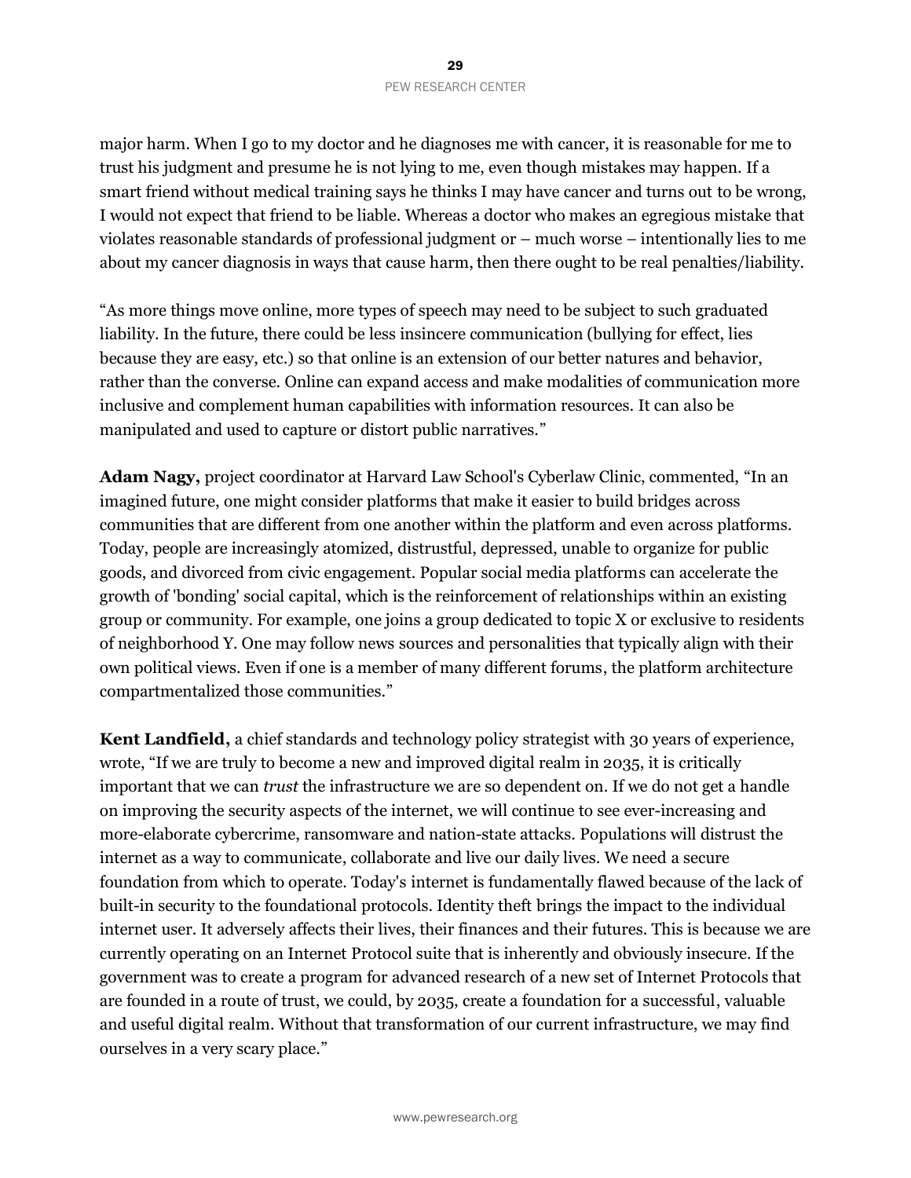major harm. When I go to my doctor and he diagnoses me with cancer, it is reasonable for me to trust his judgment and presume he is not lying to me, even though mistakes may happen. If a smart friend without medical training says he thinks I may have cancer and turns out to be wrong, I would not expect that friend to be liable. Whereas a doctor who makes an egregious mistake that violates reasonable standards of professional judgment or – much worse – intentionally lies to me about my cancer diagnosis in ways that cause harm, then there ought to be real penalties/liability.

"As more things move online, more types of speech may need to be subject to such graduated liability. In the future, there could be less insincere communication (bullying for effect, lies because they are easy, etc.) so that online is an extension of our better natures and behavior, rather than the converse. Online can expand access and make modalities of communication more inclusive and complement human capabilities with information resources. It can also be manipulated and used to capture or distort public narratives."

**Adam Nagy,** project coordinator at Harvard Law School's Cyberlaw Clinic, commented, "In an imagined future, one might consider platforms that make it easier to build bridges across communities that are different from one another within the platform and even across platforms. Today, people are increasingly atomized, distrustful, depressed, unable to organize for public goods, and divorced from civic engagement. Popular social media platforms can accelerate the growth of 'bonding' social capital, which is the reinforcement of relationships within an existing group or community. For example, one joins a group dedicated to topic X or exclusive to residents of neighborhood Y. One may follow news sources and personalities that typically align with their own political views. Even if one is a member of many different forums, the platform architecture compartmentalized those communities."

**Kent Landfield,** a chief standards and technology policy strategist with 30 years of experience, wrote, "If we are truly to become a new and improved digital realm in 2035, it is critically important that we can *trust* the infrastructure we are so dependent on. If we do not get a handle on improving the security aspects of the internet, we will continue to see ever-increasing and more-elaborate cybercrime, ransomware and nation-state attacks. Populations will distrust the internet as a way to communicate, collaborate and live our daily lives. We need a secure foundation from which to operate. Today's internet is fundamentally flawed because of the lack of built-in security to the foundational protocols. Identity theft brings the impact to the individual internet user. It adversely affects their lives, their finances and their futures. This is because we are currently operating on an Internet Protocol suite that is inherently and obviously insecure. If the government was to create a program for advanced research of a new set of Internet Protocols that are founded in a route of trust, we could, by 2035, create a foundation for a successful, valuable and useful digital realm. Without that transformation of our current infrastructure, we may find ourselves in a very scary place."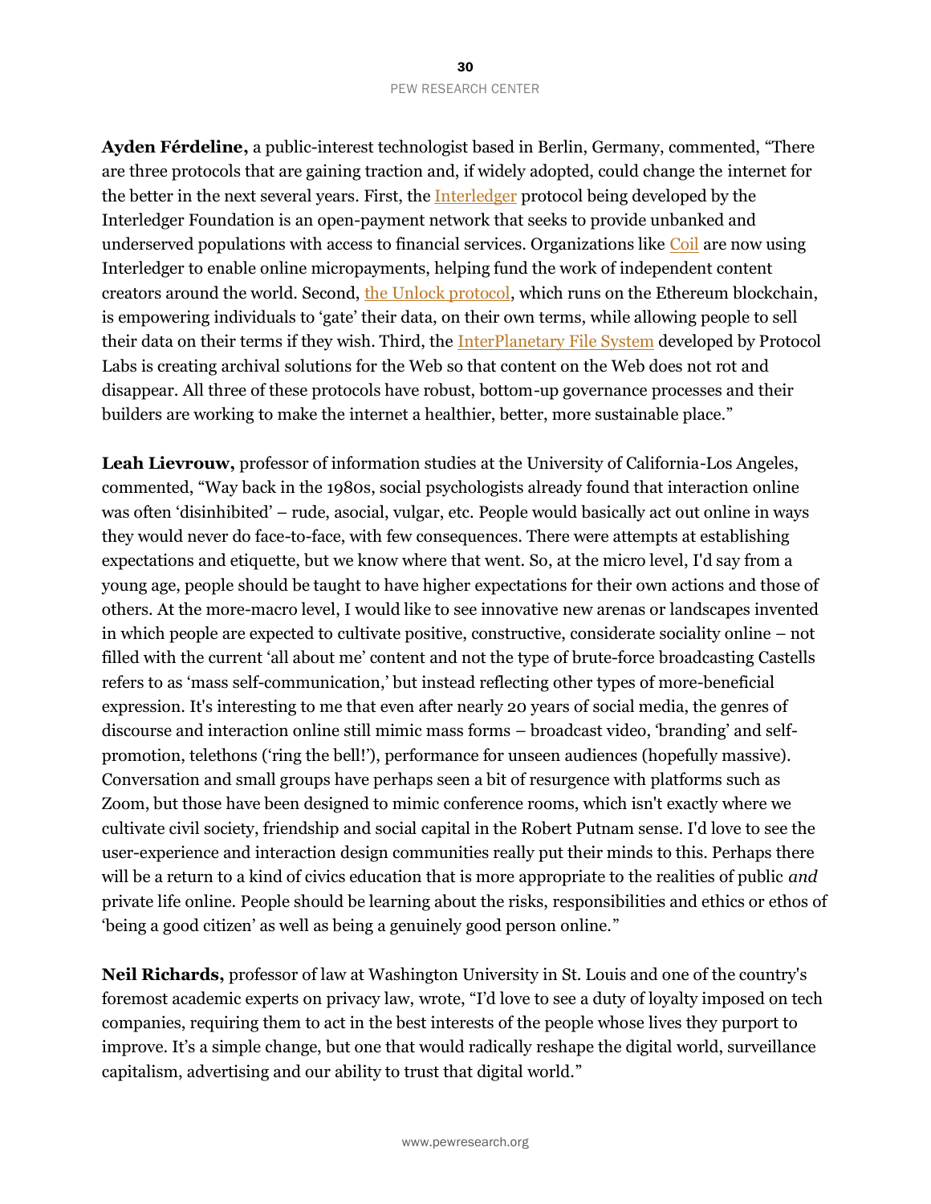**Ayden Férdeline,** a public-interest technologist based in Berlin, Germany, commented, "There are three protocols that are gaining traction and, if widely adopted, could change the internet for the better in the next several years. First, the Interledger protocol being developed by the Interledger Foundation is an open-payment network that seeks to provide unbanked and underserved populations with access to financial services. Organizations like Coil are now using Interledger to enable online micropayments, helping fund the work of independent content creators around the world. Second, the Unlock protocol, which runs on the Ethereum blockchain, is empowering individuals to 'gate' their data, on their own terms, while allowing people to sell their data on their terms if they wish. Third, the InterPlanetary File System developed by Protocol Labs is creating archival solutions for the Web so that content on the Web does not rot and disappear. All three of these protocols have robust, bottom-up governance processes and their builders are working to make the internet a healthier, better, more sustainable place."

**Leah Lievrouw,** professor of information studies at the University of California-Los Angeles, commented, "Way back in the 1980s, social psychologists already found that interaction online was often 'disinhibited' – rude, asocial, vulgar, etc. People would basically act out online in ways they would never do face-to-face, with few consequences. There were attempts at establishing expectations and etiquette, but we know where that went. So, at the micro level, I'd say from a young age, people should be taught to have higher expectations for their own actions and those of others. At the more-macro level, I would like to see innovative new arenas or landscapes invented in which people are expected to cultivate positive, constructive, considerate sociality online – not filled with the current 'all about me' content and not the type of brute-force broadcasting Castells refers to as 'mass self-communication,' but instead reflecting other types of more-beneficial expression. It's interesting to me that even after nearly 20 years of social media, the genres of discourse and interaction online still mimic mass forms – broadcast video, 'branding' and self-promotion, telethons ('ring the bell!'), performance for unseen audiences (hopefully massive). Conversation and small groups have perhaps seen a bit of resurgence with platforms such as Zoom, but those have been designed to mimic conference rooms, which isn't exactly where we cultivate civil society, friendship and social capital in the Robert Putnam sense. I'd love to see the user-experience and interaction design communities really put their minds to this. Perhaps there will be a return to a kind of civics education that is more appropriate to the realities of public *and* private life online. People should be learning about the risks, responsibilities and ethics or ethos of 'being a good citizen' as well as being a genuinely good person online."

**Neil Richards,** professor of law at Washington University in St. Louis and one of the country's foremost academic experts on privacy law, wrote, "I'd love to see a duty of loyalty imposed on tech companies, requiring them to act in the best interests of the people whose lives they purport to improve. It's a simple change, but one that would radically reshape the digital world, surveillance capitalism, advertising and our ability to trust that digital world."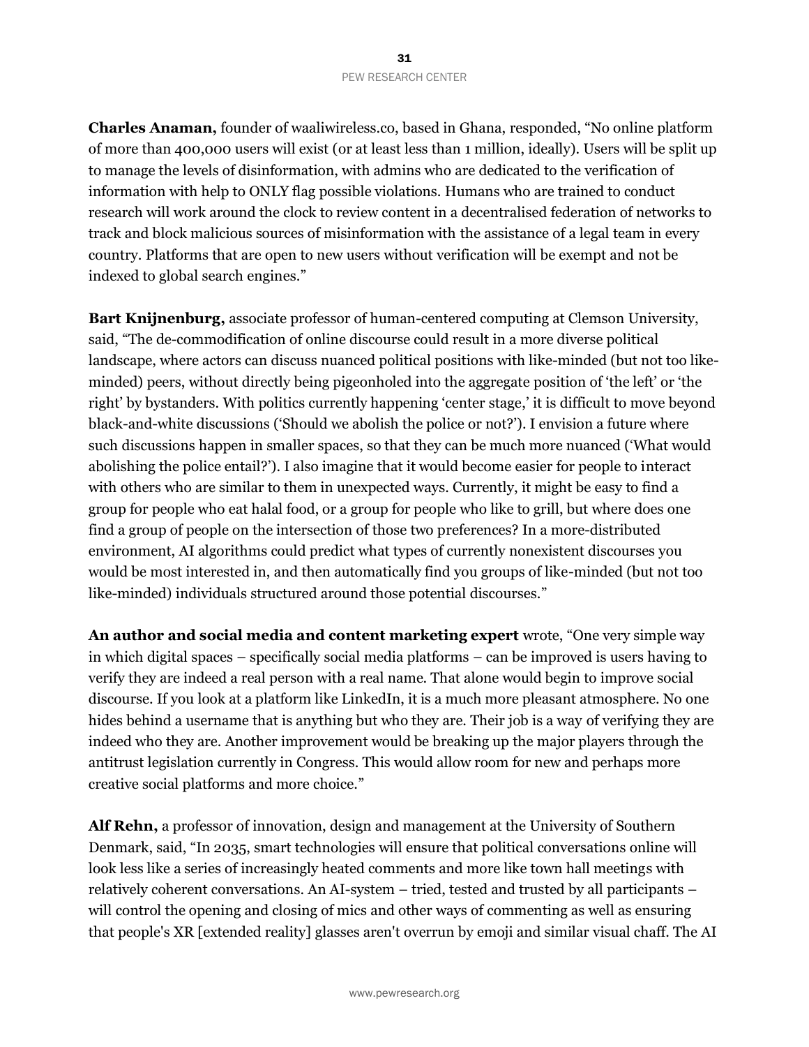**Charles Anaman,** founder of waaliwireless.co, based in Ghana, responded, "No online platform of more than 400,000 users will exist (or at least less than 1 million, ideally). Users will be split up to manage the levels of disinformation, with admins who are dedicated to the verification of information with help to ONLY flag possible violations. Humans who are trained to conduct research will work around the clock to review content in a decentralised federation of networks to track and block malicious sources of misinformation with the assistance of a legal team in every country. Platforms that are open to new users without verification will be exempt and not be indexed to global search engines."

**Bart Knijnenburg,** associate professor of human-centered computing at Clemson University, said, "The de-commodification of online discourse could result in a more diverse political landscape, where actors can discuss nuanced political positions with like-minded (but not too like-minded) peers, without directly being pigeonholed into the aggregate position of 'the left' or 'the right' by bystanders. With politics currently happening 'center stage,' it is difficult to move beyond black-and-white discussions ('Should we abolish the police or not?'). I envision a future where such discussions happen in smaller spaces, so that they can be much more nuanced ('What would abolishing the police entail?'). I also imagine that it would become easier for people to interact with others who are similar to them in unexpected ways. Currently, it might be easy to find a group for people who eat halal food, or a group for people who like to grill, but where does one find a group of people on the intersection of those two preferences? In a more-distributed environment, AI algorithms could predict what types of currently nonexistent discourses you would be most interested in, and then automatically find you groups of like-minded (but not too like-minded) individuals structured around those potential discourses."

**An author and social media and content marketing expert** wrote, "One very simple way in which digital spaces – specifically social media platforms – can be improved is users having to verify they are indeed a real person with a real name. That alone would begin to improve social discourse. If you look at a platform like LinkedIn, it is a much more pleasant atmosphere. No one hides behind a username that is anything but who they are. Their job is a way of verifying they are indeed who they are. Another improvement would be breaking up the major players through the antitrust legislation currently in Congress. This would allow room for new and perhaps more creative social platforms and more choice."

**Alf Rehn,** a professor of innovation, design and management at the University of Southern Denmark, said, "In 2035, smart technologies will ensure that political conversations online will look less like a series of increasingly heated comments and more like town hall meetings with relatively coherent conversations. An AI-system – tried, tested and trusted by all participants – will control the opening and closing of mics and other ways of commenting as well as ensuring that people's XR [extended reality] glasses aren't overrun by emoji and similar visual chaff. The AI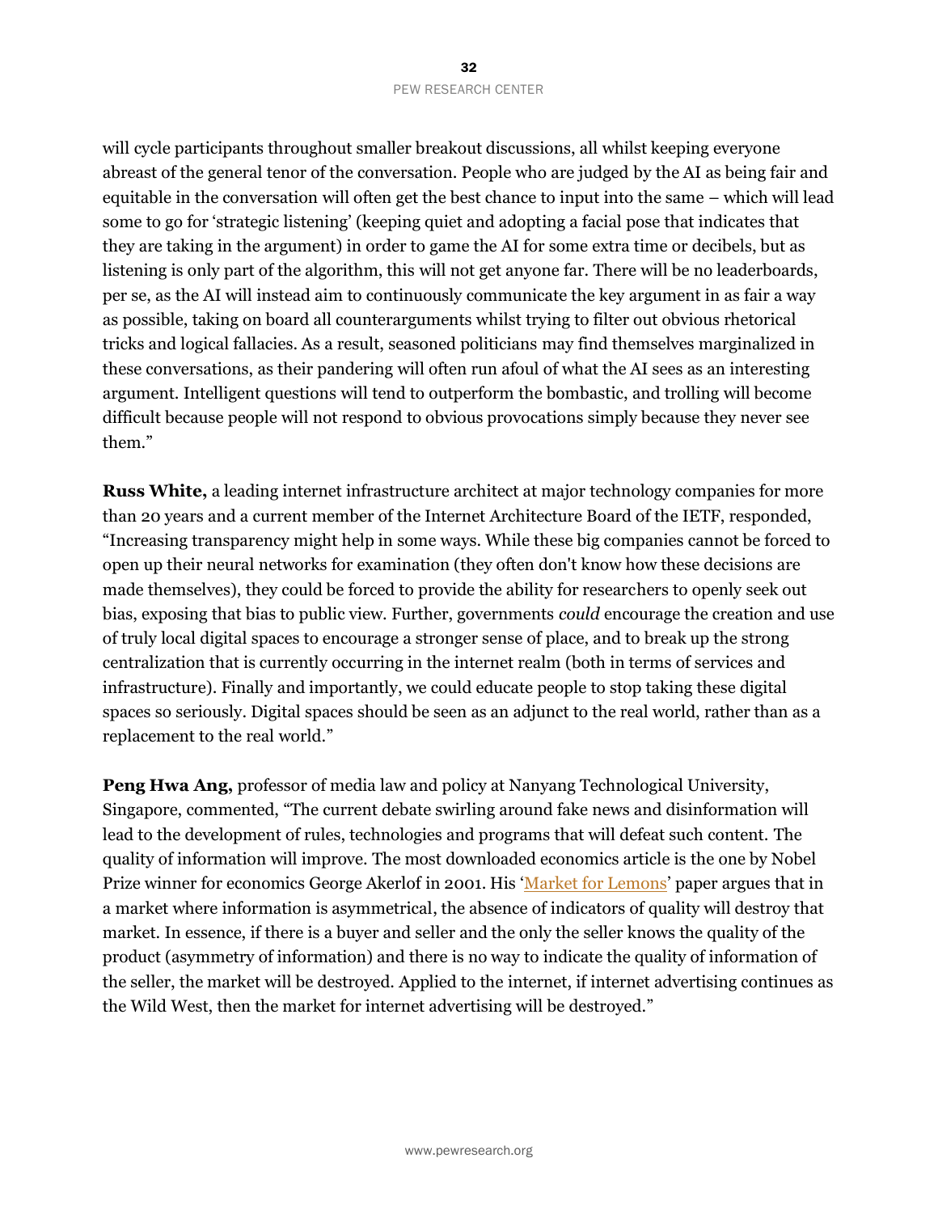will cycle participants throughout smaller breakout discussions, all whilst keeping everyone abreast of the general tenor of the conversation. People who are judged by the AI as being fair and equitable in the conversation will often get the best chance to input into the same – which will lead some to go for 'strategic listening' (keeping quiet and adopting a facial pose that indicates that they are taking in the argument) in order to game the AI for some extra time or decibels, but as listening is only part of the algorithm, this will not get anyone far. There will be no leaderboards, per se, as the AI will instead aim to continuously communicate the key argument in as fair a way as possible, taking on board all counterarguments whilst trying to filter out obvious rhetorical tricks and logical fallacies. As a result, seasoned politicians may find themselves marginalized in these conversations, as their pandering will often run afoul of what the AI sees as an interesting argument. Intelligent questions will tend to outperform the bombastic, and trolling will become difficult because people will not respond to obvious provocations simply because they never see them."

**Russ White,** a leading internet infrastructure architect at major technology companies for more than 20 years and a current member of the Internet Architecture Board of the IETF, responded, "Increasing transparency might help in some ways. While these big companies cannot be forced to open up their neural networks for examination (they often don't know how these decisions are made themselves), they could be forced to provide the ability for researchers to openly seek out bias, exposing that bias to public view. Further, governments *could* encourage the creation and use of truly local digital spaces to encourage a stronger sense of place, and to break up the strong centralization that is currently occurring in the internet realm (both in terms of services and infrastructure). Finally and importantly, we could educate people to stop taking these digital spaces so seriously. Digital spaces should be seen as an adjunct to the real world, rather than as a replacement to the real world."

**Peng Hwa Ang,** professor of media law and policy at Nanyang Technological University, Singapore, commented, "The current debate swirling around fake news and disinformation will lead to the development of rules, technologies and programs that will defeat such content. The quality of information will improve. The most downloaded economics article is the one by Nobel Prize winner for economics George Akerlof in 2001. His 'Market for Lemons' paper argues that in a market where information is asymmetrical, the absence of indicators of quality will destroy that market. In essence, if there is a buyer and seller and the only the seller knows the quality of the product (asymmetry of information) and there is no way to indicate the quality of information of the seller, the market will be destroyed. Applied to the internet, if internet advertising continues as the Wild West, then the market for internet advertising will be destroyed."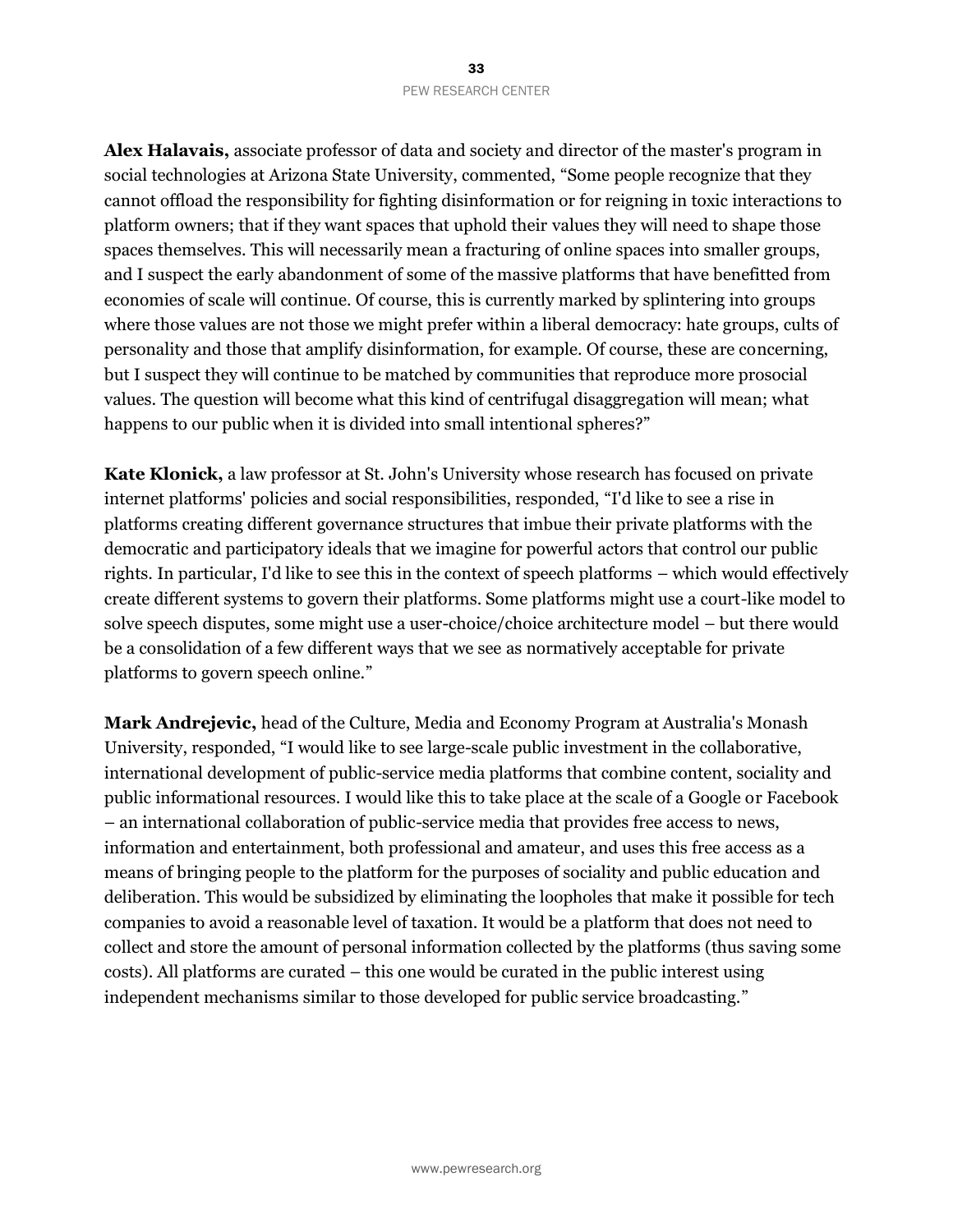**Alex Halavais,** associate professor of data and society and director of the master's program in social technologies at Arizona State University, commented, "Some people recognize that they cannot offload the responsibility for fighting disinformation or for reigning in toxic interactions to platform owners; that if they want spaces that uphold their values they will need to shape those spaces themselves. This will necessarily mean a fracturing of online spaces into smaller groups, and I suspect the early abandonment of some of the massive platforms that have benefitted from economies of scale will continue. Of course, this is currently marked by splintering into groups where those values are not those we might prefer within a liberal democracy: hate groups, cults of personality and those that amplify disinformation, for example. Of course, these are concerning, but I suspect they will continue to be matched by communities that reproduce more prosocial values. The question will become what this kind of centrifugal disaggregation will mean; what happens to our public when it is divided into small intentional spheres?"

**Kate Klonick,** a law professor at St. John's University whose research has focused on private internet platforms' policies and social responsibilities, responded, "I'd like to see a rise in platforms creating different governance structures that imbue their private platforms with the democratic and participatory ideals that we imagine for powerful actors that control our public rights. In particular, I'd like to see this in the context of speech platforms – which would effectively create different systems to govern their platforms. Some platforms might use a court-like model to solve speech disputes, some might use a user-choice/choice architecture model – but there would be a consolidation of a few different ways that we see as normatively acceptable for private platforms to govern speech online."

**Mark Andrejevic,** head of the Culture, Media and Economy Program at Australia's Monash University, responded, "I would like to see large-scale public investment in the collaborative, international development of public-service media platforms that combine content, sociality and public informational resources. I would like this to take place at the scale of a Google or Facebook – an international collaboration of public-service media that provides free access to news, information and entertainment, both professional and amateur, and uses this free access as a means of bringing people to the platform for the purposes of sociality and public education and deliberation. This would be subsidized by eliminating the loopholes that make it possible for tech companies to avoid a reasonable level of taxation. It would be a platform that does not need to collect and store the amount of personal information collected by the platforms (thus saving some costs). All platforms are curated – this one would be curated in the public interest using independent mechanisms similar to those developed for public service broadcasting."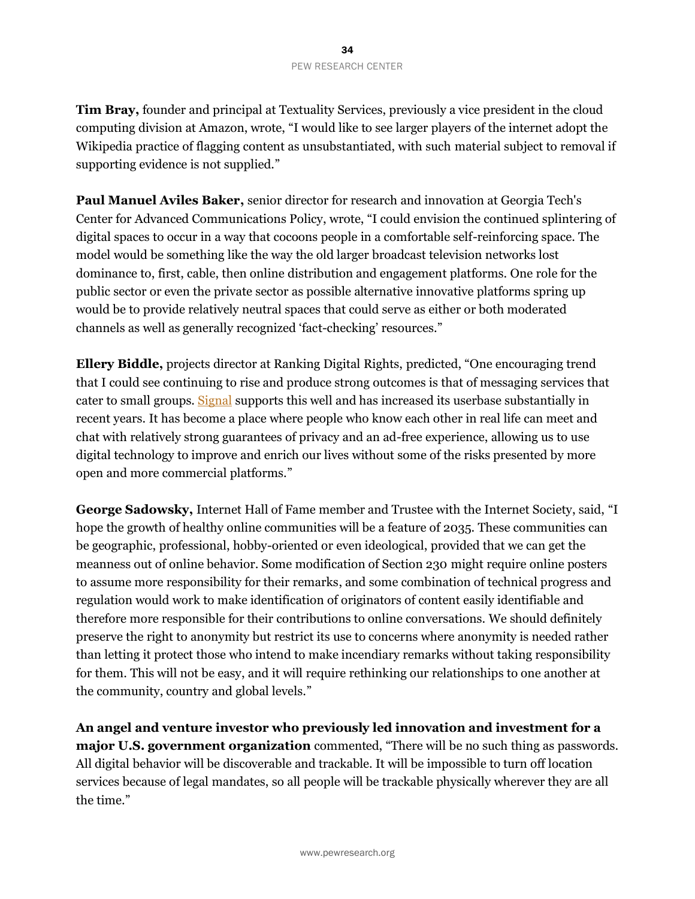**Tim Bray,** founder and principal at Textuality Services, previously a vice president in the cloud computing division at Amazon, wrote, "I would like to see larger players of the internet adopt the Wikipedia practice of flagging content as unsubstantiated, with such material subject to removal if supporting evidence is not supplied."

**Paul Manuel Aviles Baker,** senior director for research and innovation at Georgia Tech's Center for Advanced Communications Policy, wrote, "I could envision the continued splintering of digital spaces to occur in a way that cocoons people in a comfortable self-reinforcing space. The model would be something like the way the old larger broadcast television networks lost dominance to, first, cable, then online distribution and engagement platforms. One role for the public sector or even the private sector as possible alternative innovative platforms spring up would be to provide relatively neutral spaces that could serve as either or both moderated channels as well as generally recognized 'fact-checking' resources."

**Ellery Biddle,** projects director at Ranking Digital Rights, predicted, "One encouraging trend that I could see continuing to rise and produce strong outcomes is that of messaging services that cater to small groups. Signal supports this well and has increased its userbase substantially in recent years. It has become a place where people who know each other in real life can meet and chat with relatively strong guarantees of privacy and an ad-free experience, allowing us to use digital technology to improve and enrich our lives without some of the risks presented by more open and more commercial platforms."

**George Sadowsky,** Internet Hall of Fame member and Trustee with the Internet Society, said, "I hope the growth of healthy online communities will be a feature of 2035. These communities can be geographic, professional, hobby-oriented or even ideological, provided that we can get the meanness out of online behavior. Some modification of Section 230 might require online posters to assume more responsibility for their remarks, and some combination of technical progress and regulation would work to make identification of originators of content easily identifiable and therefore more responsible for their contributions to online conversations. We should definitely preserve the right to anonymity but restrict its use to concerns where anonymity is needed rather than letting it protect those who intend to make incendiary remarks without taking responsibility for them. This will not be easy, and it will require rethinking our relationships to one another at the community, country and global levels."

**An angel and venture investor who previously led innovation and investment for a major U.S. government organization** commented, "There will be no such thing as passwords. All digital behavior will be discoverable and trackable. It will be impossible to turn off location services because of legal mandates, so all people will be trackable physically wherever they are all the time."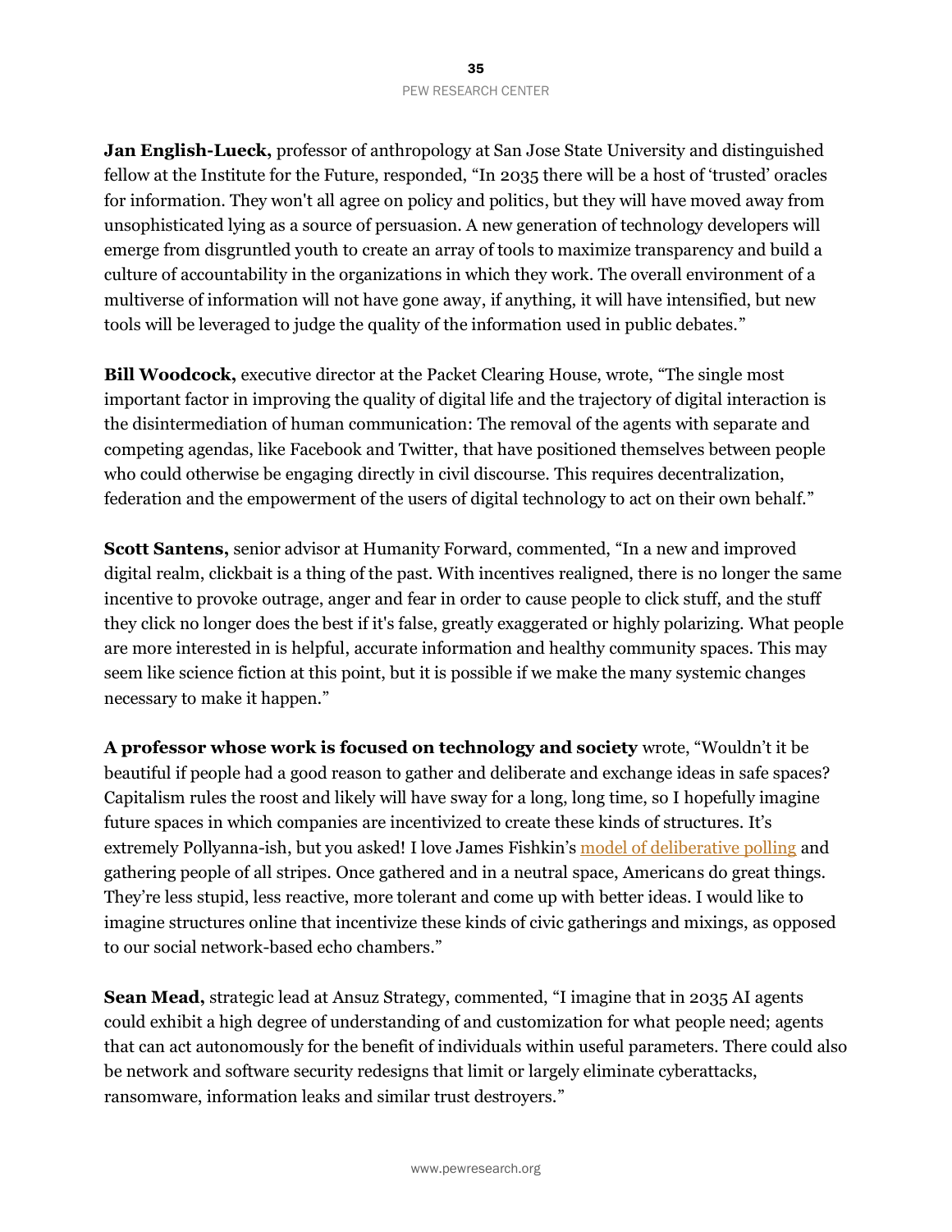**Jan English-Lueck,** professor of anthropology at San Jose State University and distinguished fellow at the Institute for the Future, responded, "In 2035 there will be a host of 'trusted' oracles for information. They won't all agree on policy and politics, but they will have moved away from unsophisticated lying as a source of persuasion. A new generation of technology developers will emerge from disgruntled youth to create an array of tools to maximize transparency and build a culture of accountability in the organizations in which they work. The overall environment of a multiverse of information will not have gone away, if anything, it will have intensified, but new tools will be leveraged to judge the quality of the information used in public debates."

**Bill Woodcock,** executive director at the Packet Clearing House, wrote, "The single most important factor in improving the quality of digital life and the trajectory of digital interaction is the disintermediation of human communication: The removal of the agents with separate and competing agendas, like Facebook and Twitter, that have positioned themselves between people who could otherwise be engaging directly in civil discourse. This requires decentralization, federation and the empowerment of the users of digital technology to act on their own behalf."

**Scott Santens,** senior advisor at Humanity Forward, commented, "In a new and improved digital realm, clickbait is a thing of the past. With incentives realigned, there is no longer the same incentive to provoke outrage, anger and fear in order to cause people to click stuff, and the stuff they click no longer does the best if it's false, greatly exaggerated or highly polarizing. What people are more interested in is helpful, accurate information and healthy community spaces. This may seem like science fiction at this point, but it is possible if we make the many systemic changes necessary to make it happen."

**A professor whose work is focused on technology and society** wrote, "Wouldn't it be beautiful if people had a good reason to gather and deliberate and exchange ideas in safe spaces? Capitalism rules the roost and likely will have sway for a long, long time, so I hopefully imagine future spaces in which companies are incentivized to create these kinds of structures. It's extremely Pollyanna-ish, but you asked! I love James Fishkin's model of deliberative polling and gathering people of all stripes. Once gathered and in a neutral space, Americans do great things. They're less stupid, less reactive, more tolerant and come up with better ideas. I would like to imagine structures online that incentivize these kinds of civic gatherings and mixings, as opposed to our social network-based echo chambers."

**Sean Mead,** strategic lead at Ansuz Strategy, commented, "I imagine that in 2035 AI agents could exhibit a high degree of understanding of and customization for what people need; agents that can act autonomously for the benefit of individuals within useful parameters. There could also be network and software security redesigns that limit or largely eliminate cyberattacks, ransomware, information leaks and similar trust destroyers."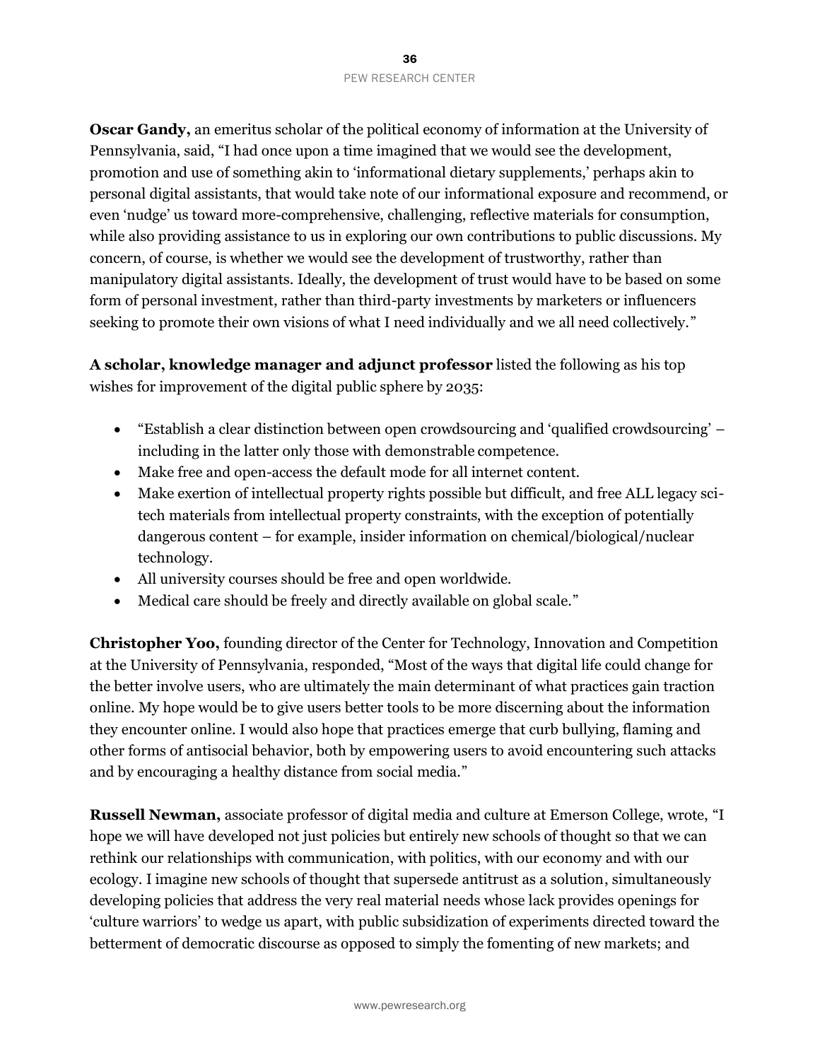**Oscar Gandy,** an emeritus scholar of the political economy of information at the University of Pennsylvania, said, "I had once upon a time imagined that we would see the development, promotion and use of something akin to 'informational dietary supplements,' perhaps akin to personal digital assistants, that would take note of our informational exposure and recommend, or even 'nudge' us toward more-comprehensive, challenging, reflective materials for consumption, while also providing assistance to us in exploring our own contributions to public discussions. My concern, of course, is whether we would see the development of trustworthy, rather than manipulatory digital assistants. Ideally, the development of trust would have to be based on some form of personal investment, rather than third-party investments by marketers or influencers seeking to promote their own visions of what I need individually and we all need collectively."

**A scholar, knowledge manager and adjunct professor** listed the following as his top wishes for improvement of the digital public sphere by 2035:

- "Establish a clear distinction between open crowdsourcing and 'qualified crowdsourcing' – including in the latter only those with demonstrable competence.
- Make free and open-access the default mode for all internet content.
- Make exertion of intellectual property rights possible but difficult, and free ALL legacy sci-tech materials from intellectual property constraints, with the exception of potentially dangerous content – for example, insider information on chemical/biological/nuclear technology.
- All university courses should be free and open worldwide.
- Medical care should be freely and directly available on global scale."

**Christopher Yoo,** founding director of the Center for Technology, Innovation and Competition at the University of Pennsylvania, responded, "Most of the ways that digital life could change for the better involve users, who are ultimately the main determinant of what practices gain traction online. My hope would be to give users better tools to be more discerning about the information they encounter online. I would also hope that practices emerge that curb bullying, flaming and other forms of antisocial behavior, both by empowering users to avoid encountering such attacks and by encouraging a healthy distance from social media."

**Russell Newman,** associate professor of digital media and culture at Emerson College, wrote, "I hope we will have developed not just policies but entirely new schools of thought so that we can rethink our relationships with communication, with politics, with our economy and with our ecology. I imagine new schools of thought that supersede antitrust as a solution, simultaneously developing policies that address the very real material needs whose lack provides openings for 'culture warriors' to wedge us apart, with public subsidization of experiments directed toward the betterment of democratic discourse as opposed to simply the fomenting of new markets; and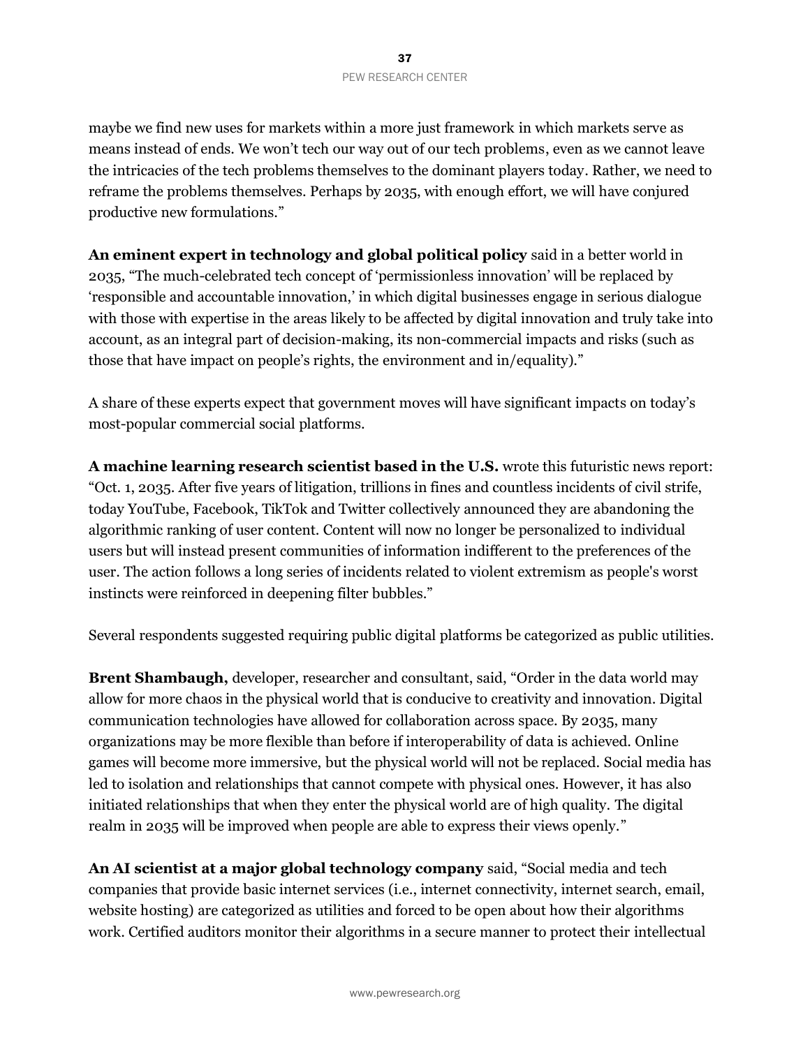maybe we find new uses for markets within a more just framework in which markets serve as means instead of ends. We won't tech our way out of our tech problems, even as we cannot leave the intricacies of the tech problems themselves to the dominant players today. Rather, we need to reframe the problems themselves. Perhaps by 2035, with enough effort, we will have conjured productive new formulations."

**An eminent expert in technology and global political policy** said in a better world in 2035, "The much-celebrated tech concept of 'permissionless innovation' will be replaced by 'responsible and accountable innovation,' in which digital businesses engage in serious dialogue with those with expertise in the areas likely to be affected by digital innovation and truly take into account, as an integral part of decision-making, its non-commercial impacts and risks (such as those that have impact on people's rights, the environment and in/equality)."

A share of these experts expect that government moves will have significant impacts on today's most-popular commercial social platforms.

**A machine learning research scientist based in the U.S.** wrote this futuristic news report: "Oct. 1, 2035. After five years of litigation, trillions in fines and countless incidents of civil strife, today YouTube, Facebook, TikTok and Twitter collectively announced they are abandoning the algorithmic ranking of user content. Content will now no longer be personalized to individual users but will instead present communities of information indifferent to the preferences of the user. The action follows a long series of incidents related to violent extremism as people's worst instincts were reinforced in deepening filter bubbles."

Several respondents suggested requiring public digital platforms be categorized as public utilities.

**Brent Shambaugh,** developer, researcher and consultant, said, "Order in the data world may allow for more chaos in the physical world that is conducive to creativity and innovation. Digital communication technologies have allowed for collaboration across space. By 2035, many organizations may be more flexible than before if interoperability of data is achieved. Online games will become more immersive, but the physical world will not be replaced. Social media has led to isolation and relationships that cannot compete with physical ones. However, it has also initiated relationships that when they enter the physical world are of high quality. The digital realm in 2035 will be improved when people are able to express their views openly."

**An AI scientist at a major global technology company** said, "Social media and tech companies that provide basic internet services (i.e., internet connectivity, internet search, email, website hosting) are categorized as utilities and forced to be open about how their algorithms work. Certified auditors monitor their algorithms in a secure manner to protect their intellectual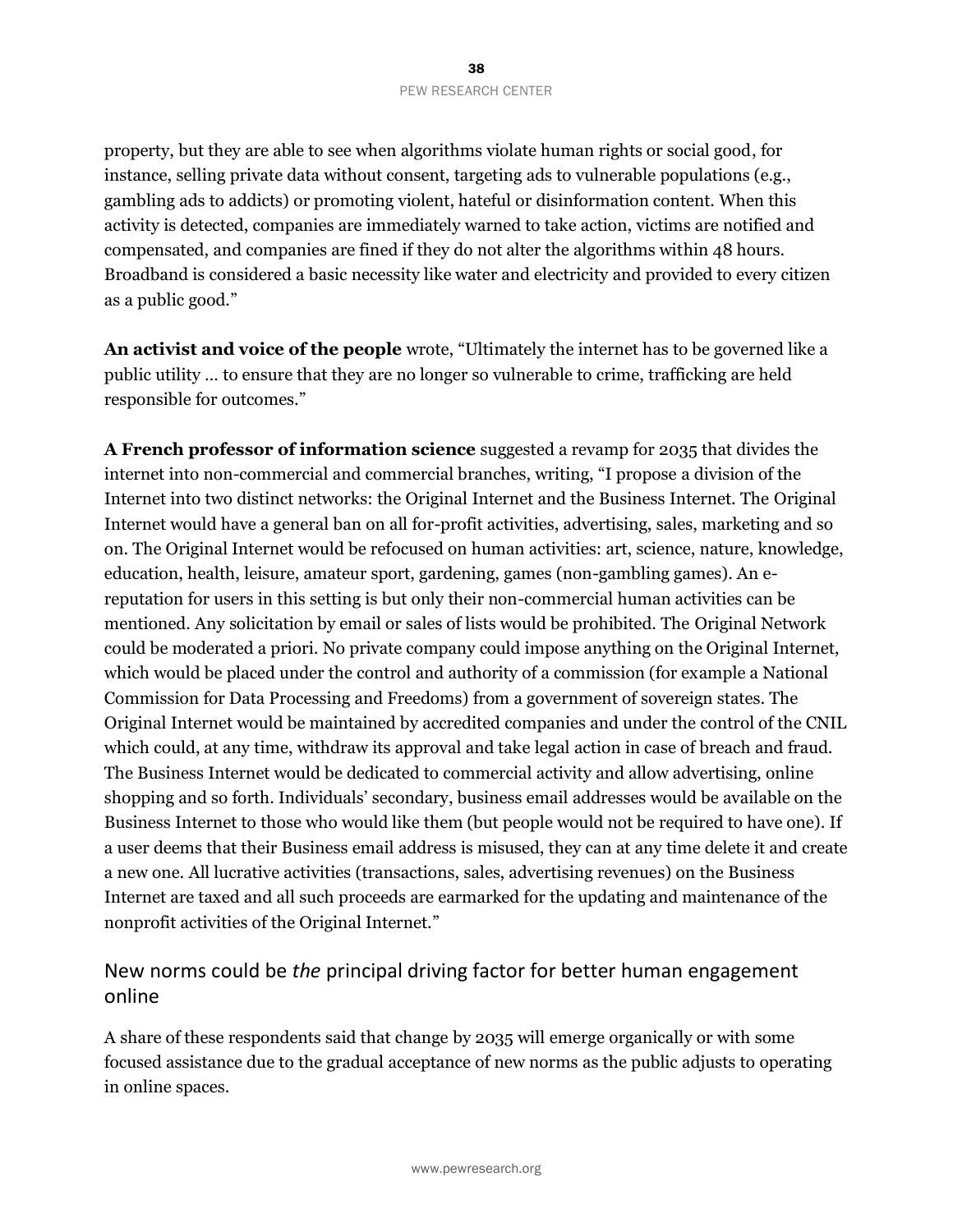property, but they are able to see when algorithms violate human rights or social good, for instance, selling private data without consent, targeting ads to vulnerable populations (e.g., gambling ads to addicts) or promoting violent, hateful or disinformation content. When this activity is detected, companies are immediately warned to take action, victims are notified and compensated, and companies are fined if they do not alter the algorithms within 48 hours. Broadband is considered a basic necessity like water and electricity and provided to every citizen as a public good."

**An activist and voice of the people** wrote, "Ultimately the internet has to be governed like a public utility … to ensure that they are no longer so vulnerable to crime, trafficking are held responsible for outcomes."

**A French professor of information science** suggested a revamp for 2035 that divides the internet into non-commercial and commercial branches, writing, "I propose a division of the Internet into two distinct networks: the Original Internet and the Business Internet. The Original Internet would have a general ban on all for-profit activities, advertising, sales, marketing and so on. The Original Internet would be refocused on human activities: art, science, nature, knowledge, education, health, leisure, amateur sport, gardening, games (non-gambling games). An e-reputation for users in this setting is but only their non-commercial human activities can be mentioned. Any solicitation by email or sales of lists would be prohibited. The Original Network could be moderated a priori. No private company could impose anything on the Original Internet, which would be placed under the control and authority of a commission (for example a National Commission for Data Processing and Freedoms) from a government of sovereign states. The Original Internet would be maintained by accredited companies and under the control of the CNIL which could, at any time, withdraw its approval and take legal action in case of breach and fraud. The Business Internet would be dedicated to commercial activity and allow advertising, online shopping and so forth. Individuals' secondary, business email addresses would be available on the Business Internet to those who would like them (but people would not be required to have one). If a user deems that their Business email address is misused, they can at any time delete it and create a new one. All lucrative activities (transactions, sales, advertising revenues) on the Business Internet are taxed and all such proceeds are earmarked for the updating and maintenance of the nonprofit activities of the Original Internet."

## New norms could be *the* principal driving factor for better human engagement online

A share of these respondents said that change by 2035 will emerge organically or with some focused assistance due to the gradual acceptance of new norms as the public adjusts to operating in online spaces.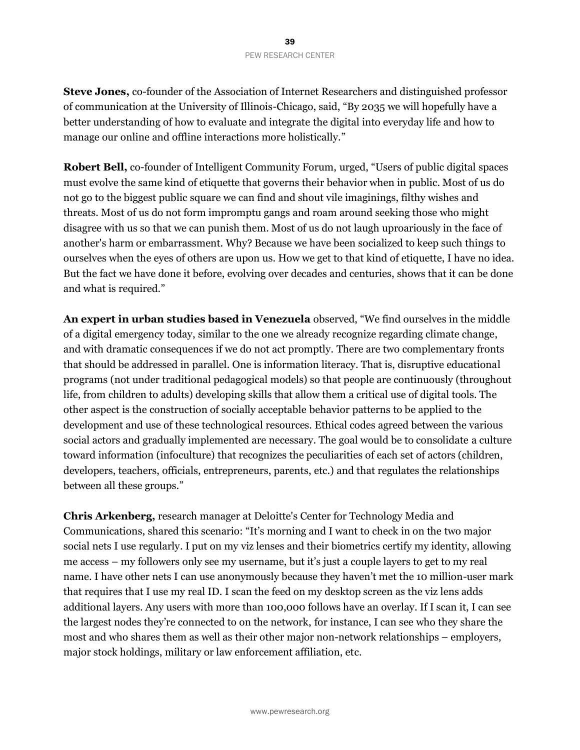**Steve Jones,** co-founder of the Association of Internet Researchers and distinguished professor of communication at the University of Illinois-Chicago, said, "By 2035 we will hopefully have a better understanding of how to evaluate and integrate the digital into everyday life and how to manage our online and offline interactions more holistically."

**Robert Bell,** co-founder of Intelligent Community Forum, urged, "Users of public digital spaces must evolve the same kind of etiquette that governs their behavior when in public. Most of us do not go to the biggest public square we can find and shout vile imaginings, filthy wishes and threats. Most of us do not form impromptu gangs and roam around seeking those who might disagree with us so that we can punish them. Most of us do not laugh uproariously in the face of another's harm or embarrassment. Why? Because we have been socialized to keep such things to ourselves when the eyes of others are upon us. How we get to that kind of etiquette, I have no idea. But the fact we have done it before, evolving over decades and centuries, shows that it can be done and what is required."

**An expert in urban studies based in Venezuela** observed, "We find ourselves in the middle of a digital emergency today, similar to the one we already recognize regarding climate change, and with dramatic consequences if we do not act promptly. There are two complementary fronts that should be addressed in parallel. One is information literacy. That is, disruptive educational programs (not under traditional pedagogical models) so that people are continuously (throughout life, from children to adults) developing skills that allow them a critical use of digital tools. The other aspect is the construction of socially acceptable behavior patterns to be applied to the development and use of these technological resources. Ethical codes agreed between the various social actors and gradually implemented are necessary. The goal would be to consolidate a culture toward information (infoculture) that recognizes the peculiarities of each set of actors (children, developers, teachers, officials, entrepreneurs, parents, etc.) and that regulates the relationships between all these groups."

**Chris Arkenberg,** research manager at Deloitte's Center for Technology Media and Communications, shared this scenario: "It's morning and I want to check in on the two major social nets I use regularly. I put on my viz lenses and their biometrics certify my identity, allowing me access – my followers only see my username, but it's just a couple layers to get to my real name. I have other nets I can use anonymously because they haven't met the 10 million-user mark that requires that I use my real ID. I scan the feed on my desktop screen as the viz lens adds additional layers. Any users with more than 100,000 follows have an overlay. If I scan it, I can see the largest nodes they're connected to on the network, for instance, I can see who they share the most and who shares them as well as their other major non-network relationships – employers, major stock holdings, military or law enforcement affiliation, etc.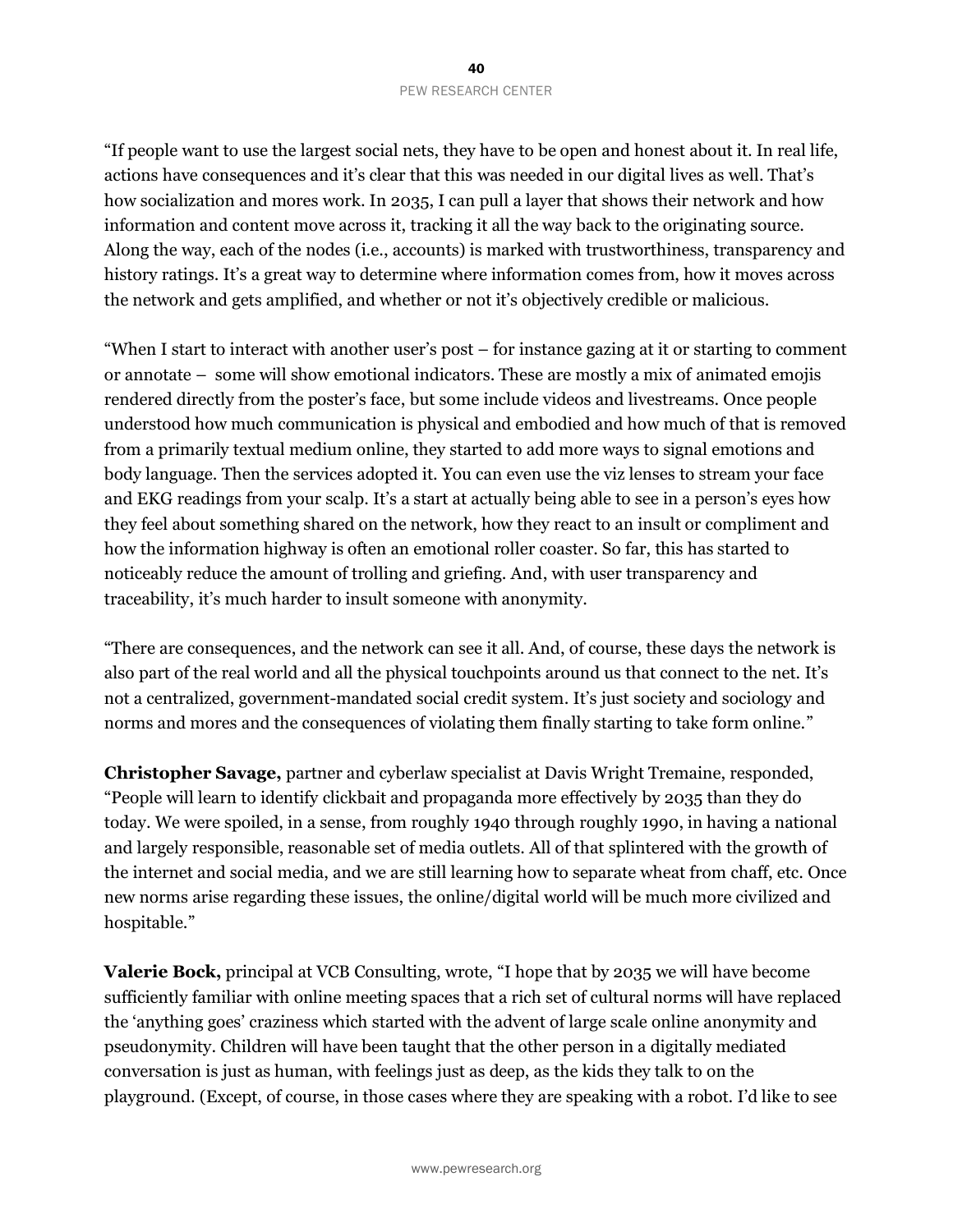"If people want to use the largest social nets, they have to be open and honest about it. In real life, actions have consequences and it's clear that this was needed in our digital lives as well. That's how socialization and mores work. In 2035, I can pull a layer that shows their network and how information and content move across it, tracking it all the way back to the originating source. Along the way, each of the nodes (i.e., accounts) is marked with trustworthiness, transparency and history ratings. It's a great way to determine where information comes from, how it moves across the network and gets amplified, and whether or not it's objectively credible or malicious.

"When I start to interact with another user's post – for instance gazing at it or starting to comment or annotate – some will show emotional indicators. These are mostly a mix of animated emojis rendered directly from the poster's face, but some include videos and livestreams. Once people understood how much communication is physical and embodied and how much of that is removed from a primarily textual medium online, they started to add more ways to signal emotions and body language. Then the services adopted it. You can even use the viz lenses to stream your face and EKG readings from your scalp. It's a start at actually being able to see in a person's eyes how they feel about something shared on the network, how they react to an insult or compliment and how the information highway is often an emotional roller coaster. So far, this has started to noticeably reduce the amount of trolling and griefing. And, with user transparency and traceability, it's much harder to insult someone with anonymity.

"There are consequences, and the network can see it all. And, of course, these days the network is also part of the real world and all the physical touchpoints around us that connect to the net. It's not a centralized, government-mandated social credit system. It's just society and sociology and norms and mores and the consequences of violating them finally starting to take form online."

**Christopher Savage,** partner and cyberlaw specialist at Davis Wright Tremaine, responded, "People will learn to identify clickbait and propaganda more effectively by 2035 than they do today. We were spoiled, in a sense, from roughly 1940 through roughly 1990, in having a national and largely responsible, reasonable set of media outlets. All of that splintered with the growth of the internet and social media, and we are still learning how to separate wheat from chaff, etc. Once new norms arise regarding these issues, the online/digital world will be much more civilized and hospitable."

**Valerie Bock,** principal at VCB Consulting, wrote, "I hope that by 2035 we will have become sufficiently familiar with online meeting spaces that a rich set of cultural norms will have replaced the 'anything goes' craziness which started with the advent of large scale online anonymity and pseudonymity. Children will have been taught that the other person in a digitally mediated conversation is just as human, with feelings just as deep, as the kids they talk to on the playground. (Except, of course, in those cases where they are speaking with a robot. I'd like to see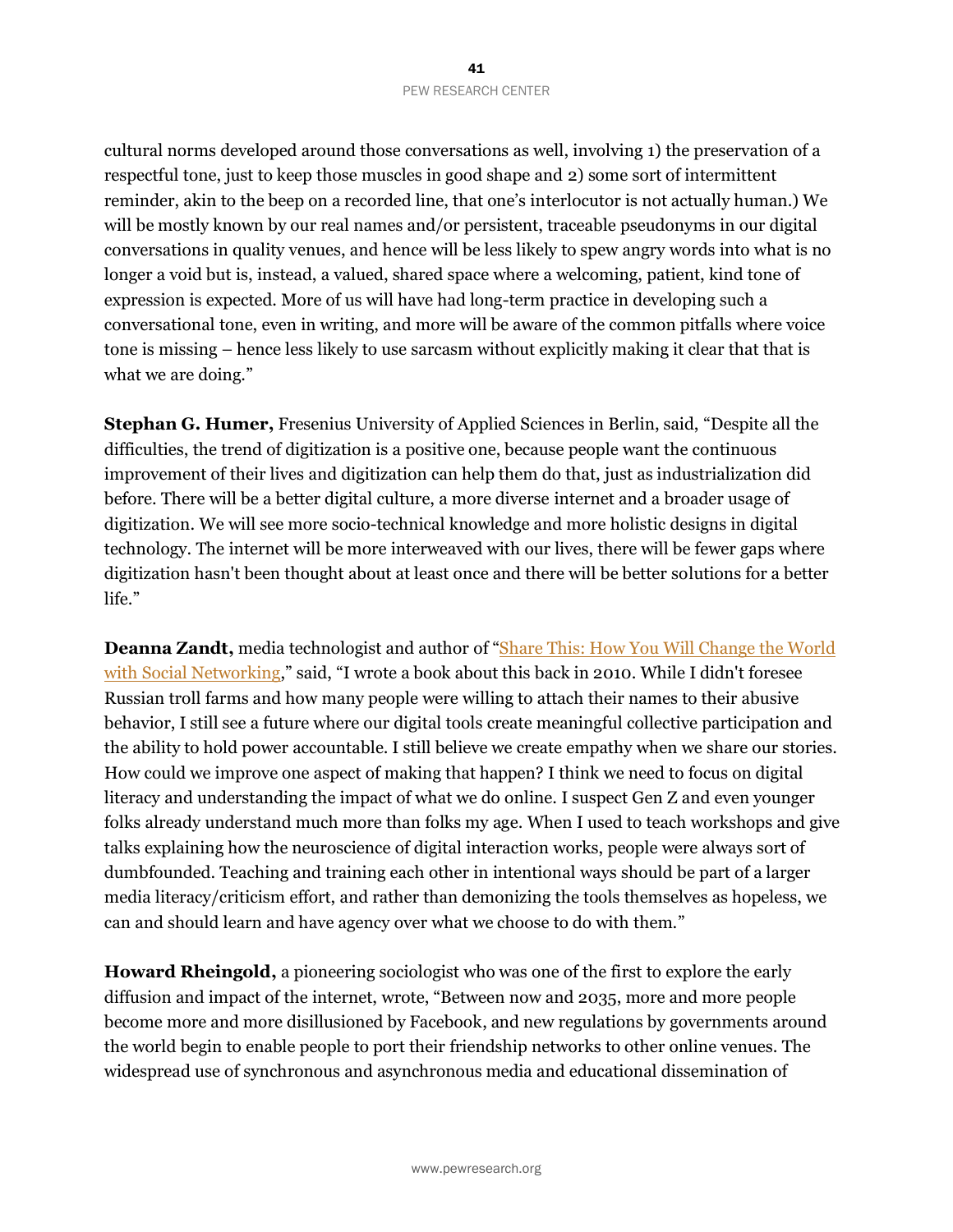cultural norms developed around those conversations as well, involving 1) the preservation of a respectful tone, just to keep those muscles in good shape and 2) some sort of intermittent reminder, akin to the beep on a recorded line, that one's interlocutor is not actually human.) We will be mostly known by our real names and/or persistent, traceable pseudonyms in our digital conversations in quality venues, and hence will be less likely to spew angry words into what is no longer a void but is, instead, a valued, shared space where a welcoming, patient, kind tone of expression is expected. More of us will have had long-term practice in developing such a conversational tone, even in writing, and more will be aware of the common pitfalls where voice tone is missing – hence less likely to use sarcasm without explicitly making it clear that that is what we are doing."

**Stephan G. Humer,** Fresenius University of Applied Sciences in Berlin, said, "Despite all the difficulties, the trend of digitization is a positive one, because people want the continuous improvement of their lives and digitization can help them do that, just as industrialization did before. There will be a better digital culture, a more diverse internet and a broader usage of digitization. We will see more socio-technical knowledge and more holistic designs in digital technology. The internet will be more interweaved with our lives, there will be fewer gaps where digitization hasn't been thought about at least once and there will be better solutions for a better life."

**Deanna Zandt,** media technologist and author of "Share This: How You Will Change the World with Social Networking," said, "I wrote a book about this back in 2010. While I didn't foresee Russian troll farms and how many people were willing to attach their names to their abusive behavior, I still see a future where our digital tools create meaningful collective participation and the ability to hold power accountable. I still believe we create empathy when we share our stories. How could we improve one aspect of making that happen? I think we need to focus on digital literacy and understanding the impact of what we do online. I suspect Gen Z and even younger folks already understand much more than folks my age. When I used to teach workshops and give talks explaining how the neuroscience of digital interaction works, people were always sort of dumbfounded. Teaching and training each other in intentional ways should be part of a larger media literacy/criticism effort, and rather than demonizing the tools themselves as hopeless, we can and should learn and have agency over what we choose to do with them."

**Howard Rheingold,** a pioneering sociologist who was one of the first to explore the early diffusion and impact of the internet, wrote, "Between now and 2035, more and more people become more and more disillusioned by Facebook, and new regulations by governments around the world begin to enable people to port their friendship networks to other online venues. The widespread use of synchronous and asynchronous media and educational dissemination of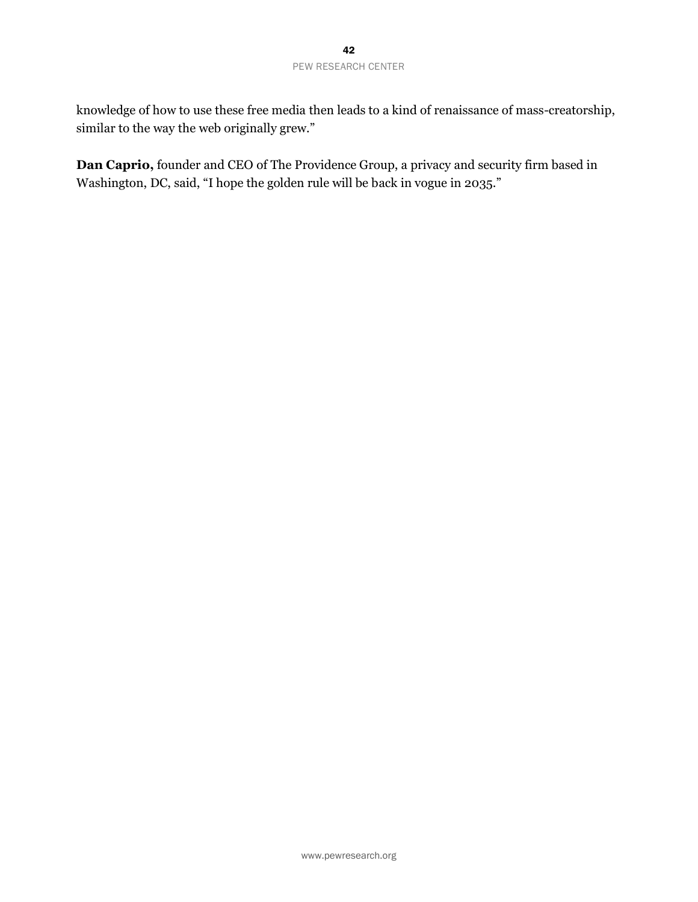knowledge of how to use these free media then leads to a kind of renaissance of mass-creatorship, similar to the way the web originally grew."

**Dan Caprio,** founder and CEO of The Providence Group, a privacy and security firm based in Washington, DC, said, "I hope the golden rule will be back in vogue in 2035."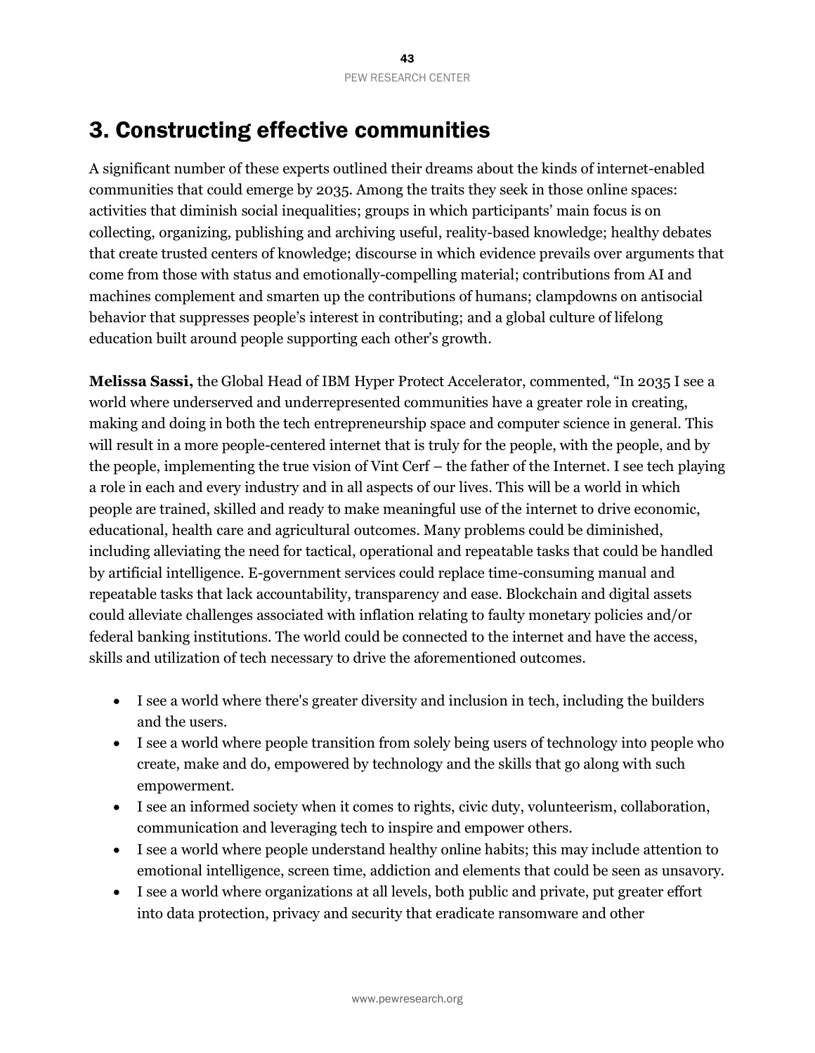# 3. Constructing effective communities

A significant number of these experts outlined their dreams about the kinds of internet-enabled communities that could emerge by 2035. Among the traits they seek in those online spaces: activities that diminish social inequalities; groups in which participants' main focus is on collecting, organizing, publishing and archiving useful, reality-based knowledge; healthy debates that create trusted centers of knowledge; discourse in which evidence prevails over arguments that come from those with status and emotionally-compelling material; contributions from AI and machines complement and smarten up the contributions of humans; clampdowns on antisocial behavior that suppresses people's interest in contributing; and a global culture of lifelong education built around people supporting each other's growth.

**Melissa Sassi,** the Global Head of IBM Hyper Protect Accelerator, commented, "In 2035 I see a world where underserved and underrepresented communities have a greater role in creating, making and doing in both the tech entrepreneurship space and computer science in general. This will result in a more people-centered internet that is truly for the people, with the people, and by the people, implementing the true vision of Vint Cerf – the father of the Internet. I see tech playing a role in each and every industry and in all aspects of our lives. This will be a world in which people are trained, skilled and ready to make meaningful use of the internet to drive economic, educational, health care and agricultural outcomes. Many problems could be diminished, including alleviating the need for tactical, operational and repeatable tasks that could be handled by artificial intelligence. E-government services could replace time-consuming manual and repeatable tasks that lack accountability, transparency and ease. Blockchain and digital assets could alleviate challenges associated with inflation relating to faulty monetary policies and/or federal banking institutions. The world could be connected to the internet and have the access, skills and utilization of tech necessary to drive the aforementioned outcomes.

- I see a world where there's greater diversity and inclusion in tech, including the builders and the users.
- I see a world where people transition from solely being users of technology into people who create, make and do, empowered by technology and the skills that go along with such empowerment.
- I see an informed society when it comes to rights, civic duty, volunteerism, collaboration, communication and leveraging tech to inspire and empower others.
- I see a world where people understand healthy online habits; this may include attention to emotional intelligence, screen time, addiction and elements that could be seen as unsavory.
- I see a world where organizations at all levels, both public and private, put greater effort into data protection, privacy and security that eradicate ransomware and other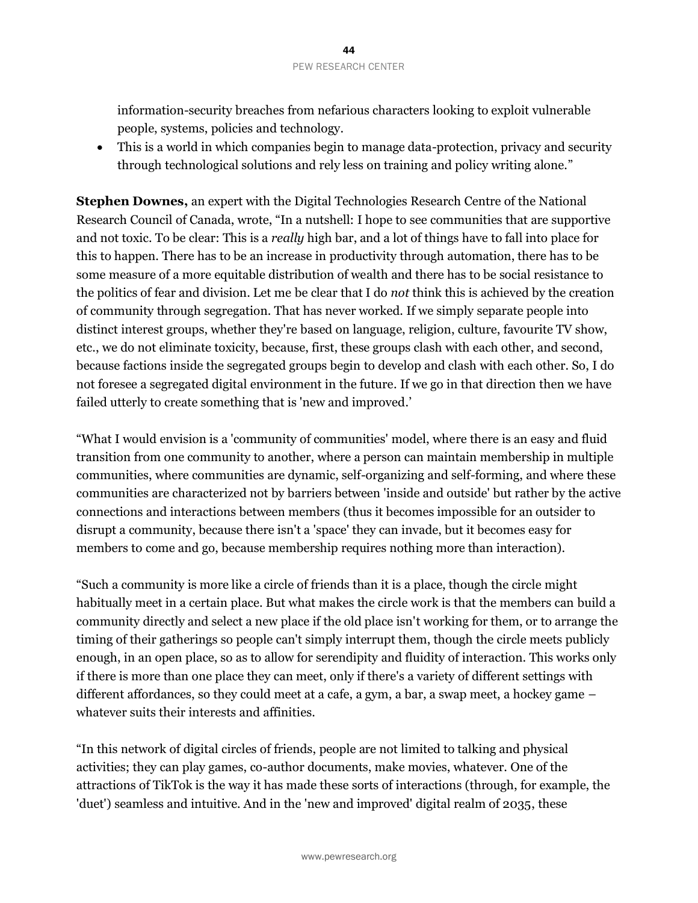information-security breaches from nefarious characters looking to exploit vulnerable people, systems, policies and technology.

- This is a world in which companies begin to manage data-protection, privacy and security through technological solutions and rely less on training and policy writing alone."

**Stephen Downes,** an expert with the Digital Technologies Research Centre of the National Research Council of Canada, wrote, "In a nutshell: I hope to see communities that are supportive and not toxic. To be clear: This is a *really* high bar, and a lot of things have to fall into place for this to happen. There has to be an increase in productivity through automation, there has to be some measure of a more equitable distribution of wealth and there has to be social resistance to the politics of fear and division. Let me be clear that I do *not* think this is achieved by the creation of community through segregation. That has never worked. If we simply separate people into distinct interest groups, whether they're based on language, religion, culture, favourite TV show, etc., we do not eliminate toxicity, because, first, these groups clash with each other, and second, because factions inside the segregated groups begin to develop and clash with each other. So, I do not foresee a segregated digital environment in the future. If we go in that direction then we have failed utterly to create something that is 'new and improved.'

"What I would envision is a 'community of communities' model, where there is an easy and fluid transition from one community to another, where a person can maintain membership in multiple communities, where communities are dynamic, self-organizing and self-forming, and where these communities are characterized not by barriers between 'inside and outside' but rather by the active connections and interactions between members (thus it becomes impossible for an outsider to disrupt a community, because there isn't a 'space' they can invade, but it becomes easy for members to come and go, because membership requires nothing more than interaction).

"Such a community is more like a circle of friends than it is a place, though the circle might habitually meet in a certain place. But what makes the circle work is that the members can build a community directly and select a new place if the old place isn't working for them, or to arrange the timing of their gatherings so people can't simply interrupt them, though the circle meets publicly enough, in an open place, so as to allow for serendipity and fluidity of interaction. This works only if there is more than one place they can meet, only if there's a variety of different settings with different affordances, so they could meet at a cafe, a gym, a bar, a swap meet, a hockey game – whatever suits their interests and affinities.

"In this network of digital circles of friends, people are not limited to talking and physical activities; they can play games, co-author documents, make movies, whatever. One of the attractions of TikTok is the way it has made these sorts of interactions (through, for example, the 'duet') seamless and intuitive. And in the 'new and improved' digital realm of 2035, these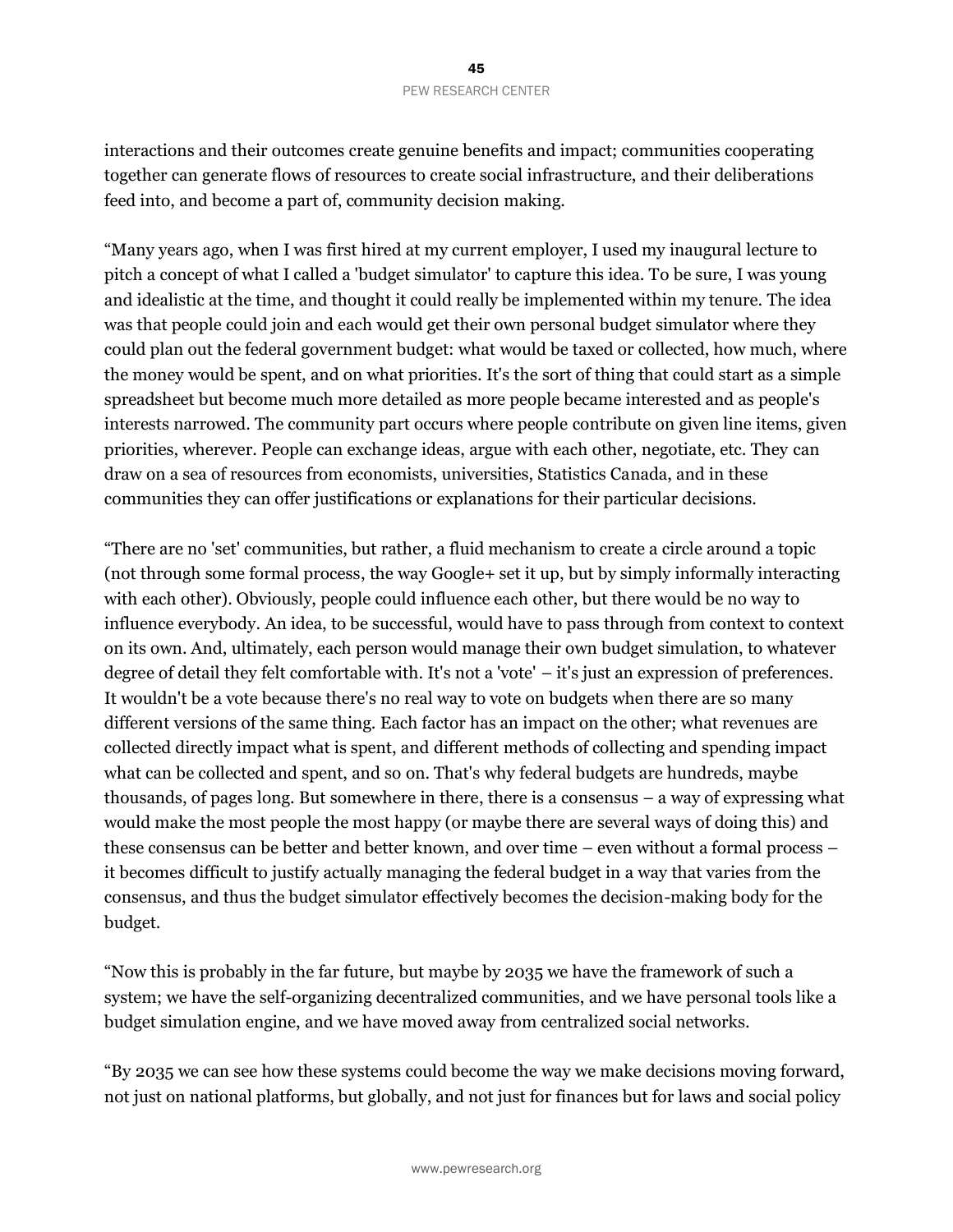interactions and their outcomes create genuine benefits and impact; communities cooperating together can generate flows of resources to create social infrastructure, and their deliberations feed into, and become a part of, community decision making.

"Many years ago, when I was first hired at my current employer, I used my inaugural lecture to pitch a concept of what I called a 'budget simulator' to capture this idea. To be sure, I was young and idealistic at the time, and thought it could really be implemented within my tenure. The idea was that people could join and each would get their own personal budget simulator where they could plan out the federal government budget: what would be taxed or collected, how much, where the money would be spent, and on what priorities. It's the sort of thing that could start as a simple spreadsheet but become much more detailed as more people became interested and as people's interests narrowed. The community part occurs where people contribute on given line items, given priorities, wherever. People can exchange ideas, argue with each other, negotiate, etc. They can draw on a sea of resources from economists, universities, Statistics Canada, and in these communities they can offer justifications or explanations for their particular decisions.

"There are no 'set' communities, but rather, a fluid mechanism to create a circle around a topic (not through some formal process, the way Google+ set it up, but by simply informally interacting with each other). Obviously, people could influence each other, but there would be no way to influence everybody. An idea, to be successful, would have to pass through from context to context on its own. And, ultimately, each person would manage their own budget simulation, to whatever degree of detail they felt comfortable with. It's not a 'vote' – it's just an expression of preferences. It wouldn't be a vote because there's no real way to vote on budgets when there are so many different versions of the same thing. Each factor has an impact on the other; what revenues are collected directly impact what is spent, and different methods of collecting and spending impact what can be collected and spent, and so on. That's why federal budgets are hundreds, maybe thousands, of pages long. But somewhere in there, there is a consensus – a way of expressing what would make the most people the most happy (or maybe there are several ways of doing this) and these consensus can be better and better known, and over time – even without a formal process – it becomes difficult to justify actually managing the federal budget in a way that varies from the consensus, and thus the budget simulator effectively becomes the decision-making body for the budget.

"Now this is probably in the far future, but maybe by 2035 we have the framework of such a system; we have the self-organizing decentralized communities, and we have personal tools like a budget simulation engine, and we have moved away from centralized social networks.

"By 2035 we can see how these systems could become the way we make decisions moving forward, not just on national platforms, but globally, and not just for finances but for laws and social policy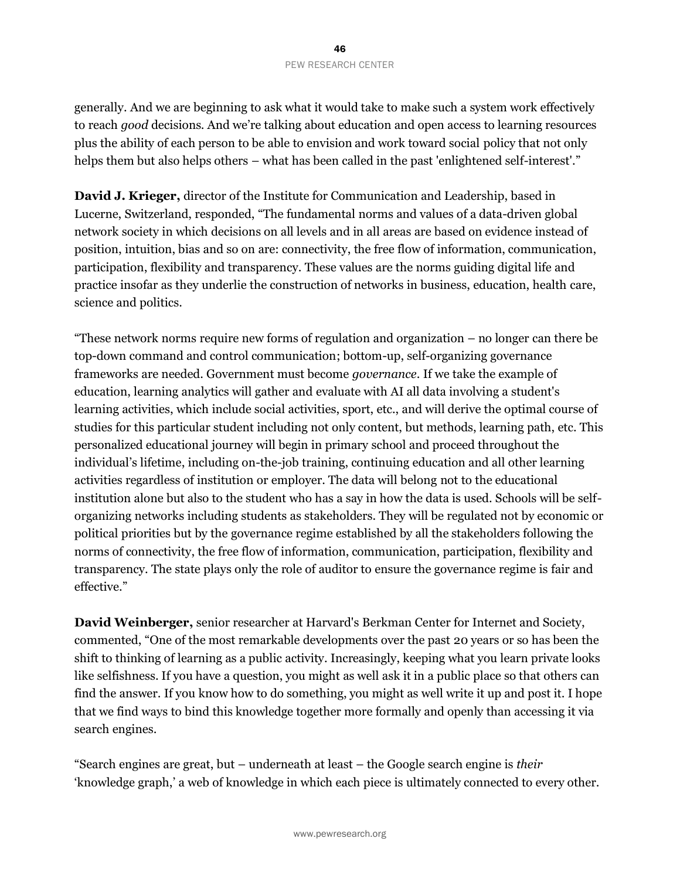generally. And we are beginning to ask what it would take to make such a system work effectively to reach *good* decisions. And we're talking about education and open access to learning resources plus the ability of each person to be able to envision and work toward social policy that not only helps them but also helps others – what has been called in the past 'enlightened self-interest'."

**David J. Krieger,** director of the Institute for Communication and Leadership, based in Lucerne, Switzerland, responded, "The fundamental norms and values of a data-driven global network society in which decisions on all levels and in all areas are based on evidence instead of position, intuition, bias and so on are: connectivity, the free flow of information, communication, participation, flexibility and transparency. These values are the norms guiding digital life and practice insofar as they underlie the construction of networks in business, education, health care, science and politics.

"These network norms require new forms of regulation and organization – no longer can there be top-down command and control communication; bottom-up, self-organizing governance frameworks are needed. Government must become *governance*. If we take the example of education, learning analytics will gather and evaluate with AI all data involving a student's learning activities, which include social activities, sport, etc., and will derive the optimal course of studies for this particular student including not only content, but methods, learning path, etc. This personalized educational journey will begin in primary school and proceed throughout the individual's lifetime, including on-the-job training, continuing education and all other learning activities regardless of institution or employer. The data will belong not to the educational institution alone but also to the student who has a say in how the data is used. Schools will be self-organizing networks including students as stakeholders. They will be regulated not by economic or political priorities but by the governance regime established by all the stakeholders following the norms of connectivity, the free flow of information, communication, participation, flexibility and transparency. The state plays only the role of auditor to ensure the governance regime is fair and effective."

**David Weinberger,** senior researcher at Harvard's Berkman Center for Internet and Society, commented, "One of the most remarkable developments over the past 20 years or so has been the shift to thinking of learning as a public activity. Increasingly, keeping what you learn private looks like selfishness. If you have a question, you might as well ask it in a public place so that others can find the answer. If you know how to do something, you might as well write it up and post it. I hope that we find ways to bind this knowledge together more formally and openly than accessing it via search engines.

"Search engines are great, but – underneath at least – the Google search engine is *their* 'knowledge graph,' a web of knowledge in which each piece is ultimately connected to every other.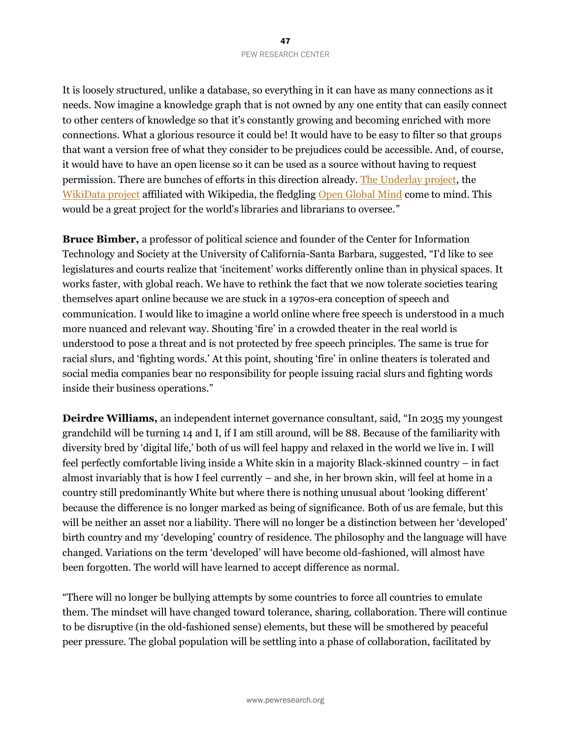It is loosely structured, unlike a database, so everything in it can have as many connections as it needs. Now imagine a knowledge graph that is not owned by any one entity that can easily connect to other centers of knowledge so that it's constantly growing and becoming enriched with more connections. What a glorious resource it could be! It would have to be easy to filter so that groups that want a version free of what they consider to be prejudices could be accessible. And, of course, it would have to have an open license so it can be used as a source without having to request permission. There are bunches of efforts in this direction already. The Underlay project, the WikiData project affiliated with Wikipedia, the fledgling Open Global Mind come to mind. This would be a great project for the world's libraries and librarians to oversee."

**Bruce Bimber,** a professor of political science and founder of the Center for Information Technology and Society at the University of California-Santa Barbara, suggested, "I'd like to see legislatures and courts realize that 'incitement' works differently online than in physical spaces. It works faster, with global reach. We have to rethink the fact that we now tolerate societies tearing themselves apart online because we are stuck in a 1970s-era conception of speech and communication. I would like to imagine a world online where free speech is understood in a much more nuanced and relevant way. Shouting 'fire' in a crowded theater in the real world is understood to pose a threat and is not protected by free speech principles. The same is true for racial slurs, and 'fighting words.' At this point, shouting 'fire' in online theaters is tolerated and social media companies bear no responsibility for people issuing racial slurs and fighting words inside their business operations."

**Deirdre Williams,** an independent internet governance consultant, said, "In 2035 my youngest grandchild will be turning 14 and I, if I am still around, will be 88. Because of the familiarity with diversity bred by 'digital life,' both of us will feel happy and relaxed in the world we live in. I will feel perfectly comfortable living inside a White skin in a majority Black-skinned country – in fact almost invariably that is how I feel currently – and she, in her brown skin, will feel at home in a country still predominantly White but where there is nothing unusual about 'looking different' because the difference is no longer marked as being of significance. Both of us are female, but this will be neither an asset nor a liability. There will no longer be a distinction between her 'developed' birth country and my 'developing' country of residence. The philosophy and the language will have changed. Variations on the term 'developed' will have become old-fashioned, will almost have been forgotten. The world will have learned to accept difference as normal.

"There will no longer be bullying attempts by some countries to force all countries to emulate them. The mindset will have changed toward tolerance, sharing, collaboration. There will continue to be disruptive (in the old-fashioned sense) elements, but these will be smothered by peaceful peer pressure. The global population will be settling into a phase of collaboration, facilitated by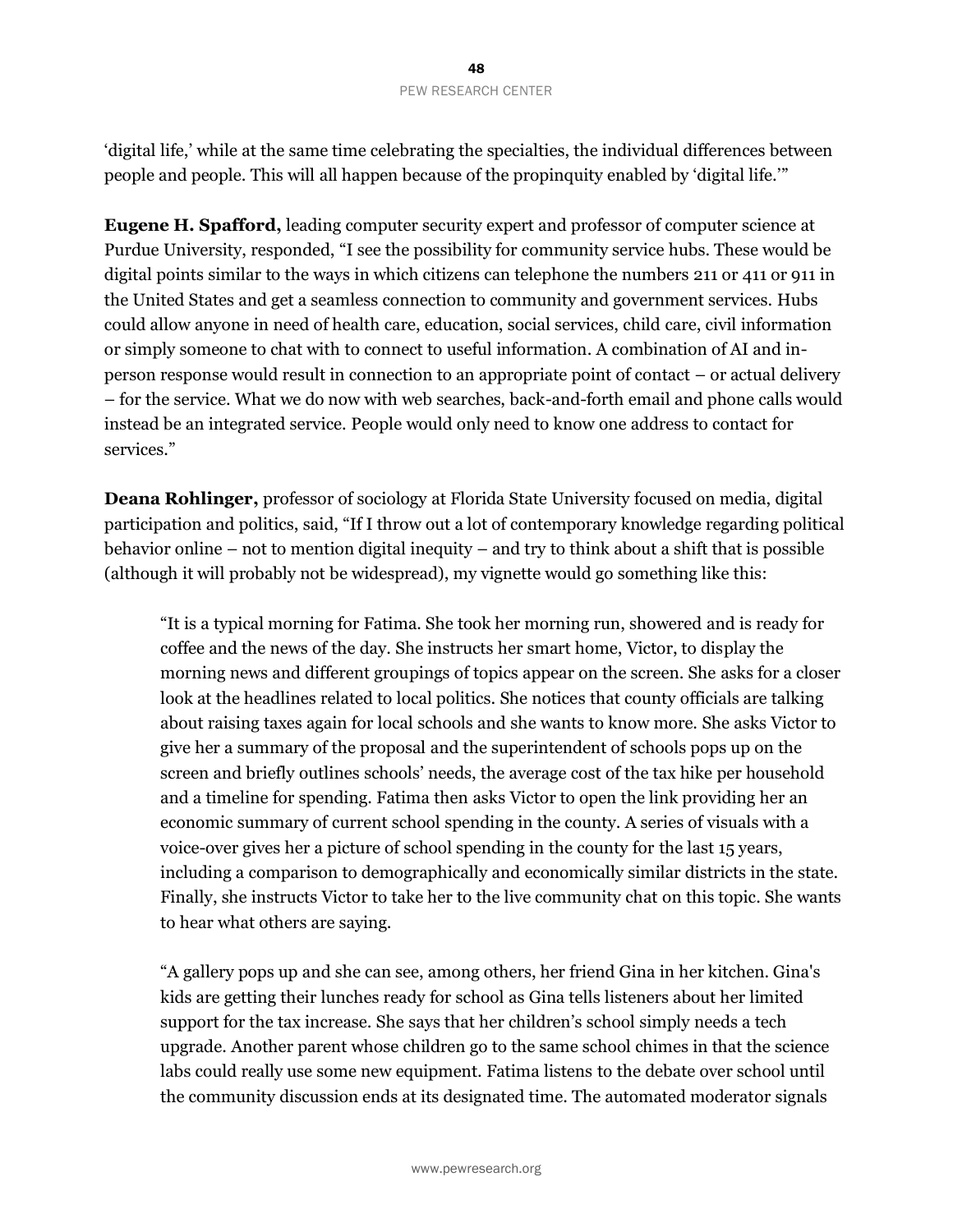'digital life,' while at the same time celebrating the specialties, the individual differences between people and people. This will all happen because of the propinquity enabled by 'digital life.'"

**Eugene H. Spafford,** leading computer security expert and professor of computer science at Purdue University, responded, "I see the possibility for community service hubs. These would be digital points similar to the ways in which citizens can telephone the numbers 211 or 411 or 911 in the United States and get a seamless connection to community and government services. Hubs could allow anyone in need of health care, education, social services, child care, civil information or simply someone to chat with to connect to useful information. A combination of AI and in-person response would result in connection to an appropriate point of contact – or actual delivery – for the service. What we do now with web searches, back-and-forth email and phone calls would instead be an integrated service. People would only need to know one address to contact for services."

**Deana Rohlinger,** professor of sociology at Florida State University focused on media, digital participation and politics, said, "If I throw out a lot of contemporary knowledge regarding political behavior online – not to mention digital inequity – and try to think about a shift that is possible (although it will probably not be widespread), my vignette would go something like this:

> "It is a typical morning for Fatima. She took her morning run, showered and is ready for coffee and the news of the day. She instructs her smart home, Victor, to display the morning news and different groupings of topics appear on the screen. She asks for a closer look at the headlines related to local politics. She notices that county officials are talking about raising taxes again for local schools and she wants to know more. She asks Victor to give her a summary of the proposal and the superintendent of schools pops up on the screen and briefly outlines schools' needs, the average cost of the tax hike per household and a timeline for spending. Fatima then asks Victor to open the link providing her an economic summary of current school spending in the county. A series of visuals with a voice-over gives her a picture of school spending in the county for the last 15 years, including a comparison to demographically and economically similar districts in the state. Finally, she instructs Victor to take her to the live community chat on this topic. She wants to hear what others are saying.
>
> "A gallery pops up and she can see, among others, her friend Gina in her kitchen. Gina's kids are getting their lunches ready for school as Gina tells listeners about her limited support for the tax increase. She says that her children's school simply needs a tech upgrade. Another parent whose children go to the same school chimes in that the science labs could really use some new equipment. Fatima listens to the debate over school until the community discussion ends at its designated time. The automated moderator signals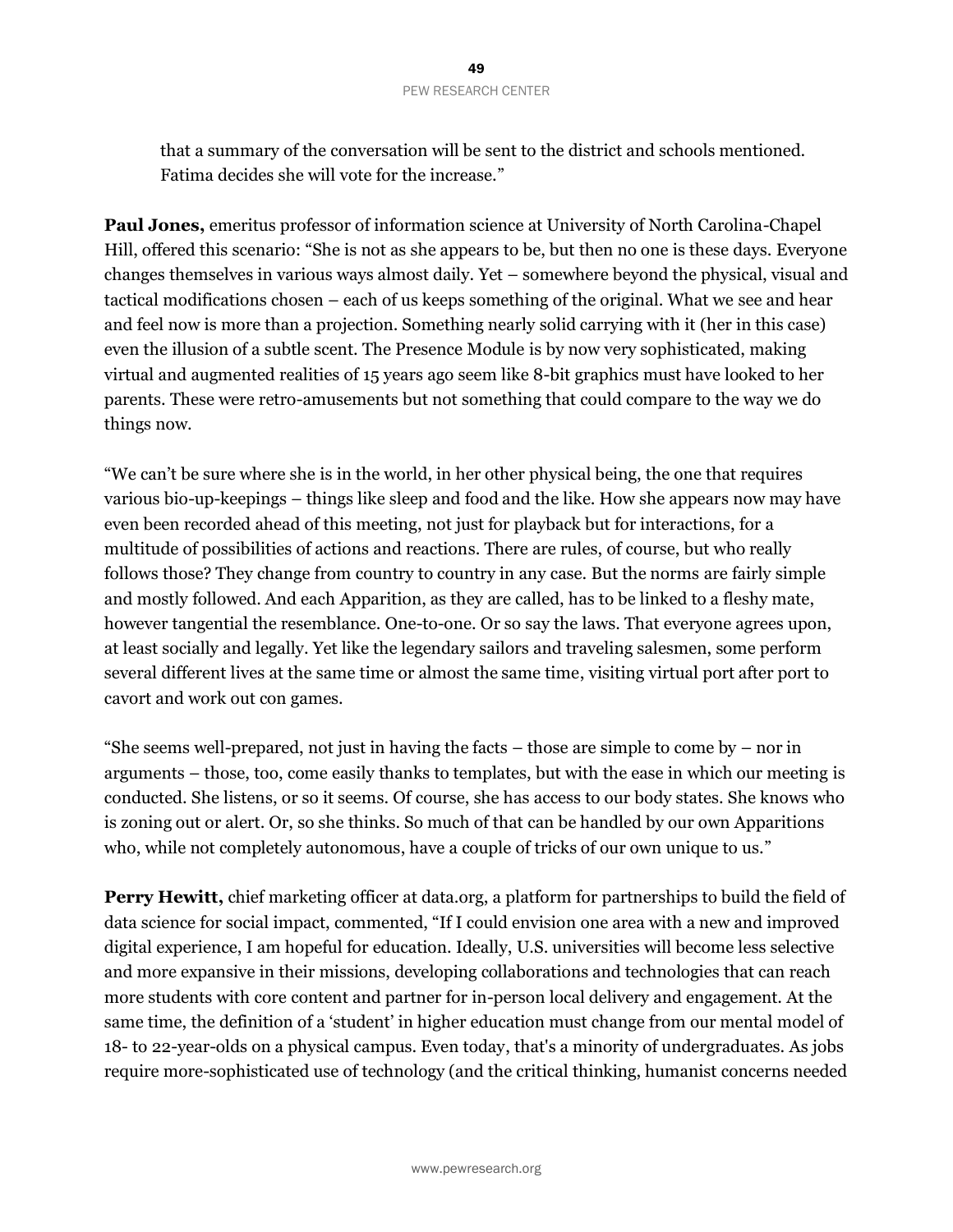that a summary of the conversation will be sent to the district and schools mentioned. Fatima decides she will vote for the increase."

**Paul Jones,** emeritus professor of information science at University of North Carolina-Chapel Hill, offered this scenario: "She is not as she appears to be, but then no one is these days. Everyone changes themselves in various ways almost daily. Yet – somewhere beyond the physical, visual and tactical modifications chosen – each of us keeps something of the original. What we see and hear and feel now is more than a projection. Something nearly solid carrying with it (her in this case) even the illusion of a subtle scent. The Presence Module is by now very sophisticated, making virtual and augmented realities of 15 years ago seem like 8-bit graphics must have looked to her parents. These were retro-amusements but not something that could compare to the way we do things now.

"We can't be sure where she is in the world, in her other physical being, the one that requires various bio-up-keepings – things like sleep and food and the like. How she appears now may have even been recorded ahead of this meeting, not just for playback but for interactions, for a multitude of possibilities of actions and reactions. There are rules, of course, but who really follows those? They change from country to country in any case. But the norms are fairly simple and mostly followed. And each Apparition, as they are called, has to be linked to a fleshy mate, however tangential the resemblance. One-to-one. Or so say the laws. That everyone agrees upon, at least socially and legally. Yet like the legendary sailors and traveling salesmen, some perform several different lives at the same time or almost the same time, visiting virtual port after port to cavort and work out con games.

"She seems well-prepared, not just in having the facts – those are simple to come by – nor in arguments – those, too, come easily thanks to templates, but with the ease in which our meeting is conducted. She listens, or so it seems. Of course, she has access to our body states. She knows who is zoning out or alert. Or, so she thinks. So much of that can be handled by our own Apparitions who, while not completely autonomous, have a couple of tricks of our own unique to us."

**Perry Hewitt,** chief marketing officer at data.org, a platform for partnerships to build the field of data science for social impact, commented, "If I could envision one area with a new and improved digital experience, I am hopeful for education. Ideally, U.S. universities will become less selective and more expansive in their missions, developing collaborations and technologies that can reach more students with core content and partner for in-person local delivery and engagement. At the same time, the definition of a 'student' in higher education must change from our mental model of 18- to 22-year-olds on a physical campus. Even today, that's a minority of undergraduates. As jobs require more-sophisticated use of technology (and the critical thinking, humanist concerns needed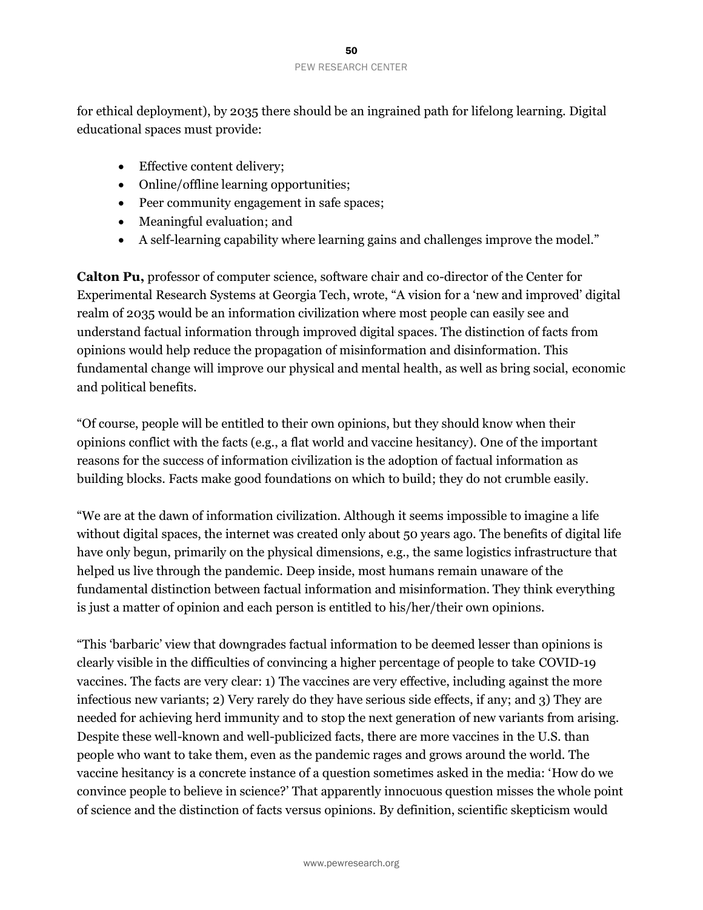for ethical deployment), by 2035 there should be an ingrained path for lifelong learning. Digital educational spaces must provide:

- Effective content delivery;
- Online/offline learning opportunities;
- Peer community engagement in safe spaces;
- Meaningful evaluation; and
- A self-learning capability where learning gains and challenges improve the model."

**Calton Pu,** professor of computer science, software chair and co-director of the Center for Experimental Research Systems at Georgia Tech, wrote, "A vision for a 'new and improved' digital realm of 2035 would be an information civilization where most people can easily see and understand factual information through improved digital spaces. The distinction of facts from opinions would help reduce the propagation of misinformation and disinformation. This fundamental change will improve our physical and mental health, as well as bring social, economic and political benefits.

"Of course, people will be entitled to their own opinions, but they should know when their opinions conflict with the facts (e.g., a flat world and vaccine hesitancy). One of the important reasons for the success of information civilization is the adoption of factual information as building blocks. Facts make good foundations on which to build; they do not crumble easily.

"We are at the dawn of information civilization. Although it seems impossible to imagine a life without digital spaces, the internet was created only about 50 years ago. The benefits of digital life have only begun, primarily on the physical dimensions, e.g., the same logistics infrastructure that helped us live through the pandemic. Deep inside, most humans remain unaware of the fundamental distinction between factual information and misinformation. They think everything is just a matter of opinion and each person is entitled to his/her/their own opinions.

"This 'barbaric' view that downgrades factual information to be deemed lesser than opinions is clearly visible in the difficulties of convincing a higher percentage of people to take COVID-19 vaccines. The facts are very clear: 1) The vaccines are very effective, including against the more infectious new variants; 2) Very rarely do they have serious side effects, if any; and 3) They are needed for achieving herd immunity and to stop the next generation of new variants from arising. Despite these well-known and well-publicized facts, there are more vaccines in the U.S. than people who want to take them, even as the pandemic rages and grows around the world. The vaccine hesitancy is a concrete instance of a question sometimes asked in the media: 'How do we convince people to believe in science?' That apparently innocuous question misses the whole point of science and the distinction of facts versus opinions. By definition, scientific skepticism would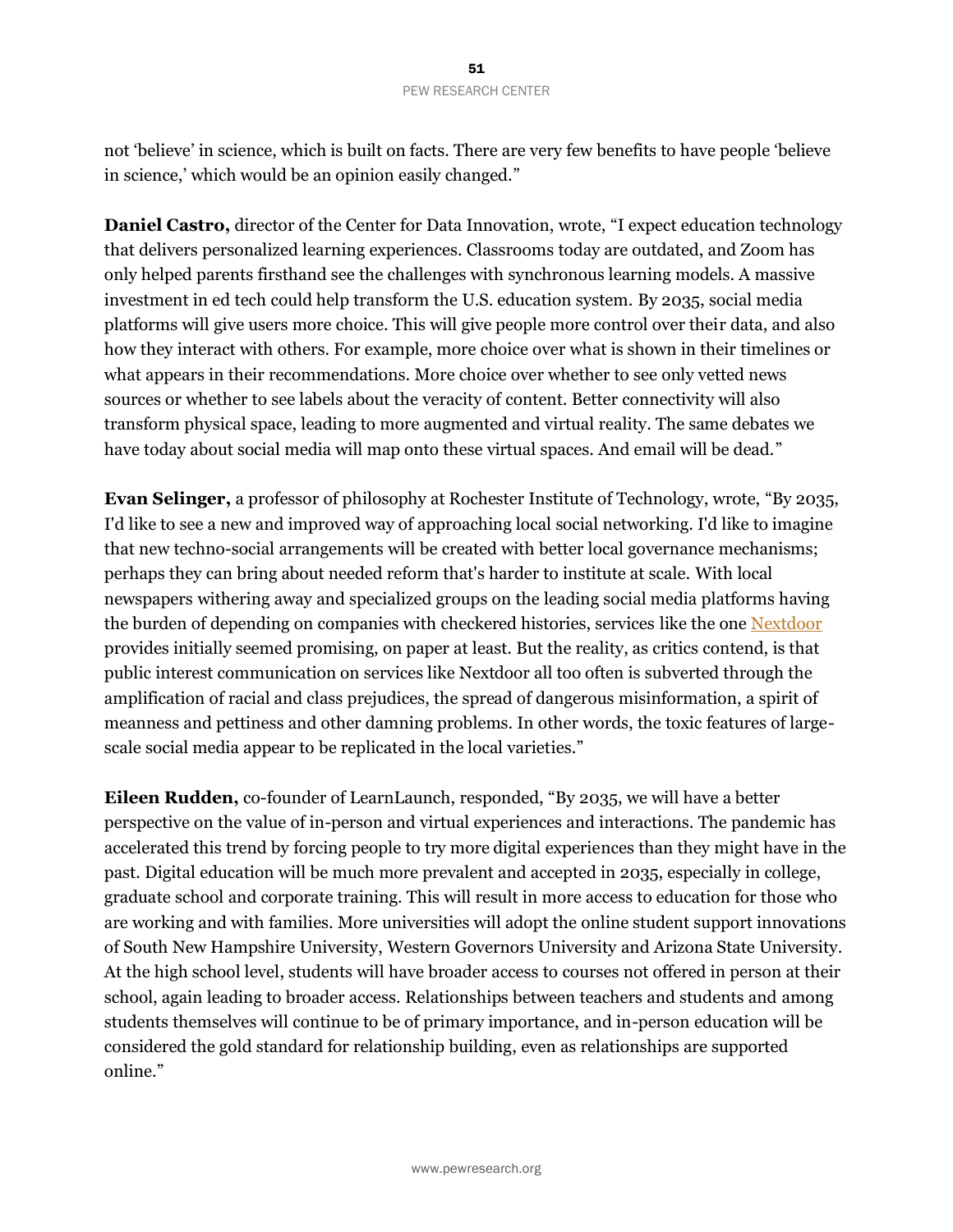not 'believe' in science, which is built on facts. There are very few benefits to have people 'believe in science,' which would be an opinion easily changed."

**Daniel Castro,** director of the Center for Data Innovation, wrote, "I expect education technology that delivers personalized learning experiences. Classrooms today are outdated, and Zoom has only helped parents firsthand see the challenges with synchronous learning models. A massive investment in ed tech could help transform the U.S. education system. By 2035, social media platforms will give users more choice. This will give people more control over their data, and also how they interact with others. For example, more choice over what is shown in their timelines or what appears in their recommendations. More choice over whether to see only vetted news sources or whether to see labels about the veracity of content. Better connectivity will also transform physical space, leading to more augmented and virtual reality. The same debates we have today about social media will map onto these virtual spaces. And email will be dead."

**Evan Selinger,** a professor of philosophy at Rochester Institute of Technology, wrote, "By 2035, I'd like to see a new and improved way of approaching local social networking. I'd like to imagine that new techno-social arrangements will be created with better local governance mechanisms; perhaps they can bring about needed reform that's harder to institute at scale. With local newspapers withering away and specialized groups on the leading social media platforms having the burden of depending on companies with checkered histories, services like the one Nextdoor provides initially seemed promising, on paper at least. But the reality, as critics contend, is that public interest communication on services like Nextdoor all too often is subverted through the amplification of racial and class prejudices, the spread of dangerous misinformation, a spirit of meanness and pettiness and other damning problems. In other words, the toxic features of large-scale social media appear to be replicated in the local varieties."

**Eileen Rudden,** co-founder of LearnLaunch, responded, "By 2035, we will have a better perspective on the value of in-person and virtual experiences and interactions. The pandemic has accelerated this trend by forcing people to try more digital experiences than they might have in the past. Digital education will be much more prevalent and accepted in 2035, especially in college, graduate school and corporate training. This will result in more access to education for those who are working and with families. More universities will adopt the online student support innovations of South New Hampshire University, Western Governors University and Arizona State University. At the high school level, students will have broader access to courses not offered in person at their school, again leading to broader access. Relationships between teachers and students and among students themselves will continue to be of primary importance, and in-person education will be considered the gold standard for relationship building, even as relationships are supported online."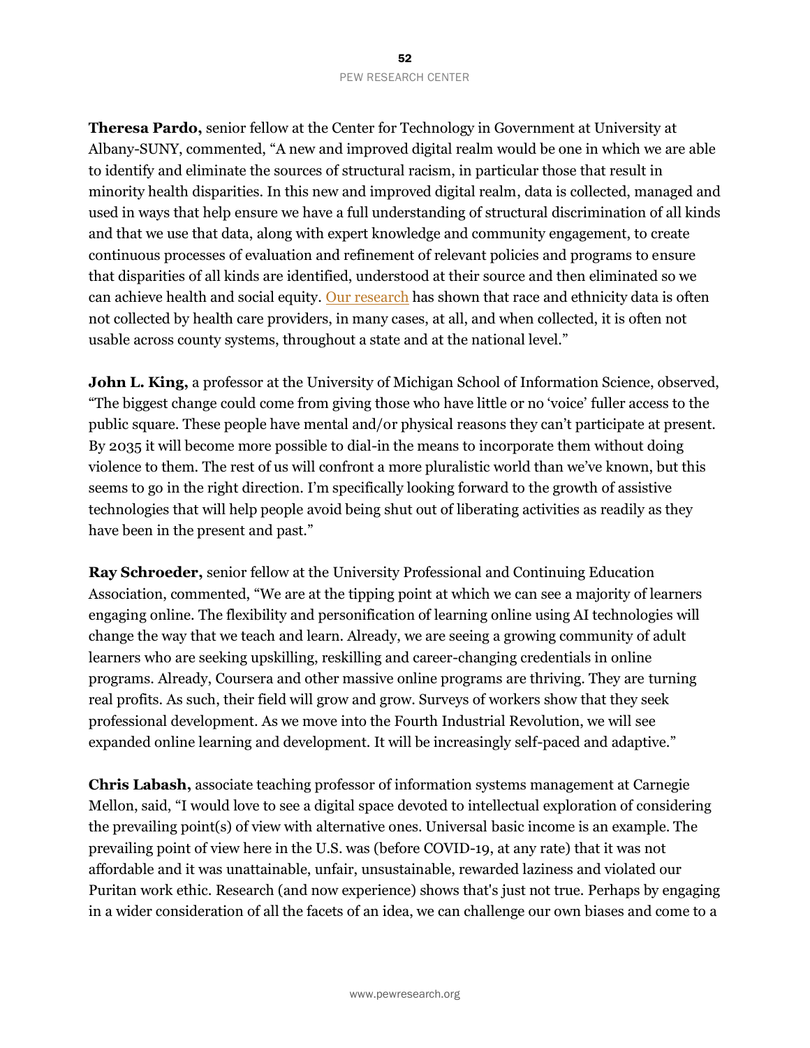**Theresa Pardo,** senior fellow at the Center for Technology in Government at University at Albany-SUNY, commented, "A new and improved digital realm would be one in which we are able to identify and eliminate the sources of structural racism, in particular those that result in minority health disparities. In this new and improved digital realm, data is collected, managed and used in ways that help ensure we have a full understanding of structural discrimination of all kinds and that we use that data, along with expert knowledge and community engagement, to create continuous processes of evaluation and refinement of relevant policies and programs to ensure that disparities of all kinds are identified, understood at their source and then eliminated so we can achieve health and social equity. Our research has shown that race and ethnicity data is often not collected by health care providers, in many cases, at all, and when collected, it is often not usable across county systems, throughout a state and at the national level."

**John L. King,** a professor at the University of Michigan School of Information Science, observed, "The biggest change could come from giving those who have little or no 'voice' fuller access to the public square. These people have mental and/or physical reasons they can't participate at present. By 2035 it will become more possible to dial-in the means to incorporate them without doing violence to them. The rest of us will confront a more pluralistic world than we've known, but this seems to go in the right direction. I'm specifically looking forward to the growth of assistive technologies that will help people avoid being shut out of liberating activities as readily as they have been in the present and past."

**Ray Schroeder,** senior fellow at the University Professional and Continuing Education Association, commented, "We are at the tipping point at which we can see a majority of learners engaging online. The flexibility and personification of learning online using AI technologies will change the way that we teach and learn. Already, we are seeing a growing community of adult learners who are seeking upskilling, reskilling and career-changing credentials in online programs. Already, Coursera and other massive online programs are thriving. They are turning real profits. As such, their field will grow and grow. Surveys of workers show that they seek professional development. As we move into the Fourth Industrial Revolution, we will see expanded online learning and development. It will be increasingly self-paced and adaptive."

**Chris Labash,** associate teaching professor of information systems management at Carnegie Mellon, said, "I would love to see a digital space devoted to intellectual exploration of considering the prevailing point(s) of view with alternative ones. Universal basic income is an example. The prevailing point of view here in the U.S. was (before COVID-19, at any rate) that it was not affordable and it was unattainable, unfair, unsustainable, rewarded laziness and violated our Puritan work ethic. Research (and now experience) shows that's just not true. Perhaps by engaging in a wider consideration of all the facets of an idea, we can challenge our own biases and come to a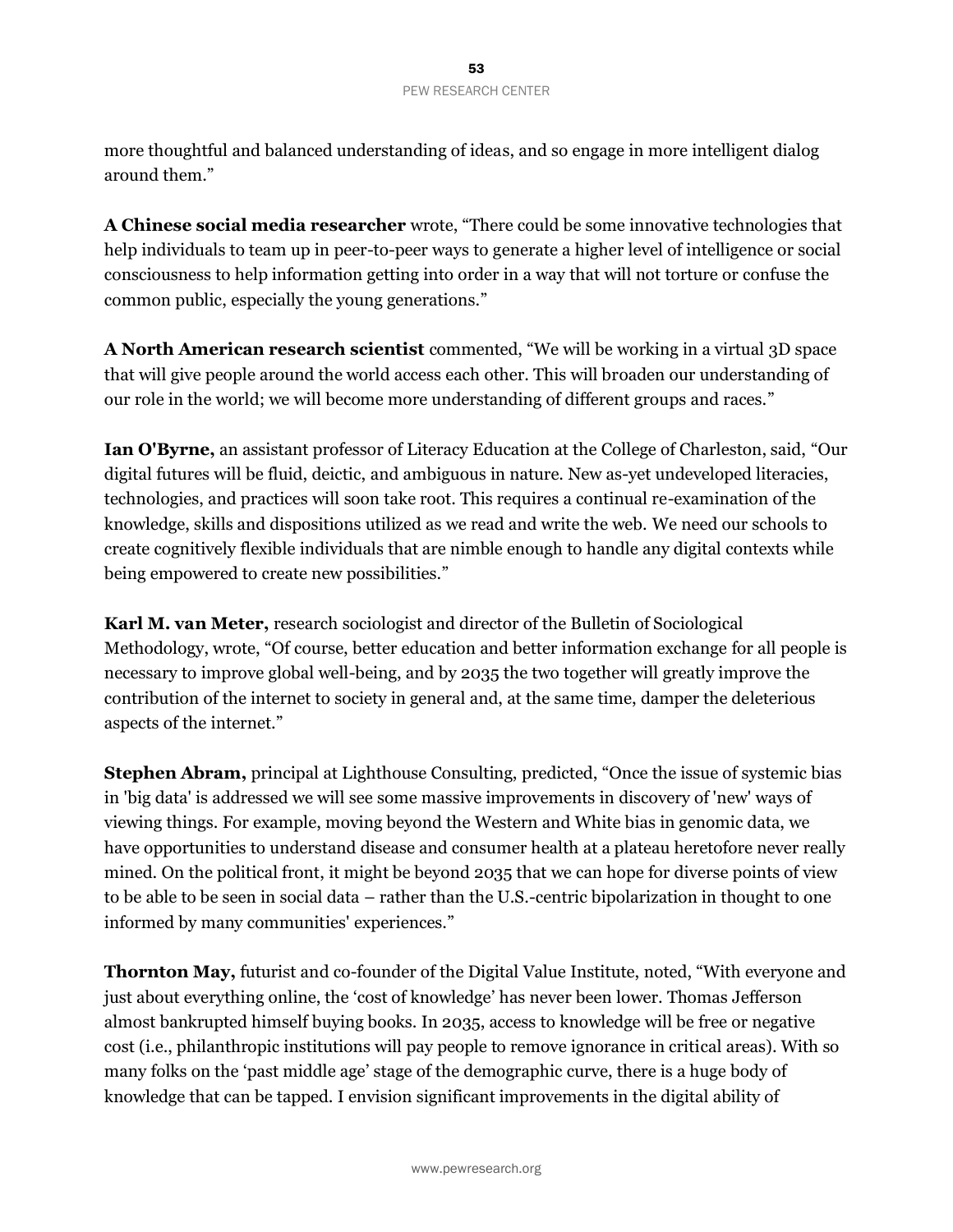more thoughtful and balanced understanding of ideas, and so engage in more intelligent dialog around them."

**A Chinese social media researcher** wrote, "There could be some innovative technologies that help individuals to team up in peer-to-peer ways to generate a higher level of intelligence or social consciousness to help information getting into order in a way that will not torture or confuse the common public, especially the young generations."

**A North American research scientist** commented, "We will be working in a virtual 3D space that will give people around the world access each other. This will broaden our understanding of our role in the world; we will become more understanding of different groups and races."

**Ian O'Byrne,** an assistant professor of Literacy Education at the College of Charleston, said, "Our digital futures will be fluid, deictic, and ambiguous in nature. New as-yet undeveloped literacies, technologies, and practices will soon take root. This requires a continual re-examination of the knowledge, skills and dispositions utilized as we read and write the web. We need our schools to create cognitively flexible individuals that are nimble enough to handle any digital contexts while being empowered to create new possibilities."

**Karl M. van Meter,** research sociologist and director of the Bulletin of Sociological Methodology, wrote, "Of course, better education and better information exchange for all people is necessary to improve global well-being, and by 2035 the two together will greatly improve the contribution of the internet to society in general and, at the same time, damper the deleterious aspects of the internet."

**Stephen Abram,** principal at Lighthouse Consulting, predicted, "Once the issue of systemic bias in 'big data' is addressed we will see some massive improvements in discovery of 'new' ways of viewing things. For example, moving beyond the Western and White bias in genomic data, we have opportunities to understand disease and consumer health at a plateau heretofore never really mined. On the political front, it might be beyond 2035 that we can hope for diverse points of view to be able to be seen in social data – rather than the U.S.-centric bipolarization in thought to one informed by many communities' experiences."

**Thornton May,** futurist and co-founder of the Digital Value Institute, noted, "With everyone and just about everything online, the 'cost of knowledge' has never been lower. Thomas Jefferson almost bankrupted himself buying books. In 2035, access to knowledge will be free or negative cost (i.e., philanthropic institutions will pay people to remove ignorance in critical areas). With so many folks on the 'past middle age' stage of the demographic curve, there is a huge body of knowledge that can be tapped. I envision significant improvements in the digital ability of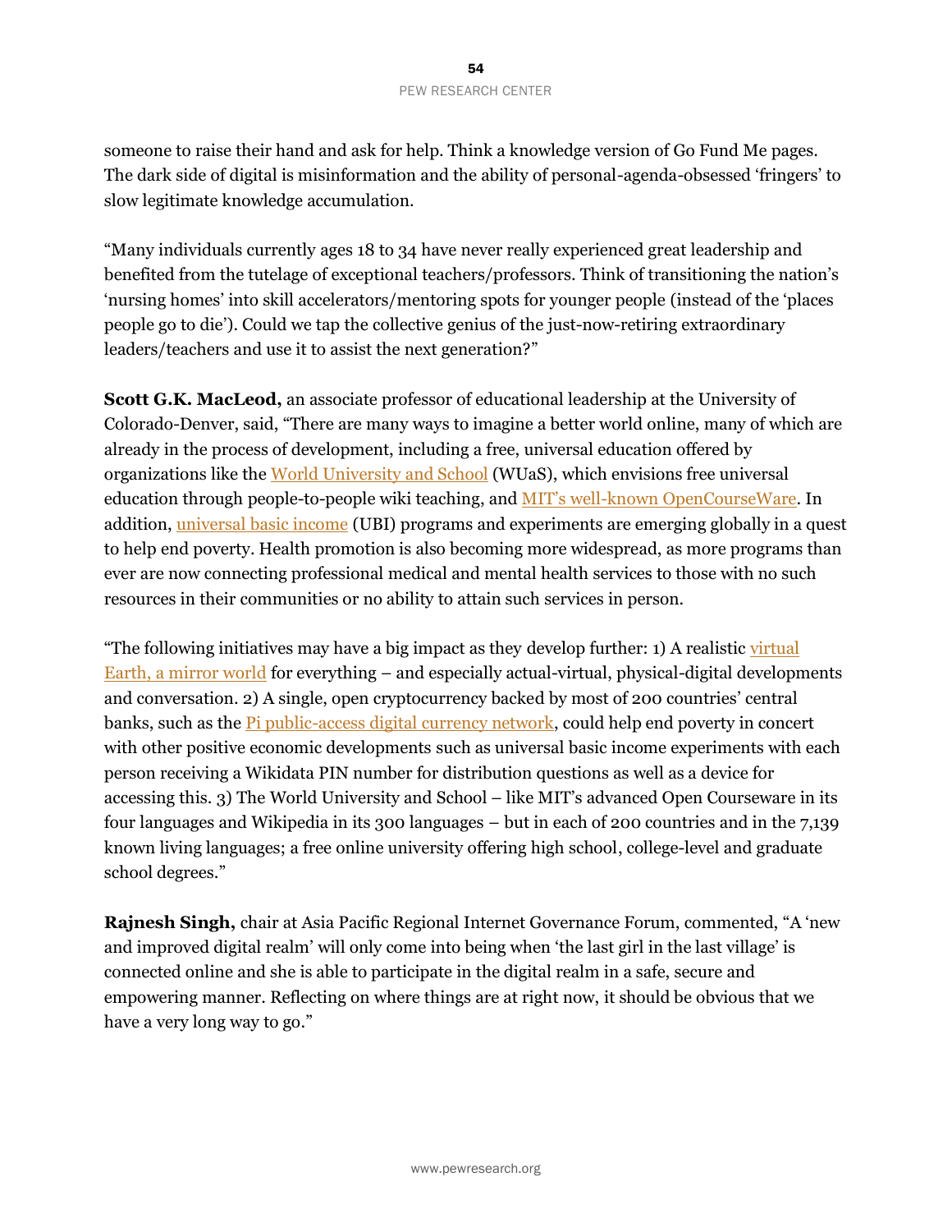someone to raise their hand and ask for help. Think a knowledge version of Go Fund Me pages. The dark side of digital is misinformation and the ability of personal-agenda-obsessed 'fringers' to slow legitimate knowledge accumulation.

"Many individuals currently ages 18 to 34 have never really experienced great leadership and benefited from the tutelage of exceptional teachers/professors. Think of transitioning the nation's 'nursing homes' into skill accelerators/mentoring spots for younger people (instead of the 'places people go to die'). Could we tap the collective genius of the just-now-retiring extraordinary leaders/teachers and use it to assist the next generation?"

**Scott G.K. MacLeod,** an associate professor of educational leadership at the University of Colorado-Denver, said, "There are many ways to imagine a better world online, many of which are already in the process of development, including a free, universal education offered by organizations like the World University and School (WUaS), which envisions free universal education through people-to-people wiki teaching, and MIT's well-known OpenCourseWare. In addition, universal basic income (UBI) programs and experiments are emerging globally in a quest to help end poverty. Health promotion is also becoming more widespread, as more programs than ever are now connecting professional medical and mental health services to those with no such resources in their communities or no ability to attain such services in person.

"The following initiatives may have a big impact as they develop further: 1) A realistic virtual Earth, a mirror world for everything – and especially actual-virtual, physical-digital developments and conversation. 2) A single, open cryptocurrency backed by most of 200 countries' central banks, such as the Pi public-access digital currency network, could help end poverty in concert with other positive economic developments such as universal basic income experiments with each person receiving a Wikidata PIN number for distribution questions as well as a device for accessing this. 3) The World University and School – like MIT's advanced Open Courseware in its four languages and Wikipedia in its 300 languages – but in each of 200 countries and in the 7,139 known living languages; a free online university offering high school, college-level and graduate school degrees."

**Rajnesh Singh,** chair at Asia Pacific Regional Internet Governance Forum, commented, "A 'new and improved digital realm' will only come into being when 'the last girl in the last village' is connected online and she is able to participate in the digital realm in a safe, secure and empowering manner. Reflecting on where things are at right now, it should be obvious that we have a very long way to go."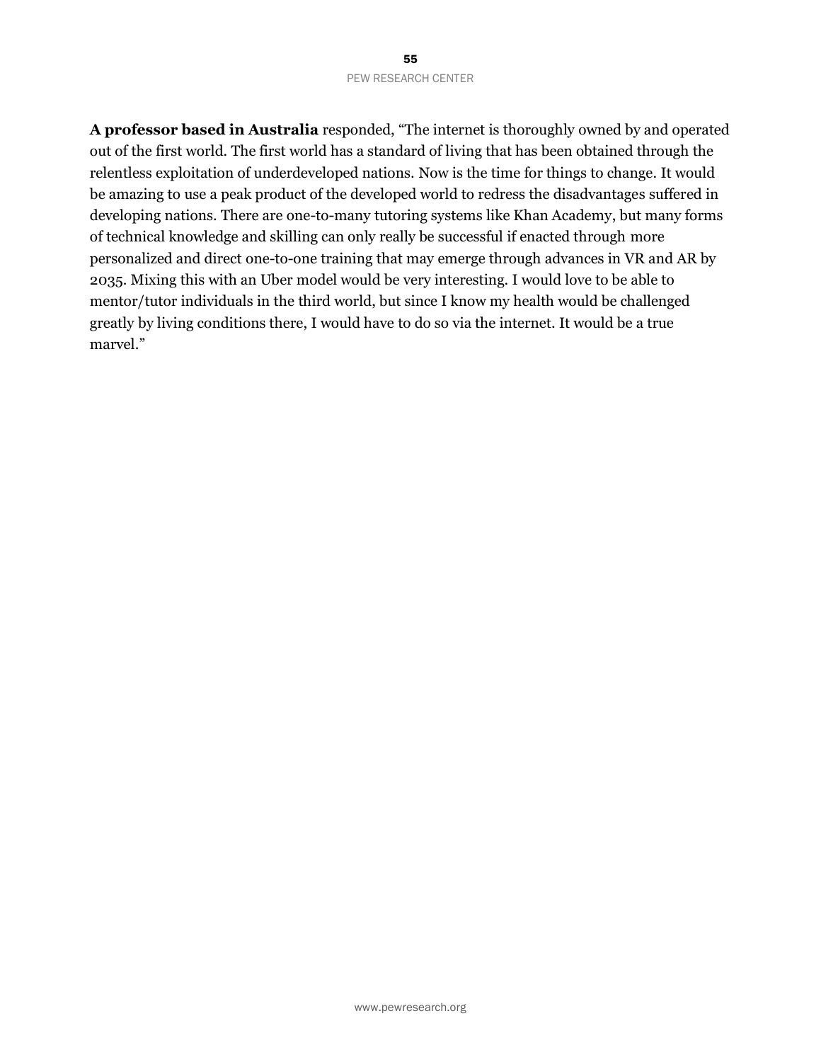**A professor based in Australia** responded, "The internet is thoroughly owned by and operated out of the first world. The first world has a standard of living that has been obtained through the relentless exploitation of underdeveloped nations. Now is the time for things to change. It would be amazing to use a peak product of the developed world to redress the disadvantages suffered in developing nations. There are one-to-many tutoring systems like Khan Academy, but many forms of technical knowledge and skilling can only really be successful if enacted through more personalized and direct one-to-one training that may emerge through advances in VR and AR by 2035. Mixing this with an Uber model would be very interesting. I would love to be able to mentor/tutor individuals in the third world, but since I know my health would be challenged greatly by living conditions there, I would have to do so via the internet. It would be a true marvel."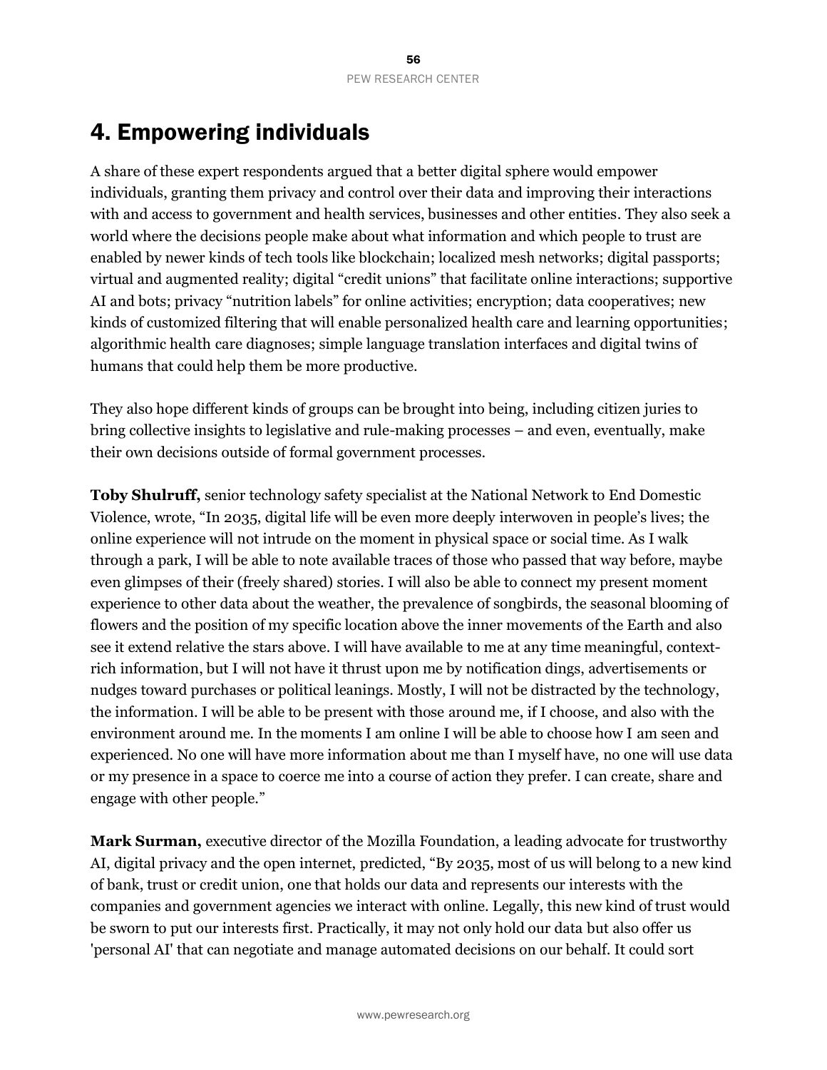# 4. Empowering individuals

A share of these expert respondents argued that a better digital sphere would empower individuals, granting them privacy and control over their data and improving their interactions with and access to government and health services, businesses and other entities. They also seek a world where the decisions people make about what information and which people to trust are enabled by newer kinds of tech tools like blockchain; localized mesh networks; digital passports; virtual and augmented reality; digital "credit unions" that facilitate online interactions; supportive AI and bots; privacy "nutrition labels" for online activities; encryption; data cooperatives; new kinds of customized filtering that will enable personalized health care and learning opportunities; algorithmic health care diagnoses; simple language translation interfaces and digital twins of humans that could help them be more productive.

They also hope different kinds of groups can be brought into being, including citizen juries to bring collective insights to legislative and rule-making processes – and even, eventually, make their own decisions outside of formal government processes.

**Toby Shulruff,** senior technology safety specialist at the National Network to End Domestic Violence, wrote, "In 2035, digital life will be even more deeply interwoven in people's lives; the online experience will not intrude on the moment in physical space or social time. As I walk through a park, I will be able to note available traces of those who passed that way before, maybe even glimpses of their (freely shared) stories. I will also be able to connect my present moment experience to other data about the weather, the prevalence of songbirds, the seasonal blooming of flowers and the position of my specific location above the inner movements of the Earth and also see it extend relative the stars above. I will have available to me at any time meaningful, context-rich information, but I will not have it thrust upon me by notification dings, advertisements or nudges toward purchases or political leanings. Mostly, I will not be distracted by the technology, the information. I will be able to be present with those around me, if I choose, and also with the environment around me. In the moments I am online I will be able to choose how I am seen and experienced. No one will have more information about me than I myself have, no one will use data or my presence in a space to coerce me into a course of action they prefer. I can create, share and engage with other people."

**Mark Surman,** executive director of the Mozilla Foundation, a leading advocate for trustworthy AI, digital privacy and the open internet, predicted, "By 2035, most of us will belong to a new kind of bank, trust or credit union, one that holds our data and represents our interests with the companies and government agencies we interact with online. Legally, this new kind of trust would be sworn to put our interests first. Practically, it may not only hold our data but also offer us 'personal AI' that can negotiate and manage automated decisions on our behalf. It could sort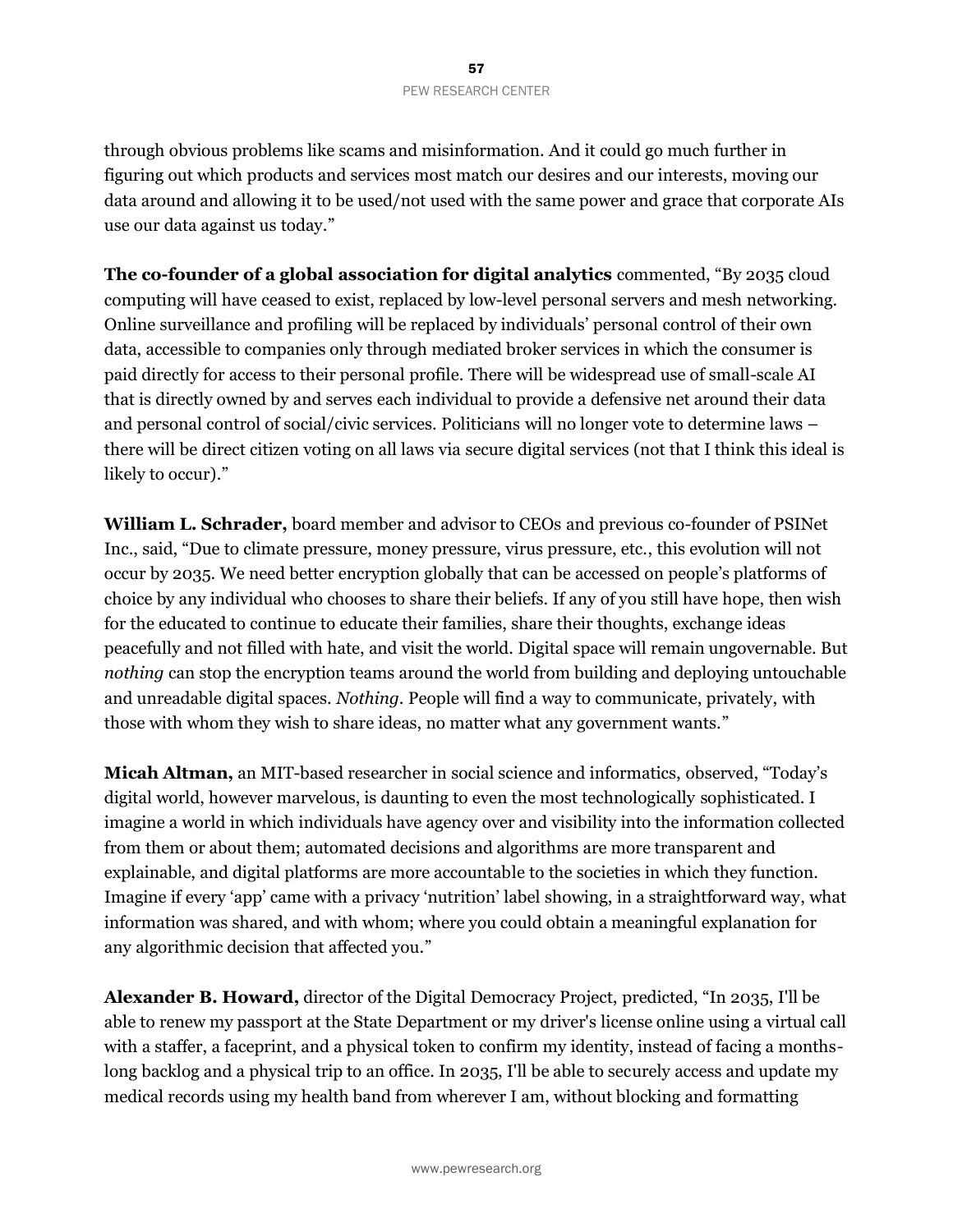through obvious problems like scams and misinformation. And it could go much further in figuring out which products and services most match our desires and our interests, moving our data around and allowing it to be used/not used with the same power and grace that corporate AIs use our data against us today."

**The co-founder of a global association for digital analytics** commented, "By 2035 cloud computing will have ceased to exist, replaced by low-level personal servers and mesh networking. Online surveillance and profiling will be replaced by individuals' personal control of their own data, accessible to companies only through mediated broker services in which the consumer is paid directly for access to their personal profile. There will be widespread use of small-scale AI that is directly owned by and serves each individual to provide a defensive net around their data and personal control of social/civic services. Politicians will no longer vote to determine laws – there will be direct citizen voting on all laws via secure digital services (not that I think this ideal is likely to occur)."

**William L. Schrader,** board member and advisor to CEOs and previous co-founder of PSINet Inc., said, "Due to climate pressure, money pressure, virus pressure, etc., this evolution will not occur by 2035. We need better encryption globally that can be accessed on people's platforms of choice by any individual who chooses to share their beliefs. If any of you still have hope, then wish for the educated to continue to educate their families, share their thoughts, exchange ideas peacefully and not filled with hate, and visit the world. Digital space will remain ungovernable. But *nothing* can stop the encryption teams around the world from building and deploying untouchable and unreadable digital spaces. *Nothing*. People will find a way to communicate, privately, with those with whom they wish to share ideas, no matter what any government wants."

**Micah Altman,** an MIT-based researcher in social science and informatics, observed, "Today's digital world, however marvelous, is daunting to even the most technologically sophisticated. I imagine a world in which individuals have agency over and visibility into the information collected from them or about them; automated decisions and algorithms are more transparent and explainable, and digital platforms are more accountable to the societies in which they function. Imagine if every 'app' came with a privacy 'nutrition' label showing, in a straightforward way, what information was shared, and with whom; where you could obtain a meaningful explanation for any algorithmic decision that affected you."

**Alexander B. Howard,** director of the Digital Democracy Project, predicted, "In 2035, I'll be able to renew my passport at the State Department or my driver's license online using a virtual call with a staffer, a faceprint, and a physical token to confirm my identity, instead of facing a months-long backlog and a physical trip to an office. In 2035, I'll be able to securely access and update my medical records using my health band from wherever I am, without blocking and formatting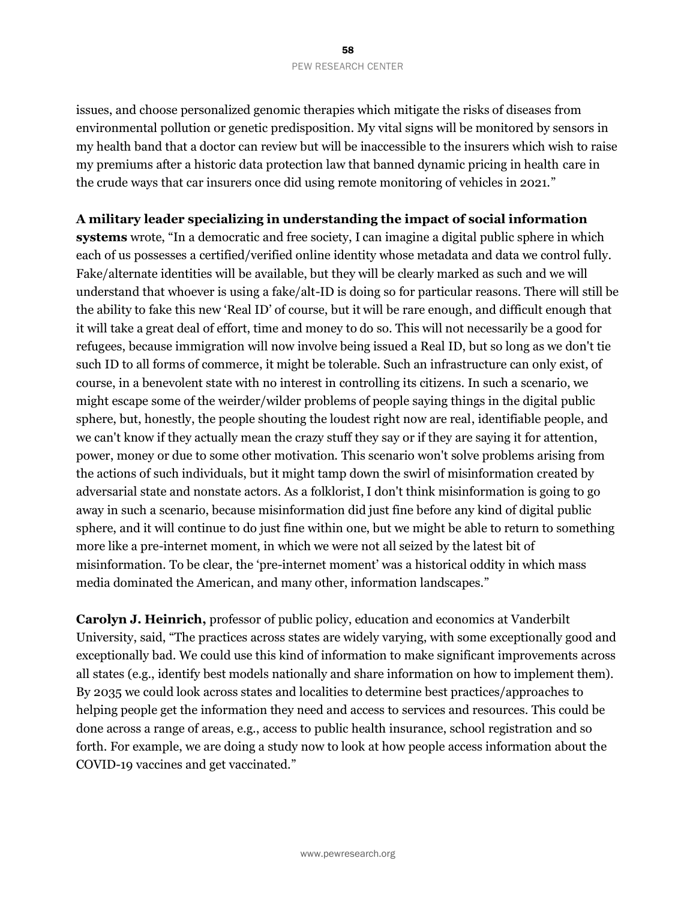issues, and choose personalized genomic therapies which mitigate the risks of diseases from environmental pollution or genetic predisposition. My vital signs will be monitored by sensors in my health band that a doctor can review but will be inaccessible to the insurers which wish to raise my premiums after a historic data protection law that banned dynamic pricing in health care in the crude ways that car insurers once did using remote monitoring of vehicles in 2021."

**A military leader specializing in understanding the impact of social information systems** wrote, "In a democratic and free society, I can imagine a digital public sphere in which each of us possesses a certified/verified online identity whose metadata and data we control fully. Fake/alternate identities will be available, but they will be clearly marked as such and we will understand that whoever is using a fake/alt-ID is doing so for particular reasons. There will still be the ability to fake this new 'Real ID' of course, but it will be rare enough, and difficult enough that it will take a great deal of effort, time and money to do so. This will not necessarily be a good for refugees, because immigration will now involve being issued a Real ID, but so long as we don't tie such ID to all forms of commerce, it might be tolerable. Such an infrastructure can only exist, of course, in a benevolent state with no interest in controlling its citizens. In such a scenario, we might escape some of the weirder/wilder problems of people saying things in the digital public sphere, but, honestly, the people shouting the loudest right now are real, identifiable people, and we can't know if they actually mean the crazy stuff they say or if they are saying it for attention, power, money or due to some other motivation. This scenario won't solve problems arising from the actions of such individuals, but it might tamp down the swirl of misinformation created by adversarial state and nonstate actors. As a folklorist, I don't think misinformation is going to go away in such a scenario, because misinformation did just fine before any kind of digital public sphere, and it will continue to do just fine within one, but we might be able to return to something more like a pre-internet moment, in which we were not all seized by the latest bit of misinformation. To be clear, the 'pre-internet moment' was a historical oddity in which mass media dominated the American, and many other, information landscapes."

**Carolyn J. Heinrich,** professor of public policy, education and economics at Vanderbilt University, said, "The practices across states are widely varying, with some exceptionally good and exceptionally bad. We could use this kind of information to make significant improvements across all states (e.g., identify best models nationally and share information on how to implement them). By 2035 we could look across states and localities to determine best practices/approaches to helping people get the information they need and access to services and resources. This could be done across a range of areas, e.g., access to public health insurance, school registration and so forth. For example, we are doing a study now to look at how people access information about the COVID-19 vaccines and get vaccinated."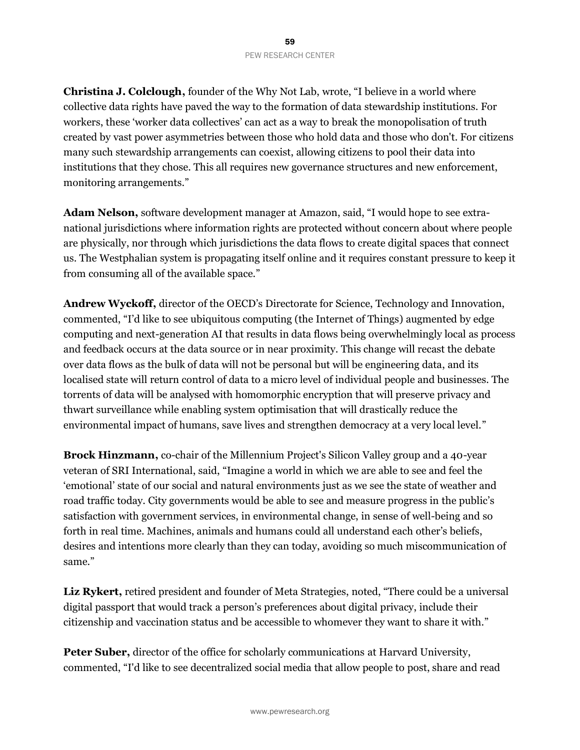**Christina J. Colclough,** founder of the Why Not Lab, wrote, "I believe in a world where collective data rights have paved the way to the formation of data stewardship institutions. For workers, these 'worker data collectives' can act as a way to break the monopolisation of truth created by vast power asymmetries between those who hold data and those who don't. For citizens many such stewardship arrangements can coexist, allowing citizens to pool their data into institutions that they chose. This all requires new governance structures and new enforcement, monitoring arrangements."

**Adam Nelson,** software development manager at Amazon, said, "I would hope to see extra-national jurisdictions where information rights are protected without concern about where people are physically, nor through which jurisdictions the data flows to create digital spaces that connect us. The Westphalian system is propagating itself online and it requires constant pressure to keep it from consuming all of the available space."

**Andrew Wyckoff,** director of the OECD's Directorate for Science, Technology and Innovation, commented, "I'd like to see ubiquitous computing (the Internet of Things) augmented by edge computing and next-generation AI that results in data flows being overwhelmingly local as process and feedback occurs at the data source or in near proximity. This change will recast the debate over data flows as the bulk of data will not be personal but will be engineering data, and its localised state will return control of data to a micro level of individual people and businesses. The torrents of data will be analysed with homomorphic encryption that will preserve privacy and thwart surveillance while enabling system optimisation that will drastically reduce the environmental impact of humans, save lives and strengthen democracy at a very local level."

**Brock Hinzmann,** co-chair of the Millennium Project's Silicon Valley group and a 40-year veteran of SRI International, said, "Imagine a world in which we are able to see and feel the 'emotional' state of our social and natural environments just as we see the state of weather and road traffic today. City governments would be able to see and measure progress in the public's satisfaction with government services, in environmental change, in sense of well-being and so forth in real time. Machines, animals and humans could all understand each other's beliefs, desires and intentions more clearly than they can today, avoiding so much miscommunication of same."

**Liz Rykert,** retired president and founder of Meta Strategies, noted, "There could be a universal digital passport that would track a person's preferences about digital privacy, include their citizenship and vaccination status and be accessible to whomever they want to share it with."

**Peter Suber,** director of the office for scholarly communications at Harvard University, commented, "I'd like to see decentralized social media that allow people to post, share and read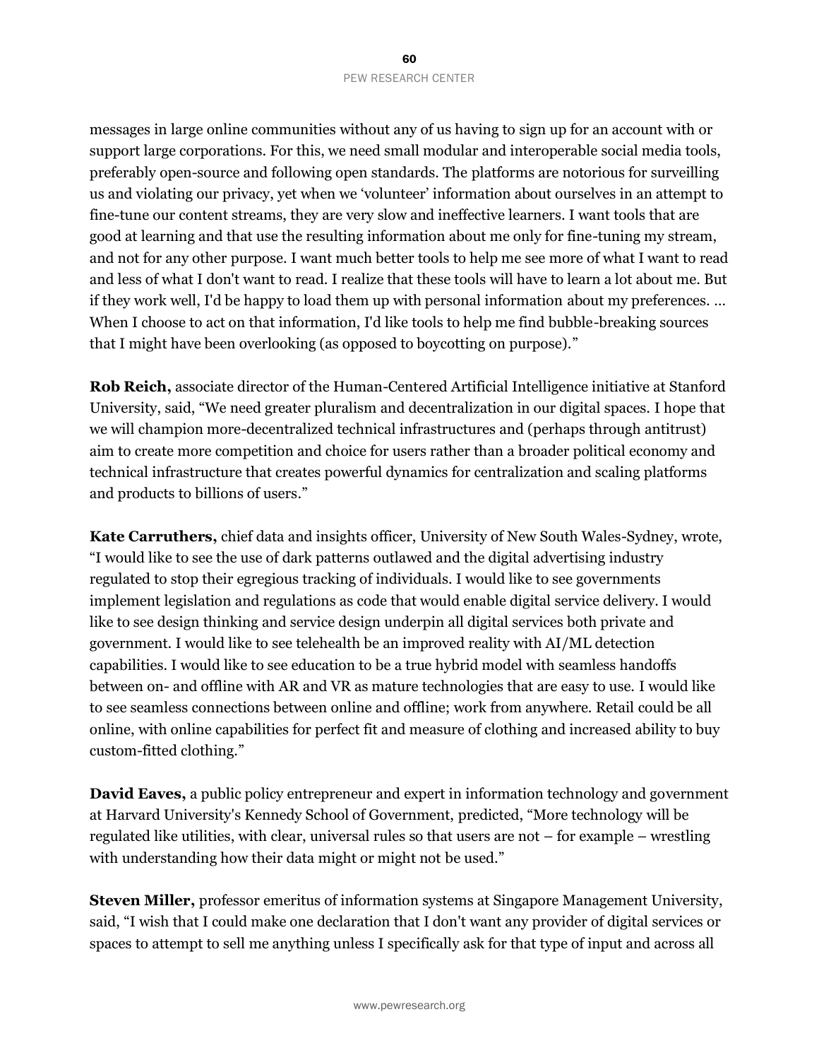messages in large online communities without any of us having to sign up for an account with or support large corporations. For this, we need small modular and interoperable social media tools, preferably open-source and following open standards. The platforms are notorious for surveilling us and violating our privacy, yet when we 'volunteer' information about ourselves in an attempt to fine-tune our content streams, they are very slow and ineffective learners. I want tools that are good at learning and that use the resulting information about me only for fine-tuning my stream, and not for any other purpose. I want much better tools to help me see more of what I want to read and less of what I don't want to read. I realize that these tools will have to learn a lot about me. But if they work well, I'd be happy to load them up with personal information about my preferences. … When I choose to act on that information, I'd like tools to help me find bubble-breaking sources that I might have been overlooking (as opposed to boycotting on purpose)."

**Rob Reich,** associate director of the Human-Centered Artificial Intelligence initiative at Stanford University, said, "We need greater pluralism and decentralization in our digital spaces. I hope that we will champion more-decentralized technical infrastructures and (perhaps through antitrust) aim to create more competition and choice for users rather than a broader political economy and technical infrastructure that creates powerful dynamics for centralization and scaling platforms and products to billions of users."

**Kate Carruthers,** chief data and insights officer, University of New South Wales-Sydney, wrote, "I would like to see the use of dark patterns outlawed and the digital advertising industry regulated to stop their egregious tracking of individuals. I would like to see governments implement legislation and regulations as code that would enable digital service delivery. I would like to see design thinking and service design underpin all digital services both private and government. I would like to see telehealth be an improved reality with AI/ML detection capabilities. I would like to see education to be a true hybrid model with seamless handoffs between on- and offline with AR and VR as mature technologies that are easy to use. I would like to see seamless connections between online and offline; work from anywhere. Retail could be all online, with online capabilities for perfect fit and measure of clothing and increased ability to buy custom-fitted clothing."

**David Eaves,** a public policy entrepreneur and expert in information technology and government at Harvard University's Kennedy School of Government, predicted, "More technology will be regulated like utilities, with clear, universal rules so that users are not – for example – wrestling with understanding how their data might or might not be used."

**Steven Miller,** professor emeritus of information systems at Singapore Management University, said, "I wish that I could make one declaration that I don't want any provider of digital services or spaces to attempt to sell me anything unless I specifically ask for that type of input and across all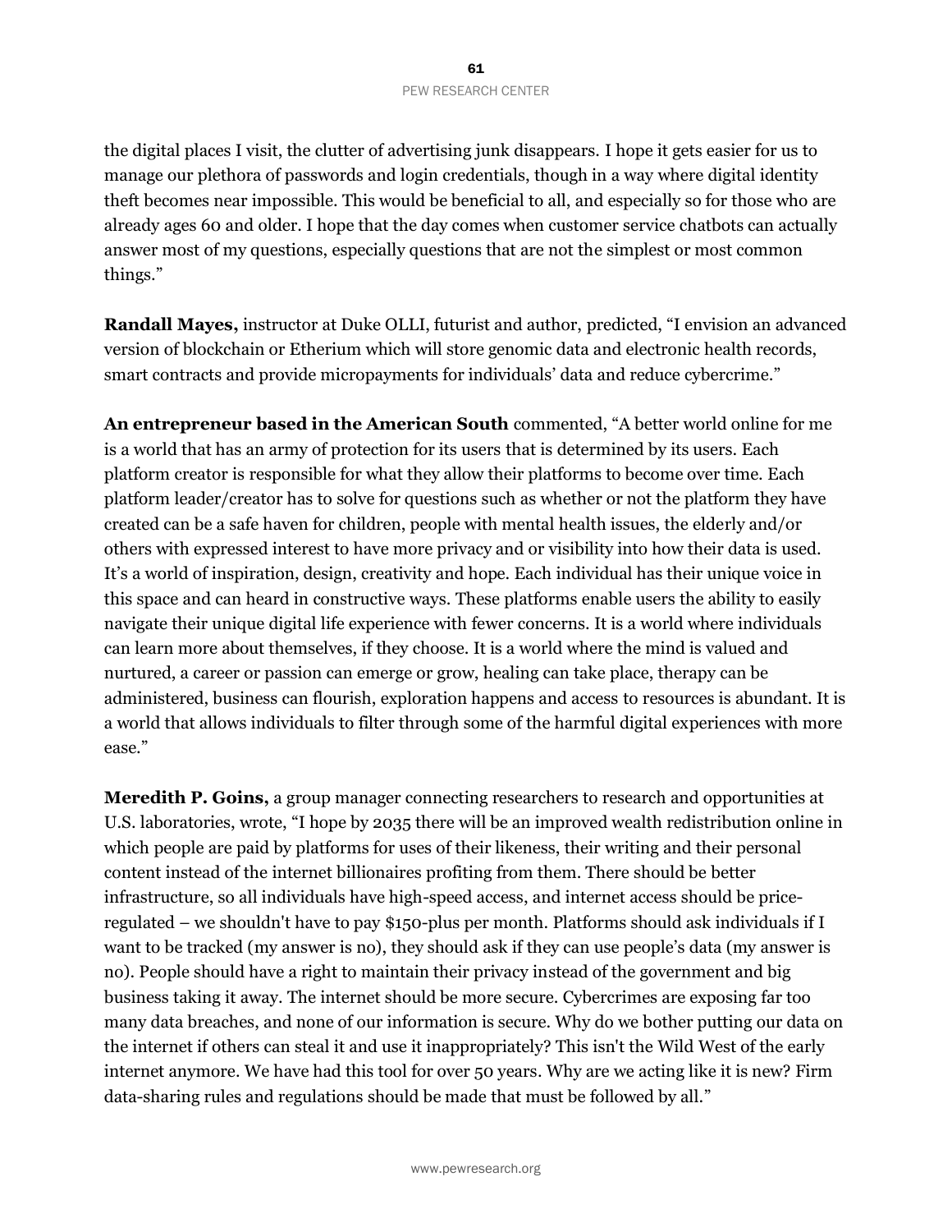the digital places I visit, the clutter of advertising junk disappears. I hope it gets easier for us to manage our plethora of passwords and login credentials, though in a way where digital identity theft becomes near impossible. This would be beneficial to all, and especially so for those who are already ages 60 and older. I hope that the day comes when customer service chatbots can actually answer most of my questions, especially questions that are not the simplest or most common things."

**Randall Mayes,** instructor at Duke OLLI, futurist and author, predicted, "I envision an advanced version of blockchain or Etherium which will store genomic data and electronic health records, smart contracts and provide micropayments for individuals' data and reduce cybercrime."

**An entrepreneur based in the American South** commented, "A better world online for me is a world that has an army of protection for its users that is determined by its users. Each platform creator is responsible for what they allow their platforms to become over time. Each platform leader/creator has to solve for questions such as whether or not the platform they have created can be a safe haven for children, people with mental health issues, the elderly and/or others with expressed interest to have more privacy and or visibility into how their data is used. It's a world of inspiration, design, creativity and hope. Each individual has their unique voice in this space and can heard in constructive ways. These platforms enable users the ability to easily navigate their unique digital life experience with fewer concerns. It is a world where individuals can learn more about themselves, if they choose. It is a world where the mind is valued and nurtured, a career or passion can emerge or grow, healing can take place, therapy can be administered, business can flourish, exploration happens and access to resources is abundant. It is a world that allows individuals to filter through some of the harmful digital experiences with more ease."

**Meredith P. Goins,** a group manager connecting researchers to research and opportunities at U.S. laboratories, wrote, "I hope by 2035 there will be an improved wealth redistribution online in which people are paid by platforms for uses of their likeness, their writing and their personal content instead of the internet billionaires profiting from them. There should be better infrastructure, so all individuals have high-speed access, and internet access should be price-regulated – we shouldn't have to pay $150-plus per month. Platforms should ask individuals if I want to be tracked (my answer is no), they should ask if they can use people's data (my answer is no). People should have a right to maintain their privacy instead of the government and big business taking it away. The internet should be more secure. Cybercrimes are exposing far too many data breaches, and none of our information is secure. Why do we bother putting our data on the internet if others can steal it and use it inappropriately? This isn't the Wild West of the early internet anymore. We have had this tool for over 50 years. Why are we acting like it is new? Firm data-sharing rules and regulations should be made that must be followed by all."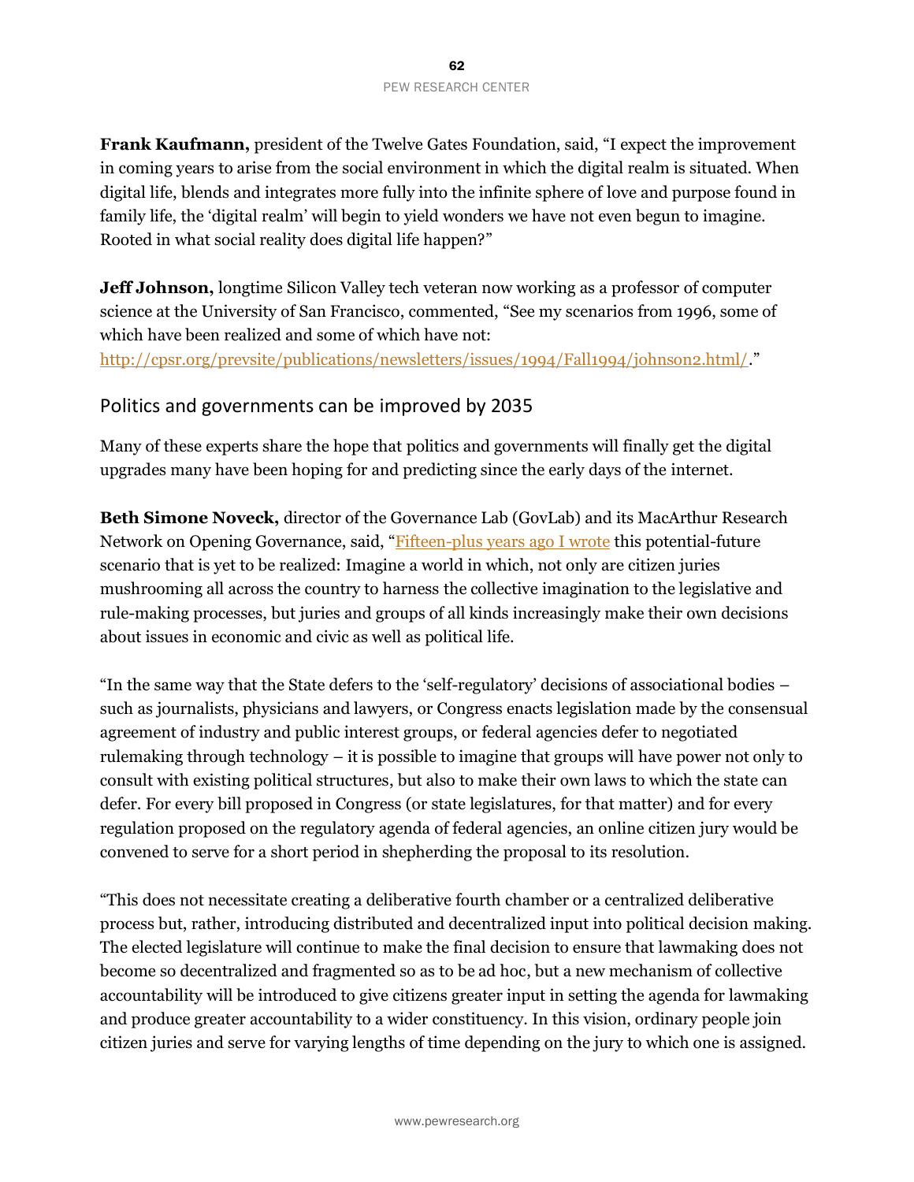**Frank Kaufmann,** president of the Twelve Gates Foundation, said, "I expect the improvement in coming years to arise from the social environment in which the digital realm is situated. When digital life, blends and integrates more fully into the infinite sphere of love and purpose found in family life, the 'digital realm' will begin to yield wonders we have not even begun to imagine. Rooted in what social reality does digital life happen?"

**Jeff Johnson,** longtime Silicon Valley tech veteran now working as a professor of computer science at the University of San Francisco, commented, "See my scenarios from 1996, some of which have been realized and some of which have not: [http://cpsr.org/prevsite/publications/newsletters/issues/1994/Fall1994/johnson2.html/](http://cpsr.org/prevsite/publications/newsletters/issues/1994/Fall1994/johnson2.html/)."

## Politics and governments can be improved by 2035

Many of these experts share the hope that politics and governments will finally get the digital upgrades many have been hoping for and predicting since the early days of the internet.

**Beth Simone Noveck,** director of the Governance Lab (GovLab) and its MacArthur Research Network on Opening Governance, said, "Fifteen-plus years ago I wrote this potential-future scenario that is yet to be realized: Imagine a world in which, not only are citizen juries mushrooming all across the country to harness the collective imagination to the legislative and rule-making processes, but juries and groups of all kinds increasingly make their own decisions about issues in economic and civic as well as political life.

"In the same way that the State defers to the 'self-regulatory' decisions of associational bodies – such as journalists, physicians and lawyers, or Congress enacts legislation made by the consensual agreement of industry and public interest groups, or federal agencies defer to negotiated rulemaking through technology – it is possible to imagine that groups will have power not only to consult with existing political structures, but also to make their own laws to which the state can defer. For every bill proposed in Congress (or state legislatures, for that matter) and for every regulation proposed on the regulatory agenda of federal agencies, an online citizen jury would be convened to serve for a short period in shepherding the proposal to its resolution.

"This does not necessitate creating a deliberative fourth chamber or a centralized deliberative process but, rather, introducing distributed and decentralized input into political decision making. The elected legislature will continue to make the final decision to ensure that lawmaking does not become so decentralized and fragmented so as to be ad hoc, but a new mechanism of collective accountability will be introduced to give citizens greater input in setting the agenda for lawmaking and produce greater accountability to a wider constituency. In this vision, ordinary people join citizen juries and serve for varying lengths of time depending on the jury to which one is assigned.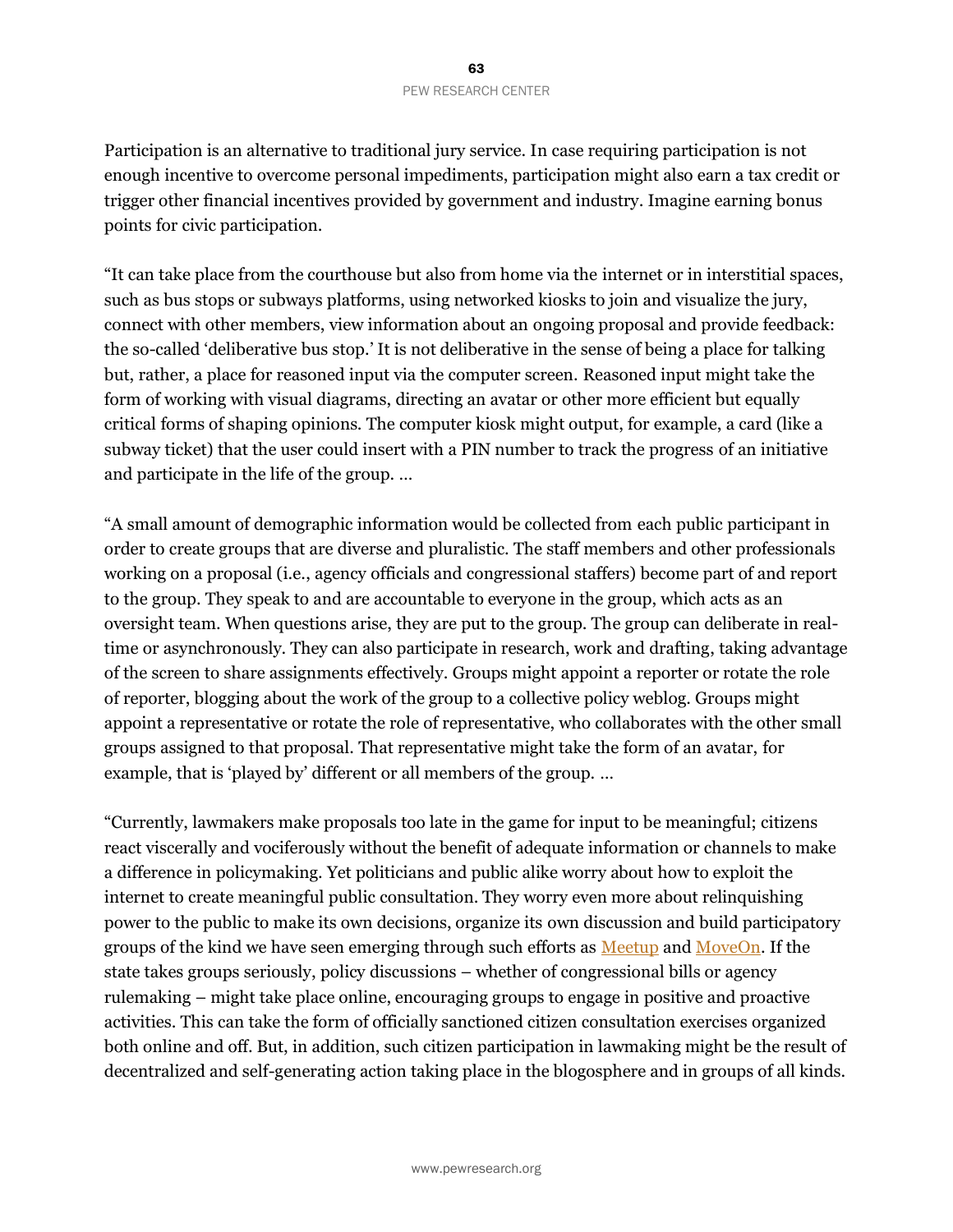Participation is an alternative to traditional jury service. In case requiring participation is not enough incentive to overcome personal impediments, participation might also earn a tax credit or trigger other financial incentives provided by government and industry. Imagine earning bonus points for civic participation.

"It can take place from the courthouse but also from home via the internet or in interstitial spaces, such as bus stops or subways platforms, using networked kiosks to join and visualize the jury, connect with other members, view information about an ongoing proposal and provide feedback: the so-called 'deliberative bus stop.' It is not deliberative in the sense of being a place for talking but, rather, a place for reasoned input via the computer screen. Reasoned input might take the form of working with visual diagrams, directing an avatar or other more efficient but equally critical forms of shaping opinions. The computer kiosk might output, for example, a card (like a subway ticket) that the user could insert with a PIN number to track the progress of an initiative and participate in the life of the group. …

"A small amount of demographic information would be collected from each public participant in order to create groups that are diverse and pluralistic. The staff members and other professionals working on a proposal (i.e., agency officials and congressional staffers) become part of and report to the group. They speak to and are accountable to everyone in the group, which acts as an oversight team. When questions arise, they are put to the group. The group can deliberate in real-time or asynchronously. They can also participate in research, work and drafting, taking advantage of the screen to share assignments effectively. Groups might appoint a reporter or rotate the role of reporter, blogging about the work of the group to a collective policy weblog. Groups might appoint a representative or rotate the role of representative, who collaborates with the other small groups assigned to that proposal. That representative might take the form of an avatar, for example, that is 'played by' different or all members of the group. …

"Currently, lawmakers make proposals too late in the game for input to be meaningful; citizens react viscerally and vociferously without the benefit of adequate information or channels to make a difference in policymaking. Yet politicians and public alike worry about how to exploit the internet to create meaningful public consultation. They worry even more about relinquishing power to the public to make its own decisions, organize its own discussion and build participatory groups of the kind we have seen emerging through such efforts as Meetup and MoveOn. If the state takes groups seriously, policy discussions – whether of congressional bills or agency rulemaking – might take place online, encouraging groups to engage in positive and proactive activities. This can take the form of officially sanctioned citizen consultation exercises organized both online and off. But, in addition, such citizen participation in lawmaking might be the result of decentralized and self-generating action taking place in the blogosphere and in groups of all kinds.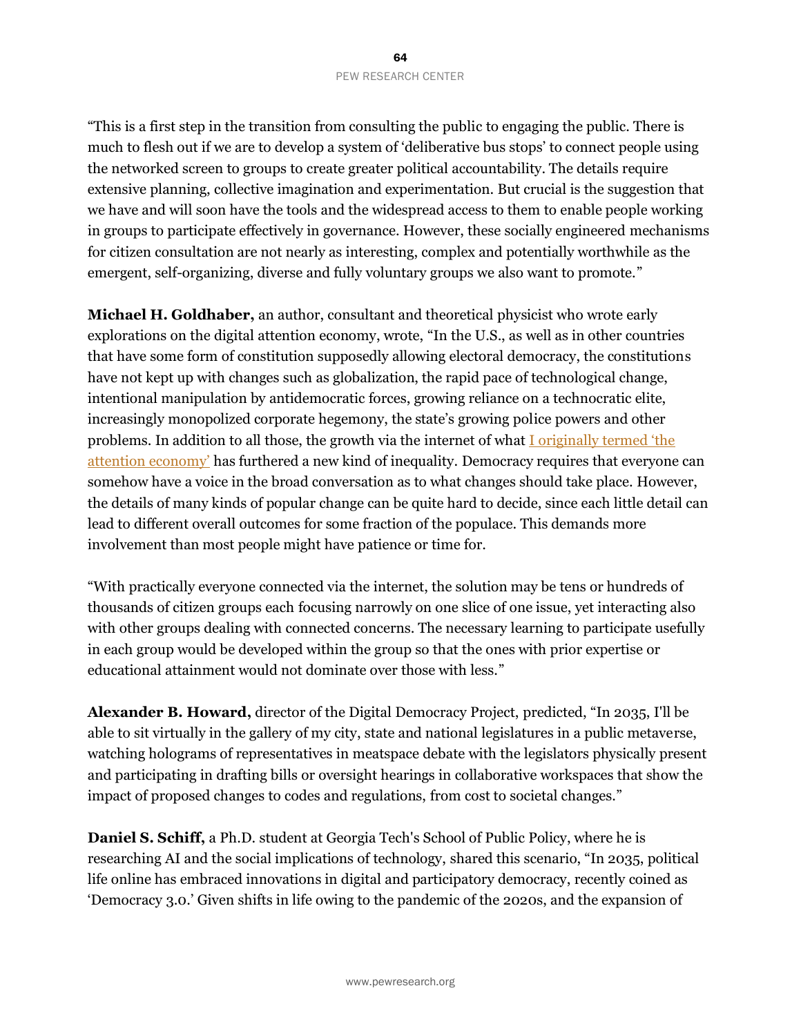"This is a first step in the transition from consulting the public to engaging the public. There is much to flesh out if we are to develop a system of 'deliberative bus stops' to connect people using the networked screen to groups to create greater political accountability. The details require extensive planning, collective imagination and experimentation. But crucial is the suggestion that we have and will soon have the tools and the widespread access to them to enable people working in groups to participate effectively in governance. However, these socially engineered mechanisms for citizen consultation are not nearly as interesting, complex and potentially worthwhile as the emergent, self-organizing, diverse and fully voluntary groups we also want to promote."

**Michael H. Goldhaber,** an author, consultant and theoretical physicist who wrote early explorations on the digital attention economy, wrote, "In the U.S., as well as in other countries that have some form of constitution supposedly allowing electoral democracy, the constitutions have not kept up with changes such as globalization, the rapid pace of technological change, intentional manipulation by antidemocratic forces, growing reliance on a technocratic elite, increasingly monopolized corporate hegemony, the state's growing police powers and other problems. In addition to all those, the growth via the internet of what I originally termed 'the attention economy' has furthered a new kind of inequality. Democracy requires that everyone can somehow have a voice in the broad conversation as to what changes should take place. However, the details of many kinds of popular change can be quite hard to decide, since each little detail can lead to different overall outcomes for some fraction of the populace. This demands more involvement than most people might have patience or time for.

"With practically everyone connected via the internet, the solution may be tens or hundreds of thousands of citizen groups each focusing narrowly on one slice of one issue, yet interacting also with other groups dealing with connected concerns. The necessary learning to participate usefully in each group would be developed within the group so that the ones with prior expertise or educational attainment would not dominate over those with less."

**Alexander B. Howard,** director of the Digital Democracy Project, predicted, "In 2035, I'll be able to sit virtually in the gallery of my city, state and national legislatures in a public metaverse, watching holograms of representatives in meatspace debate with the legislators physically present and participating in drafting bills or oversight hearings in collaborative workspaces that show the impact of proposed changes to codes and regulations, from cost to societal changes."

**Daniel S. Schiff,** a Ph.D. student at Georgia Tech's School of Public Policy, where he is researching AI and the social implications of technology, shared this scenario, "In 2035, political life online has embraced innovations in digital and participatory democracy, recently coined as 'Democracy 3.0.' Given shifts in life owing to the pandemic of the 2020s, and the expansion of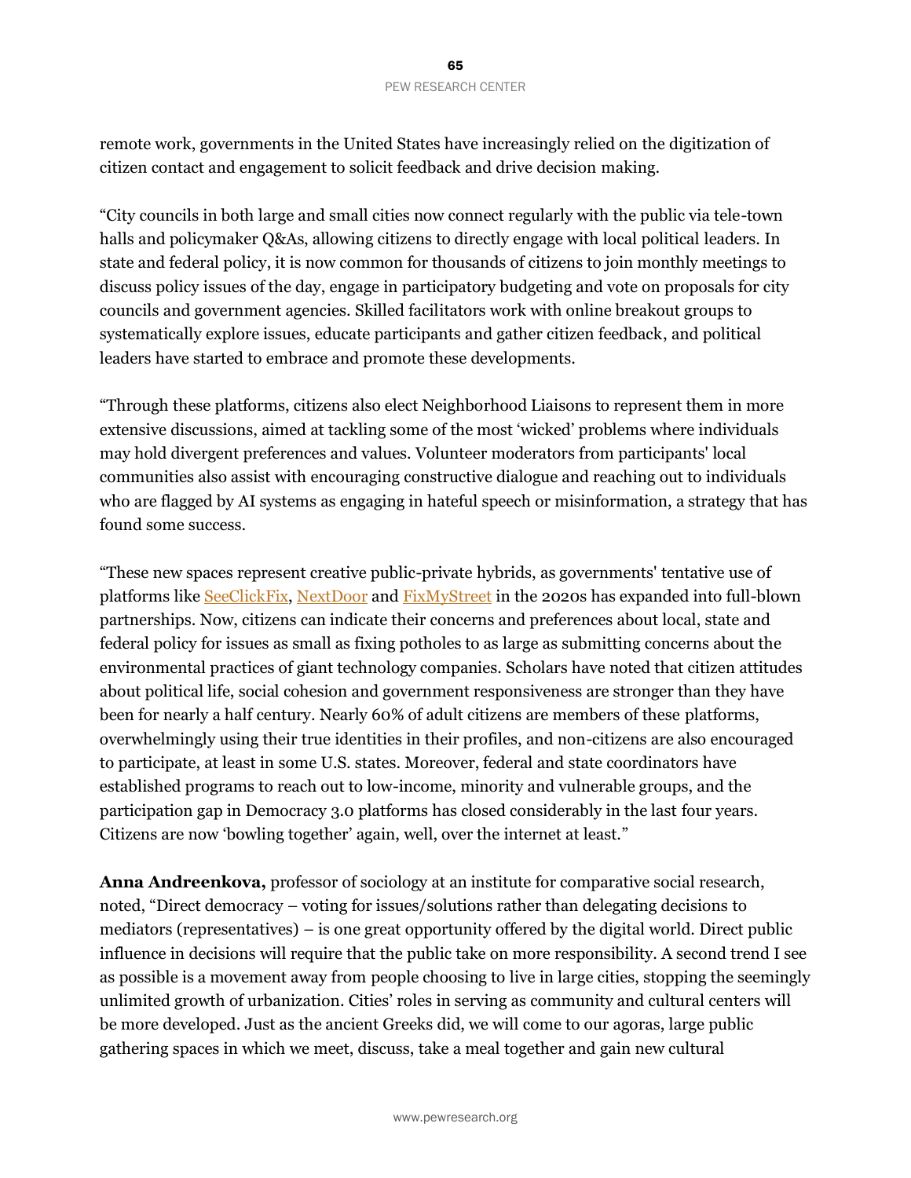remote work, governments in the United States have increasingly relied on the digitization of citizen contact and engagement to solicit feedback and drive decision making.

"City councils in both large and small cities now connect regularly with the public via tele-town halls and policymaker Q&As, allowing citizens to directly engage with local political leaders. In state and federal policy, it is now common for thousands of citizens to join monthly meetings to discuss policy issues of the day, engage in participatory budgeting and vote on proposals for city councils and government agencies. Skilled facilitators work with online breakout groups to systematically explore issues, educate participants and gather citizen feedback, and political leaders have started to embrace and promote these developments.

"Through these platforms, citizens also elect Neighborhood Liaisons to represent them in more extensive discussions, aimed at tackling some of the most 'wicked' problems where individuals may hold divergent preferences and values. Volunteer moderators from participants' local communities also assist with encouraging constructive dialogue and reaching out to individuals who are flagged by AI systems as engaging in hateful speech or misinformation, a strategy that has found some success.

"These new spaces represent creative public-private hybrids, as governments' tentative use of platforms like SeeClickFix, NextDoor and FixMyStreet in the 2020s has expanded into full-blown partnerships. Now, citizens can indicate their concerns and preferences about local, state and federal policy for issues as small as fixing potholes to as large as submitting concerns about the environmental practices of giant technology companies. Scholars have noted that citizen attitudes about political life, social cohesion and government responsiveness are stronger than they have been for nearly a half century. Nearly 60% of adult citizens are members of these platforms, overwhelmingly using their true identities in their profiles, and non-citizens are also encouraged to participate, at least in some U.S. states. Moreover, federal and state coordinators have established programs to reach out to low-income, minority and vulnerable groups, and the participation gap in Democracy 3.0 platforms has closed considerably in the last four years. Citizens are now 'bowling together' again, well, over the internet at least."

**Anna Andreenkova,** professor of sociology at an institute for comparative social research, noted, "Direct democracy – voting for issues/solutions rather than delegating decisions to mediators (representatives) – is one great opportunity offered by the digital world. Direct public influence in decisions will require that the public take on more responsibility. A second trend I see as possible is a movement away from people choosing to live in large cities, stopping the seemingly unlimited growth of urbanization. Cities' roles in serving as community and cultural centers will be more developed. Just as the ancient Greeks did, we will come to our agoras, large public gathering spaces in which we meet, discuss, take a meal together and gain new cultural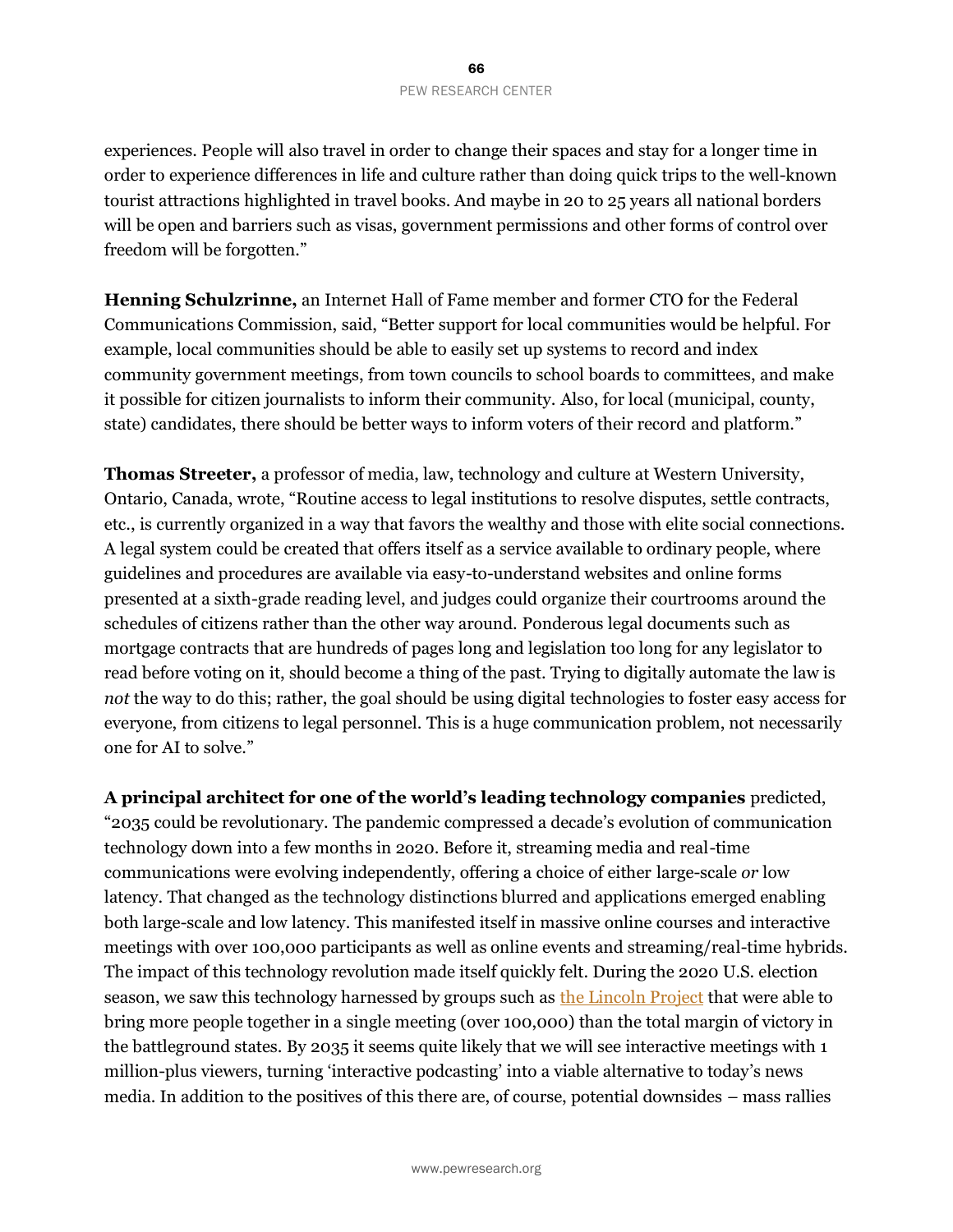experiences. People will also travel in order to change their spaces and stay for a longer time in order to experience differences in life and culture rather than doing quick trips to the well-known tourist attractions highlighted in travel books. And maybe in 20 to 25 years all national borders will be open and barriers such as visas, government permissions and other forms of control over freedom will be forgotten."

**Henning Schulzrinne,** an Internet Hall of Fame member and former CTO for the Federal Communications Commission, said, "Better support for local communities would be helpful. For example, local communities should be able to easily set up systems to record and index community government meetings, from town councils to school boards to committees, and make it possible for citizen journalists to inform their community. Also, for local (municipal, county, state) candidates, there should be better ways to inform voters of their record and platform."

**Thomas Streeter,** a professor of media, law, technology and culture at Western University, Ontario, Canada, wrote, "Routine access to legal institutions to resolve disputes, settle contracts, etc., is currently organized in a way that favors the wealthy and those with elite social connections. A legal system could be created that offers itself as a service available to ordinary people, where guidelines and procedures are available via easy-to-understand websites and online forms presented at a sixth-grade reading level, and judges could organize their courtrooms around the schedules of citizens rather than the other way around. Ponderous legal documents such as mortgage contracts that are hundreds of pages long and legislation too long for any legislator to read before voting on it, should become a thing of the past. Trying to digitally automate the law is *not* the way to do this; rather, the goal should be using digital technologies to foster easy access for everyone, from citizens to legal personnel. This is a huge communication problem, not necessarily one for AI to solve."

**A principal architect for one of the world's leading technology companies** predicted, "2035 could be revolutionary. The pandemic compressed a decade's evolution of communication technology down into a few months in 2020. Before it, streaming media and real-time communications were evolving independently, offering a choice of either large-scale *or* low latency. That changed as the technology distinctions blurred and applications emerged enabling both large-scale and low latency. This manifested itself in massive online courses and interactive meetings with over 100,000 participants as well as online events and streaming/real-time hybrids. The impact of this technology revolution made itself quickly felt. During the 2020 U.S. election season, we saw this technology harnessed by groups such as the Lincoln Project that were able to bring more people together in a single meeting (over 100,000) than the total margin of victory in the battleground states. By 2035 it seems quite likely that we will see interactive meetings with 1 million-plus viewers, turning 'interactive podcasting' into a viable alternative to today's news media. In addition to the positives of this there are, of course, potential downsides – mass rallies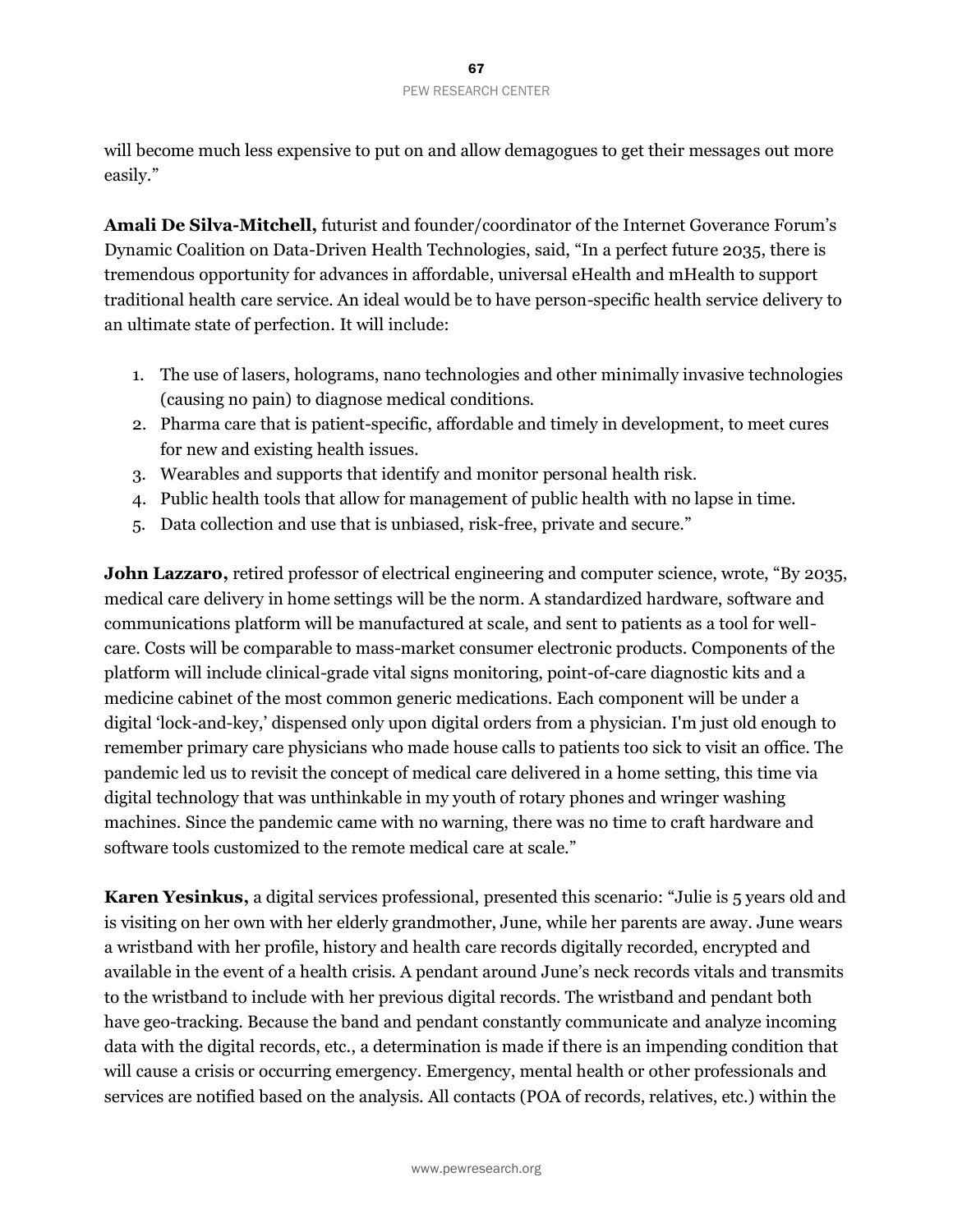will become much less expensive to put on and allow demagogues to get their messages out more easily."

**Amali De Silva-Mitchell,** futurist and founder/coordinator of the Internet Goverance Forum's Dynamic Coalition on Data-Driven Health Technologies, said, "In a perfect future 2035, there is tremendous opportunity for advances in affordable, universal eHealth and mHealth to support traditional health care service. An ideal would be to have person-specific health service delivery to an ultimate state of perfection. It will include:

1. The use of lasers, holograms, nano technologies and other minimally invasive technologies (causing no pain) to diagnose medical conditions.
2. Pharma care that is patient-specific, affordable and timely in development, to meet cures for new and existing health issues.
3. Wearables and supports that identify and monitor personal health risk.
4. Public health tools that allow for management of public health with no lapse in time.
5. Data collection and use that is unbiased, risk-free, private and secure."

**John Lazzaro,** retired professor of electrical engineering and computer science, wrote, "By 2035, medical care delivery in home settings will be the norm. A standardized hardware, software and communications platform will be manufactured at scale, and sent to patients as a tool for well-care. Costs will be comparable to mass-market consumer electronic products. Components of the platform will include clinical-grade vital signs monitoring, point-of-care diagnostic kits and a medicine cabinet of the most common generic medications. Each component will be under a digital 'lock-and-key,' dispensed only upon digital orders from a physician. I'm just old enough to remember primary care physicians who made house calls to patients too sick to visit an office. The pandemic led us to revisit the concept of medical care delivered in a home setting, this time via digital technology that was unthinkable in my youth of rotary phones and wringer washing machines. Since the pandemic came with no warning, there was no time to craft hardware and software tools customized to the remote medical care at scale."

**Karen Yesinkus,** a digital services professional, presented this scenario: "Julie is 5 years old and is visiting on her own with her elderly grandmother, June, while her parents are away. June wears a wristband with her profile, history and health care records digitally recorded, encrypted and available in the event of a health crisis. A pendant around June's neck records vitals and transmits to the wristband to include with her previous digital records. The wristband and pendant both have geo-tracking. Because the band and pendant constantly communicate and analyze incoming data with the digital records, etc., a determination is made if there is an impending condition that will cause a crisis or occurring emergency. Emergency, mental health or other professionals and services are notified based on the analysis. All contacts (POA of records, relatives, etc.) within the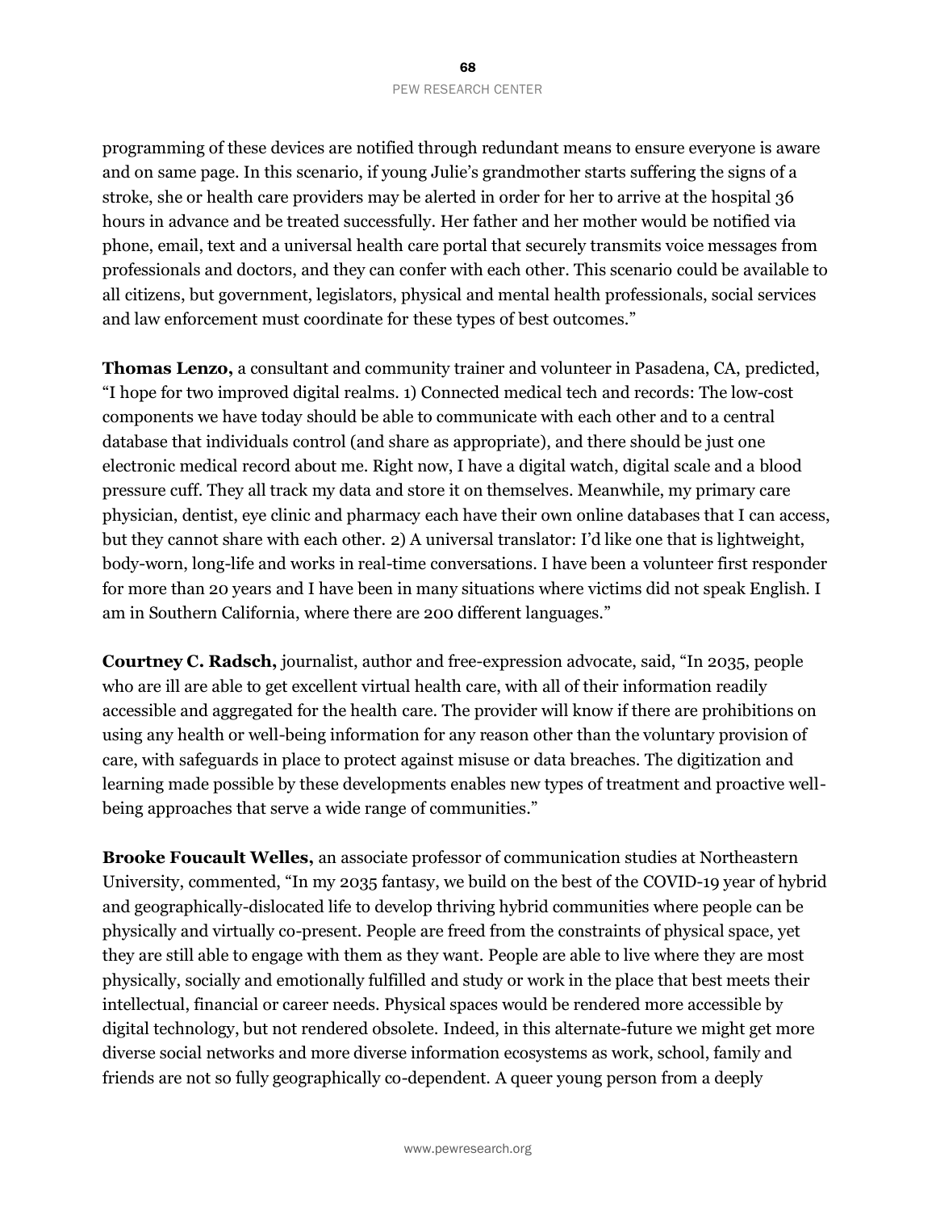programming of these devices are notified through redundant means to ensure everyone is aware and on same page. In this scenario, if young Julie's grandmother starts suffering the signs of a stroke, she or health care providers may be alerted in order for her to arrive at the hospital 36 hours in advance and be treated successfully. Her father and her mother would be notified via phone, email, text and a universal health care portal that securely transmits voice messages from professionals and doctors, and they can confer with each other. This scenario could be available to all citizens, but government, legislators, physical and mental health professionals, social services and law enforcement must coordinate for these types of best outcomes."

**Thomas Lenzo,** a consultant and community trainer and volunteer in Pasadena, CA, predicted, "I hope for two improved digital realms. 1) Connected medical tech and records: The low-cost components we have today should be able to communicate with each other and to a central database that individuals control (and share as appropriate), and there should be just one electronic medical record about me. Right now, I have a digital watch, digital scale and a blood pressure cuff. They all track my data and store it on themselves. Meanwhile, my primary care physician, dentist, eye clinic and pharmacy each have their own online databases that I can access, but they cannot share with each other. 2) A universal translator: I'd like one that is lightweight, body-worn, long-life and works in real-time conversations. I have been a volunteer first responder for more than 20 years and I have been in many situations where victims did not speak English. I am in Southern California, where there are 200 different languages."

**Courtney C. Radsch,** journalist, author and free-expression advocate, said, "In 2035, people who are ill are able to get excellent virtual health care, with all of their information readily accessible and aggregated for the health care. The provider will know if there are prohibitions on using any health or well-being information for any reason other than the voluntary provision of care, with safeguards in place to protect against misuse or data breaches. The digitization and learning made possible by these developments enables new types of treatment and proactive well-being approaches that serve a wide range of communities."

**Brooke Foucault Welles,** an associate professor of communication studies at Northeastern University, commented, "In my 2035 fantasy, we build on the best of the COVID-19 year of hybrid and geographically-dislocated life to develop thriving hybrid communities where people can be physically and virtually co-present. People are freed from the constraints of physical space, yet they are still able to engage with them as they want. People are able to live where they are most physically, socially and emotionally fulfilled and study or work in the place that best meets their intellectual, financial or career needs. Physical spaces would be rendered more accessible by digital technology, but not rendered obsolete. Indeed, in this alternate-future we might get more diverse social networks and more diverse information ecosystems as work, school, family and friends are not so fully geographically co-dependent. A queer young person from a deeply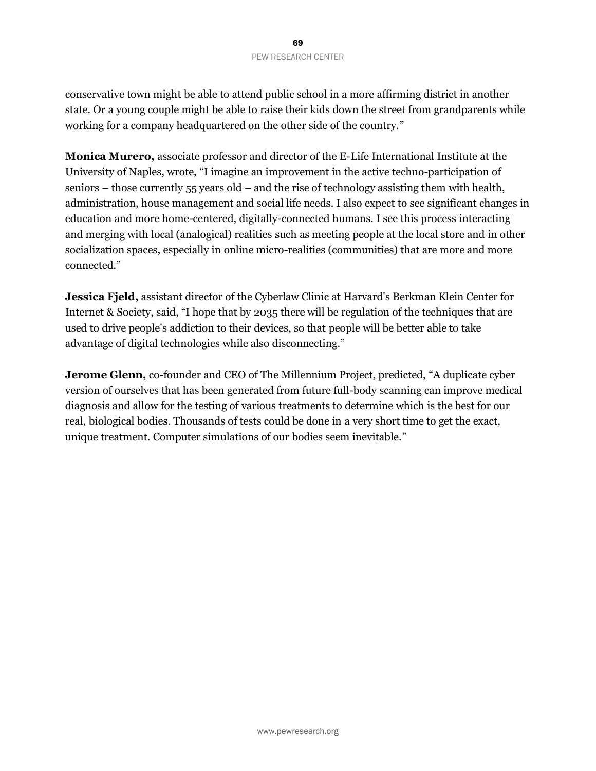conservative town might be able to attend public school in a more affirming district in another state. Or a young couple might be able to raise their kids down the street from grandparents while working for a company headquartered on the other side of the country."

**Monica Murero,** associate professor and director of the E-Life International Institute at the University of Naples, wrote, "I imagine an improvement in the active techno-participation of seniors – those currently 55 years old – and the rise of technology assisting them with health, administration, house management and social life needs. I also expect to see significant changes in education and more home-centered, digitally-connected humans. I see this process interacting and merging with local (analogical) realities such as meeting people at the local store and in other socialization spaces, especially in online micro-realities (communities) that are more and more connected."

**Jessica Fjeld,** assistant director of the Cyberlaw Clinic at Harvard's Berkman Klein Center for Internet & Society, said, "I hope that by 2035 there will be regulation of the techniques that are used to drive people's addiction to their devices, so that people will be better able to take advantage of digital technologies while also disconnecting."

**Jerome Glenn,** co-founder and CEO of The Millennium Project, predicted, "A duplicate cyber version of ourselves that has been generated from future full-body scanning can improve medical diagnosis and allow for the testing of various treatments to determine which is the best for our real, biological bodies. Thousands of tests could be done in a very short time to get the exact, unique treatment. Computer simulations of our bodies seem inevitable."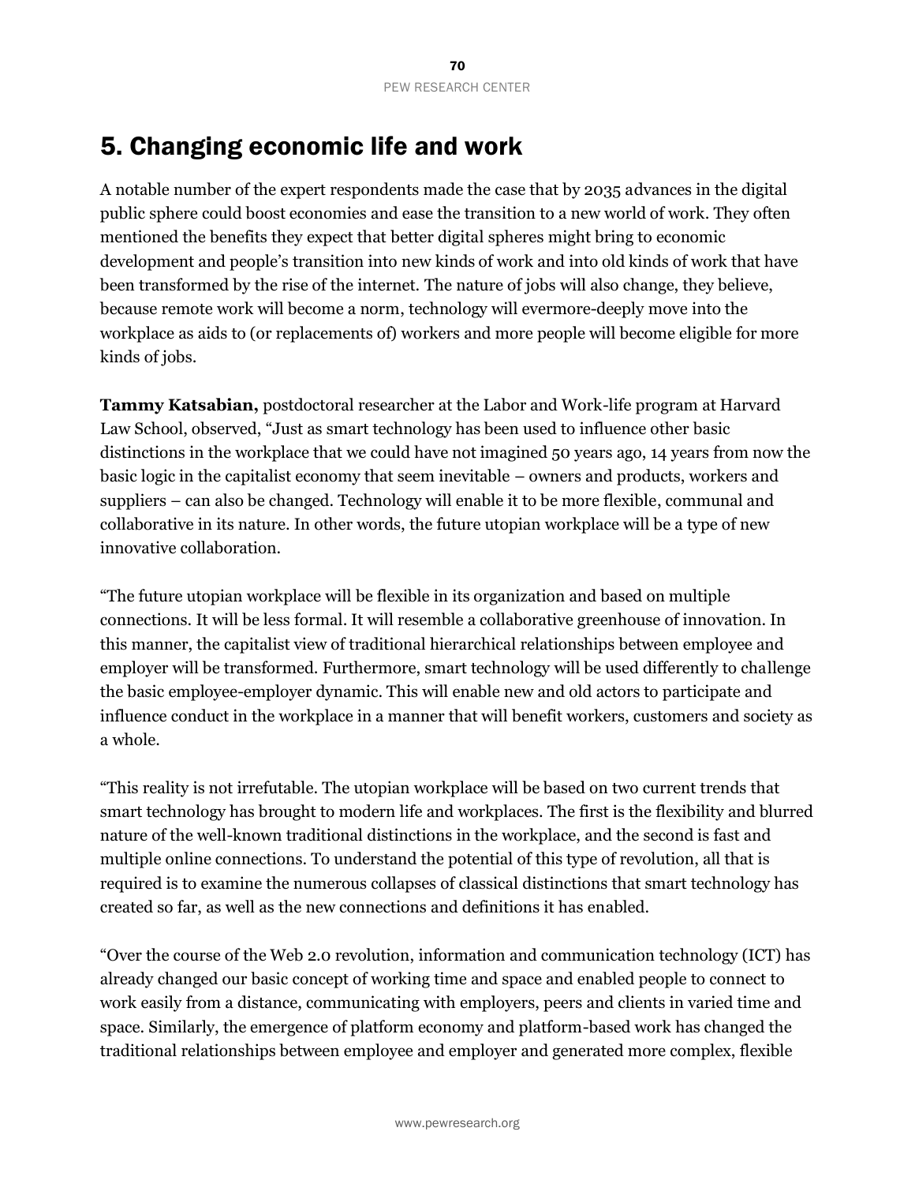# 5. Changing economic life and work

A notable number of the expert respondents made the case that by 2035 advances in the digital public sphere could boost economies and ease the transition to a new world of work. They often mentioned the benefits they expect that better digital spheres might bring to economic development and people's transition into new kinds of work and into old kinds of work that have been transformed by the rise of the internet. The nature of jobs will also change, they believe, because remote work will become a norm, technology will evermore-deeply move into the workplace as aids to (or replacements of) workers and more people will become eligible for more kinds of jobs.

**Tammy Katsabian,** postdoctoral researcher at the Labor and Work-life program at Harvard Law School, observed, "Just as smart technology has been used to influence other basic distinctions in the workplace that we could have not imagined 50 years ago, 14 years from now the basic logic in the capitalist economy that seem inevitable – owners and products, workers and suppliers – can also be changed. Technology will enable it to be more flexible, communal and collaborative in its nature. In other words, the future utopian workplace will be a type of new innovative collaboration.

"The future utopian workplace will be flexible in its organization and based on multiple connections. It will be less formal. It will resemble a collaborative greenhouse of innovation. In this manner, the capitalist view of traditional hierarchical relationships between employee and employer will be transformed. Furthermore, smart technology will be used differently to challenge the basic employee-employer dynamic. This will enable new and old actors to participate and influence conduct in the workplace in a manner that will benefit workers, customers and society as a whole.

"This reality is not irrefutable. The utopian workplace will be based on two current trends that smart technology has brought to modern life and workplaces. The first is the flexibility and blurred nature of the well-known traditional distinctions in the workplace, and the second is fast and multiple online connections. To understand the potential of this type of revolution, all that is required is to examine the numerous collapses of classical distinctions that smart technology has created so far, as well as the new connections and definitions it has enabled.

"Over the course of the Web 2.0 revolution, information and communication technology (ICT) has already changed our basic concept of working time and space and enabled people to connect to work easily from a distance, communicating with employers, peers and clients in varied time and space. Similarly, the emergence of platform economy and platform-based work has changed the traditional relationships between employee and employer and generated more complex, flexible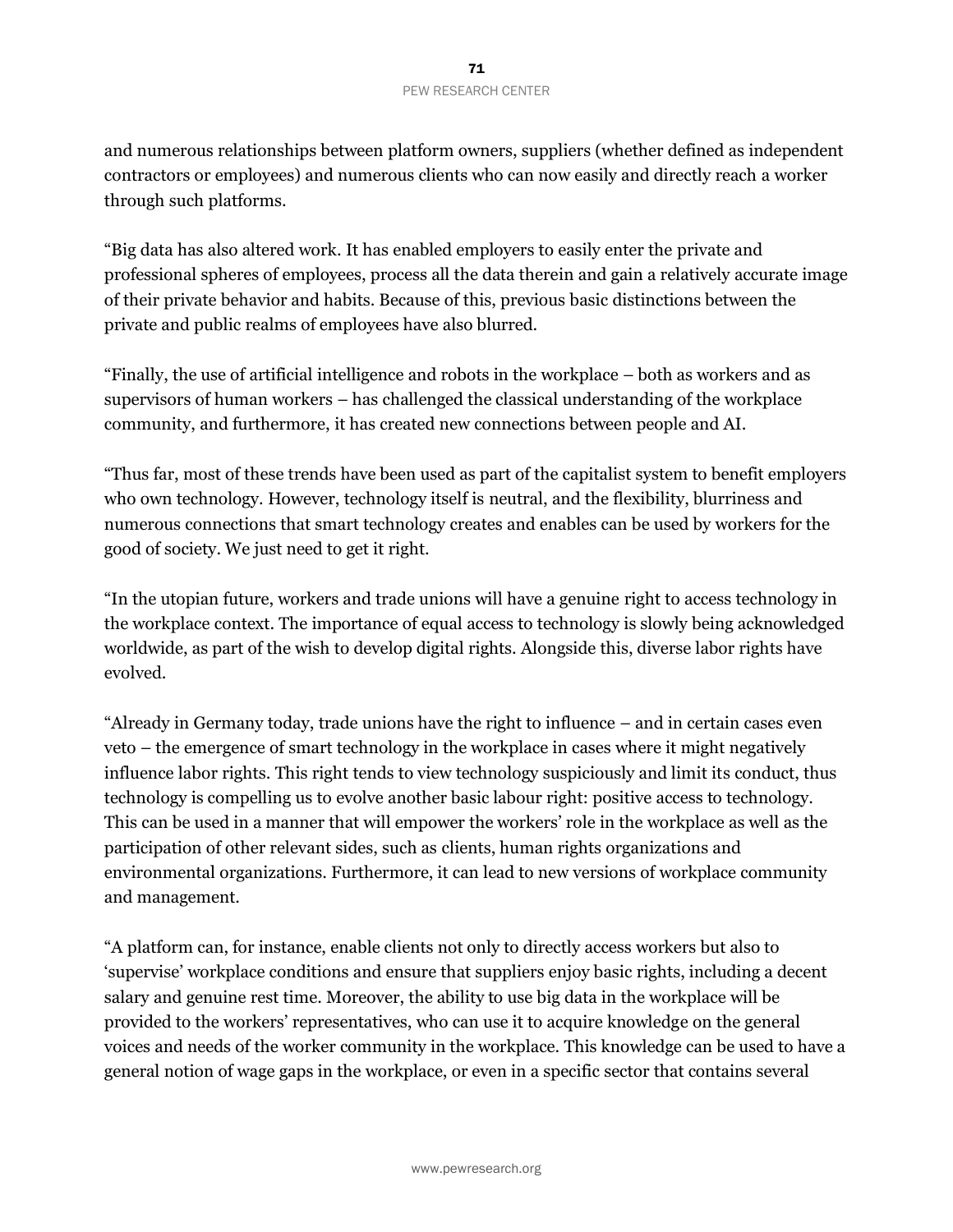and numerous relationships between platform owners, suppliers (whether defined as independent contractors or employees) and numerous clients who can now easily and directly reach a worker through such platforms.

"Big data has also altered work. It has enabled employers to easily enter the private and professional spheres of employees, process all the data therein and gain a relatively accurate image of their private behavior and habits. Because of this, previous basic distinctions between the private and public realms of employees have also blurred.

"Finally, the use of artificial intelligence and robots in the workplace – both as workers and as supervisors of human workers – has challenged the classical understanding of the workplace community, and furthermore, it has created new connections between people and AI.

"Thus far, most of these trends have been used as part of the capitalist system to benefit employers who own technology. However, technology itself is neutral, and the flexibility, blurriness and numerous connections that smart technology creates and enables can be used by workers for the good of society. We just need to get it right.

"In the utopian future, workers and trade unions will have a genuine right to access technology in the workplace context. The importance of equal access to technology is slowly being acknowledged worldwide, as part of the wish to develop digital rights. Alongside this, diverse labor rights have evolved.

"Already in Germany today, trade unions have the right to influence – and in certain cases even veto – the emergence of smart technology in the workplace in cases where it might negatively influence labor rights. This right tends to view technology suspiciously and limit its conduct, thus technology is compelling us to evolve another basic labour right: positive access to technology. This can be used in a manner that will empower the workers' role in the workplace as well as the participation of other relevant sides, such as clients, human rights organizations and environmental organizations. Furthermore, it can lead to new versions of workplace community and management.

"A platform can, for instance, enable clients not only to directly access workers but also to 'supervise' workplace conditions and ensure that suppliers enjoy basic rights, including a decent salary and genuine rest time. Moreover, the ability to use big data in the workplace will be provided to the workers' representatives, who can use it to acquire knowledge on the general voices and needs of the worker community in the workplace. This knowledge can be used to have a general notion of wage gaps in the workplace, or even in a specific sector that contains several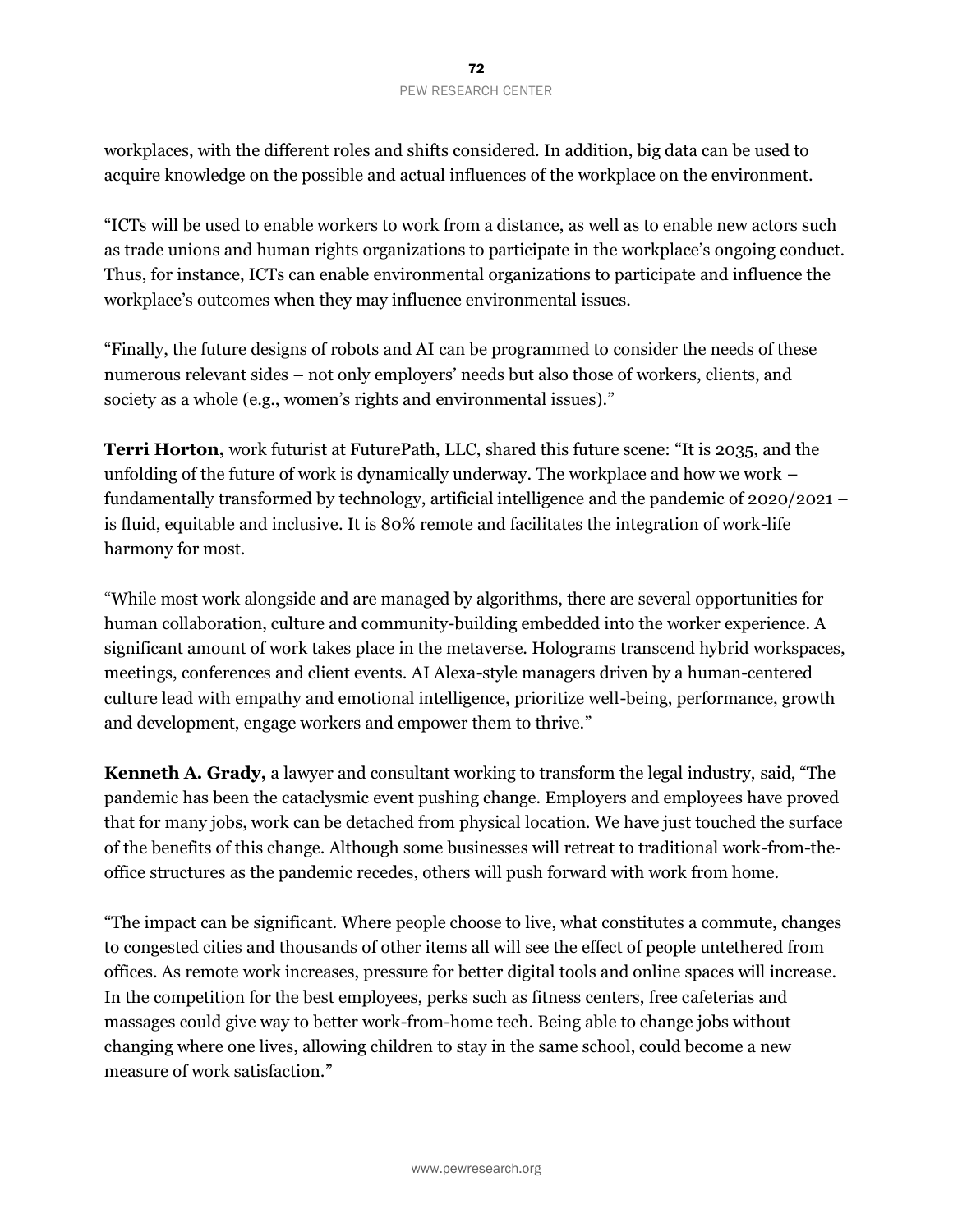workplaces, with the different roles and shifts considered. In addition, big data can be used to acquire knowledge on the possible and actual influences of the workplace on the environment.

"ICTs will be used to enable workers to work from a distance, as well as to enable new actors such as trade unions and human rights organizations to participate in the workplace's ongoing conduct. Thus, for instance, ICTs can enable environmental organizations to participate and influence the workplace's outcomes when they may influence environmental issues.

"Finally, the future designs of robots and AI can be programmed to consider the needs of these numerous relevant sides – not only employers' needs but also those of workers, clients, and society as a whole (e.g., women's rights and environmental issues)."

**Terri Horton,** work futurist at FuturePath, LLC, shared this future scene: "It is 2035, and the unfolding of the future of work is dynamically underway. The workplace and how we work – fundamentally transformed by technology, artificial intelligence and the pandemic of 2020/2021 – is fluid, equitable and inclusive. It is 80% remote and facilitates the integration of work-life harmony for most.

"While most work alongside and are managed by algorithms, there are several opportunities for human collaboration, culture and community-building embedded into the worker experience. A significant amount of work takes place in the metaverse. Holograms transcend hybrid workspaces, meetings, conferences and client events. AI Alexa-style managers driven by a human-centered culture lead with empathy and emotional intelligence, prioritize well-being, performance, growth and development, engage workers and empower them to thrive."

**Kenneth A. Grady,** a lawyer and consultant working to transform the legal industry, said, "The pandemic has been the cataclysmic event pushing change. Employers and employees have proved that for many jobs, work can be detached from physical location. We have just touched the surface of the benefits of this change. Although some businesses will retreat to traditional work-from-the-office structures as the pandemic recedes, others will push forward with work from home.

"The impact can be significant. Where people choose to live, what constitutes a commute, changes to congested cities and thousands of other items all will see the effect of people untethered from offices. As remote work increases, pressure for better digital tools and online spaces will increase. In the competition for the best employees, perks such as fitness centers, free cafeterias and massages could give way to better work-from-home tech. Being able to change jobs without changing where one lives, allowing children to stay in the same school, could become a new measure of work satisfaction."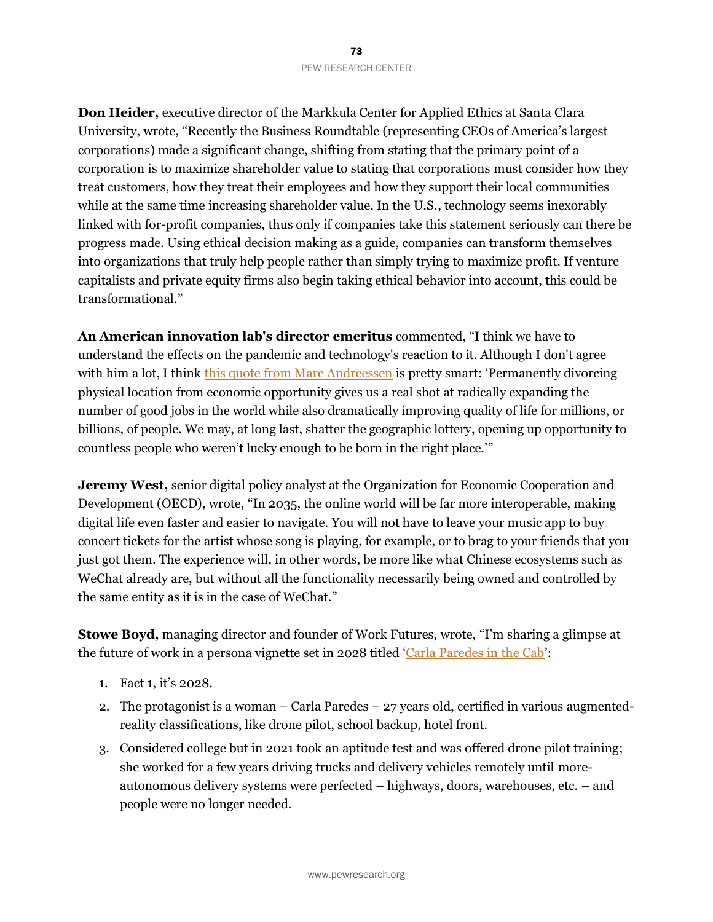**Don Heider,** executive director of the Markkula Center for Applied Ethics at Santa Clara University, wrote, "Recently the Business Roundtable (representing CEOs of America's largest corporations) made a significant change, shifting from stating that the primary point of a corporation is to maximize shareholder value to stating that corporations must consider how they treat customers, how they treat their employees and how they support their local communities while at the same time increasing shareholder value. In the U.S., technology seems inexorably linked with for-profit companies, thus only if companies take this statement seriously can there be progress made. Using ethical decision making as a guide, companies can transform themselves into organizations that truly help people rather than simply trying to maximize profit. If venture capitalists and private equity firms also begin taking ethical behavior into account, this could be transformational."

**An American innovation lab's director emeritus** commented, "I think we have to understand the effects on the pandemic and technology's reaction to it. Although I don't agree with him a lot, I think this quote from Marc Andreessen is pretty smart: 'Permanently divorcing physical location from economic opportunity gives us a real shot at radically expanding the number of good jobs in the world while also dramatically improving quality of life for millions, or billions, of people. We may, at long last, shatter the geographic lottery, opening up opportunity to countless people who weren't lucky enough to be born in the right place.'"

**Jeremy West,** senior digital policy analyst at the Organization for Economic Cooperation and Development (OECD), wrote, "In 2035, the online world will be far more interoperable, making digital life even faster and easier to navigate. You will not have to leave your music app to buy concert tickets for the artist whose song is playing, for example, or to brag to your friends that you just got them. The experience will, in other words, be more like what Chinese ecosystems such as WeChat already are, but without all the functionality necessarily being owned and controlled by the same entity as it is in the case of WeChat."

**Stowe Boyd,** managing director and founder of Work Futures, wrote, "I'm sharing a glimpse at the future of work in a persona vignette set in 2028 titled 'Carla Paredes in the Cab':

1. Fact 1, it's 2028.
2. The protagonist is a woman – Carla Paredes – 27 years old, certified in various augmented-reality classifications, like drone pilot, school backup, hotel front.
3. Considered college but in 2021 took an aptitude test and was offered drone pilot training; she worked for a few years driving trucks and delivery vehicles remotely until more-autonomous delivery systems were perfected – highways, doors, warehouses, etc. – and people were no longer needed.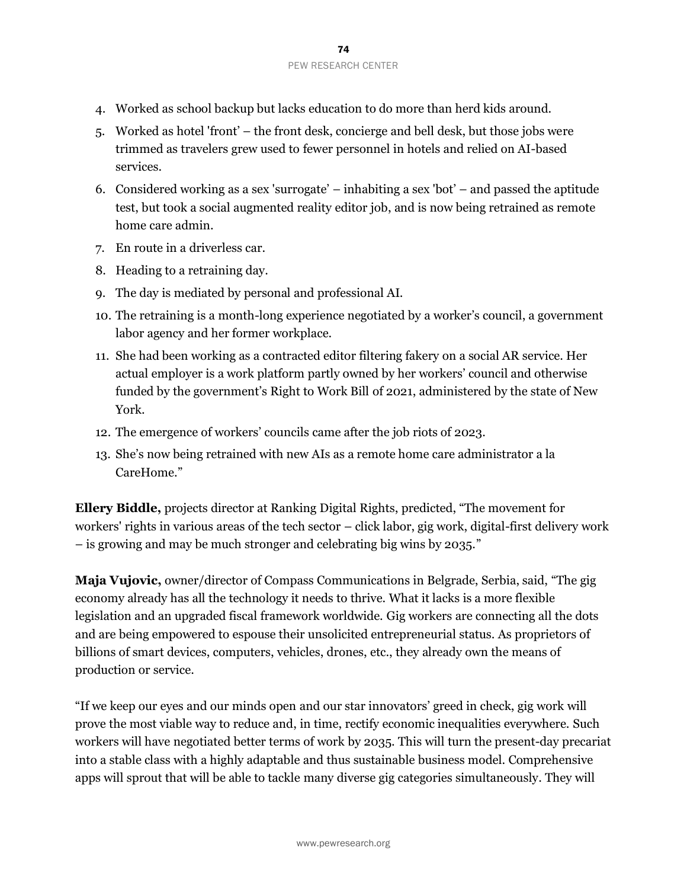4. Worked as school backup but lacks education to do more than herd kids around.
5. Worked as hotel 'front' – the front desk, concierge and bell desk, but those jobs were trimmed as travelers grew used to fewer personnel in hotels and relied on AI-based services.
6. Considered working as a sex 'surrogate' – inhabiting a sex 'bot' – and passed the aptitude test, but took a social augmented reality editor job, and is now being retrained as remote home care admin.
7. En route in a driverless car.
8. Heading to a retraining day.
9. The day is mediated by personal and professional AI.
10. The retraining is a month-long experience negotiated by a worker's council, a government labor agency and her former workplace.
11. She had been working as a contracted editor filtering fakery on a social AR service. Her actual employer is a work platform partly owned by her workers' council and otherwise funded by the government's Right to Work Bill of 2021, administered by the state of New York.
12. The emergence of workers' councils came after the job riots of 2023.
13. She's now being retrained with new AIs as a remote home care administrator a la CareHome."

**Ellery Biddle,** projects director at Ranking Digital Rights, predicted, "The movement for workers' rights in various areas of the tech sector – click labor, gig work, digital-first delivery work – is growing and may be much stronger and celebrating big wins by 2035."

**Maja Vujovic,** owner/director of Compass Communications in Belgrade, Serbia, said, "The gig economy already has all the technology it needs to thrive. What it lacks is a more flexible legislation and an upgraded fiscal framework worldwide. Gig workers are connecting all the dots and are being empowered to espouse their unsolicited entrepreneurial status. As proprietors of billions of smart devices, computers, vehicles, drones, etc., they already own the means of production or service.

"If we keep our eyes and our minds open and our star innovators' greed in check, gig work will prove the most viable way to reduce and, in time, rectify economic inequalities everywhere. Such workers will have negotiated better terms of work by 2035. This will turn the present-day precariat into a stable class with a highly adaptable and thus sustainable business model. Comprehensive apps will sprout that will be able to tackle many diverse gig categories simultaneously. They will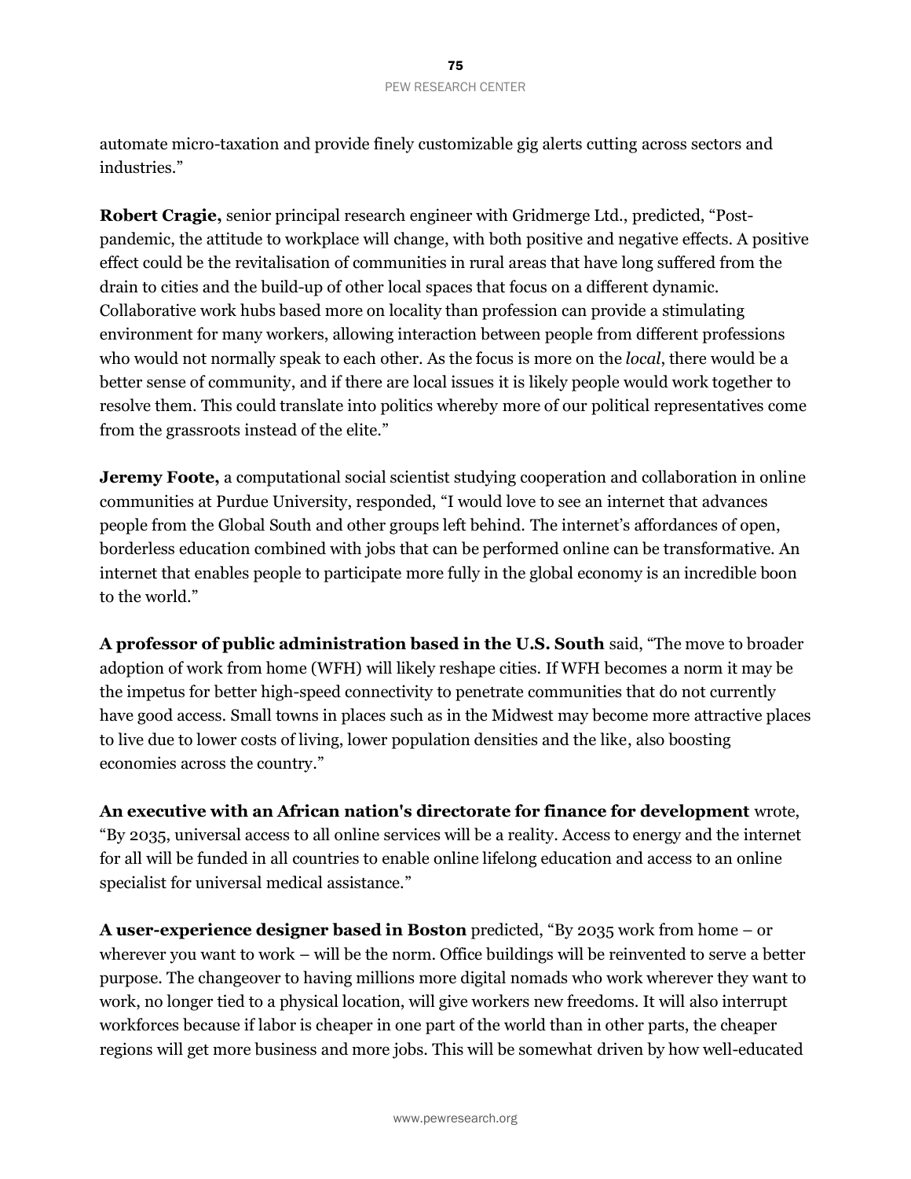automate micro-taxation and provide finely customizable gig alerts cutting across sectors and industries."

**Robert Cragie,** senior principal research engineer with Gridmerge Ltd., predicted, "Post-pandemic, the attitude to workplace will change, with both positive and negative effects. A positive effect could be the revitalisation of communities in rural areas that have long suffered from the drain to cities and the build-up of other local spaces that focus on a different dynamic. Collaborative work hubs based more on locality than profession can provide a stimulating environment for many workers, allowing interaction between people from different professions who would not normally speak to each other. As the focus is more on the *local*, there would be a better sense of community, and if there are local issues it is likely people would work together to resolve them. This could translate into politics whereby more of our political representatives come from the grassroots instead of the elite."

**Jeremy Foote,** a computational social scientist studying cooperation and collaboration in online communities at Purdue University, responded, "I would love to see an internet that advances people from the Global South and other groups left behind. The internet's affordances of open, borderless education combined with jobs that can be performed online can be transformative. An internet that enables people to participate more fully in the global economy is an incredible boon to the world."

**A professor of public administration based in the U.S. South** said, "The move to broader adoption of work from home (WFH) will likely reshape cities. If WFH becomes a norm it may be the impetus for better high-speed connectivity to penetrate communities that do not currently have good access. Small towns in places such as in the Midwest may become more attractive places to live due to lower costs of living, lower population densities and the like, also boosting economies across the country."

**An executive with an African nation's directorate for finance for development** wrote, "By 2035, universal access to all online services will be a reality. Access to energy and the internet for all will be funded in all countries to enable online lifelong education and access to an online specialist for universal medical assistance."

**A user-experience designer based in Boston** predicted, "By 2035 work from home – or wherever you want to work – will be the norm. Office buildings will be reinvented to serve a better purpose. The changeover to having millions more digital nomads who work wherever they want to work, no longer tied to a physical location, will give workers new freedoms. It will also interrupt workforces because if labor is cheaper in one part of the world than in other parts, the cheaper regions will get more business and more jobs. This will be somewhat driven by how well-educated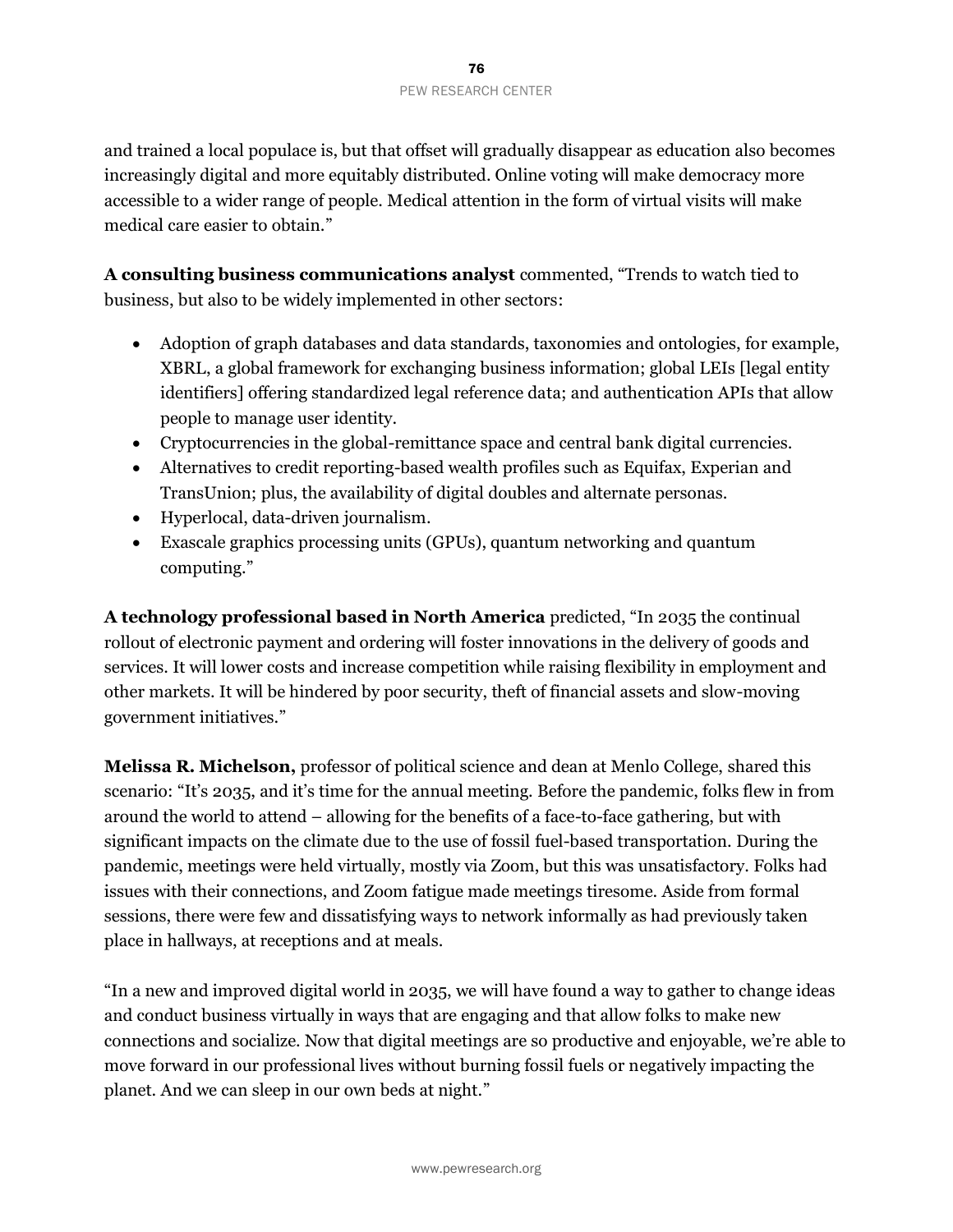and trained a local populace is, but that offset will gradually disappear as education also becomes increasingly digital and more equitably distributed. Online voting will make democracy more accessible to a wider range of people. Medical attention in the form of virtual visits will make medical care easier to obtain."

**A consulting business communications analyst** commented, "Trends to watch tied to business, but also to be widely implemented in other sectors:

- Adoption of graph databases and data standards, taxonomies and ontologies, for example, XBRL, a global framework for exchanging business information; global LEIs [legal entity identifiers] offering standardized legal reference data; and authentication APIs that allow people to manage user identity.
- Cryptocurrencies in the global-remittance space and central bank digital currencies.
- Alternatives to credit reporting-based wealth profiles such as Equifax, Experian and TransUnion; plus, the availability of digital doubles and alternate personas.
- Hyperlocal, data-driven journalism.
- Exascale graphics processing units (GPUs), quantum networking and quantum computing."

**A technology professional based in North America** predicted, "In 2035 the continual rollout of electronic payment and ordering will foster innovations in the delivery of goods and services. It will lower costs and increase competition while raising flexibility in employment and other markets. It will be hindered by poor security, theft of financial assets and slow-moving government initiatives."

**Melissa R. Michelson,** professor of political science and dean at Menlo College, shared this scenario: "It's 2035, and it's time for the annual meeting. Before the pandemic, folks flew in from around the world to attend – allowing for the benefits of a face-to-face gathering, but with significant impacts on the climate due to the use of fossil fuel-based transportation. During the pandemic, meetings were held virtually, mostly via Zoom, but this was unsatisfactory. Folks had issues with their connections, and Zoom fatigue made meetings tiresome. Aside from formal sessions, there were few and dissatisfying ways to network informally as had previously taken place in hallways, at receptions and at meals.

"In a new and improved digital world in 2035, we will have found a way to gather to change ideas and conduct business virtually in ways that are engaging and that allow folks to make new connections and socialize. Now that digital meetings are so productive and enjoyable, we're able to move forward in our professional lives without burning fossil fuels or negatively impacting the planet. And we can sleep in our own beds at night."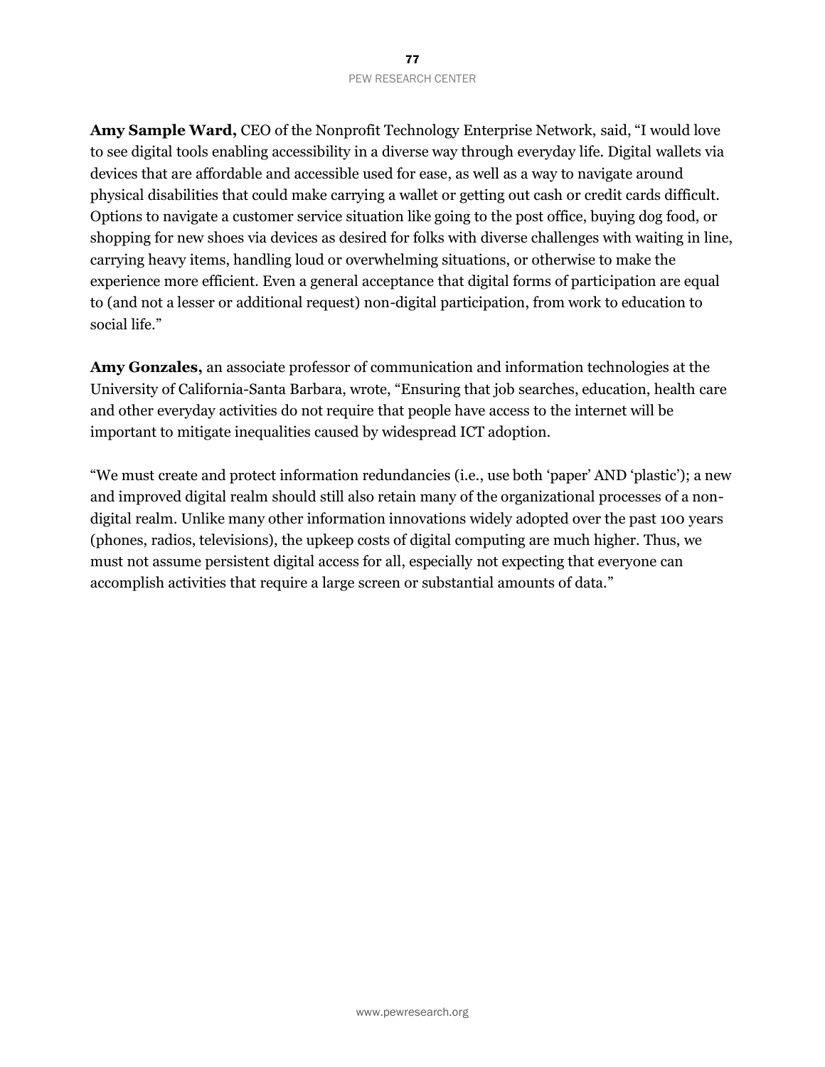**Amy Sample Ward,** CEO of the Nonprofit Technology Enterprise Network, said, "I would love to see digital tools enabling accessibility in a diverse way through everyday life. Digital wallets via devices that are affordable and accessible used for ease, as well as a way to navigate around physical disabilities that could make carrying a wallet or getting out cash or credit cards difficult. Options to navigate a customer service situation like going to the post office, buying dog food, or shopping for new shoes via devices as desired for folks with diverse challenges with waiting in line, carrying heavy items, handling loud or overwhelming situations, or otherwise to make the experience more efficient. Even a general acceptance that digital forms of participation are equal to (and not a lesser or additional request) non-digital participation, from work to education to social life."

**Amy Gonzales,** an associate professor of communication and information technologies at the University of California-Santa Barbara, wrote, "Ensuring that job searches, education, health care and other everyday activities do not require that people have access to the internet will be important to mitigate inequalities caused by widespread ICT adoption.

"We must create and protect information redundancies (i.e., use both 'paper' AND 'plastic'); a new and improved digital realm should still also retain many of the organizational processes of a non-digital realm. Unlike many other information innovations widely adopted over the past 100 years (phones, radios, televisions), the upkeep costs of digital computing are much higher. Thus, we must not assume persistent digital access for all, especially not expecting that everyone can accomplish activities that require a large screen or substantial amounts of data."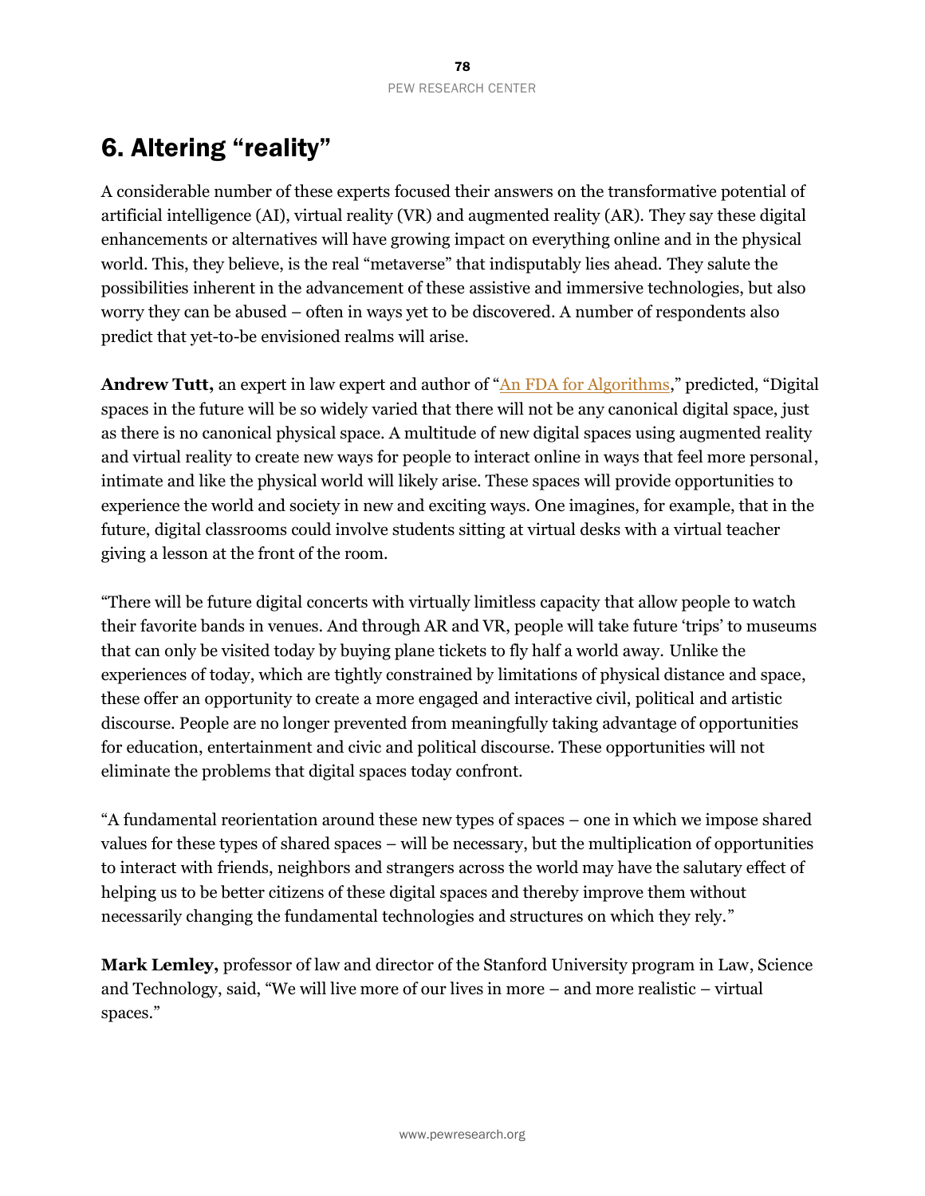# 6. Altering "reality"

A considerable number of these experts focused their answers on the transformative potential of artificial intelligence (AI), virtual reality (VR) and augmented reality (AR). They say these digital enhancements or alternatives will have growing impact on everything online and in the physical world. This, they believe, is the real "metaverse" that indisputably lies ahead. They salute the possibilities inherent in the advancement of these assistive and immersive technologies, but also worry they can be abused – often in ways yet to be discovered. A number of respondents also predict that yet-to-be envisioned realms will arise.

**Andrew Tutt,** an expert in law expert and author of "An FDA for Algorithms," predicted, "Digital spaces in the future will be so widely varied that there will not be any canonical digital space, just as there is no canonical physical space. A multitude of new digital spaces using augmented reality and virtual reality to create new ways for people to interact online in ways that feel more personal, intimate and like the physical world will likely arise. These spaces will provide opportunities to experience the world and society in new and exciting ways. One imagines, for example, that in the future, digital classrooms could involve students sitting at virtual desks with a virtual teacher giving a lesson at the front of the room.

"There will be future digital concerts with virtually limitless capacity that allow people to watch their favorite bands in venues. And through AR and VR, people will take future 'trips' to museums that can only be visited today by buying plane tickets to fly half a world away. Unlike the experiences of today, which are tightly constrained by limitations of physical distance and space, these offer an opportunity to create a more engaged and interactive civil, political and artistic discourse. People are no longer prevented from meaningfully taking advantage of opportunities for education, entertainment and civic and political discourse. These opportunities will not eliminate the problems that digital spaces today confront.

"A fundamental reorientation around these new types of spaces – one in which we impose shared values for these types of shared spaces – will be necessary, but the multiplication of opportunities to interact with friends, neighbors and strangers across the world may have the salutary effect of helping us to be better citizens of these digital spaces and thereby improve them without necessarily changing the fundamental technologies and structures on which they rely."

**Mark Lemley,** professor of law and director of the Stanford University program in Law, Science and Technology, said, "We will live more of our lives in more – and more realistic – virtual spaces."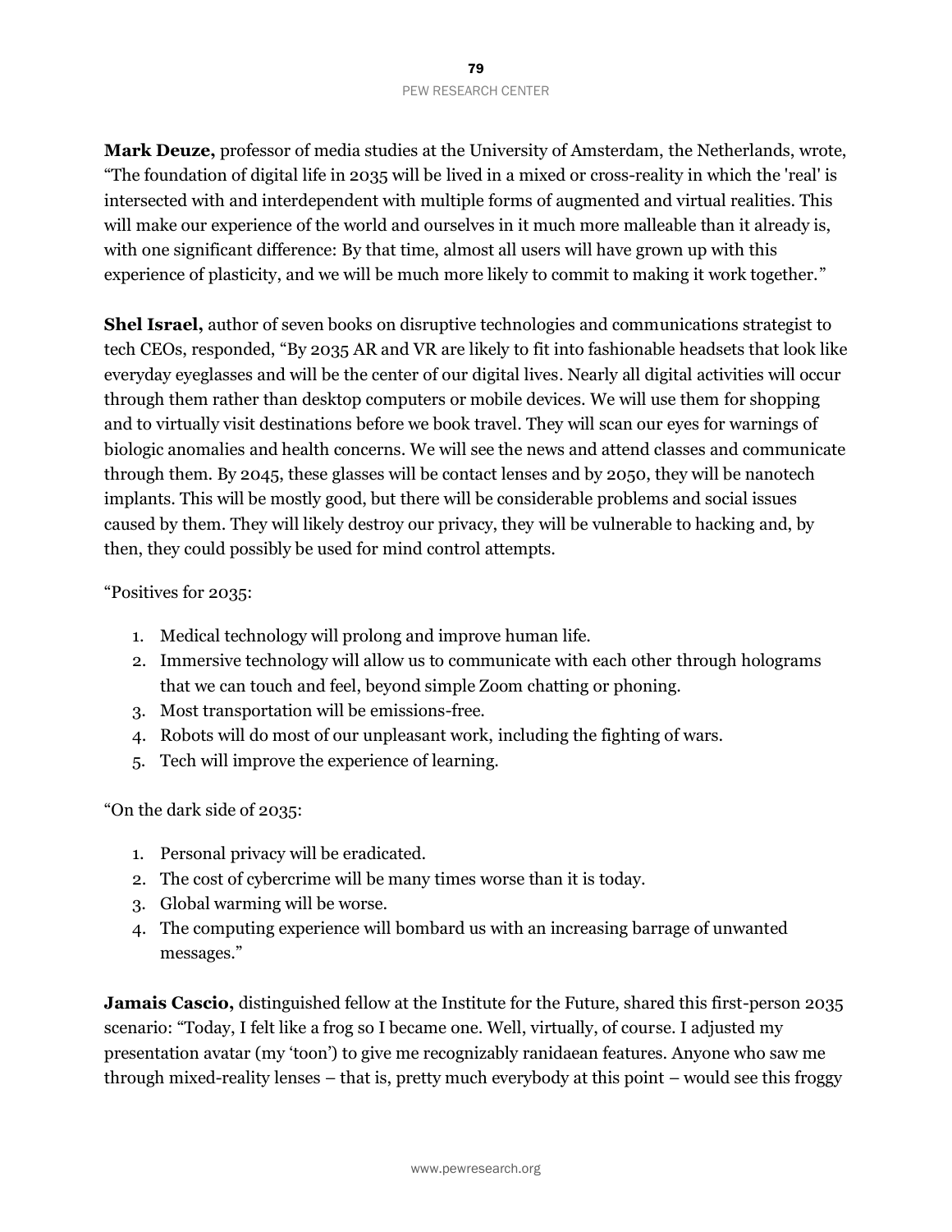**Mark Deuze,** professor of media studies at the University of Amsterdam, the Netherlands, wrote, "The foundation of digital life in 2035 will be lived in a mixed or cross-reality in which the 'real' is intersected with and interdependent with multiple forms of augmented and virtual realities. This will make our experience of the world and ourselves in it much more malleable than it already is, with one significant difference: By that time, almost all users will have grown up with this experience of plasticity, and we will be much more likely to commit to making it work together."

**Shel Israel,** author of seven books on disruptive technologies and communications strategist to tech CEOs, responded, "By 2035 AR and VR are likely to fit into fashionable headsets that look like everyday eyeglasses and will be the center of our digital lives. Nearly all digital activities will occur through them rather than desktop computers or mobile devices. We will use them for shopping and to virtually visit destinations before we book travel. They will scan our eyes for warnings of biologic anomalies and health concerns. We will see the news and attend classes and communicate through them. By 2045, these glasses will be contact lenses and by 2050, they will be nanotech implants. This will be mostly good, but there will be considerable problems and social issues caused by them. They will likely destroy our privacy, they will be vulnerable to hacking and, by then, they could possibly be used for mind control attempts.

"Positives for 2035:

1. Medical technology will prolong and improve human life.
2. Immersive technology will allow us to communicate with each other through holograms that we can touch and feel, beyond simple Zoom chatting or phoning.
3. Most transportation will be emissions-free.
4. Robots will do most of our unpleasant work, including the fighting of wars.
5. Tech will improve the experience of learning.

"On the dark side of 2035:

1. Personal privacy will be eradicated.
2. The cost of cybercrime will be many times worse than it is today.
3. Global warming will be worse.
4. The computing experience will bombard us with an increasing barrage of unwanted messages."

**Jamais Cascio,** distinguished fellow at the Institute for the Future, shared this first-person 2035 scenario: "Today, I felt like a frog so I became one. Well, virtually, of course. I adjusted my presentation avatar (my 'toon') to give me recognizably ranidaean features. Anyone who saw me through mixed-reality lenses – that is, pretty much everybody at this point – would see this froggy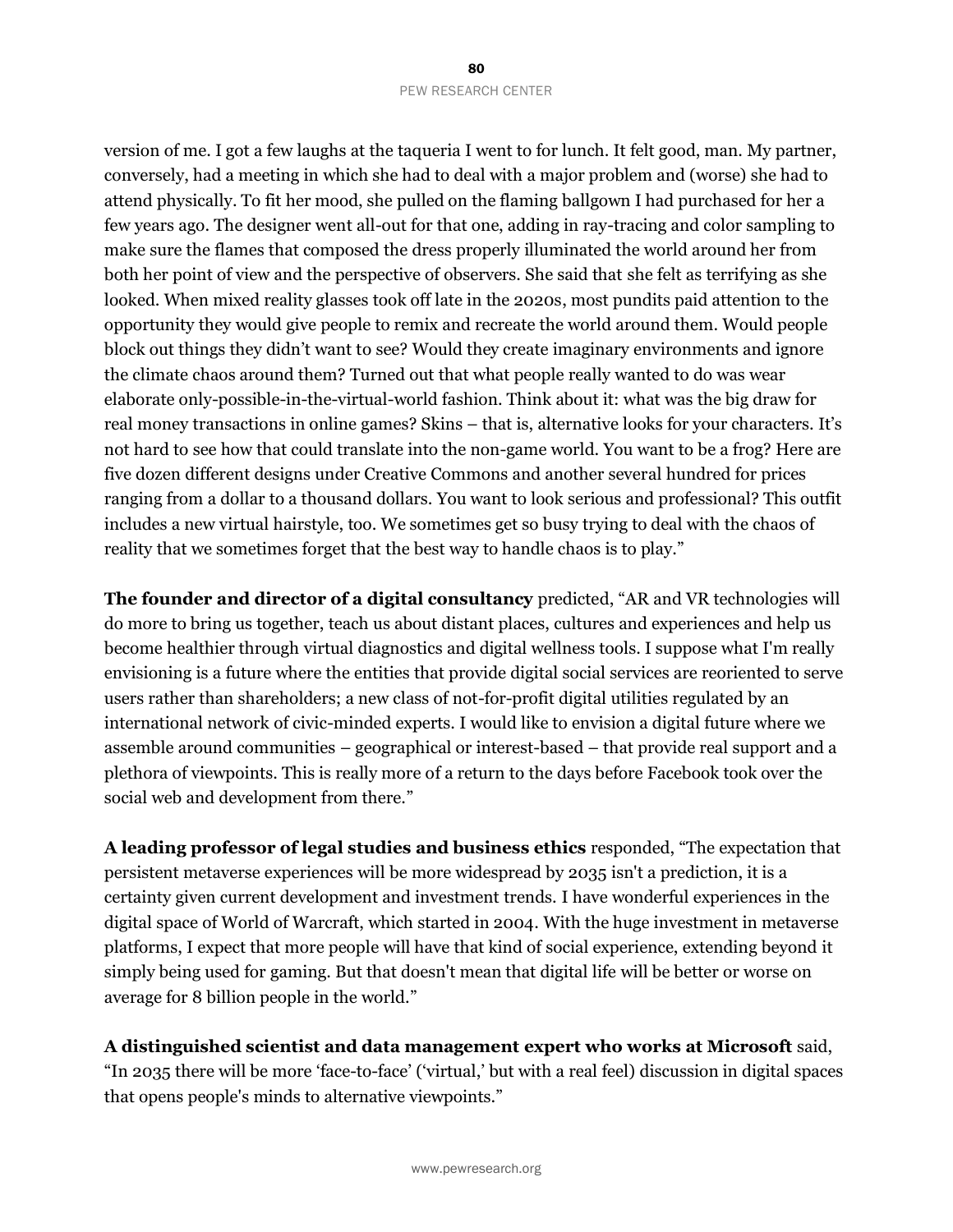version of me. I got a few laughs at the taqueria I went to for lunch. It felt good, man. My partner, conversely, had a meeting in which she had to deal with a major problem and (worse) she had to attend physically. To fit her mood, she pulled on the flaming ballgown I had purchased for her a few years ago. The designer went all-out for that one, adding in ray-tracing and color sampling to make sure the flames that composed the dress properly illuminated the world around her from both her point of view and the perspective of observers. She said that she felt as terrifying as she looked. When mixed reality glasses took off late in the 2020s, most pundits paid attention to the opportunity they would give people to remix and recreate the world around them. Would people block out things they didn't want to see? Would they create imaginary environments and ignore the climate chaos around them? Turned out that what people really wanted to do was wear elaborate only-possible-in-the-virtual-world fashion. Think about it: what was the big draw for real money transactions in online games? Skins – that is, alternative looks for your characters. It's not hard to see how that could translate into the non-game world. You want to be a frog? Here are five dozen different designs under Creative Commons and another several hundred for prices ranging from a dollar to a thousand dollars. You want to look serious and professional? This outfit includes a new virtual hairstyle, too. We sometimes get so busy trying to deal with the chaos of reality that we sometimes forget that the best way to handle chaos is to play."

**The founder and director of a digital consultancy** predicted, "AR and VR technologies will do more to bring us together, teach us about distant places, cultures and experiences and help us become healthier through virtual diagnostics and digital wellness tools. I suppose what I'm really envisioning is a future where the entities that provide digital social services are reoriented to serve users rather than shareholders; a new class of not-for-profit digital utilities regulated by an international network of civic-minded experts. I would like to envision a digital future where we assemble around communities – geographical or interest-based – that provide real support and a plethora of viewpoints. This is really more of a return to the days before Facebook took over the social web and development from there."

**A leading professor of legal studies and business ethics** responded, "The expectation that persistent metaverse experiences will be more widespread by 2035 isn't a prediction, it is a certainty given current development and investment trends. I have wonderful experiences in the digital space of World of Warcraft, which started in 2004. With the huge investment in metaverse platforms, I expect that more people will have that kind of social experience, extending beyond it simply being used for gaming. But that doesn't mean that digital life will be better or worse on average for 8 billion people in the world."

**A distinguished scientist and data management expert who works at Microsoft** said, "In 2035 there will be more 'face-to-face' ('virtual,' but with a real feel) discussion in digital spaces that opens people's minds to alternative viewpoints."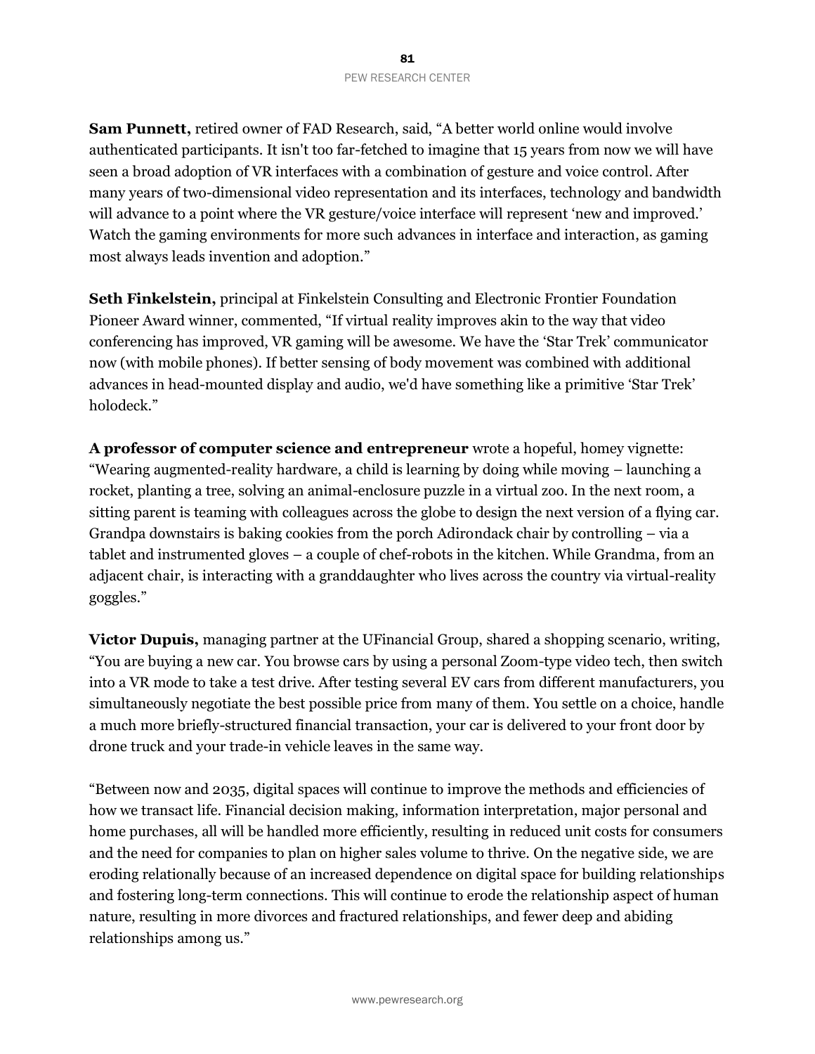**Sam Punnett,** retired owner of FAD Research, said, "A better world online would involve authenticated participants. It isn't too far-fetched to imagine that 15 years from now we will have seen a broad adoption of VR interfaces with a combination of gesture and voice control. After many years of two-dimensional video representation and its interfaces, technology and bandwidth will advance to a point where the VR gesture/voice interface will represent 'new and improved.' Watch the gaming environments for more such advances in interface and interaction, as gaming most always leads invention and adoption."

**Seth Finkelstein,** principal at Finkelstein Consulting and Electronic Frontier Foundation Pioneer Award winner, commented, "If virtual reality improves akin to the way that video conferencing has improved, VR gaming will be awesome. We have the 'Star Trek' communicator now (with mobile phones). If better sensing of body movement was combined with additional advances in head-mounted display and audio, we'd have something like a primitive 'Star Trek' holodeck."

**A professor of computer science and entrepreneur** wrote a hopeful, homey vignette: "Wearing augmented-reality hardware, a child is learning by doing while moving – launching a rocket, planting a tree, solving an animal-enclosure puzzle in a virtual zoo. In the next room, a sitting parent is teaming with colleagues across the globe to design the next version of a flying car. Grandpa downstairs is baking cookies from the porch Adirondack chair by controlling – via a tablet and instrumented gloves – a couple of chef-robots in the kitchen. While Grandma, from an adjacent chair, is interacting with a granddaughter who lives across the country via virtual-reality goggles."

**Victor Dupuis,** managing partner at the UFinancial Group, shared a shopping scenario, writing, "You are buying a new car. You browse cars by using a personal Zoom-type video tech, then switch into a VR mode to take a test drive. After testing several EV cars from different manufacturers, you simultaneously negotiate the best possible price from many of them. You settle on a choice, handle a much more briefly-structured financial transaction, your car is delivered to your front door by drone truck and your trade-in vehicle leaves in the same way.

"Between now and 2035, digital spaces will continue to improve the methods and efficiencies of how we transact life. Financial decision making, information interpretation, major personal and home purchases, all will be handled more efficiently, resulting in reduced unit costs for consumers and the need for companies to plan on higher sales volume to thrive. On the negative side, we are eroding relationally because of an increased dependence on digital space for building relationships and fostering long-term connections. This will continue to erode the relationship aspect of human nature, resulting in more divorces and fractured relationships, and fewer deep and abiding relationships among us."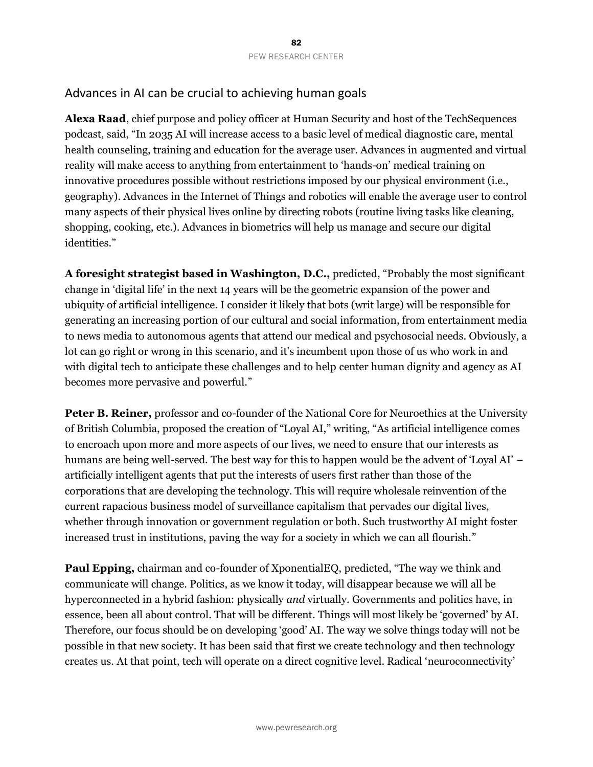## Advances in AI can be crucial to achieving human goals

**Alexa Raad**, chief purpose and policy officer at Human Security and host of the TechSequences podcast, said, "In 2035 AI will increase access to a basic level of medical diagnostic care, mental health counseling, training and education for the average user. Advances in augmented and virtual reality will make access to anything from entertainment to 'hands-on' medical training on innovative procedures possible without restrictions imposed by our physical environment (i.e., geography). Advances in the Internet of Things and robotics will enable the average user to control many aspects of their physical lives online by directing robots (routine living tasks like cleaning, shopping, cooking, etc.). Advances in biometrics will help us manage and secure our digital identities."

**A foresight strategist based in Washington, D.C.,** predicted, "Probably the most significant change in 'digital life' in the next 14 years will be the geometric expansion of the power and ubiquity of artificial intelligence. I consider it likely that bots (writ large) will be responsible for generating an increasing portion of our cultural and social information, from entertainment media to news media to autonomous agents that attend our medical and psychosocial needs. Obviously, a lot can go right or wrong in this scenario, and it's incumbent upon those of us who work in and with digital tech to anticipate these challenges and to help center human dignity and agency as AI becomes more pervasive and powerful."

**Peter B. Reiner,** professor and co-founder of the National Core for Neuroethics at the University of British Columbia, proposed the creation of "Loyal AI," writing, "As artificial intelligence comes to encroach upon more and more aspects of our lives, we need to ensure that our interests as humans are being well-served. The best way for this to happen would be the advent of 'Loyal AI' – artificially intelligent agents that put the interests of users first rather than those of the corporations that are developing the technology. This will require wholesale reinvention of the current rapacious business model of surveillance capitalism that pervades our digital lives, whether through innovation or government regulation or both. Such trustworthy AI might foster increased trust in institutions, paving the way for a society in which we can all flourish."

**Paul Epping,** chairman and co-founder of XponentialEQ, predicted, "The way we think and communicate will change. Politics, as we know it today, will disappear because we will all be hyperconnected in a hybrid fashion: physically *and* virtually. Governments and politics have, in essence, been all about control. That will be different. Things will most likely be 'governed' by AI. Therefore, our focus should be on developing 'good' AI. The way we solve things today will not be possible in that new society. It has been said that first we create technology and then technology creates us. At that point, tech will operate on a direct cognitive level. Radical 'neuroconnectivity'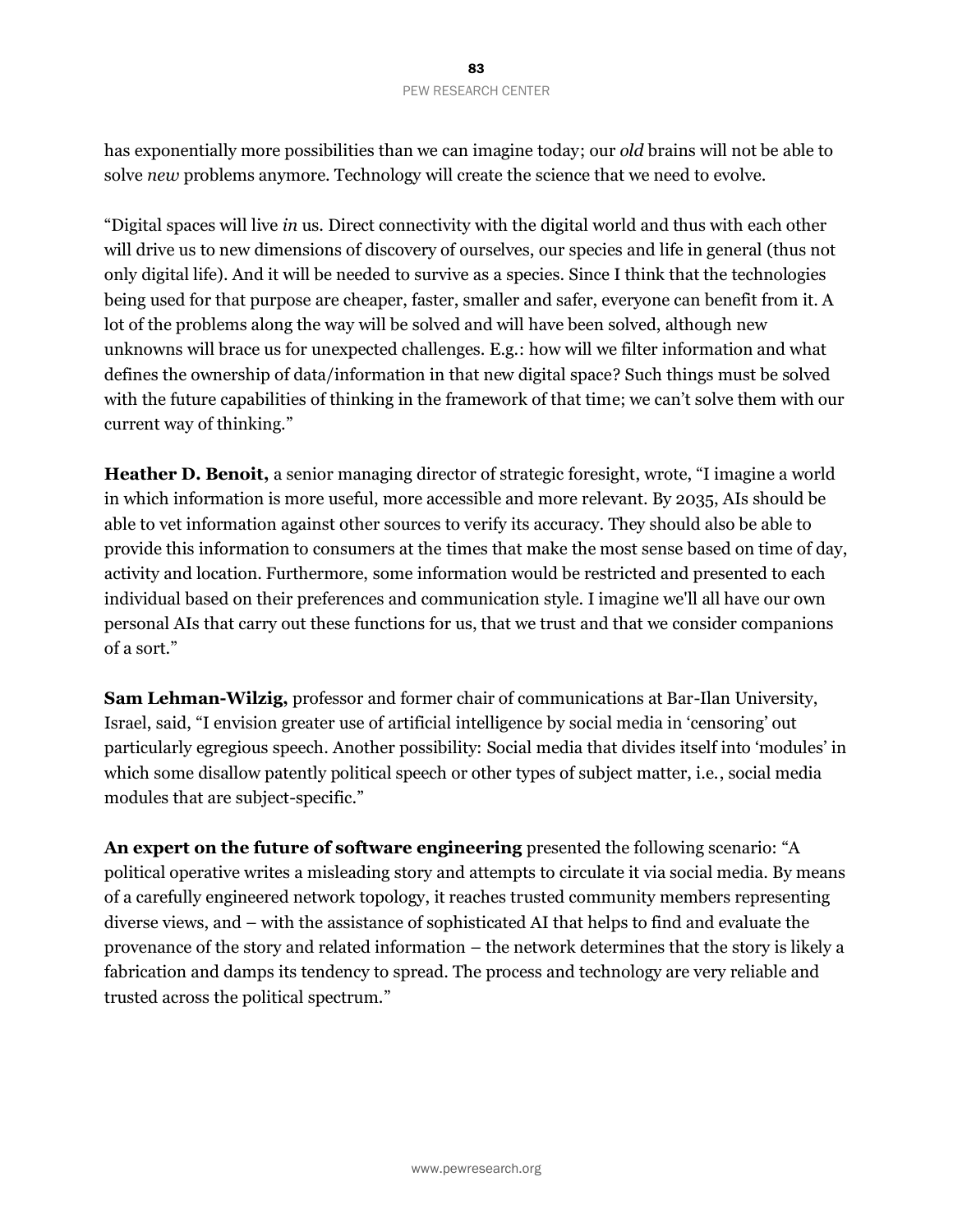has exponentially more possibilities than we can imagine today; our *old* brains will not be able to solve *new* problems anymore. Technology will create the science that we need to evolve.

"Digital spaces will live *in* us. Direct connectivity with the digital world and thus with each other will drive us to new dimensions of discovery of ourselves, our species and life in general (thus not only digital life). And it will be needed to survive as a species. Since I think that the technologies being used for that purpose are cheaper, faster, smaller and safer, everyone can benefit from it. A lot of the problems along the way will be solved and will have been solved, although new unknowns will brace us for unexpected challenges. E.g.: how will we filter information and what defines the ownership of data/information in that new digital space? Such things must be solved with the future capabilities of thinking in the framework of that time; we can't solve them with our current way of thinking."

**Heather D. Benoit,** a senior managing director of strategic foresight, wrote, "I imagine a world in which information is more useful, more accessible and more relevant. By 2035, AIs should be able to vet information against other sources to verify its accuracy. They should also be able to provide this information to consumers at the times that make the most sense based on time of day, activity and location. Furthermore, some information would be restricted and presented to each individual based on their preferences and communication style. I imagine we'll all have our own personal AIs that carry out these functions for us, that we trust and that we consider companions of a sort."

**Sam Lehman-Wilzig,** professor and former chair of communications at Bar-Ilan University, Israel, said, "I envision greater use of artificial intelligence by social media in 'censoring' out particularly egregious speech. Another possibility: Social media that divides itself into 'modules' in which some disallow patently political speech or other types of subject matter, i.e., social media modules that are subject-specific."

**An expert on the future of software engineering** presented the following scenario: "A political operative writes a misleading story and attempts to circulate it via social media. By means of a carefully engineered network topology, it reaches trusted community members representing diverse views, and – with the assistance of sophisticated AI that helps to find and evaluate the provenance of the story and related information – the network determines that the story is likely a fabrication and damps its tendency to spread. The process and technology are very reliable and trusted across the political spectrum."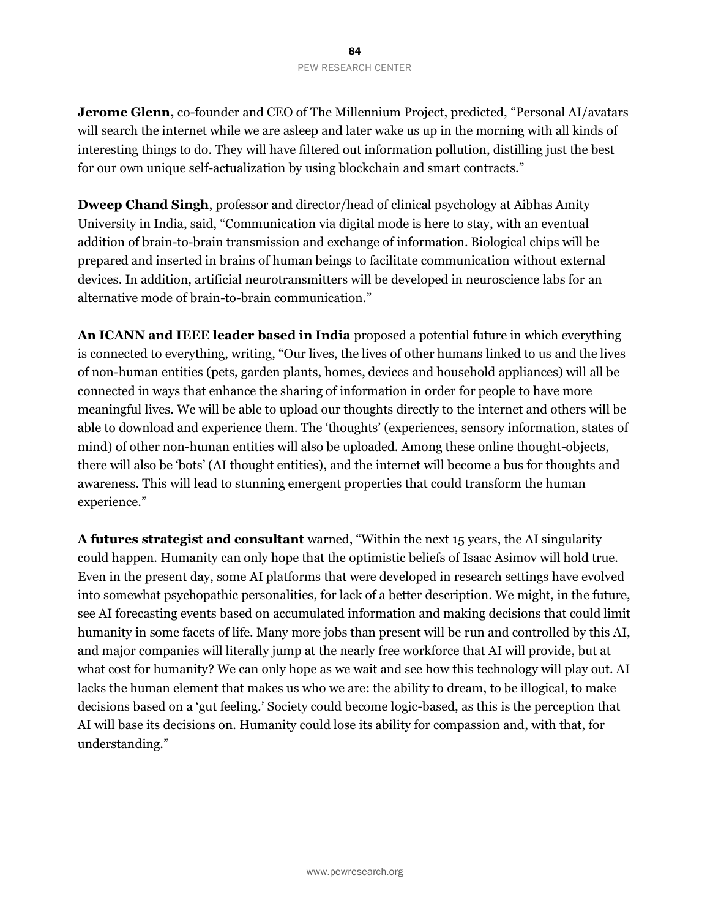**Jerome Glenn,** co-founder and CEO of The Millennium Project, predicted, "Personal AI/avatars will search the internet while we are asleep and later wake us up in the morning with all kinds of interesting things to do. They will have filtered out information pollution, distilling just the best for our own unique self-actualization by using blockchain and smart contracts."

**Dweep Chand Singh**, professor and director/head of clinical psychology at Aibhas Amity University in India, said, "Communication via digital mode is here to stay, with an eventual addition of brain-to-brain transmission and exchange of information. Biological chips will be prepared and inserted in brains of human beings to facilitate communication without external devices. In addition, artificial neurotransmitters will be developed in neuroscience labs for an alternative mode of brain-to-brain communication."

**An ICANN and IEEE leader based in India** proposed a potential future in which everything is connected to everything, writing, "Our lives, the lives of other humans linked to us and the lives of non-human entities (pets, garden plants, homes, devices and household appliances) will all be connected in ways that enhance the sharing of information in order for people to have more meaningful lives. We will be able to upload our thoughts directly to the internet and others will be able to download and experience them. The 'thoughts' (experiences, sensory information, states of mind) of other non-human entities will also be uploaded. Among these online thought-objects, there will also be 'bots' (AI thought entities), and the internet will become a bus for thoughts and awareness. This will lead to stunning emergent properties that could transform the human experience."

**A futures strategist and consultant** warned, "Within the next 15 years, the AI singularity could happen. Humanity can only hope that the optimistic beliefs of Isaac Asimov will hold true. Even in the present day, some AI platforms that were developed in research settings have evolved into somewhat psychopathic personalities, for lack of a better description. We might, in the future, see AI forecasting events based on accumulated information and making decisions that could limit humanity in some facets of life. Many more jobs than present will be run and controlled by this AI, and major companies will literally jump at the nearly free workforce that AI will provide, but at what cost for humanity? We can only hope as we wait and see how this technology will play out. AI lacks the human element that makes us who we are: the ability to dream, to be illogical, to make decisions based on a 'gut feeling.' Society could become logic-based, as this is the perception that AI will base its decisions on. Humanity could lose its ability for compassion and, with that, for understanding."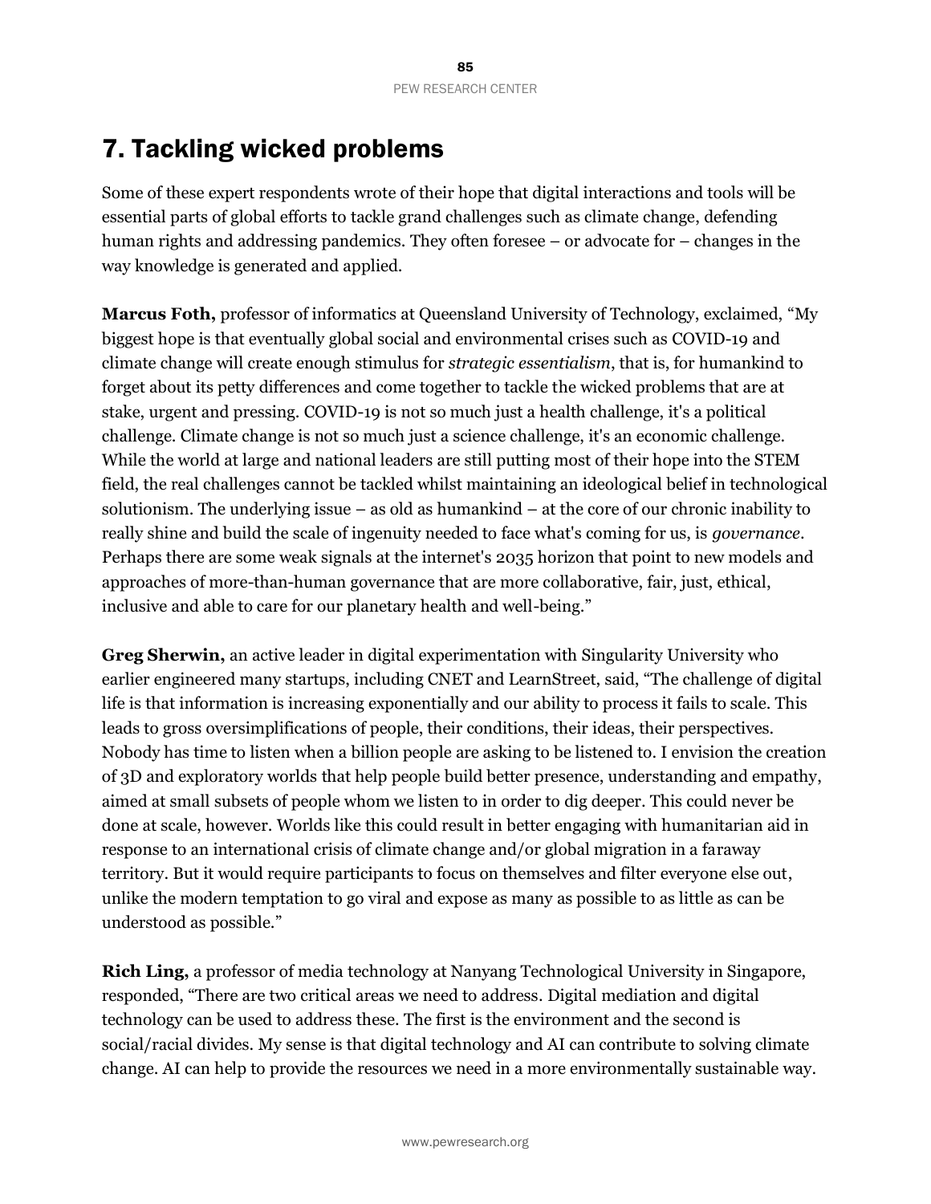# 7. Tackling wicked problems

Some of these expert respondents wrote of their hope that digital interactions and tools will be essential parts of global efforts to tackle grand challenges such as climate change, defending human rights and addressing pandemics. They often foresee – or advocate for – changes in the way knowledge is generated and applied.

**Marcus Foth,** professor of informatics at Queensland University of Technology, exclaimed, "My biggest hope is that eventually global social and environmental crises such as COVID-19 and climate change will create enough stimulus for *strategic essentialism*, that is, for humankind to forget about its petty differences and come together to tackle the wicked problems that are at stake, urgent and pressing. COVID-19 is not so much just a health challenge, it's a political challenge. Climate change is not so much just a science challenge, it's an economic challenge. While the world at large and national leaders are still putting most of their hope into the STEM field, the real challenges cannot be tackled whilst maintaining an ideological belief in technological solutionism. The underlying issue – as old as humankind – at the core of our chronic inability to really shine and build the scale of ingenuity needed to face what's coming for us, is *governance*. Perhaps there are some weak signals at the internet's 2035 horizon that point to new models and approaches of more-than-human governance that are more collaborative, fair, just, ethical, inclusive and able to care for our planetary health and well-being."

**Greg Sherwin,** an active leader in digital experimentation with Singularity University who earlier engineered many startups, including CNET and LearnStreet, said, "The challenge of digital life is that information is increasing exponentially and our ability to process it fails to scale. This leads to gross oversimplifications of people, their conditions, their ideas, their perspectives. Nobody has time to listen when a billion people are asking to be listened to. I envision the creation of 3D and exploratory worlds that help people build better presence, understanding and empathy, aimed at small subsets of people whom we listen to in order to dig deeper. This could never be done at scale, however. Worlds like this could result in better engaging with humanitarian aid in response to an international crisis of climate change and/or global migration in a faraway territory. But it would require participants to focus on themselves and filter everyone else out, unlike the modern temptation to go viral and expose as many as possible to as little as can be understood as possible."

**Rich Ling,** a professor of media technology at Nanyang Technological University in Singapore, responded, "There are two critical areas we need to address. Digital mediation and digital technology can be used to address these. The first is the environment and the second is social/racial divides. My sense is that digital technology and AI can contribute to solving climate change. AI can help to provide the resources we need in a more environmentally sustainable way.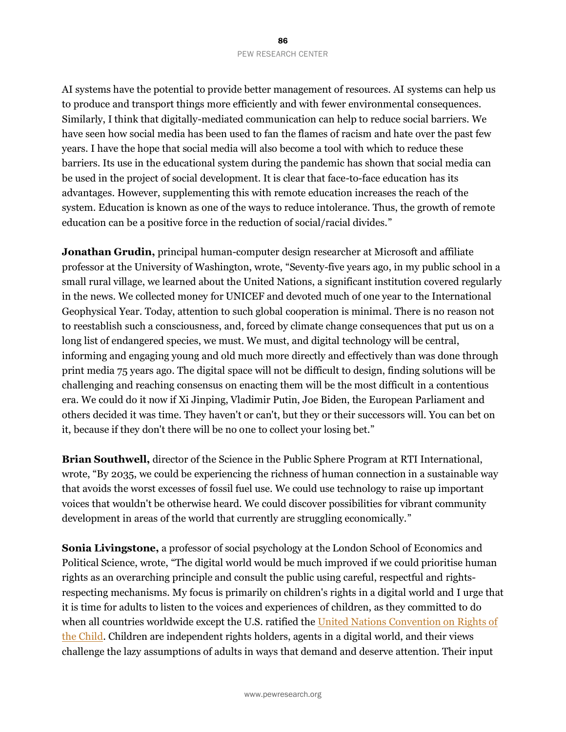AI systems have the potential to provide better management of resources. AI systems can help us to produce and transport things more efficiently and with fewer environmental consequences. Similarly, I think that digitally-mediated communication can help to reduce social barriers. We have seen how social media has been used to fan the flames of racism and hate over the past few years. I have the hope that social media will also become a tool with which to reduce these barriers. Its use in the educational system during the pandemic has shown that social media can be used in the project of social development. It is clear that face-to-face education has its advantages. However, supplementing this with remote education increases the reach of the system. Education is known as one of the ways to reduce intolerance. Thus, the growth of remote education can be a positive force in the reduction of social/racial divides."

**Jonathan Grudin,** principal human-computer design researcher at Microsoft and affiliate professor at the University of Washington, wrote, "Seventy-five years ago, in my public school in a small rural village, we learned about the United Nations, a significant institution covered regularly in the news. We collected money for UNICEF and devoted much of one year to the International Geophysical Year. Today, attention to such global cooperation is minimal. There is no reason not to reestablish such a consciousness, and, forced by climate change consequences that put us on a long list of endangered species, we must. We must, and digital technology will be central, informing and engaging young and old much more directly and effectively than was done through print media 75 years ago. The digital space will not be difficult to design, finding solutions will be challenging and reaching consensus on enacting them will be the most difficult in a contentious era. We could do it now if Xi Jinping, Vladimir Putin, Joe Biden, the European Parliament and others decided it was time. They haven't or can't, but they or their successors will. You can bet on it, because if they don't there will be no one to collect your losing bet."

**Brian Southwell,** director of the Science in the Public Sphere Program at RTI International, wrote, "By 2035, we could be experiencing the richness of human connection in a sustainable way that avoids the worst excesses of fossil fuel use. We could use technology to raise up important voices that wouldn't be otherwise heard. We could discover possibilities for vibrant community development in areas of the world that currently are struggling economically."

**Sonia Livingstone,** a professor of social psychology at the London School of Economics and Political Science, wrote, "The digital world would be much improved if we could prioritise human rights as an overarching principle and consult the public using careful, respectful and rights-respecting mechanisms. My focus is primarily on children's rights in a digital world and I urge that it is time for adults to listen to the voices and experiences of children, as they committed to do when all countries worldwide except the U.S. ratified the United Nations Convention on Rights of the Child. Children are independent rights holders, agents in a digital world, and their views challenge the lazy assumptions of adults in ways that demand and deserve attention. Their input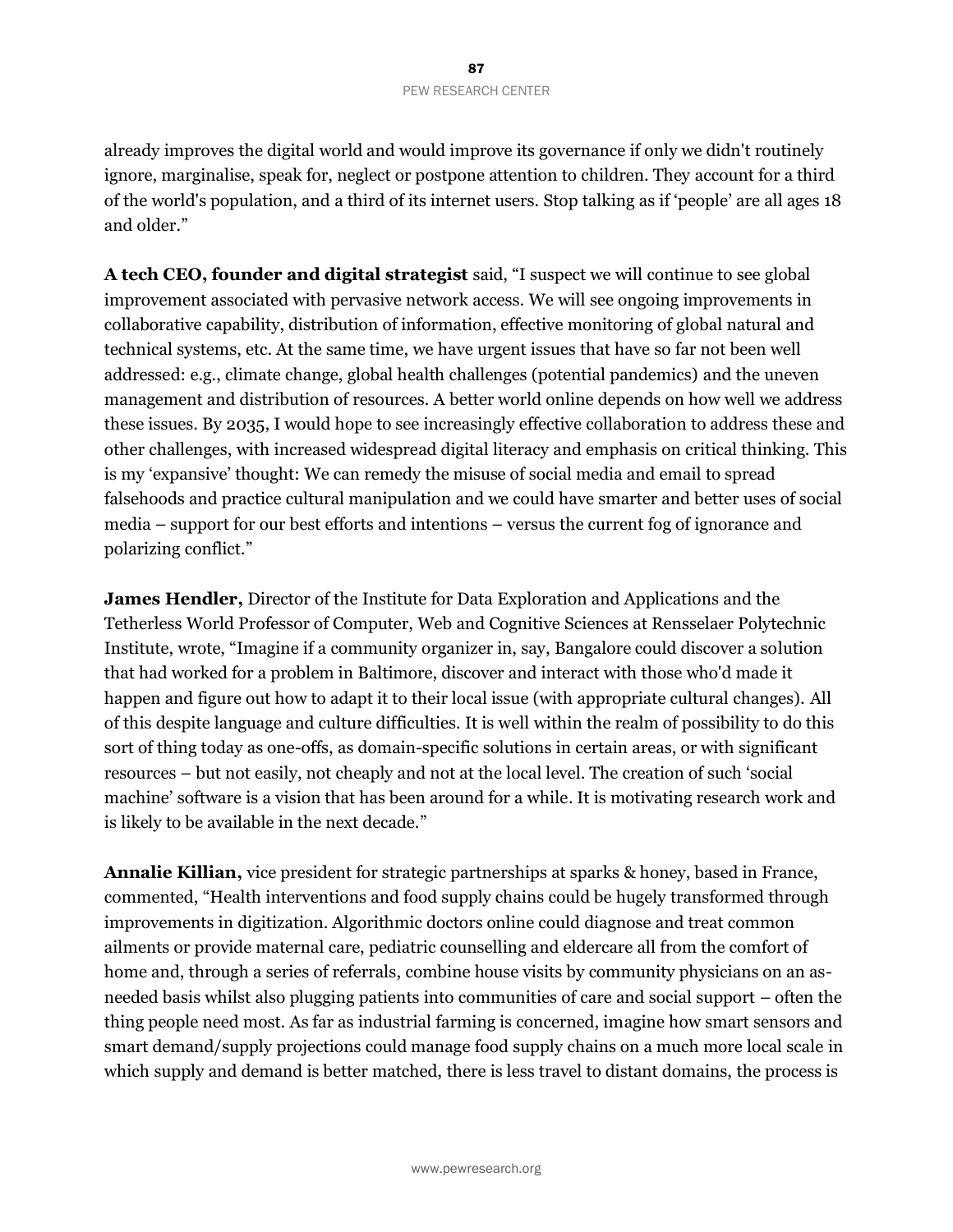already improves the digital world and would improve its governance if only we didn't routinely ignore, marginalise, speak for, neglect or postpone attention to children. They account for a third of the world's population, and a third of its internet users. Stop talking as if 'people' are all ages 18 and older."

**A tech CEO, founder and digital strategist** said, "I suspect we will continue to see global improvement associated with pervasive network access. We will see ongoing improvements in collaborative capability, distribution of information, effective monitoring of global natural and technical systems, etc. At the same time, we have urgent issues that have so far not been well addressed: e.g., climate change, global health challenges (potential pandemics) and the uneven management and distribution of resources. A better world online depends on how well we address these issues. By 2035, I would hope to see increasingly effective collaboration to address these and other challenges, with increased widespread digital literacy and emphasis on critical thinking. This is my 'expansive' thought: We can remedy the misuse of social media and email to spread falsehoods and practice cultural manipulation and we could have smarter and better uses of social media – support for our best efforts and intentions – versus the current fog of ignorance and polarizing conflict."

**James Hendler,** Director of the Institute for Data Exploration and Applications and the Tetherless World Professor of Computer, Web and Cognitive Sciences at Rensselaer Polytechnic Institute, wrote, "Imagine if a community organizer in, say, Bangalore could discover a solution that had worked for a problem in Baltimore, discover and interact with those who'd made it happen and figure out how to adapt it to their local issue (with appropriate cultural changes). All of this despite language and culture difficulties. It is well within the realm of possibility to do this sort of thing today as one-offs, as domain-specific solutions in certain areas, or with significant resources – but not easily, not cheaply and not at the local level. The creation of such 'social machine' software is a vision that has been around for a while. It is motivating research work and is likely to be available in the next decade."

**Annalie Killian,** vice president for strategic partnerships at sparks & honey, based in France, commented, "Health interventions and food supply chains could be hugely transformed through improvements in digitization. Algorithmic doctors online could diagnose and treat common ailments or provide maternal care, pediatric counselling and eldercare all from the comfort of home and, through a series of referrals, combine house visits by community physicians on an as-needed basis whilst also plugging patients into communities of care and social support – often the thing people need most. As far as industrial farming is concerned, imagine how smart sensors and smart demand/supply projections could manage food supply chains on a much more local scale in which supply and demand is better matched, there is less travel to distant domains, the process is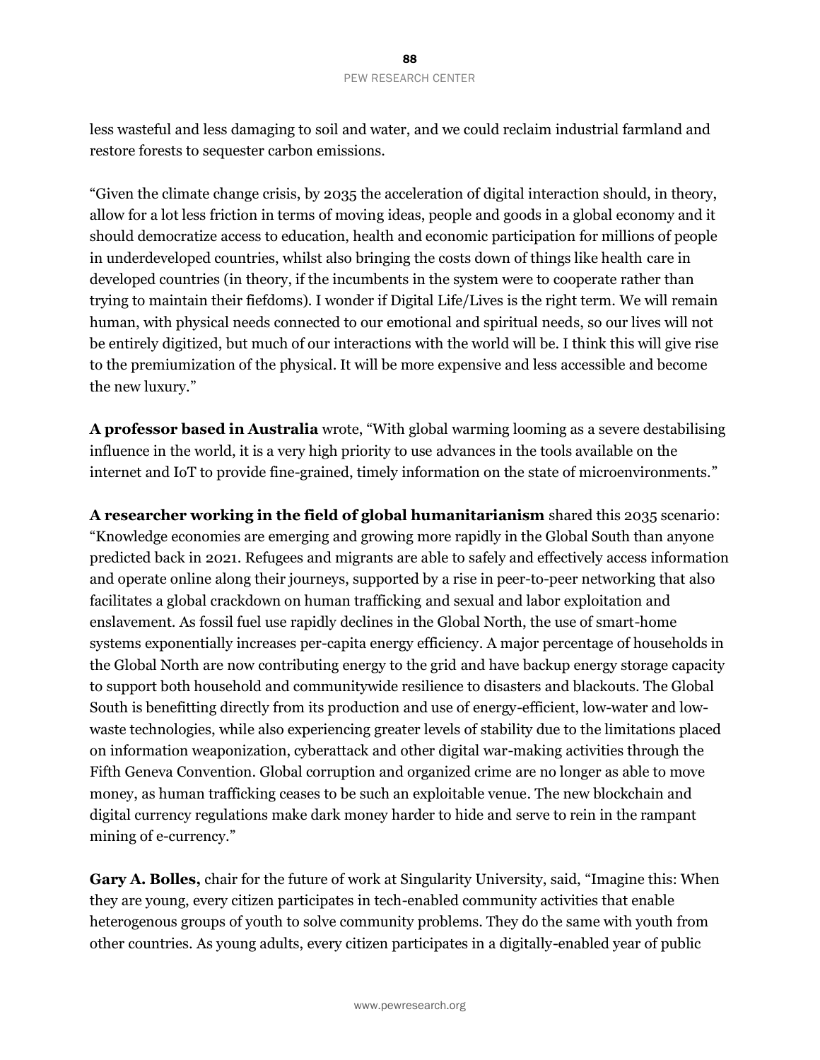less wasteful and less damaging to soil and water, and we could reclaim industrial farmland and restore forests to sequester carbon emissions.

"Given the climate change crisis, by 2035 the acceleration of digital interaction should, in theory, allow for a lot less friction in terms of moving ideas, people and goods in a global economy and it should democratize access to education, health and economic participation for millions of people in underdeveloped countries, whilst also bringing the costs down of things like health care in developed countries (in theory, if the incumbents in the system were to cooperate rather than trying to maintain their fiefdoms). I wonder if Digital Life/Lives is the right term. We will remain human, with physical needs connected to our emotional and spiritual needs, so our lives will not be entirely digitized, but much of our interactions with the world will be. I think this will give rise to the premiumization of the physical. It will be more expensive and less accessible and become the new luxury."

**A professor based in Australia** wrote, "With global warming looming as a severe destabilising influence in the world, it is a very high priority to use advances in the tools available on the internet and IoT to provide fine-grained, timely information on the state of microenvironments."

**A researcher working in the field of global humanitarianism** shared this 2035 scenario: "Knowledge economies are emerging and growing more rapidly in the Global South than anyone predicted back in 2021. Refugees and migrants are able to safely and effectively access information and operate online along their journeys, supported by a rise in peer-to-peer networking that also facilitates a global crackdown on human trafficking and sexual and labor exploitation and enslavement. As fossil fuel use rapidly declines in the Global North, the use of smart-home systems exponentially increases per-capita energy efficiency. A major percentage of households in the Global North are now contributing energy to the grid and have backup energy storage capacity to support both household and communitywide resilience to disasters and blackouts. The Global South is benefitting directly from its production and use of energy-efficient, low-water and low-waste technologies, while also experiencing greater levels of stability due to the limitations placed on information weaponization, cyberattack and other digital war-making activities through the Fifth Geneva Convention. Global corruption and organized crime are no longer as able to move money, as human trafficking ceases to be such an exploitable venue. The new blockchain and digital currency regulations make dark money harder to hide and serve to rein in the rampant mining of e-currency."

**Gary A. Bolles,** chair for the future of work at Singularity University, said, "Imagine this: When they are young, every citizen participates in tech-enabled community activities that enable heterogenous groups of youth to solve community problems. They do the same with youth from other countries. As young adults, every citizen participates in a digitally-enabled year of public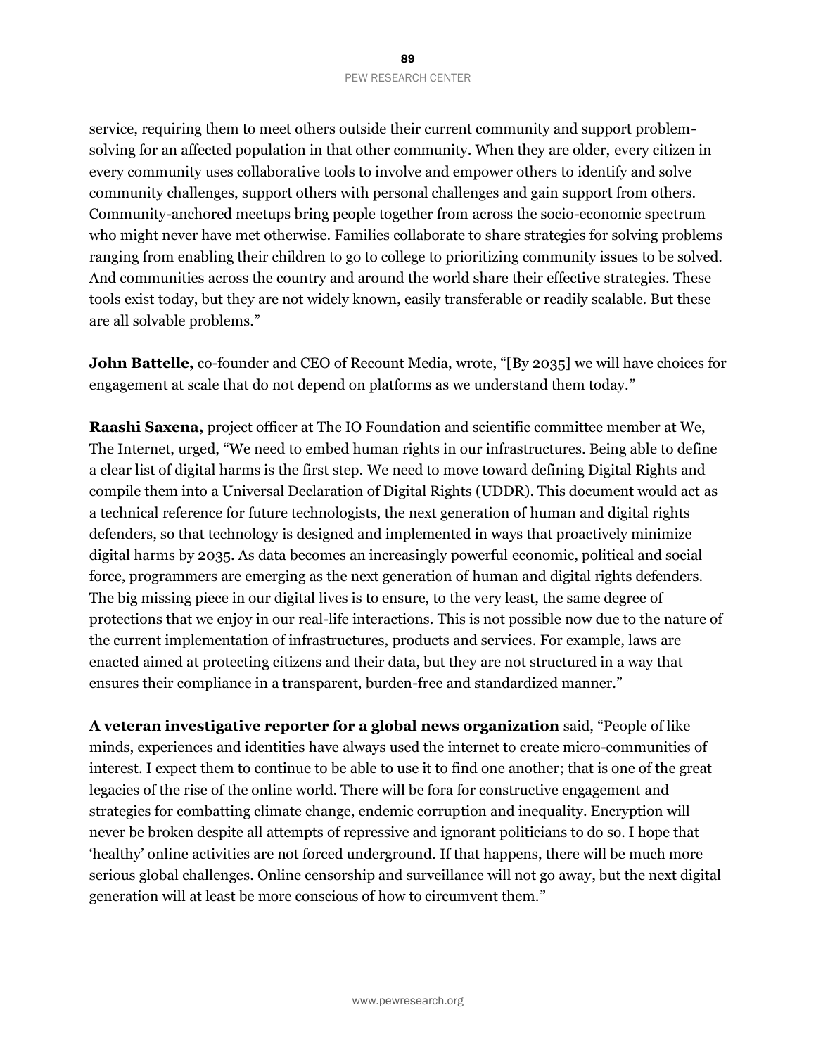service, requiring them to meet others outside their current community and support problem-solving for an affected population in that other community. When they are older, every citizen in every community uses collaborative tools to involve and empower others to identify and solve community challenges, support others with personal challenges and gain support from others. Community-anchored meetups bring people together from across the socio-economic spectrum who might never have met otherwise. Families collaborate to share strategies for solving problems ranging from enabling their children to go to college to prioritizing community issues to be solved. And communities across the country and around the world share their effective strategies. These tools exist today, but they are not widely known, easily transferable or readily scalable. But these are all solvable problems."

**John Battelle,** co-founder and CEO of Recount Media, wrote, "[By 2035] we will have choices for engagement at scale that do not depend on platforms as we understand them today."

**Raashi Saxena,** project officer at The IO Foundation and scientific committee member at We, The Internet, urged, "We need to embed human rights in our infrastructures. Being able to define a clear list of digital harms is the first step. We need to move toward defining Digital Rights and compile them into a Universal Declaration of Digital Rights (UDDR). This document would act as a technical reference for future technologists, the next generation of human and digital rights defenders, so that technology is designed and implemented in ways that proactively minimize digital harms by 2035. As data becomes an increasingly powerful economic, political and social force, programmers are emerging as the next generation of human and digital rights defenders. The big missing piece in our digital lives is to ensure, to the very least, the same degree of protections that we enjoy in our real-life interactions. This is not possible now due to the nature of the current implementation of infrastructures, products and services. For example, laws are enacted aimed at protecting citizens and their data, but they are not structured in a way that ensures their compliance in a transparent, burden-free and standardized manner."

**A veteran investigative reporter for a global news organization** said, "People of like minds, experiences and identities have always used the internet to create micro-communities of interest. I expect them to continue to be able to use it to find one another; that is one of the great legacies of the rise of the online world. There will be fora for constructive engagement and strategies for combatting climate change, endemic corruption and inequality. Encryption will never be broken despite all attempts of repressive and ignorant politicians to do so. I hope that 'healthy' online activities are not forced underground. If that happens, there will be much more serious global challenges. Online censorship and surveillance will not go away, but the next digital generation will at least be more conscious of how to circumvent them."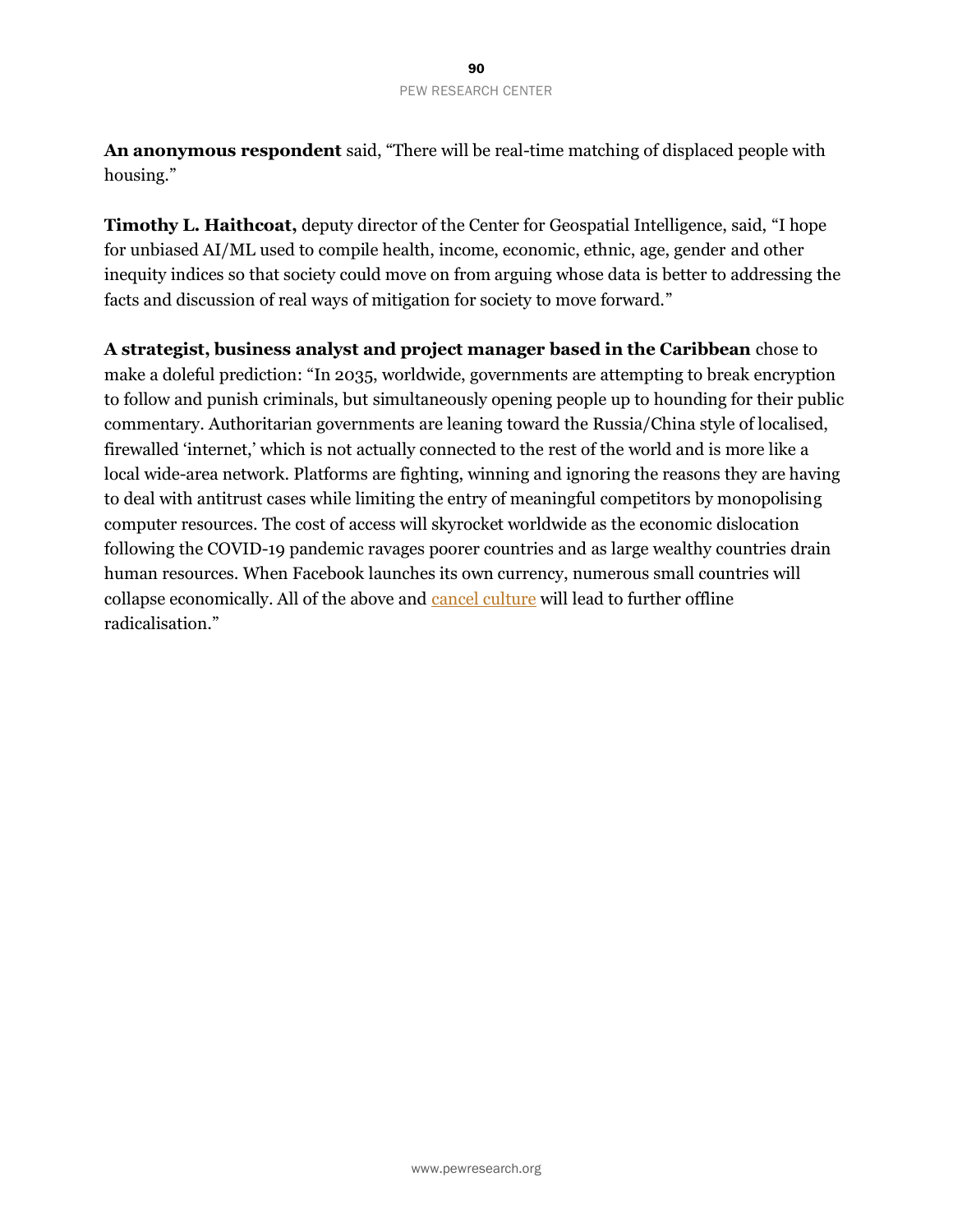**An anonymous respondent** said, "There will be real-time matching of displaced people with housing."

**Timothy L. Haithcoat,** deputy director of the Center for Geospatial Intelligence, said, "I hope for unbiased AI/ML used to compile health, income, economic, ethnic, age, gender and other inequity indices so that society could move on from arguing whose data is better to addressing the facts and discussion of real ways of mitigation for society to move forward."

**A strategist, business analyst and project manager based in the Caribbean** chose to make a doleful prediction: "In 2035, worldwide, governments are attempting to break encryption to follow and punish criminals, but simultaneously opening people up to hounding for their public commentary. Authoritarian governments are leaning toward the Russia/China style of localised, firewalled 'internet,' which is not actually connected to the rest of the world and is more like a local wide-area network. Platforms are fighting, winning and ignoring the reasons they are having to deal with antitrust cases while limiting the entry of meaningful competitors by monopolising computer resources. The cost of access will skyrocket worldwide as the economic dislocation following the COVID-19 pandemic ravages poorer countries and as large wealthy countries drain human resources. When Facebook launches its own currency, numerous small countries will collapse economically. All of the above and cancel culture will lead to further offline radicalisation."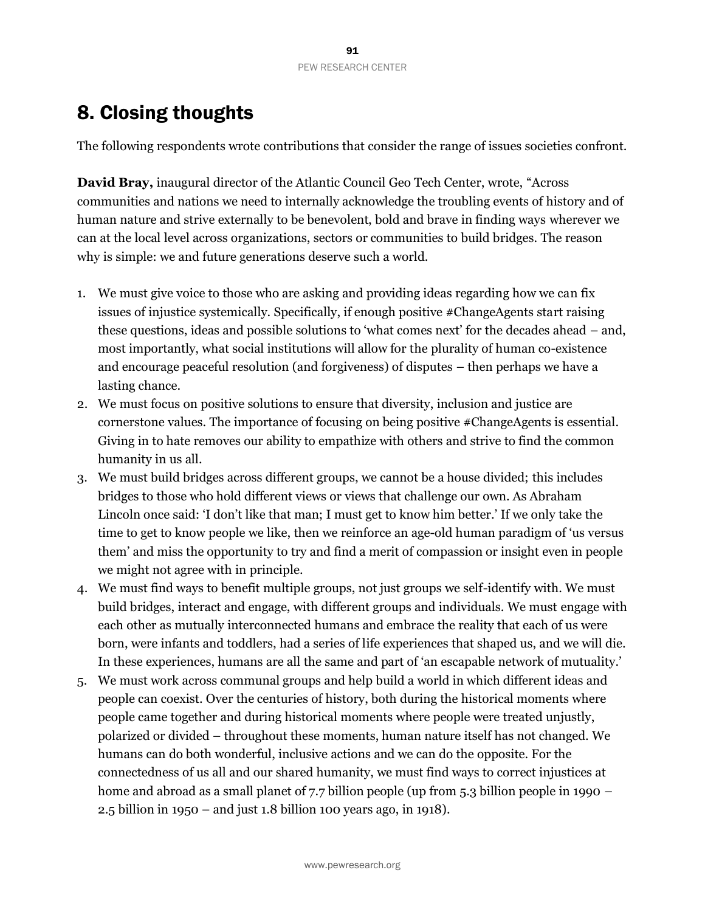# 8. Closing thoughts

The following respondents wrote contributions that consider the range of issues societies confront.

**David Bray,** inaugural director of the Atlantic Council Geo Tech Center, wrote, "Across communities and nations we need to internally acknowledge the troubling events of history and of human nature and strive externally to be benevolent, bold and brave in finding ways wherever we can at the local level across organizations, sectors or communities to build bridges. The reason why is simple: we and future generations deserve such a world.

1. We must give voice to those who are asking and providing ideas regarding how we can fix issues of injustice systemically. Specifically, if enough positive #ChangeAgents start raising these questions, ideas and possible solutions to 'what comes next' for the decades ahead – and, most importantly, what social institutions will allow for the plurality of human co-existence and encourage peaceful resolution (and forgiveness) of disputes – then perhaps we have a lasting chance.
2. We must focus on positive solutions to ensure that diversity, inclusion and justice are cornerstone values. The importance of focusing on being positive #ChangeAgents is essential. Giving in to hate removes our ability to empathize with others and strive to find the common humanity in us all.
3. We must build bridges across different groups, we cannot be a house divided; this includes bridges to those who hold different views or views that challenge our own. As Abraham Lincoln once said: 'I don't like that man; I must get to know him better.' If we only take the time to get to know people we like, then we reinforce an age-old human paradigm of 'us versus them' and miss the opportunity to try and find a merit of compassion or insight even in people we might not agree with in principle.
4. We must find ways to benefit multiple groups, not just groups we self-identify with. We must build bridges, interact and engage, with different groups and individuals. We must engage with each other as mutually interconnected humans and embrace the reality that each of us were born, were infants and toddlers, had a series of life experiences that shaped us, and we will die. In these experiences, humans are all the same and part of 'an escapable network of mutuality.'
5. We must work across communal groups and help build a world in which different ideas and people can coexist. Over the centuries of history, both during the historical moments where people came together and during historical moments where people were treated unjustly, polarized or divided – throughout these moments, human nature itself has not changed. We humans can do both wonderful, inclusive actions and we can do the opposite. For the connectedness of us all and our shared humanity, we must find ways to correct injustices at home and abroad as a small planet of 7.7 billion people (up from 5.3 billion people in 1990 – 2.5 billion in 1950 – and just 1.8 billion 100 years ago, in 1918).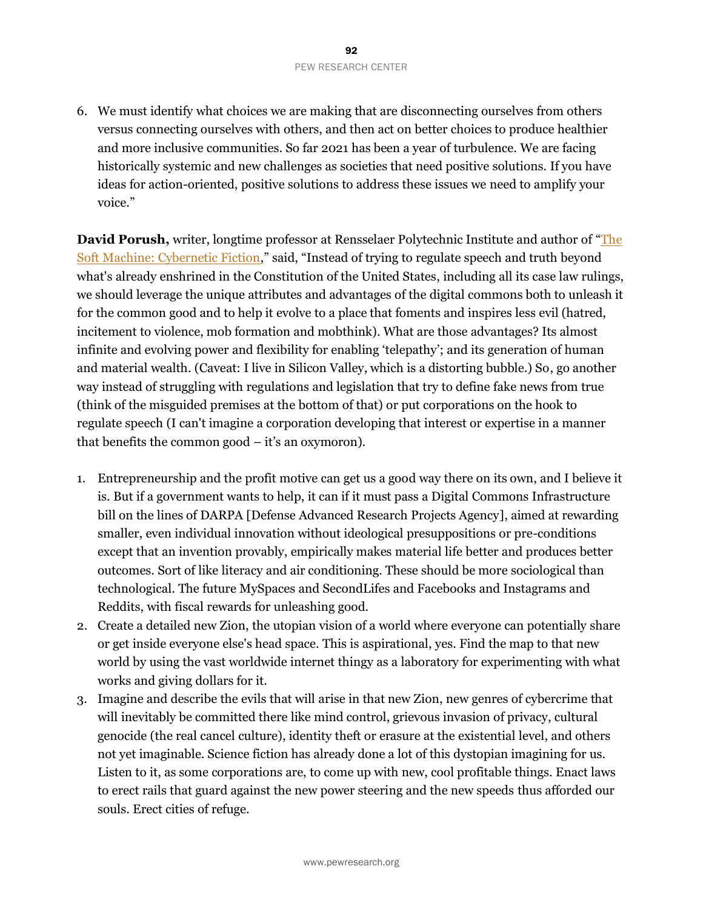6. We must identify what choices we are making that are disconnecting ourselves from others versus connecting ourselves with others, and then act on better choices to produce healthier and more inclusive communities. So far 2021 has been a year of turbulence. We are facing historically systemic and new challenges as societies that need positive solutions. If you have ideas for action-oriented, positive solutions to address these issues we need to amplify your voice."

**David Porush,** writer, longtime professor at Rensselaer Polytechnic Institute and author of "The Soft Machine: Cybernetic Fiction," said, "Instead of trying to regulate speech and truth beyond what's already enshrined in the Constitution of the United States, including all its case law rulings, we should leverage the unique attributes and advantages of the digital commons both to unleash it for the common good and to help it evolve to a place that foments and inspires less evil (hatred, incitement to violence, mob formation and mobthink). What are those advantages? Its almost infinite and evolving power and flexibility for enabling 'telepathy'; and its generation of human and material wealth. (Caveat: I live in Silicon Valley, which is a distorting bubble.) So, go another way instead of struggling with regulations and legislation that try to define fake news from true (think of the misguided premises at the bottom of that) or put corporations on the hook to regulate speech (I can't imagine a corporation developing that interest or expertise in a manner that benefits the common good – it's an oxymoron).

1. Entrepreneurship and the profit motive can get us a good way there on its own, and I believe it is. But if a government wants to help, it can if it must pass a Digital Commons Infrastructure bill on the lines of DARPA [Defense Advanced Research Projects Agency], aimed at rewarding smaller, even individual innovation without ideological presuppositions or pre-conditions except that an invention provably, empirically makes material life better and produces better outcomes. Sort of like literacy and air conditioning. These should be more sociological than technological. The future MySpaces and SecondLifes and Facebooks and Instagrams and Reddits, with fiscal rewards for unleashing good.
2. Create a detailed new Zion, the utopian vision of a world where everyone can potentially share or get inside everyone else's head space. This is aspirational, yes. Find the map to that new world by using the vast worldwide internet thingy as a laboratory for experimenting with what works and giving dollars for it.
3. Imagine and describe the evils that will arise in that new Zion, new genres of cybercrime that will inevitably be committed there like mind control, grievous invasion of privacy, cultural genocide (the real cancel culture), identity theft or erasure at the existential level, and others not yet imaginable. Science fiction has already done a lot of this dystopian imagining for us. Listen to it, as some corporations are, to come up with new, cool profitable things. Enact laws to erect rails that guard against the new power steering and the new speeds thus afforded our souls. Erect cities of refuge.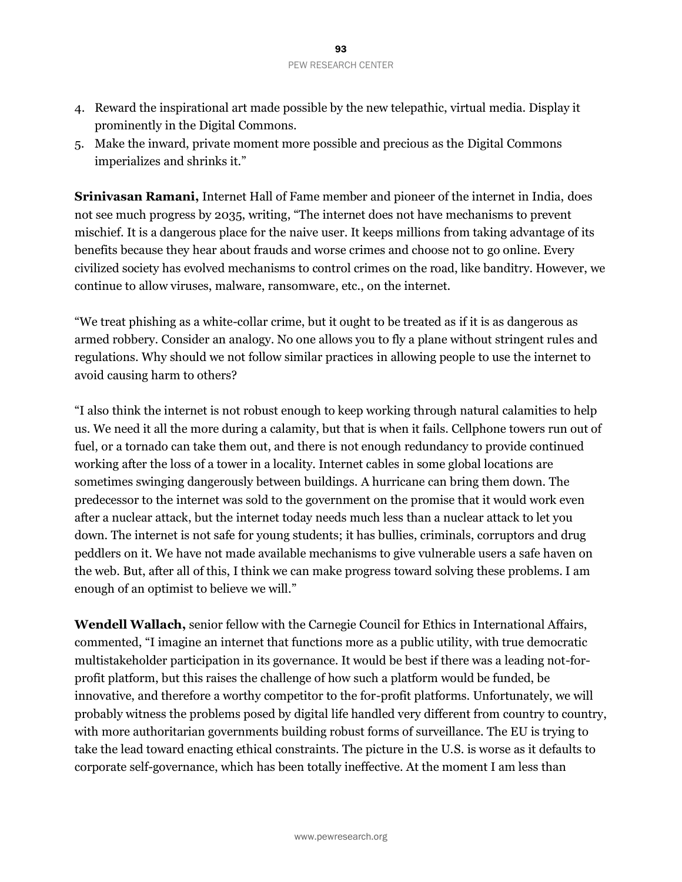4. Reward the inspirational art made possible by the new telepathic, virtual media. Display it prominently in the Digital Commons.
5. Make the inward, private moment more possible and precious as the Digital Commons imperializes and shrinks it."

**Srinivasan Ramani,** Internet Hall of Fame member and pioneer of the internet in India, does not see much progress by 2035, writing, "The internet does not have mechanisms to prevent mischief. It is a dangerous place for the naive user. It keeps millions from taking advantage of its benefits because they hear about frauds and worse crimes and choose not to go online. Every civilized society has evolved mechanisms to control crimes on the road, like banditry. However, we continue to allow viruses, malware, ransomware, etc., on the internet.

"We treat phishing as a white-collar crime, but it ought to be treated as if it is as dangerous as armed robbery. Consider an analogy. No one allows you to fly a plane without stringent rules and regulations. Why should we not follow similar practices in allowing people to use the internet to avoid causing harm to others?

"I also think the internet is not robust enough to keep working through natural calamities to help us. We need it all the more during a calamity, but that is when it fails. Cellphone towers run out of fuel, or a tornado can take them out, and there is not enough redundancy to provide continued working after the loss of a tower in a locality. Internet cables in some global locations are sometimes swinging dangerously between buildings. A hurricane can bring them down. The predecessor to the internet was sold to the government on the promise that it would work even after a nuclear attack, but the internet today needs much less than a nuclear attack to let you down. The internet is not safe for young students; it has bullies, criminals, corruptors and drug peddlers on it. We have not made available mechanisms to give vulnerable users a safe haven on the web. But, after all of this, I think we can make progress toward solving these problems. I am enough of an optimist to believe we will."

**Wendell Wallach,** senior fellow with the Carnegie Council for Ethics in International Affairs, commented, "I imagine an internet that functions more as a public utility, with true democratic multistakeholder participation in its governance. It would be best if there was a leading not-for-profit platform, but this raises the challenge of how such a platform would be funded, be innovative, and therefore a worthy competitor to the for-profit platforms. Unfortunately, we will probably witness the problems posed by digital life handled very different from country to country, with more authoritarian governments building robust forms of surveillance. The EU is trying to take the lead toward enacting ethical constraints. The picture in the U.S. is worse as it defaults to corporate self-governance, which has been totally ineffective. At the moment I am less than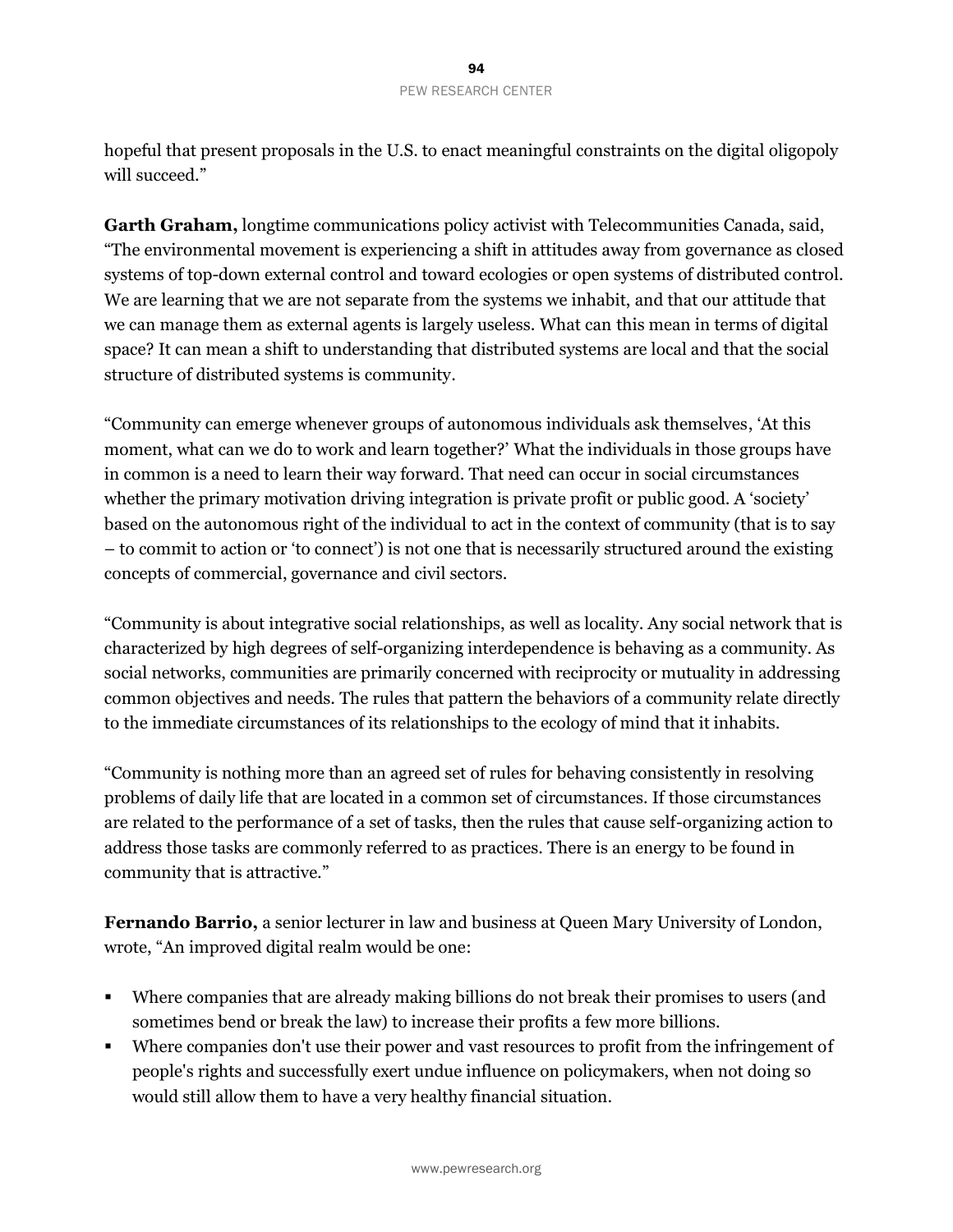hopeful that present proposals in the U.S. to enact meaningful constraints on the digital oligopoly will succeed."

**Garth Graham,** longtime communications policy activist with Telecommunities Canada, said, "The environmental movement is experiencing a shift in attitudes away from governance as closed systems of top-down external control and toward ecologies or open systems of distributed control. We are learning that we are not separate from the systems we inhabit, and that our attitude that we can manage them as external agents is largely useless. What can this mean in terms of digital space? It can mean a shift to understanding that distributed systems are local and that the social structure of distributed systems is community.

"Community can emerge whenever groups of autonomous individuals ask themselves, 'At this moment, what can we do to work and learn together?' What the individuals in those groups have in common is a need to learn their way forward. That need can occur in social circumstances whether the primary motivation driving integration is private profit or public good. A 'society' based on the autonomous right of the individual to act in the context of community (that is to say – to commit to action or 'to connect') is not one that is necessarily structured around the existing concepts of commercial, governance and civil sectors.

"Community is about integrative social relationships, as well as locality. Any social network that is characterized by high degrees of self-organizing interdependence is behaving as a community. As social networks, communities are primarily concerned with reciprocity or mutuality in addressing common objectives and needs. The rules that pattern the behaviors of a community relate directly to the immediate circumstances of its relationships to the ecology of mind that it inhabits.

"Community is nothing more than an agreed set of rules for behaving consistently in resolving problems of daily life that are located in a common set of circumstances. If those circumstances are related to the performance of a set of tasks, then the rules that cause self-organizing action to address those tasks are commonly referred to as practices. There is an energy to be found in community that is attractive."

**Fernando Barrio,** a senior lecturer in law and business at Queen Mary University of London, wrote, "An improved digital realm would be one:

- Where companies that are already making billions do not break their promises to users (and sometimes bend or break the law) to increase their profits a few more billions.
- Where companies don't use their power and vast resources to profit from the infringement of people's rights and successfully exert undue influence on policymakers, when not doing so would still allow them to have a very healthy financial situation.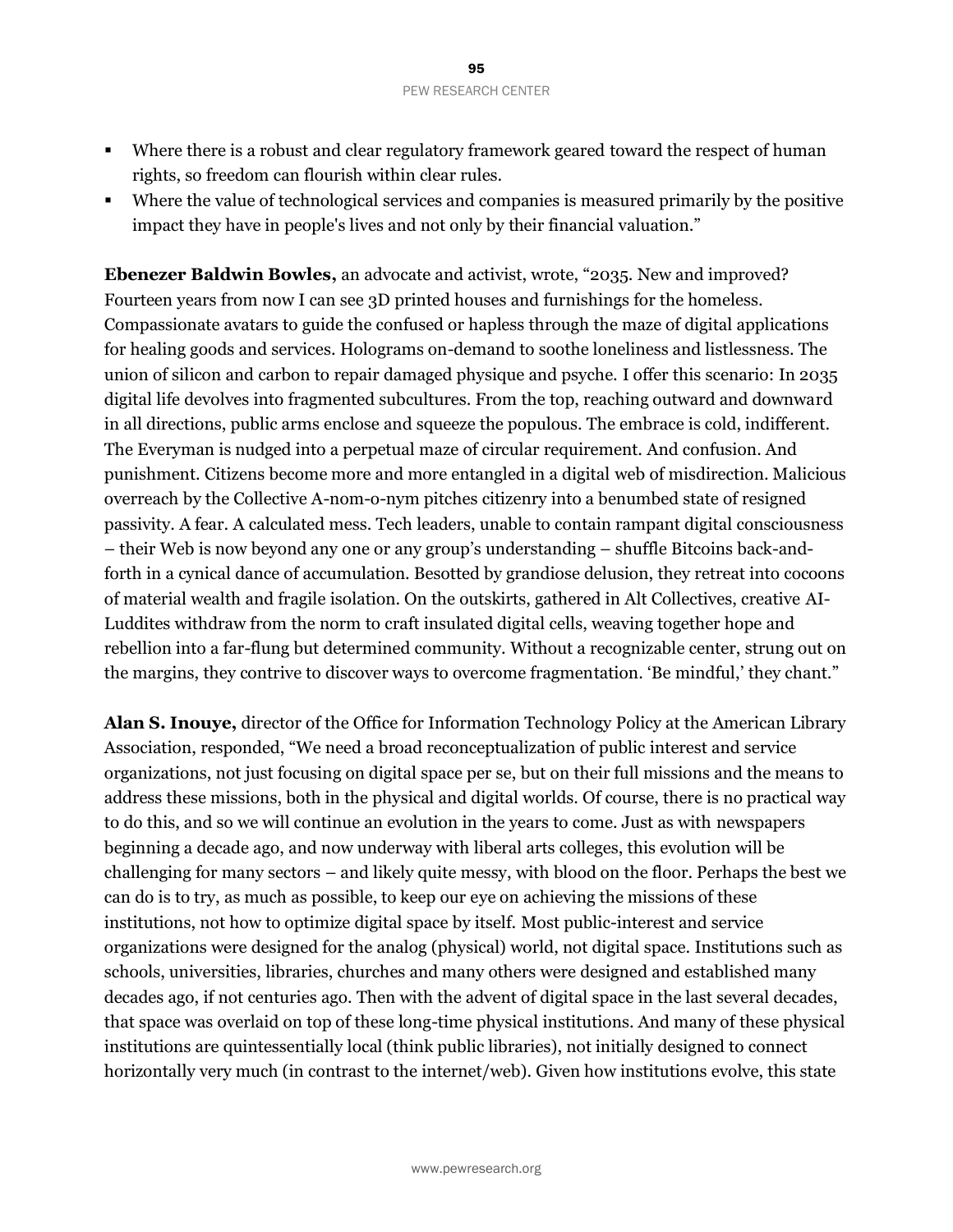- Where there is a robust and clear regulatory framework geared toward the respect of human rights, so freedom can flourish within clear rules.
- Where the value of technological services and companies is measured primarily by the positive impact they have in people's lives and not only by their financial valuation."

**Ebenezer Baldwin Bowles,** an advocate and activist, wrote, "2035. New and improved? Fourteen years from now I can see 3D printed houses and furnishings for the homeless. Compassionate avatars to guide the confused or hapless through the maze of digital applications for healing goods and services. Holograms on-demand to soothe loneliness and listlessness. The union of silicon and carbon to repair damaged physique and psyche. I offer this scenario: In 2035 digital life devolves into fragmented subcultures. From the top, reaching outward and downward in all directions, public arms enclose and squeeze the populous. The embrace is cold, indifferent. The Everyman is nudged into a perpetual maze of circular requirement. And confusion. And punishment. Citizens become more and more entangled in a digital web of misdirection. Malicious overreach by the Collective A-nom-o-nym pitches citizenry into a benumbed state of resigned passivity. A fear. A calculated mess. Tech leaders, unable to contain rampant digital consciousness – their Web is now beyond any one or any group's understanding – shuffle Bitcoins back-and-forth in a cynical dance of accumulation. Besotted by grandiose delusion, they retreat into cocoons of material wealth and fragile isolation. On the outskirts, gathered in Alt Collectives, creative AI-Luddites withdraw from the norm to craft insulated digital cells, weaving together hope and rebellion into a far-flung but determined community. Without a recognizable center, strung out on the margins, they contrive to discover ways to overcome fragmentation. 'Be mindful,' they chant."

**Alan S. Inouye,** director of the Office for Information Technology Policy at the American Library Association, responded, "We need a broad reconceptualization of public interest and service organizations, not just focusing on digital space per se, but on their full missions and the means to address these missions, both in the physical and digital worlds. Of course, there is no practical way to do this, and so we will continue an evolution in the years to come. Just as with newspapers beginning a decade ago, and now underway with liberal arts colleges, this evolution will be challenging for many sectors – and likely quite messy, with blood on the floor. Perhaps the best we can do is to try, as much as possible, to keep our eye on achieving the missions of these institutions, not how to optimize digital space by itself. Most public-interest and service organizations were designed for the analog (physical) world, not digital space. Institutions such as schools, universities, libraries, churches and many others were designed and established many decades ago, if not centuries ago. Then with the advent of digital space in the last several decades, that space was overlaid on top of these long-time physical institutions. And many of these physical institutions are quintessentially local (think public libraries), not initially designed to connect horizontally very much (in contrast to the internet/web). Given how institutions evolve, this state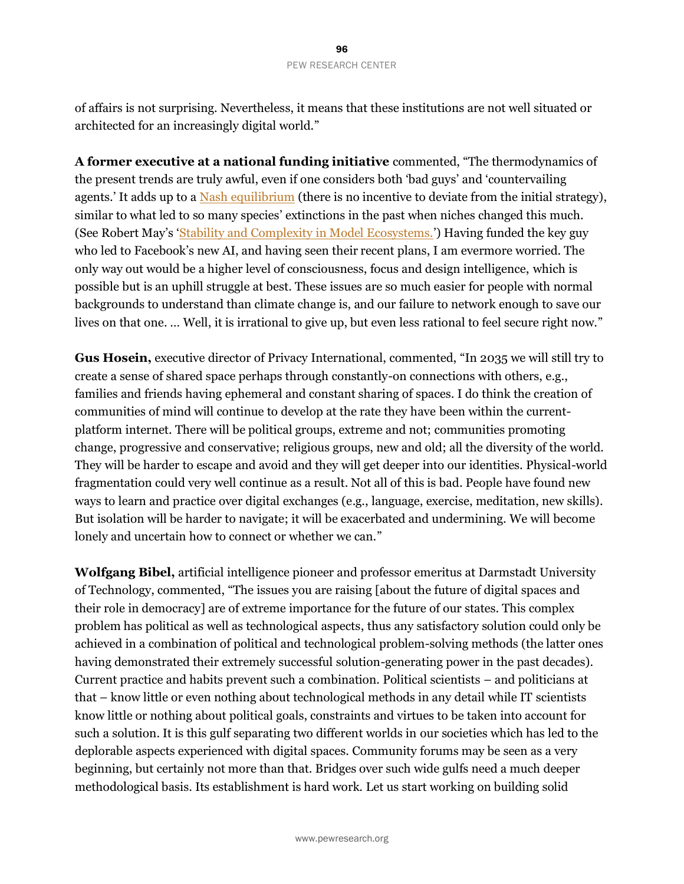of affairs is not surprising. Nevertheless, it means that these institutions are not well situated or architected for an increasingly digital world."

**A former executive at a national funding initiative** commented, "The thermodynamics of the present trends are truly awful, even if one considers both 'bad guys' and 'countervailing agents.' It adds up to a Nash equilibrium (there is no incentive to deviate from the initial strategy), similar to what led to so many species' extinctions in the past when niches changed this much. (See Robert May's 'Stability and Complexity in Model Ecosystems.') Having funded the key guy who led to Facebook's new AI, and having seen their recent plans, I am evermore worried. The only way out would be a higher level of consciousness, focus and design intelligence, which is possible but is an uphill struggle at best. These issues are so much easier for people with normal backgrounds to understand than climate change is, and our failure to network enough to save our lives on that one. … Well, it is irrational to give up, but even less rational to feel secure right now."

**Gus Hosein,** executive director of Privacy International, commented, "In 2035 we will still try to create a sense of shared space perhaps through constantly-on connections with others, e.g., families and friends having ephemeral and constant sharing of spaces. I do think the creation of communities of mind will continue to develop at the rate they have been within the current-platform internet. There will be political groups, extreme and not; communities promoting change, progressive and conservative; religious groups, new and old; all the diversity of the world. They will be harder to escape and avoid and they will get deeper into our identities. Physical-world fragmentation could very well continue as a result. Not all of this is bad. People have found new ways to learn and practice over digital exchanges (e.g., language, exercise, meditation, new skills). But isolation will be harder to navigate; it will be exacerbated and undermining. We will become lonely and uncertain how to connect or whether we can."

**Wolfgang Bibel,** artificial intelligence pioneer and professor emeritus at Darmstadt University of Technology, commented, "The issues you are raising [about the future of digital spaces and their role in democracy] are of extreme importance for the future of our states. This complex problem has political as well as technological aspects, thus any satisfactory solution could only be achieved in a combination of political and technological problem-solving methods (the latter ones having demonstrated their extremely successful solution-generating power in the past decades). Current practice and habits prevent such a combination. Political scientists – and politicians at that – know little or even nothing about technological methods in any detail while IT scientists know little or nothing about political goals, constraints and virtues to be taken into account for such a solution. It is this gulf separating two different worlds in our societies which has led to the deplorable aspects experienced with digital spaces. Community forums may be seen as a very beginning, but certainly not more than that. Bridges over such wide gulfs need a much deeper methodological basis. Its establishment is hard work. Let us start working on building solid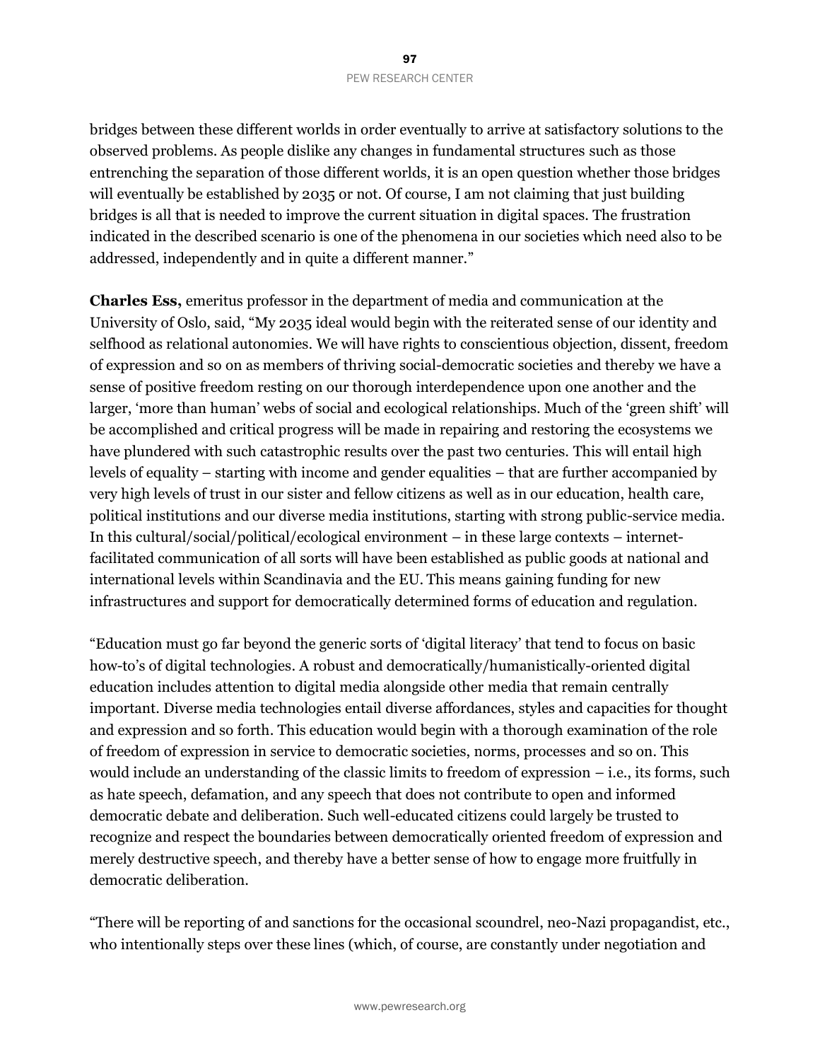bridges between these different worlds in order eventually to arrive at satisfactory solutions to the observed problems. As people dislike any changes in fundamental structures such as those entrenching the separation of those different worlds, it is an open question whether those bridges will eventually be established by 2035 or not. Of course, I am not claiming that just building bridges is all that is needed to improve the current situation in digital spaces. The frustration indicated in the described scenario is one of the phenomena in our societies which need also to be addressed, independently and in quite a different manner."

**Charles Ess,** emeritus professor in the department of media and communication at the University of Oslo, said, "My 2035 ideal would begin with the reiterated sense of our identity and selfhood as relational autonomies. We will have rights to conscientious objection, dissent, freedom of expression and so on as members of thriving social-democratic societies and thereby we have a sense of positive freedom resting on our thorough interdependence upon one another and the larger, 'more than human' webs of social and ecological relationships. Much of the 'green shift' will be accomplished and critical progress will be made in repairing and restoring the ecosystems we have plundered with such catastrophic results over the past two centuries. This will entail high levels of equality – starting with income and gender equalities – that are further accompanied by very high levels of trust in our sister and fellow citizens as well as in our education, health care, political institutions and our diverse media institutions, starting with strong public-service media. In this cultural/social/political/ecological environment – in these large contexts – internet-facilitated communication of all sorts will have been established as public goods at national and international levels within Scandinavia and the EU. This means gaining funding for new infrastructures and support for democratically determined forms of education and regulation.

"Education must go far beyond the generic sorts of 'digital literacy' that tend to focus on basic how-to's of digital technologies. A robust and democratically/humanistically-oriented digital education includes attention to digital media alongside other media that remain centrally important. Diverse media technologies entail diverse affordances, styles and capacities for thought and expression and so forth. This education would begin with a thorough examination of the role of freedom of expression in service to democratic societies, norms, processes and so on. This would include an understanding of the classic limits to freedom of expression – i.e., its forms, such as hate speech, defamation, and any speech that does not contribute to open and informed democratic debate and deliberation. Such well-educated citizens could largely be trusted to recognize and respect the boundaries between democratically oriented freedom of expression and merely destructive speech, and thereby have a better sense of how to engage more fruitfully in democratic deliberation.

"There will be reporting of and sanctions for the occasional scoundrel, neo-Nazi propagandist, etc., who intentionally steps over these lines (which, of course, are constantly under negotiation and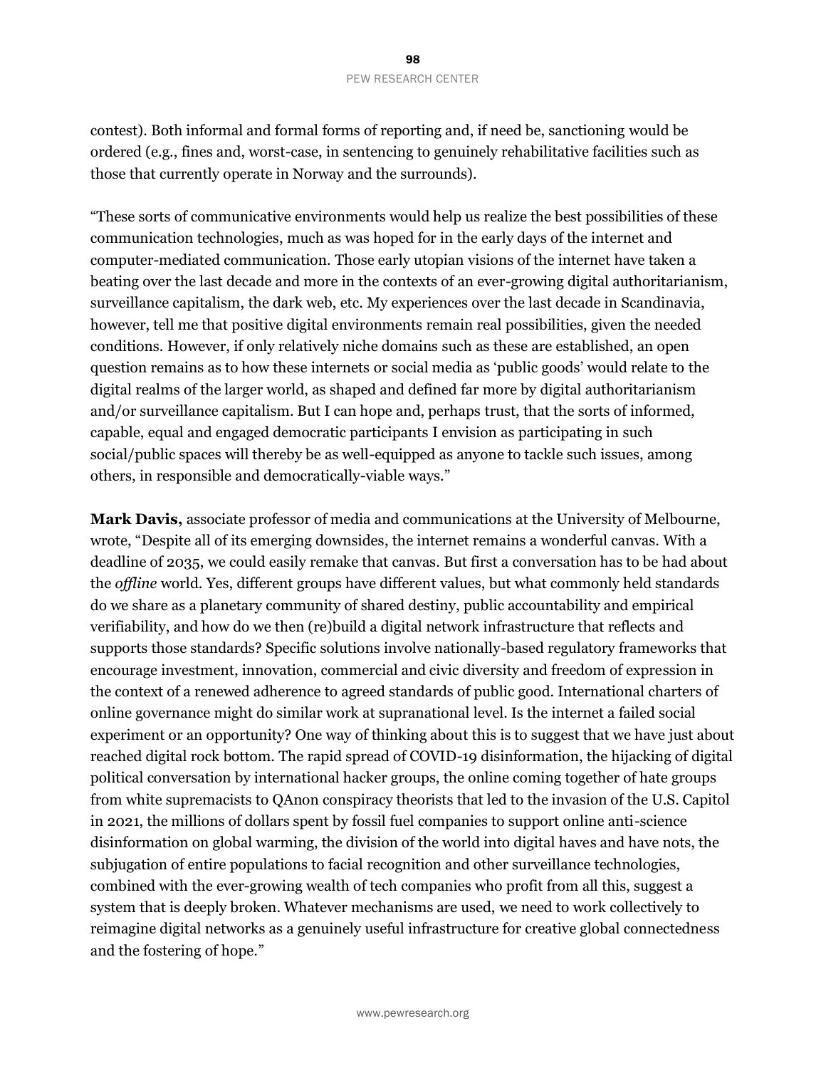contest). Both informal and formal forms of reporting and, if need be, sanctioning would be ordered (e.g., fines and, worst-case, in sentencing to genuinely rehabilitative facilities such as those that currently operate in Norway and the surrounds).

"These sorts of communicative environments would help us realize the best possibilities of these communication technologies, much as was hoped for in the early days of the internet and computer-mediated communication. Those early utopian visions of the internet have taken a beating over the last decade and more in the contexts of an ever-growing digital authoritarianism, surveillance capitalism, the dark web, etc. My experiences over the last decade in Scandinavia, however, tell me that positive digital environments remain real possibilities, given the needed conditions. However, if only relatively niche domains such as these are established, an open question remains as to how these internets or social media as 'public goods' would relate to the digital realms of the larger world, as shaped and defined far more by digital authoritarianism and/or surveillance capitalism. But I can hope and, perhaps trust, that the sorts of informed, capable, equal and engaged democratic participants I envision as participating in such social/public spaces will thereby be as well-equipped as anyone to tackle such issues, among others, in responsible and democratically-viable ways."

**Mark Davis,** associate professor of media and communications at the University of Melbourne, wrote, "Despite all of its emerging downsides, the internet remains a wonderful canvas. With a deadline of 2035, we could easily remake that canvas. But first a conversation has to be had about the *offline* world. Yes, different groups have different values, but what commonly held standards do we share as a planetary community of shared destiny, public accountability and empirical verifiability, and how do we then (re)build a digital network infrastructure that reflects and supports those standards? Specific solutions involve nationally-based regulatory frameworks that encourage investment, innovation, commercial and civic diversity and freedom of expression in the context of a renewed adherence to agreed standards of public good. International charters of online governance might do similar work at supranational level. Is the internet a failed social experiment or an opportunity? One way of thinking about this is to suggest that we have just about reached digital rock bottom. The rapid spread of COVID-19 disinformation, the hijacking of digital political conversation by international hacker groups, the online coming together of hate groups from white supremacists to QAnon conspiracy theorists that led to the invasion of the U.S. Capitol in 2021, the millions of dollars spent by fossil fuel companies to support online anti-science disinformation on global warming, the division of the world into digital haves and have nots, the subjugation of entire populations to facial recognition and other surveillance technologies, combined with the ever-growing wealth of tech companies who profit from all this, suggest a system that is deeply broken. Whatever mechanisms are used, we need to work collectively to reimagine digital networks as a genuinely useful infrastructure for creative global connectedness and the fostering of hope."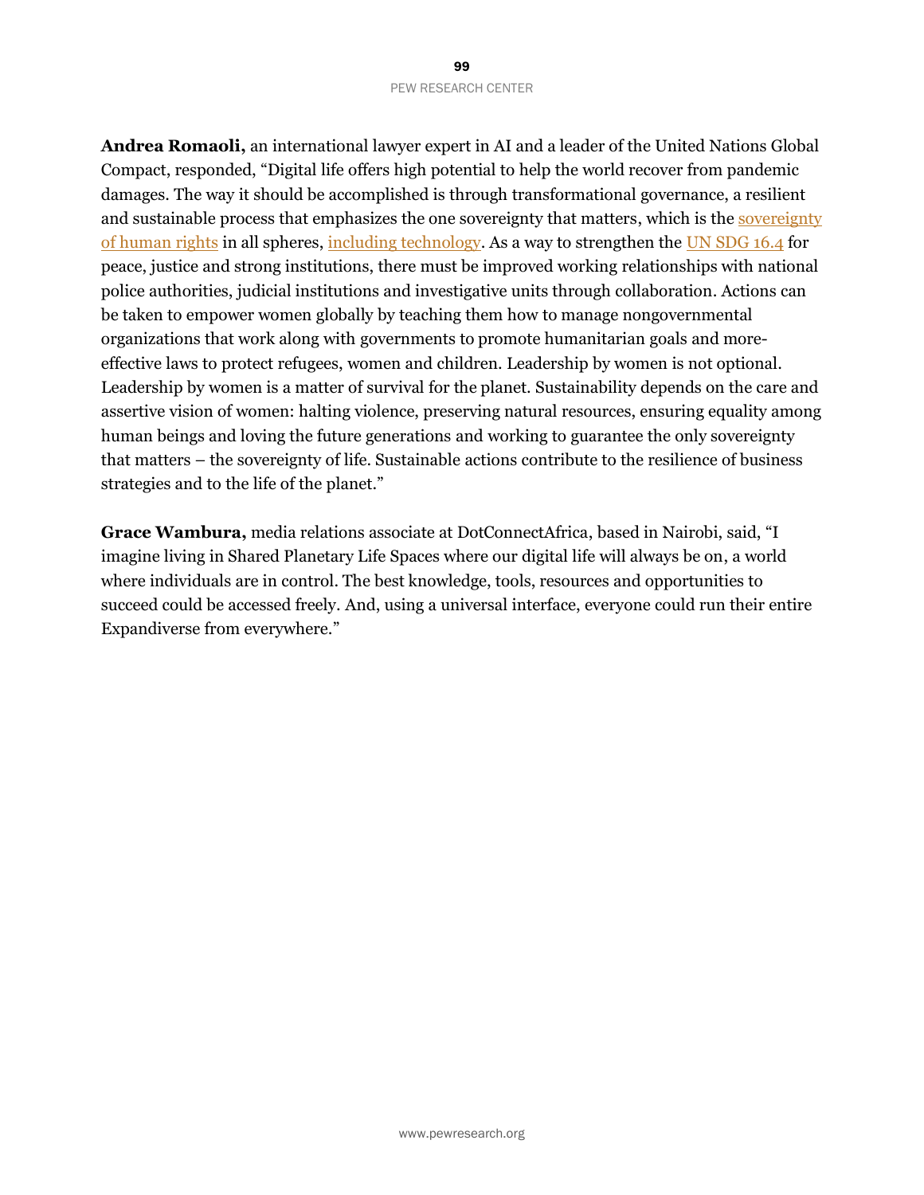**Andrea Romaoli,** an international lawyer expert in AI and a leader of the United Nations Global Compact, responded, "Digital life offers high potential to help the world recover from pandemic damages. The way it should be accomplished is through transformational governance, a resilient and sustainable process that emphasizes the one sovereignty that matters, which is the sovereignty of human rights in all spheres, including technology. As a way to strengthen the UN SDG 16.4 for peace, justice and strong institutions, there must be improved working relationships with national police authorities, judicial institutions and investigative units through collaboration. Actions can be taken to empower women globally by teaching them how to manage nongovernmental organizations that work along with governments to promote humanitarian goals and more-effective laws to protect refugees, women and children. Leadership by women is not optional. Leadership by women is a matter of survival for the planet. Sustainability depends on the care and assertive vision of women: halting violence, preserving natural resources, ensuring equality among human beings and loving the future generations and working to guarantee the only sovereignty that matters – the sovereignty of life. Sustainable actions contribute to the resilience of business strategies and to the life of the planet."

**Grace Wambura,** media relations associate at DotConnectAfrica, based in Nairobi, said, "I imagine living in Shared Planetary Life Spaces where our digital life will always be on, a world where individuals are in control. The best knowledge, tools, resources and opportunities to succeed could be accessed freely. And, using a universal interface, everyone could run their entire Expandiverse from everywhere."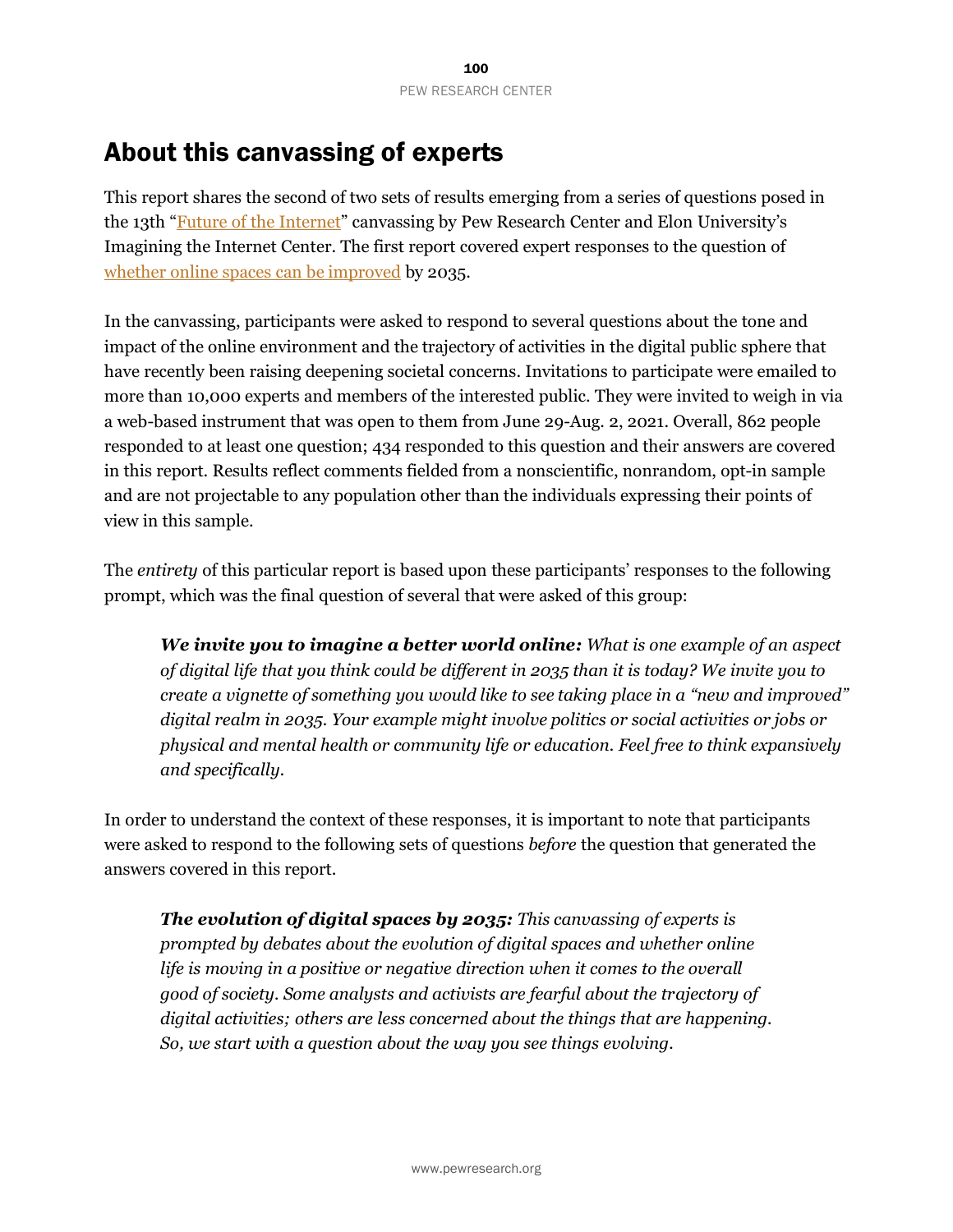# About this canvassing of experts

This report shares the second of two sets of results emerging from a series of questions posed in the 13th "Future of the Internet" canvassing by Pew Research Center and Elon University's Imagining the Internet Center. The first report covered expert responses to the question of whether online spaces can be improved by 2035.

In the canvassing, participants were asked to respond to several questions about the tone and impact of the online environment and the trajectory of activities in the digital public sphere that have recently been raising deepening societal concerns. Invitations to participate were emailed to more than 10,000 experts and members of the interested public. They were invited to weigh in via a web-based instrument that was open to them from June 29-Aug. 2, 2021. Overall, 862 people responded to at least one question; 434 responded to this question and their answers are covered in this report. Results reflect comments fielded from a nonscientific, nonrandom, opt-in sample and are not projectable to any population other than the individuals expressing their points of view in this sample.

The *entirety* of this particular report is based upon these participants' responses to the following prompt, which was the final question of several that were asked of this group:

> ***We invite you to imagine a better world online:*** *What is one example of an aspect of digital life that you think could be different in 2035 than it is today? We invite you to create a vignette of something you would like to see taking place in a "new and improved" digital realm in 2035. Your example might involve politics or social activities or jobs or physical and mental health or community life or education. Feel free to think expansively and specifically.*

In order to understand the context of these responses, it is important to note that participants were asked to respond to the following sets of questions *before* the question that generated the answers covered in this report.

> ***The evolution of digital spaces by 2035:*** *This canvassing of experts is prompted by debates about the evolution of digital spaces and whether online life is moving in a positive or negative direction when it comes to the overall good of society. Some analysts and activists are fearful about the trajectory of digital activities; others are less concerned about the things that are happening. So, we start with a question about the way you see things evolving.*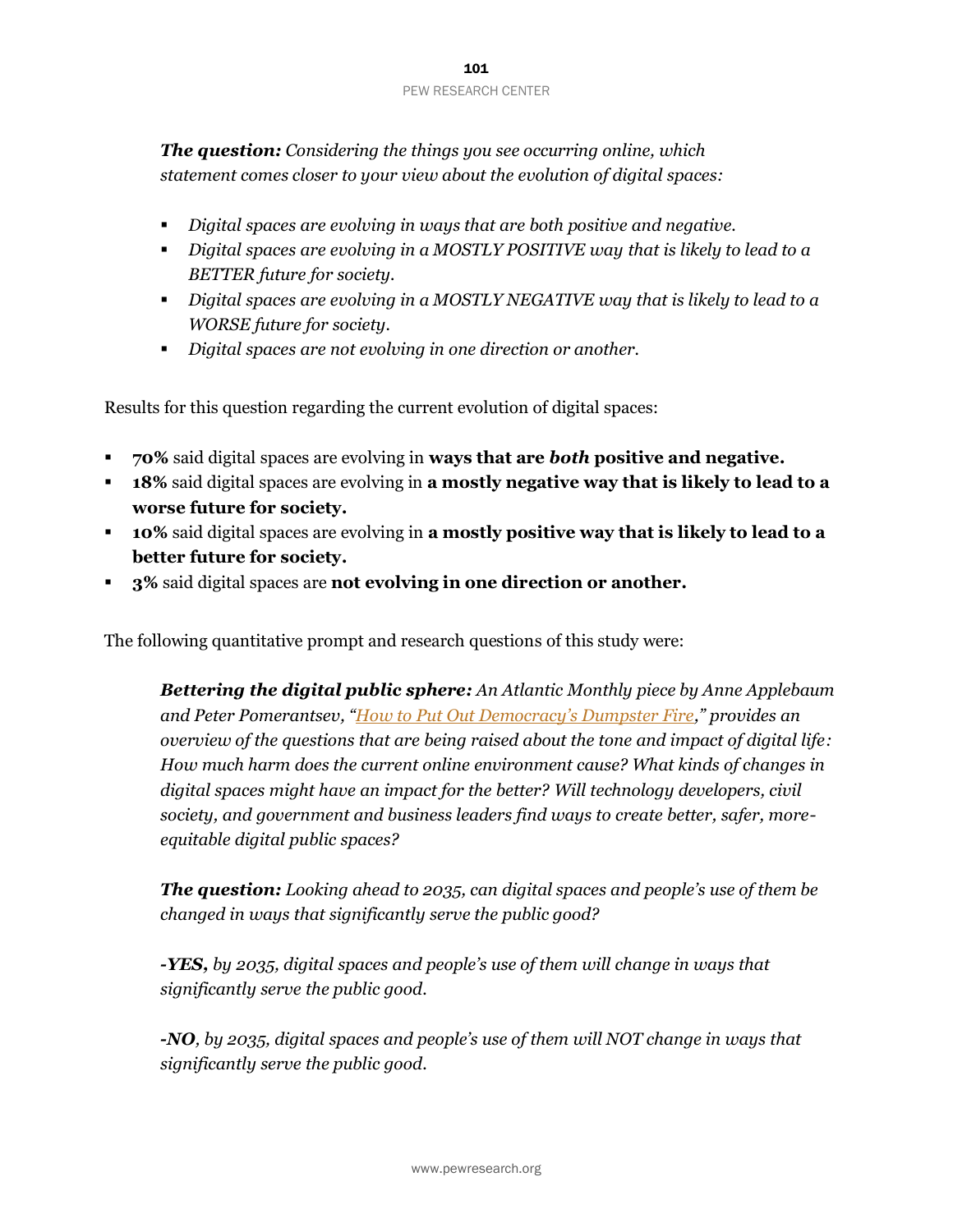***The question:*** *Considering the things you see occurring online, which statement comes closer to your view about the evolution of digital spaces:*

- *Digital spaces are evolving in ways that are both positive and negative.*
- *Digital spaces are evolving in a MOSTLY POSITIVE way that is likely to lead to a BETTER future for society.*
- *Digital spaces are evolving in a MOSTLY NEGATIVE way that is likely to lead to a WORSE future for society.*
- *Digital spaces are not evolving in one direction or another.*

Results for this question regarding the current evolution of digital spaces:

- **70%** said digital spaces are evolving in **ways that are *both* positive and negative.**
- **18%** said digital spaces are evolving in **a mostly negative way that is likely to lead to a worse future for society.**
- **10%** said digital spaces are evolving in **a mostly positive way that is likely to lead to a better future for society.**
- **3%** said digital spaces are **not evolving in one direction or another.**

The following quantitative prompt and research questions of this study were:

> ***Bettering the digital public sphere:*** *An Atlantic Monthly piece by Anne Applebaum and Peter Pomerantsev, "How to Put Out Democracy's Dumpster Fire," provides an overview of the questions that are being raised about the tone and impact of digital life: How much harm does the current online environment cause? What kinds of changes in digital spaces might have an impact for the better? Will technology developers, civil society, and government and business leaders find ways to create better, safer, more-equitable digital public spaces?*
>
> ***The question:*** *Looking ahead to 2035, can digital spaces and people's use of them be changed in ways that significantly serve the public good?*
>
> ***-YES,*** *by 2035, digital spaces and people's use of them will change in ways that significantly serve the public good.*
>
> ***-NO****, by 2035, digital spaces and people's use of them will NOT change in ways that significantly serve the public good.*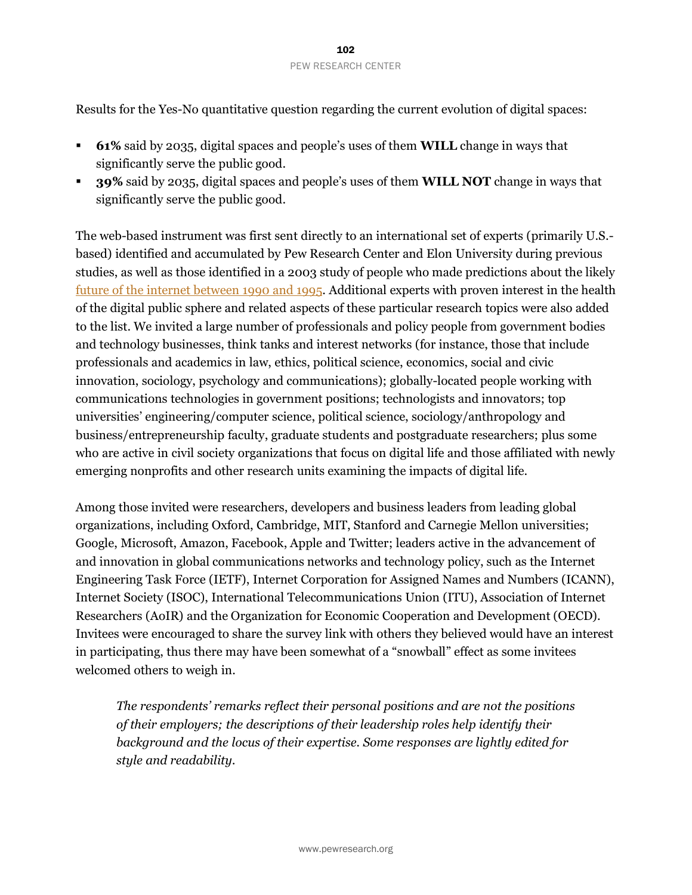Results for the Yes-No quantitative question regarding the current evolution of digital spaces:

- **61%** said by 2035, digital spaces and people's uses of them **WILL** change in ways that significantly serve the public good.
- **39%** said by 2035, digital spaces and people's uses of them **WILL NOT** change in ways that significantly serve the public good.

The web-based instrument was first sent directly to an international set of experts (primarily U.S.-based) identified and accumulated by Pew Research Center and Elon University during previous studies, as well as those identified in a 2003 study of people who made predictions about the likely future of the internet between 1990 and 1995. Additional experts with proven interest in the health of the digital public sphere and related aspects of these particular research topics were also added to the list. We invited a large number of professionals and policy people from government bodies and technology businesses, think tanks and interest networks (for instance, those that include professionals and academics in law, ethics, political science, economics, social and civic innovation, sociology, psychology and communications); globally-located people working with communications technologies in government positions; technologists and innovators; top universities' engineering/computer science, political science, sociology/anthropology and business/entrepreneurship faculty, graduate students and postgraduate researchers; plus some who are active in civil society organizations that focus on digital life and those affiliated with newly emerging nonprofits and other research units examining the impacts of digital life.

Among those invited were researchers, developers and business leaders from leading global organizations, including Oxford, Cambridge, MIT, Stanford and Carnegie Mellon universities; Google, Microsoft, Amazon, Facebook, Apple and Twitter; leaders active in the advancement of and innovation in global communications networks and technology policy, such as the Internet Engineering Task Force (IETF), Internet Corporation for Assigned Names and Numbers (ICANN), Internet Society (ISOC), International Telecommunications Union (ITU), Association of Internet Researchers (AoIR) and the Organization for Economic Cooperation and Development (OECD). Invitees were encouraged to share the survey link with others they believed would have an interest in participating, thus there may have been somewhat of a "snowball" effect as some invitees welcomed others to weigh in.

*The respondents' remarks reflect their personal positions and are not the positions of their employers; the descriptions of their leadership roles help identify their background and the locus of their expertise. Some responses are lightly edited for style and readability.*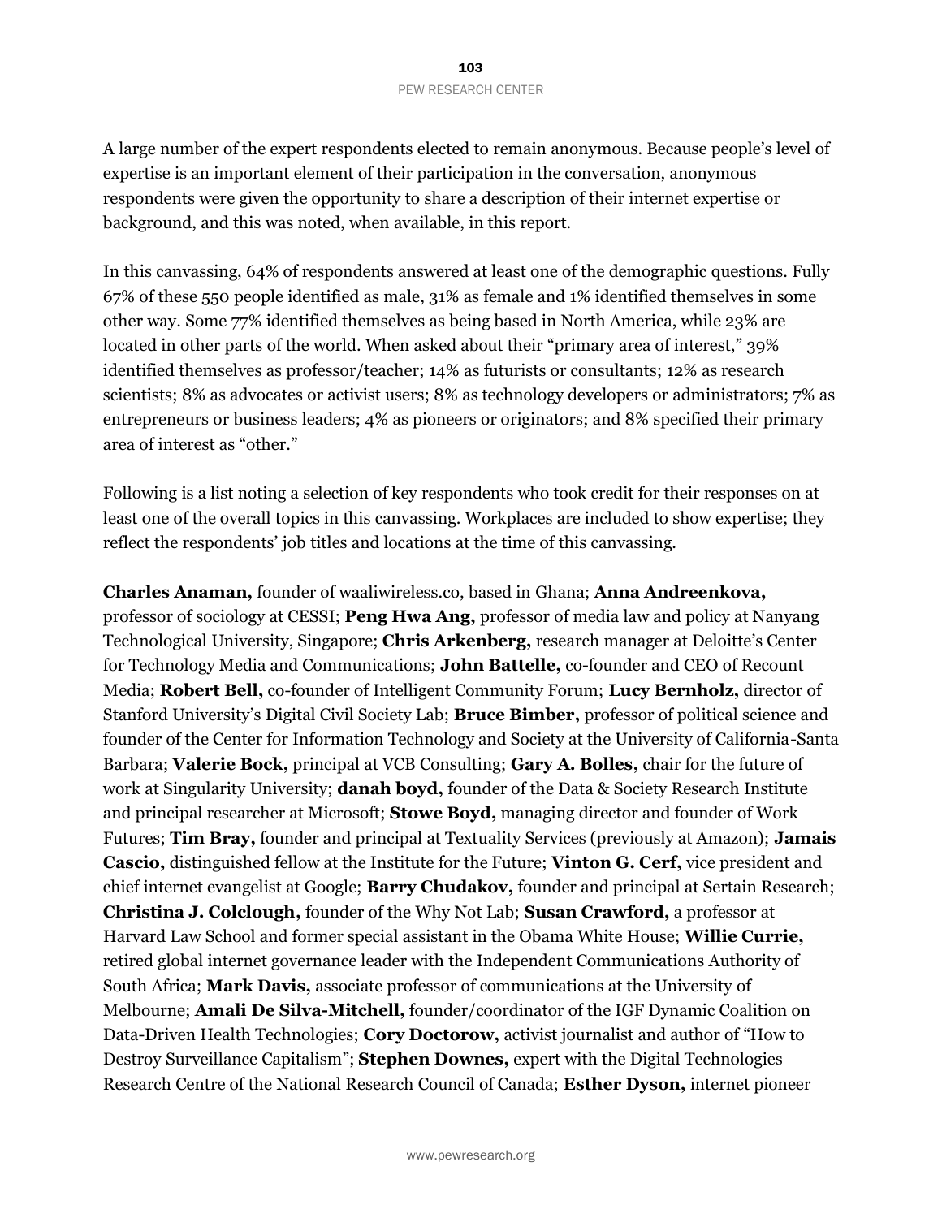A large number of the expert respondents elected to remain anonymous. Because people's level of expertise is an important element of their participation in the conversation, anonymous respondents were given the opportunity to share a description of their internet expertise or background, and this was noted, when available, in this report.

In this canvassing, 64% of respondents answered at least one of the demographic questions. Fully 67% of these 550 people identified as male, 31% as female and 1% identified themselves in some other way. Some 77% identified themselves as being based in North America, while 23% are located in other parts of the world. When asked about their "primary area of interest," 39% identified themselves as professor/teacher; 14% as futurists or consultants; 12% as research scientists; 8% as advocates or activist users; 8% as technology developers or administrators; 7% as entrepreneurs or business leaders; 4% as pioneers or originators; and 8% specified their primary area of interest as "other."

Following is a list noting a selection of key respondents who took credit for their responses on at least one of the overall topics in this canvassing. Workplaces are included to show expertise; they reflect the respondents' job titles and locations at the time of this canvassing.

**Charles Anaman,** founder of waaliwireless.co, based in Ghana; **Anna Andreenkova,** professor of sociology at CESSI; **Peng Hwa Ang,** professor of media law and policy at Nanyang Technological University, Singapore; **Chris Arkenberg,** research manager at Deloitte's Center for Technology Media and Communications; **John Battelle,** co-founder and CEO of Recount Media; **Robert Bell,** co-founder of Intelligent Community Forum; **Lucy Bernholz,** director of Stanford University's Digital Civil Society Lab; **Bruce Bimber,** professor of political science and founder of the Center for Information Technology and Society at the University of California-Santa Barbara; **Valerie Bock,** principal at VCB Consulting; **Gary A. Bolles,** chair for the future of work at Singularity University; **danah boyd,** founder of the Data & Society Research Institute and principal researcher at Microsoft; **Stowe Boyd,** managing director and founder of Work Futures; **Tim Bray,** founder and principal at Textuality Services (previously at Amazon); **Jamais Cascio,** distinguished fellow at the Institute for the Future; **Vinton G. Cerf,** vice president and chief internet evangelist at Google; **Barry Chudakov,** founder and principal at Sertain Research; **Christina J. Colclough,** founder of the Why Not Lab; **Susan Crawford,** a professor at Harvard Law School and former special assistant in the Obama White House; **Willie Currie,** retired global internet governance leader with the Independent Communications Authority of South Africa; **Mark Davis,** associate professor of communications at the University of Melbourne; **Amali De Silva-Mitchell,** founder/coordinator of the IGF Dynamic Coalition on Data-Driven Health Technologies; **Cory Doctorow,** activist journalist and author of "How to Destroy Surveillance Capitalism"; **Stephen Downes,** expert with the Digital Technologies Research Centre of the National Research Council of Canada; **Esther Dyson,** internet pioneer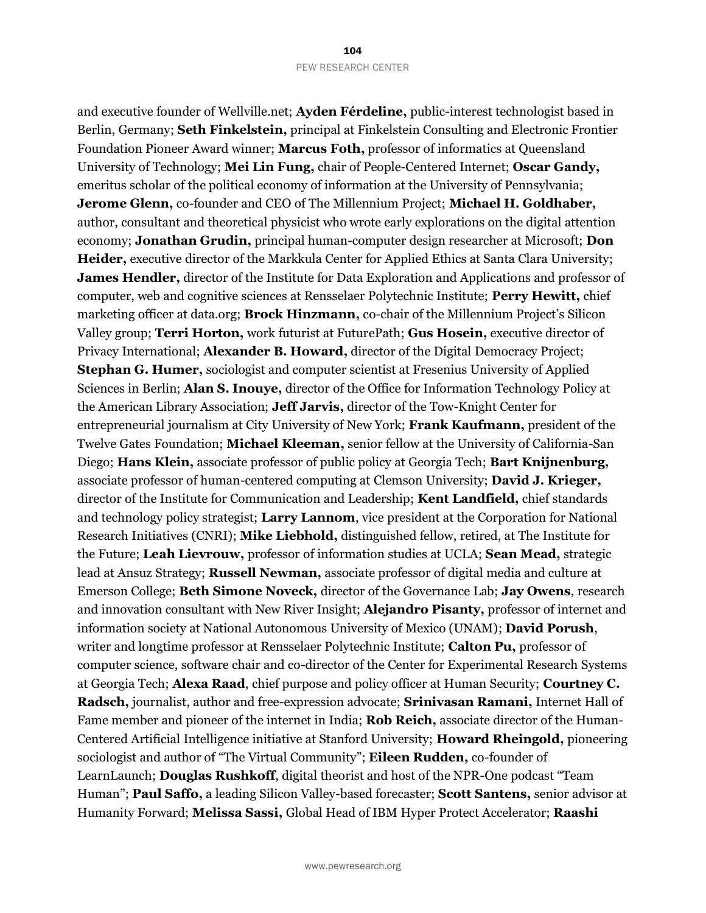and executive founder of Wellville.net; **Ayden Férdeline,** public-interest technologist based in Berlin, Germany; **Seth Finkelstein,** principal at Finkelstein Consulting and Electronic Frontier Foundation Pioneer Award winner; **Marcus Foth,** professor of informatics at Queensland University of Technology; **Mei Lin Fung,** chair of People-Centered Internet; **Oscar Gandy,** emeritus scholar of the political economy of information at the University of Pennsylvania; **Jerome Glenn,** co-founder and CEO of The Millennium Project; **Michael H. Goldhaber,** author, consultant and theoretical physicist who wrote early explorations on the digital attention economy; **Jonathan Grudin,** principal human-computer design researcher at Microsoft; **Don Heider,** executive director of the Markkula Center for Applied Ethics at Santa Clara University; **James Hendler,** director of the Institute for Data Exploration and Applications and professor of computer, web and cognitive sciences at Rensselaer Polytechnic Institute; **Perry Hewitt,** chief marketing officer at data.org; **Brock Hinzmann,** co-chair of the Millennium Project's Silicon Valley group; **Terri Horton,** work futurist at FuturePath; **Gus Hosein,** executive director of Privacy International; **Alexander B. Howard,** director of the Digital Democracy Project; **Stephan G. Humer,** sociologist and computer scientist at Fresenius University of Applied Sciences in Berlin; **Alan S. Inouye,** director of the Office for Information Technology Policy at the American Library Association; **Jeff Jarvis,** director of the Tow-Knight Center for entrepreneurial journalism at City University of New York; **Frank Kaufmann,** president of the Twelve Gates Foundation; **Michael Kleeman,** senior fellow at the University of California-San Diego; **Hans Klein,** associate professor of public policy at Georgia Tech; **Bart Knijnenburg,** associate professor of human-centered computing at Clemson University; **David J. Krieger,** director of the Institute for Communication and Leadership; **Kent Landfield,** chief standards and technology policy strategist; **Larry Lannom**, vice president at the Corporation for National Research Initiatives (CNRI); **Mike Liebhold,** distinguished fellow, retired, at The Institute for the Future; **Leah Lievrouw,** professor of information studies at UCLA; **Sean Mead,** strategic lead at Ansuz Strategy; **Russell Newman,** associate professor of digital media and culture at Emerson College; **Beth Simone Noveck,** director of the Governance Lab; **Jay Owens**, research and innovation consultant with New River Insight; **Alejandro Pisanty,** professor of internet and information society at National Autonomous University of Mexico (UNAM); **David Porush**, writer and longtime professor at Rensselaer Polytechnic Institute; **Calton Pu,** professor of computer science, software chair and co-director of the Center for Experimental Research Systems at Georgia Tech; **Alexa Raad**, chief purpose and policy officer at Human Security; **Courtney C. Radsch,** journalist, author and free-expression advocate; **Srinivasan Ramani,** Internet Hall of Fame member and pioneer of the internet in India; **Rob Reich,** associate director of the Human-Centered Artificial Intelligence initiative at Stanford University; **Howard Rheingold,** pioneering sociologist and author of "The Virtual Community"; **Eileen Rudden,** co-founder of LearnLaunch; **Douglas Rushkoff**, digital theorist and host of the NPR-One podcast "Team Human"; **Paul Saffo,** a leading Silicon Valley-based forecaster; **Scott Santens,** senior advisor at Humanity Forward; **Melissa Sassi,** Global Head of IBM Hyper Protect Accelerator; **Raashi**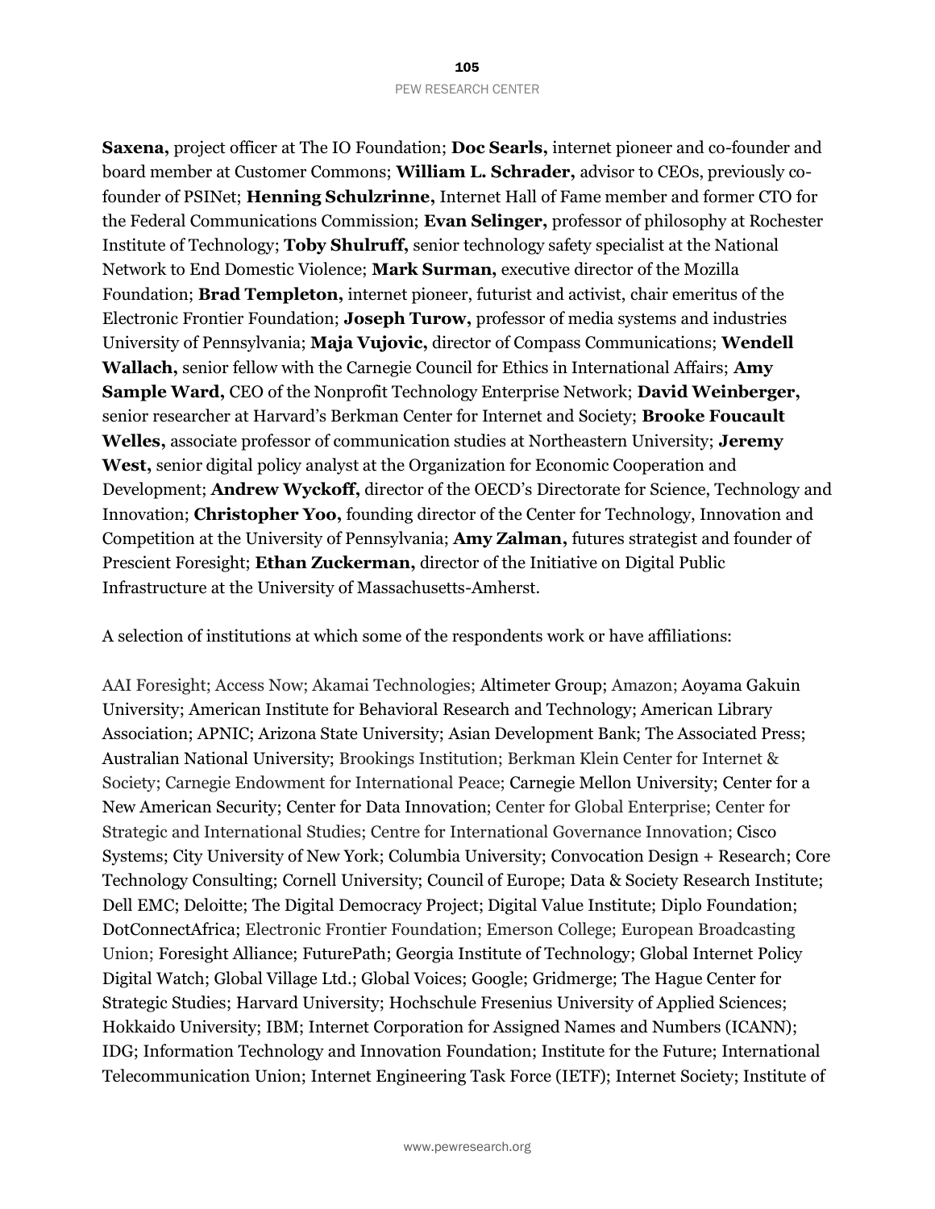**Saxena,** project officer at The IO Foundation; **Doc Searls,** internet pioneer and co-founder and board member at Customer Commons; **William L. Schrader,** advisor to CEOs, previously co-founder of PSINet; **Henning Schulzrinne,** Internet Hall of Fame member and former CTO for the Federal Communications Commission; **Evan Selinger,** professor of philosophy at Rochester Institute of Technology; **Toby Shulruff,** senior technology safety specialist at the National Network to End Domestic Violence; **Mark Surman,** executive director of the Mozilla Foundation; **Brad Templeton,** internet pioneer, futurist and activist, chair emeritus of the Electronic Frontier Foundation; **Joseph Turow,** professor of media systems and industries University of Pennsylvania; **Maja Vujovic,** director of Compass Communications; **Wendell Wallach,** senior fellow with the Carnegie Council for Ethics in International Affairs; **Amy Sample Ward,** CEO of the Nonprofit Technology Enterprise Network; **David Weinberger,** senior researcher at Harvard's Berkman Center for Internet and Society; **Brooke Foucault Welles,** associate professor of communication studies at Northeastern University; **Jeremy West,** senior digital policy analyst at the Organization for Economic Cooperation and Development; **Andrew Wyckoff,** director of the OECD's Directorate for Science, Technology and Innovation; **Christopher Yoo,** founding director of the Center for Technology, Innovation and Competition at the University of Pennsylvania; **Amy Zalman,** futures strategist and founder of Prescient Foresight; **Ethan Zuckerman,** director of the Initiative on Digital Public Infrastructure at the University of Massachusetts-Amherst.

A selection of institutions at which some of the respondents work or have affiliations:

AAI Foresight; Access Now; Akamai Technologies; Altimeter Group; Amazon; Aoyama Gakuin University; American Institute for Behavioral Research and Technology; American Library Association; APNIC; Arizona State University; Asian Development Bank; The Associated Press; Australian National University; Brookings Institution; Berkman Klein Center for Internet & Society; Carnegie Endowment for International Peace; Carnegie Mellon University; Center for a New American Security; Center for Data Innovation; Center for Global Enterprise; Center for Strategic and International Studies; Centre for International Governance Innovation; Cisco Systems; City University of New York; Columbia University; Convocation Design + Research; Core Technology Consulting; Cornell University; Council of Europe; Data & Society Research Institute; Dell EMC; Deloitte; The Digital Democracy Project; Digital Value Institute; Diplo Foundation; DotConnectAfrica; Electronic Frontier Foundation; Emerson College; European Broadcasting Union; Foresight Alliance; FuturePath; Georgia Institute of Technology; Global Internet Policy Digital Watch; Global Village Ltd.; Global Voices; Google; Gridmerge; The Hague Center for Strategic Studies; Harvard University; Hochschule Fresenius University of Applied Sciences; Hokkaido University; IBM; Internet Corporation for Assigned Names and Numbers (ICANN); IDG; Information Technology and Innovation Foundation; Institute for the Future; International Telecommunication Union; Internet Engineering Task Force (IETF); Internet Society; Institute of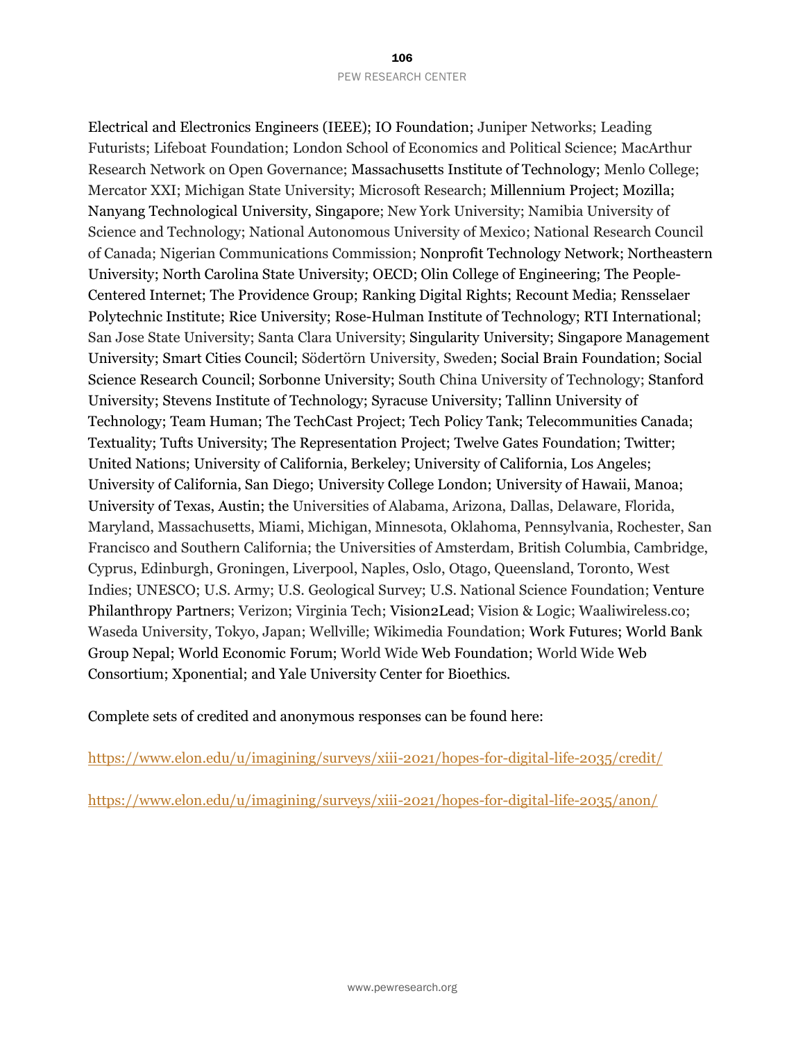Electrical and Electronics Engineers (IEEE); IO Foundation; Juniper Networks; Leading Futurists; Lifeboat Foundation; London School of Economics and Political Science; MacArthur Research Network on Open Governance; Massachusetts Institute of Technology; Menlo College; Mercator XXI; Michigan State University; Microsoft Research; Millennium Project; Mozilla; Nanyang Technological University, Singapore; New York University; Namibia University of Science and Technology; National Autonomous University of Mexico; National Research Council of Canada; Nigerian Communications Commission; Nonprofit Technology Network; Northeastern University; North Carolina State University; OECD; Olin College of Engineering; The People-Centered Internet; The Providence Group; Ranking Digital Rights; Recount Media; Rensselaer Polytechnic Institute; Rice University; Rose-Hulman Institute of Technology; RTI International; San Jose State University; Santa Clara University; Singularity University; Singapore Management University; Smart Cities Council; Södertörn University, Sweden; Social Brain Foundation; Social Science Research Council; Sorbonne University; South China University of Technology; Stanford University; Stevens Institute of Technology; Syracuse University; Tallinn University of Technology; Team Human; The TechCast Project; Tech Policy Tank; Telecommunities Canada; Textuality; Tufts University; The Representation Project; Twelve Gates Foundation; Twitter; United Nations; University of California, Berkeley; University of California, Los Angeles; University of California, San Diego; University College London; University of Hawaii, Manoa; University of Texas, Austin; the Universities of Alabama, Arizona, Dallas, Delaware, Florida, Maryland, Massachusetts, Miami, Michigan, Minnesota, Oklahoma, Pennsylvania, Rochester, San Francisco and Southern California; the Universities of Amsterdam, British Columbia, Cambridge, Cyprus, Edinburgh, Groningen, Liverpool, Naples, Oslo, Otago, Queensland, Toronto, West Indies; UNESCO; U.S. Army; U.S. Geological Survey; U.S. National Science Foundation; Venture Philanthropy Partners; Verizon; Virginia Tech; Vision2Lead; Vision & Logic; Waaliwireless.co; Waseda University, Tokyo, Japan; Wellville; Wikimedia Foundation; Work Futures; World Bank Group Nepal; World Economic Forum; World Wide Web Foundation; World Wide Web Consortium; Xponential; and Yale University Center for Bioethics.

Complete sets of credited and anonymous responses can be found here:

https://www.elon.edu/u/imagining/surveys/xiii-2021/hopes-for-digital-life-2035/credit/

https://www.elon.edu/u/imagining/surveys/xiii-2021/hopes-for-digital-life-2035/anon/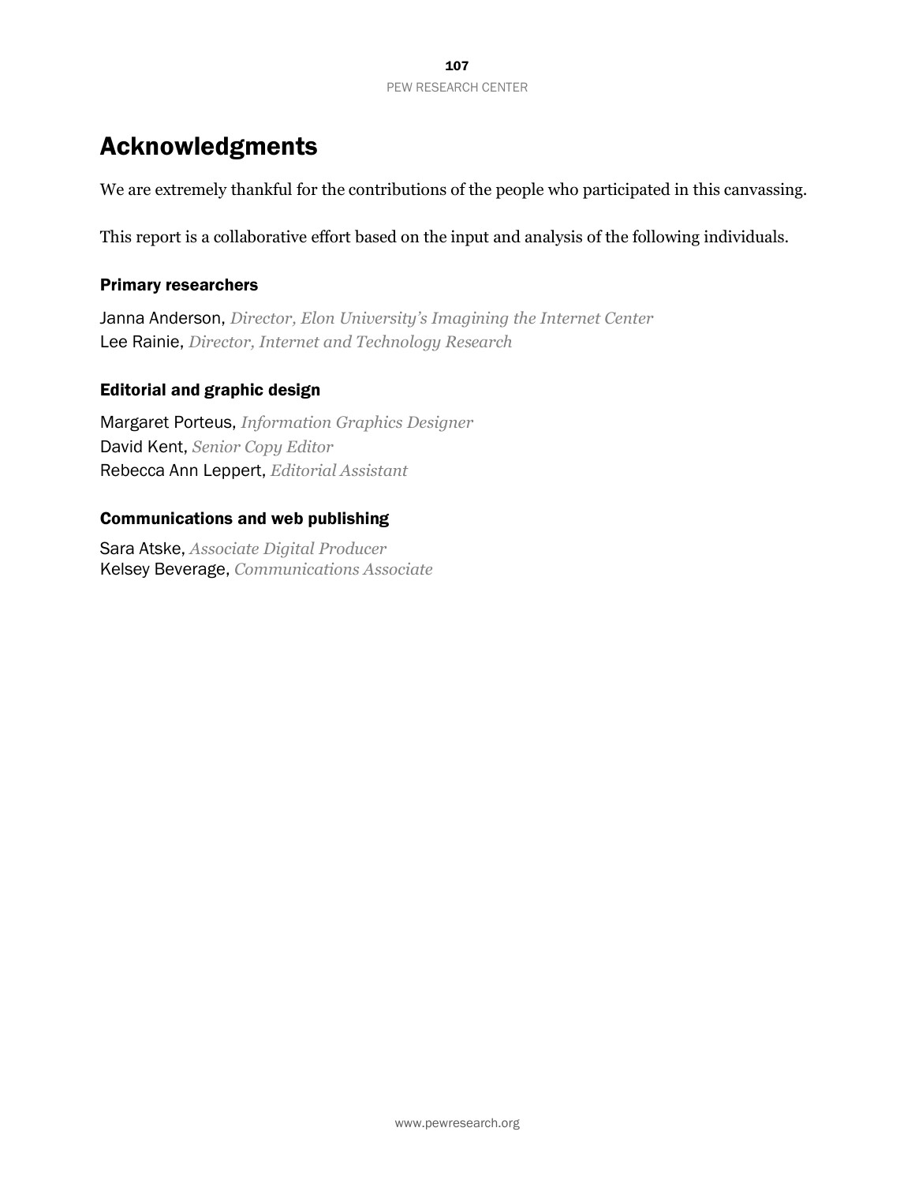# Acknowledgments

We are extremely thankful for the contributions of the people who participated in this canvassing.

This report is a collaborative effort based on the input and analysis of the following individuals.

### Primary researchers

Janna Anderson, *Director, Elon University's Imagining the Internet Center*
Lee Rainie, *Director, Internet and Technology Research*

### Editorial and graphic design

Margaret Porteus, *Information Graphics Designer*
David Kent, *Senior Copy Editor*
Rebecca Ann Leppert, *Editorial Assistant*

### Communications and web publishing

Sara Atske, *Associate Digital Producer*
Kelsey Beverage, *Communications Associate*